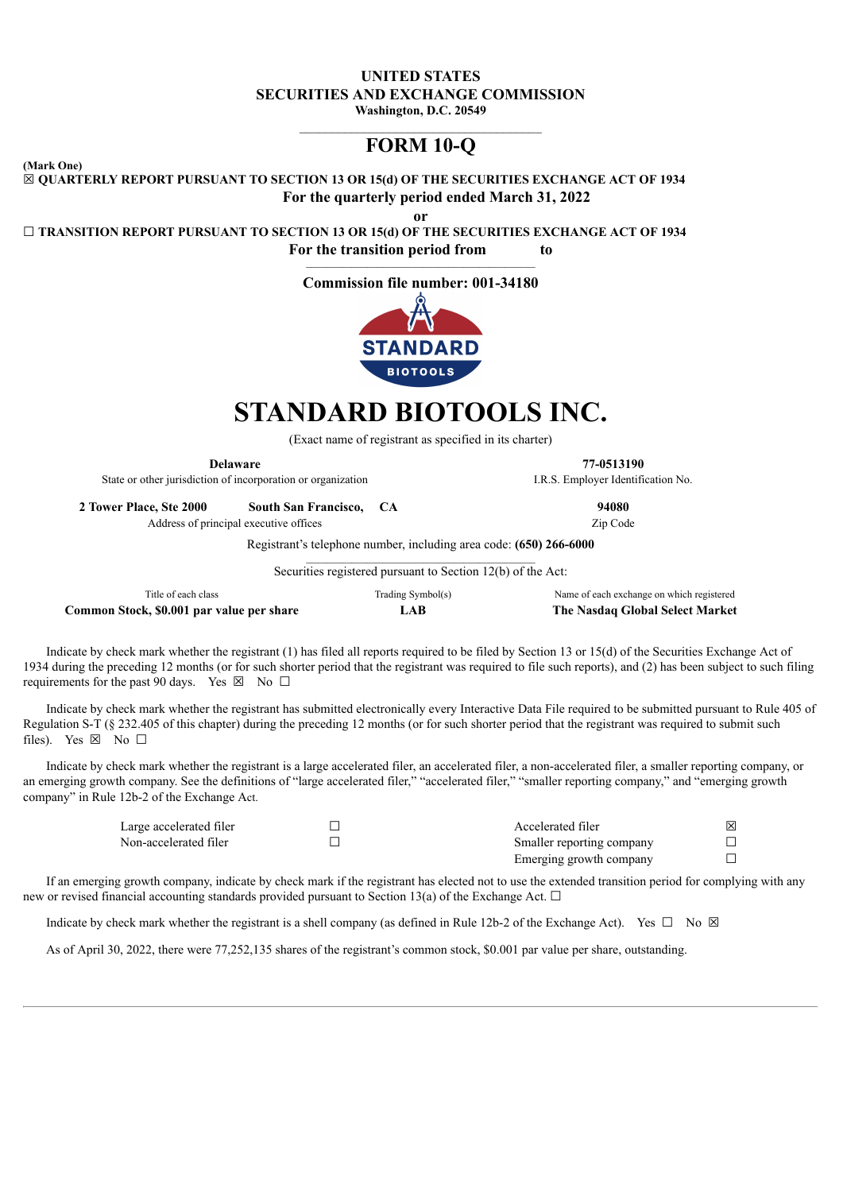# UNITED STATES
# SECURITIES AND EXCHANGE COMMISSION
**Washington, D.C. 20549**

---

# FORM 10-Q

**(Mark One)**

☒ **QUARTERLY REPORT PURSUANT TO SECTION 13 OR 15(d) OF THE SECURITIES EXCHANGE ACT OF 1934**

**For the quarterly period ended March 31, 2022**

**or**

☐ **TRANSITION REPORT PURSUANT TO SECTION 13 OR 15(d) OF THE SECURITIES EXCHANGE ACT OF 1934**

**For the transition period from to**

**Commission file number: 001-34180**

# STANDARD BIOTOOLS INC.

(Exact name of registrant as specified in its charter)

| **Delaware** | **77-0513190** |
|---|---|
| State or other jurisdiction of incorporation or organization | I.R.S. Employer Identification No. |

| **2 Tower Place, Ste 2000 South San Francisco, CA** | **94080** |
|---|---|
| Address of principal executive offices | Zip Code |

Registrant's telephone number, including area code: **(650) 266-6000**

Securities registered pursuant to Section 12(b) of the Act:

| Title of each class | Trading Symbol(s) | Name of each exchange on which registered |
|---|---|---|
| **Common Stock, $0.001 par value per share** | **LAB** | **The Nasdaq Global Select Market** |

Indicate by check mark whether the registrant (1) has filed all reports required to be filed by Section 13 or 15(d) of the Securities Exchange Act of 1934 during the preceding 12 months (or for such shorter period that the registrant was required to file such reports), and (2) has been subject to such filing requirements for the past 90 days. Yes ☒ No ☐

Indicate by check mark whether the registrant has submitted electronically every Interactive Data File required to be submitted pursuant to Rule 405 of Regulation S-T (§ 232.405 of this chapter) during the preceding 12 months (or for such shorter period that the registrant was required to submit such files). Yes ☒ No ☐

Indicate by check mark whether the registrant is a large accelerated filer, an accelerated filer, a non-accelerated filer, a smaller reporting company, or an emerging growth company. See the definitions of "large accelerated filer," "accelerated filer," "smaller reporting company," and "emerging growth company" in Rule 12b-2 of the Exchange Act.

| | | | |
|---|---|---|---|
| Large accelerated filer | ☐ | Accelerated filer | ☒ |
| Non-accelerated filer | ☐ | Smaller reporting company | ☐ |
| | | Emerging growth company | ☐ |

If an emerging growth company, indicate by check mark if the registrant has elected not to use the extended transition period for complying with any new or revised financial accounting standards provided pursuant to Section 13(a) of the Exchange Act. ☐

Indicate by check mark whether the registrant is a shell company (as defined in Rule 12b-2 of the Exchange Act). Yes ☐ No ☒

As of April 30, 2022, there were 77,252,135 shares of the registrant's common stock, $0.001 par value per share, outstanding.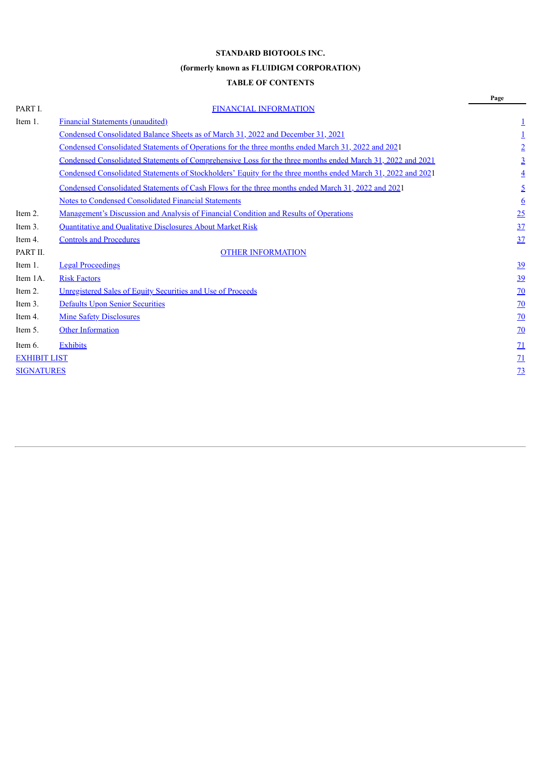**STANDARD BIOTOOLS INC.**

**(formerly known as FLUIDIGM CORPORATION)**

**TABLE OF CONTENTS**

| | | Page |
|---|---|---|
| PART I. | FINANCIAL INFORMATION | |
| Item 1. | Financial Statements (unaudited) | 1 |
| | Condensed Consolidated Balance Sheets as of March 31, 2022 and December 31, 2021 | 1 |
| | Condensed Consolidated Statements of Operations for the three months ended March 31, 2022 and 2021 | 2 |
| | Condensed Consolidated Statements of Comprehensive Loss for the three months ended March 31, 2022 and 2021 | 3 |
| | Condensed Consolidated Statements of Stockholders' Equity for the three months ended March 31, 2022 and 2021 | 4 |
| | Condensed Consolidated Statements of Cash Flows for the three months ended March 31, 2022 and 2021 | 5 |
| | Notes to Condensed Consolidated Financial Statements | 6 |
| Item 2. | Management's Discussion and Analysis of Financial Condition and Results of Operations | 25 |
| Item 3. | Quantitative and Qualitative Disclosures About Market Risk | 37 |
| Item 4. | Controls and Procedures | 37 |
| PART II. | OTHER INFORMATION | |
| Item 1. | Legal Proceedings | 39 |
| Item 1A. | Risk Factors | 39 |
| Item 2. | Unregistered Sales of Equity Securities and Use of Proceeds | 70 |
| Item 3. | Defaults Upon Senior Securities | 70 |
| Item 4. | Mine Safety Disclosures | 70 |
| Item 5. | Other Information | 70 |
| Item 6. | Exhibits | 71 |
| EXHIBIT LIST | | 71 |
| SIGNATURES | | 73 |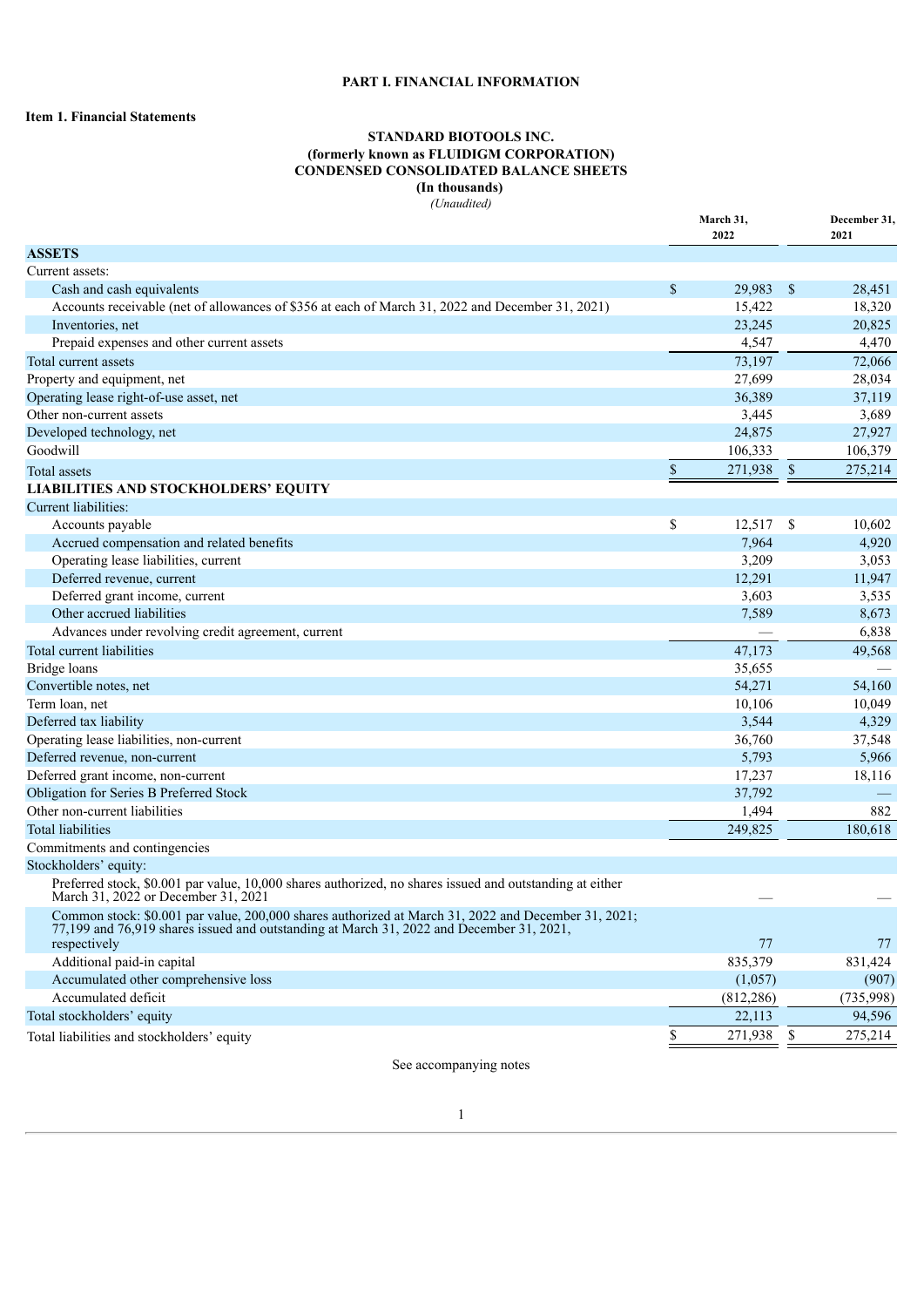# PART I. FINANCIAL INFORMATION

## Item 1. Financial Statements

### STANDARD BIOTOOLS INC.
### (formerly known as FLUIDIGM CORPORATION)
### CONDENSED CONSOLIDATED BALANCE SHEETS
### (In thousands)
*(Unaudited)*

| | March 31, 2022 | December 31, 2021 |
|---|---|---|
| **ASSETS** | | |
| Current assets: | | |
| Cash and cash equivalents | $ 29,983 | $ 28,451 |
| Accounts receivable (net of allowances of $356 at each of March 31, 2022 and December 31, 2021) | 15,422 | 18,320 |
| Inventories, net | 23,245 | 20,825 |
| Prepaid expenses and other current assets | 4,547 | 4,470 |
| Total current assets | 73,197 | 72,066 |
| Property and equipment, net | 27,699 | 28,034 |
| Operating lease right-of-use asset, net | 36,389 | 37,119 |
| Other non-current assets | 3,445 | 3,689 |
| Developed technology, net | 24,875 | 27,927 |
| Goodwill | 106,333 | 106,379 |
| Total assets | $ 271,938 | $ 275,214 |
| **LIABILITIES AND STOCKHOLDERS' EQUITY** | | |
| Current liabilities: | | |
| Accounts payable | $ 12,517 | $ 10,602 |
| Accrued compensation and related benefits | 7,964 | 4,920 |
| Operating lease liabilities, current | 3,209 | 3,053 |
| Deferred revenue, current | 12,291 | 11,947 |
| Deferred grant income, current | 3,603 | 3,535 |
| Other accrued liabilities | 7,589 | 8,673 |
| Advances under revolving credit agreement, current | — | 6,838 |
| Total current liabilities | 47,173 | 49,568 |
| Bridge loans | 35,655 | — |
| Convertible notes, net | 54,271 | 54,160 |
| Term loan, net | 10,106 | 10,049 |
| Deferred tax liability | 3,544 | 4,329 |
| Operating lease liabilities, non-current | 36,760 | 37,548 |
| Deferred revenue, non-current | 5,793 | 5,966 |
| Deferred grant income, non-current | 17,237 | 18,116 |
| Obligation for Series B Preferred Stock | 37,792 | — |
| Other non-current liabilities | 1,494 | 882 |
| Total liabilities | 249,825 | 180,618 |
| Commitments and contingencies | | |
| Stockholders' equity: | | |
| Preferred stock, $0.001 par value, 10,000 shares authorized, no shares issued and outstanding at either March 31, 2022 or December 31, 2021 | — | — |
| Common stock: $0.001 par value, 200,000 shares authorized at March 31, 2022 and December 31, 2021; 77,199 and 76,919 shares issued and outstanding at March 31, 2022 and December 31, 2021, respectively | 77 | 77 |
| Additional paid-in capital | 835,379 | 831,424 |
| Accumulated other comprehensive loss | (1,057) | (907) |
| Accumulated deficit | (812,286) | (735,998) |
| Total stockholders' equity | 22,113 | 94,596 |
| Total liabilities and stockholders' equity | $ 271,938 | $ 275,214 |

See accompanying notes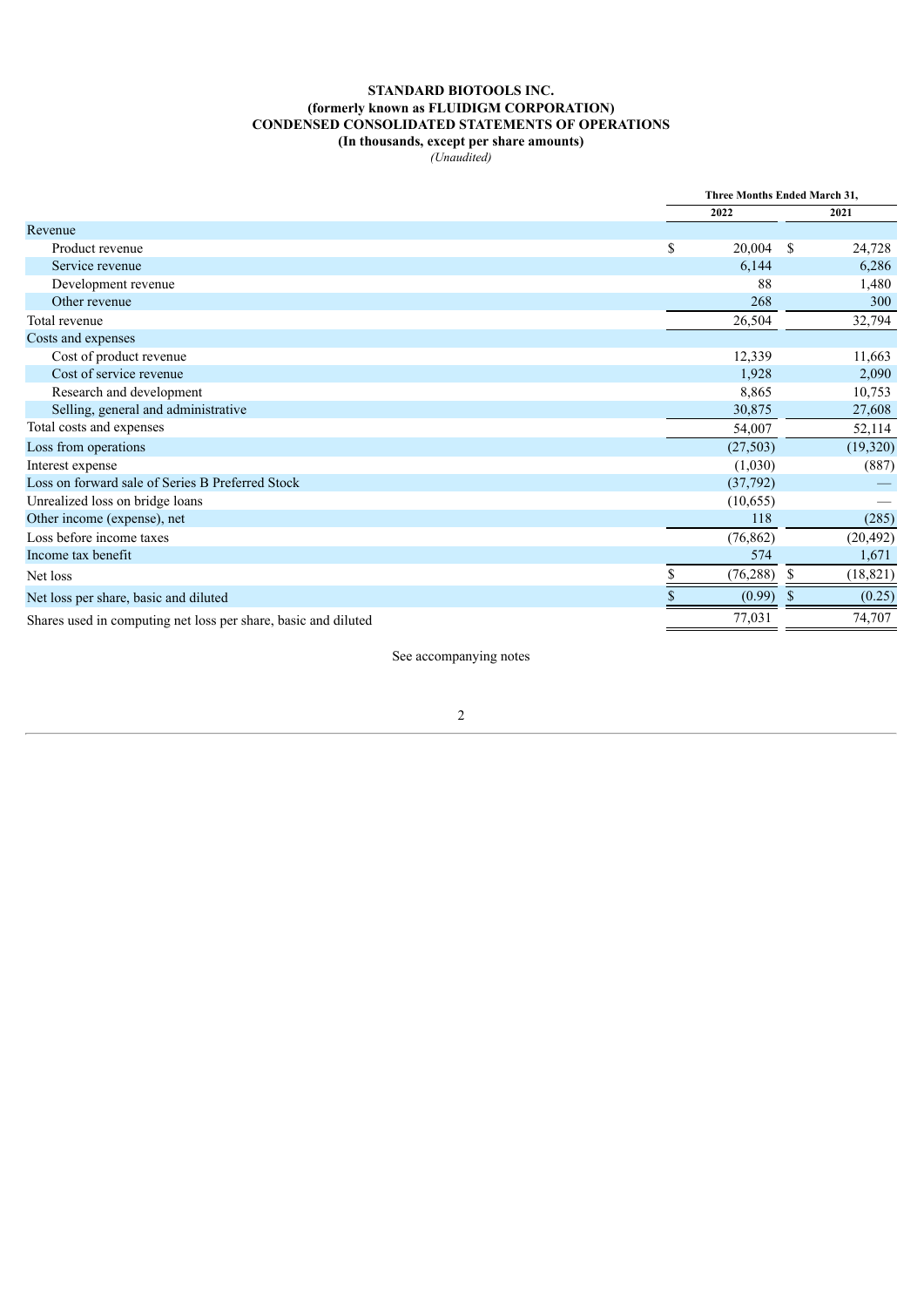**STANDARD BIOTOOLS INC.**
**(formerly known as FLUIDIGM CORPORATION)**
**CONDENSED CONSOLIDATED STATEMENTS OF OPERATIONS**
**(In thousands, except per share amounts)**
*(Unaudited)*

| | Three Months Ended March 31, | |
|---|---|---|
| | 2022 | 2021 |
| Revenue | | |
| Product revenue | $ 20,004 | $ 24,728 |
| Service revenue | 6,144 | 6,286 |
| Development revenue | 88 | 1,480 |
| Other revenue | 268 | 300 |
| Total revenue | 26,504 | 32,794 |
| Costs and expenses | | |
| Cost of product revenue | 12,339 | 11,663 |
| Cost of service revenue | 1,928 | 2,090 |
| Research and development | 8,865 | 10,753 |
| Selling, general and administrative | 30,875 | 27,608 |
| Total costs and expenses | 54,007 | 52,114 |
| Loss from operations | (27,503) | (19,320) |
| Interest expense | (1,030) | (887) |
| Loss on forward sale of Series B Preferred Stock | (37,792) | — |
| Unrealized loss on bridge loans | (10,655) | — |
| Other income (expense), net | 118 | (285) |
| Loss before income taxes | (76,862) | (20,492) |
| Income tax benefit | 574 | 1,671 |
| Net loss | $ (76,288) | $ (18,821) |
| Net loss per share, basic and diluted | $ (0.99) | $ (0.25) |
| Shares used in computing net loss per share, basic and diluted | 77,031 | 74,707 |

See accompanying notes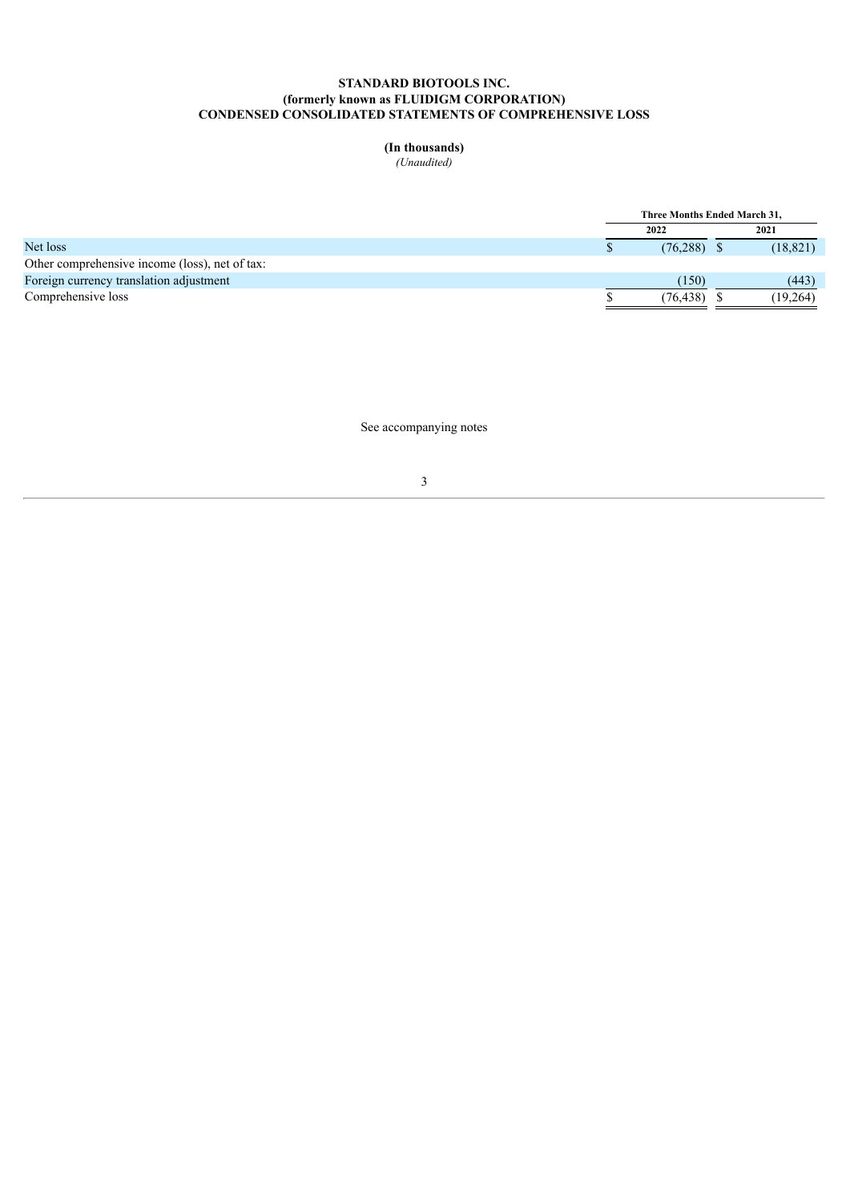**STANDARD BIOTOOLS INC.**
**(formerly known as FLUIDIGM CORPORATION)**
**CONDENSED CONSOLIDATED STATEMENTS OF COMPREHENSIVE LOSS**

**(In thousands)**
*(Unaudited)*

| | Three Months Ended March 31, | |
|---|---|---|
| | 2022 | 2021 |
| Net loss | $ (76,288) | $ (18,821) |
| Other comprehensive income (loss), net of tax: | | |
| Foreign currency translation adjustment | (150) | (443) |
| Comprehensive loss | $ (76,438) | $ (19,264) |

See accompanying notes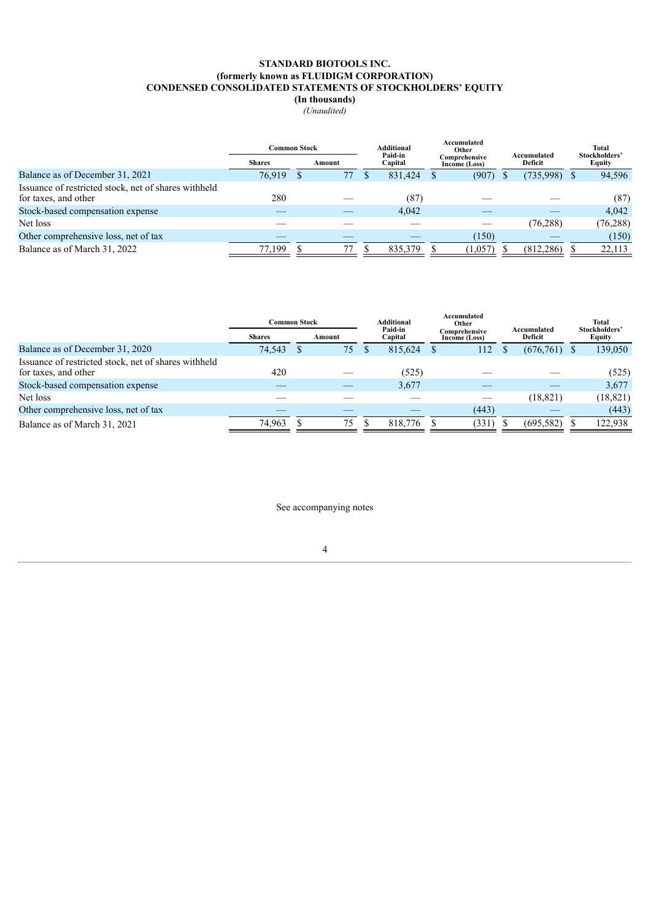# STANDARD BIOTOOLS INC.
# (formerly known as FLUIDIGM CORPORATION)
# CONDENSED CONSOLIDATED STATEMENTS OF STOCKHOLDERS' EQUITY
# (In thousands)

*(Unaudited)*

| | Common Stock | | Additional Paid-in Capital | Accumulated Other Comprehensive Income (Loss) | Accumulated Deficit | Total Stockholders' Equity |
|---|---|---|---|---|---|---|
| | Shares | Amount | | | | |
| Balance as of December 31, 2021 | 76,919 | $ 77 | $ 831,424 | $ (907) | $ (735,998) | $ 94,596 |
| Issuance of restricted stock, net of shares withheld for taxes, and other | 280 | — | (87) | — | — | (87) |
| Stock-based compensation expense | — | — | 4,042 | — | — | 4,042 |
| Net loss | — | — | — | — | (76,288) | (76,288) |
| Other comprehensive loss, net of tax | — | — | — | (150) | — | (150) |
| Balance as of March 31, 2022 | 77,199 | $ 77 | $ 835,379 | $ (1,057) | $ (812,286) | $ 22,113 |

| | Common Stock | | Additional Paid-in Capital | Accumulated Other Comprehensive Income (Loss) | Accumulated Deficit | Total Stockholders' Equity |
|---|---|---|---|---|---|---|
| | Shares | Amount | | | | |
| Balance as of December 31, 2020 | 74,543 | $ 75 | $ 815,624 | $ 112 | $ (676,761) | $ 139,050 |
| Issuance of restricted stock, net of shares withheld for taxes, and other | 420 | — | (525) | — | — | (525) |
| Stock-based compensation expense | — | — | 3,677 | — | — | 3,677 |
| Net loss | — | — | — | — | (18,821) | (18,821) |
| Other comprehensive loss, net of tax | — | — | — | (443) | — | (443) |
| Balance as of March 31, 2021 | 74,963 | $ 75 | $ 818,776 | $ (331) | $ (695,582) | $ 122,938 |

See accompanying notes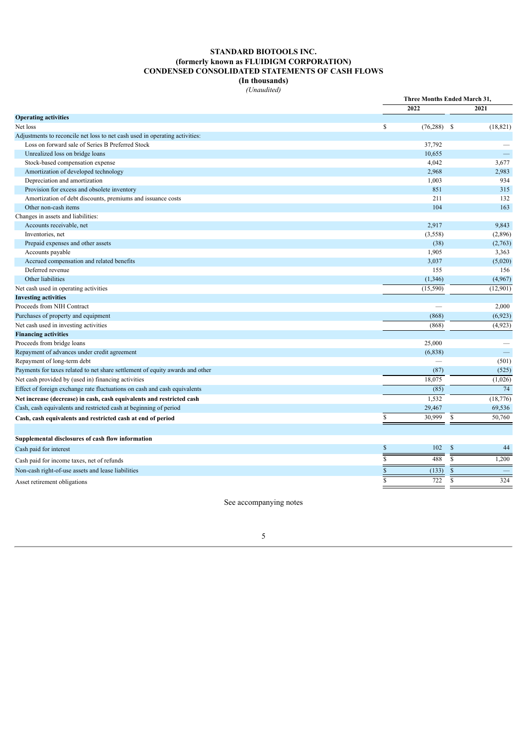# STANDARD BIOTOOLS INC.
# (formerly known as FLUIDIGM CORPORATION)
# CONDENSED CONSOLIDATED STATEMENTS OF CASH FLOWS
# (In thousands)

*(Unaudited)*

| | Three Months Ended March 31, | |
|---|---|---|
| | 2022 | 2021 |
| **Operating activities** | | |
| Net loss | $ (76,288) | $ (18,821) |
| Adjustments to reconcile net loss to net cash used in operating activities: | | |
| Loss on forward sale of Series B Preferred Stock | 37,792 | — |
| Unrealized loss on bridge loans | 10,655 | — |
| Stock-based compensation expense | 4,042 | 3,677 |
| Amortization of developed technology | 2,968 | 2,983 |
| Depreciation and amortization | 1,003 | 934 |
| Provision for excess and obsolete inventory | 851 | 315 |
| Amortization of debt discounts, premiums and issuance costs | 211 | 132 |
| Other non-cash items | 104 | 163 |
| Changes in assets and liabilities: | | |
| Accounts receivable, net | 2,917 | 9,843 |
| Inventories, net | (3,558) | (2,896) |
| Prepaid expenses and other assets | (38) | (2,763) |
| Accounts payable | 1,905 | 3,363 |
| Accrued compensation and related benefits | 3,037 | (5,020) |
| Deferred revenue | 155 | 156 |
| Other liabilities | (1,346) | (4,967) |
| Net cash used in operating activities | (15,590) | (12,901) |
| **Investing activities** | | |
| Proceeds from NIH Contract | — | 2,000 |
| Purchases of property and equipment | (868) | (6,923) |
| Net cash used in investing activities | (868) | (4,923) |
| **Financing activities** | | |
| Proceeds from bridge loans | 25,000 | — |
| Repayment of advances under credit agreement | (6,838) | — |
| Repayment of long-term debt | — | (501) |
| Payments for taxes related to net share settlement of equity awards and other | (87) | (525) |
| Net cash provided by (used in) financing activities | 18,075 | (1,026) |
| Effect of foreign exchange rate fluctuations on cash and cash equivalents | (85) | 74 |
| **Net increase (decrease) in cash, cash equivalents and restricted cash** | 1,532 | (18,776) |
| Cash, cash equivalents and restricted cash at beginning of period | 29,467 | 69,536 |
| **Cash, cash equivalents and restricted cash at end of period** | $ 30,999 | $ 50,760 |
| | | |
| **Supplemental disclosures of cash flow information** | | |
| Cash paid for interest | $ 102 | $ 44 |
| Cash paid for income taxes, net of refunds | $ 488 | $ 1,200 |
| Non-cash right-of-use assets and lease liabilities | $ (133) | $ — |
| Asset retirement obligations | $ 722 | $ 324 |

See accompanying notes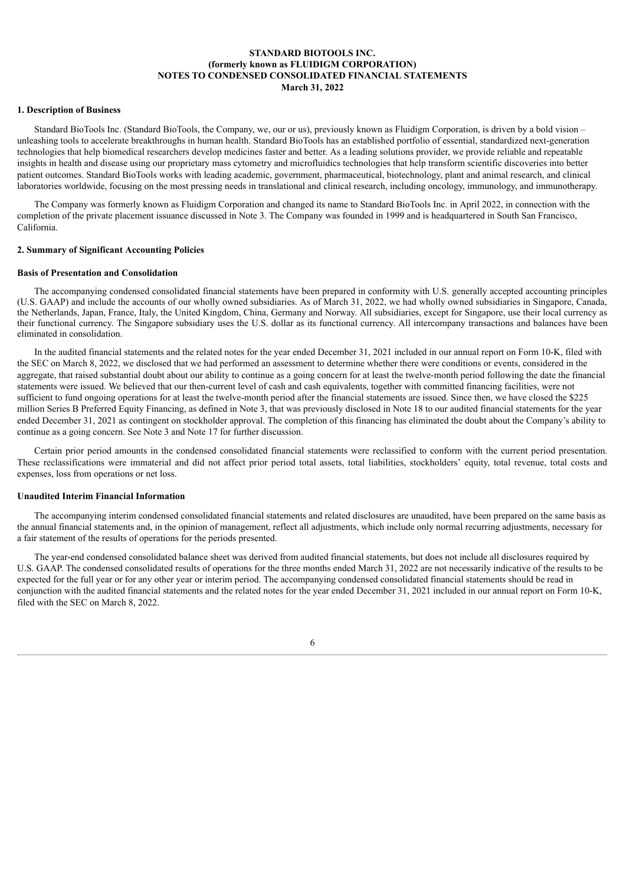**STANDARD BIOTOOLS INC.**
**(formerly known as FLUIDIGM CORPORATION)**
**NOTES TO CONDENSED CONSOLIDATED FINANCIAL STATEMENTS**
**March 31, 2022**

## 1. Description of Business

Standard BioTools Inc. (Standard BioTools, the Company, we, our or us), previously known as Fluidigm Corporation, is driven by a bold vision – unleashing tools to accelerate breakthroughs in human health. Standard BioTools has an established portfolio of essential, standardized next-generation technologies that help biomedical researchers develop medicines faster and better. As a leading solutions provider, we provide reliable and repeatable insights in health and disease using our proprietary mass cytometry and microfluidics technologies that help transform scientific discoveries into better patient outcomes. Standard BioTools works with leading academic, government, pharmaceutical, biotechnology, plant and animal research, and clinical laboratories worldwide, focusing on the most pressing needs in translational and clinical research, including oncology, immunology, and immunotherapy.

The Company was formerly known as Fluidigm Corporation and changed its name to Standard BioTools Inc. in April 2022, in connection with the completion of the private placement issuance discussed in Note 3. The Company was founded in 1999 and is headquartered in South San Francisco, California.

## 2. Summary of Significant Accounting Policies

### Basis of Presentation and Consolidation

The accompanying condensed consolidated financial statements have been prepared in conformity with U.S. generally accepted accounting principles (U.S. GAAP) and include the accounts of our wholly owned subsidiaries. As of March 31, 2022, we had wholly owned subsidiaries in Singapore, Canada, the Netherlands, Japan, France, Italy, the United Kingdom, China, Germany and Norway. All subsidiaries, except for Singapore, use their local currency as their functional currency. The Singapore subsidiary uses the U.S. dollar as its functional currency. All intercompany transactions and balances have been eliminated in consolidation.

In the audited financial statements and the related notes for the year ended December 31, 2021 included in our annual report on Form 10-K, filed with the SEC on March 8, 2022, we disclosed that we had performed an assessment to determine whether there were conditions or events, considered in the aggregate, that raised substantial doubt about our ability to continue as a going concern for at least the twelve-month period following the date the financial statements were issued. We believed that our then-current level of cash and cash equivalents, together with committed financing facilities, were not sufficient to fund ongoing operations for at least the twelve-month period after the financial statements are issued. Since then, we have closed the $225 million Series B Preferred Equity Financing, as defined in Note 3, that was previously disclosed in Note 18 to our audited financial statements for the year ended December 31, 2021 as contingent on stockholder approval. The completion of this financing has eliminated the doubt about the Company's ability to continue as a going concern. See Note 3 and Note 17 for further discussion.

Certain prior period amounts in the condensed consolidated financial statements were reclassified to conform with the current period presentation. These reclassifications were immaterial and did not affect prior period total assets, total liabilities, stockholders' equity, total revenue, total costs and expenses, loss from operations or net loss.

### Unaudited Interim Financial Information

The accompanying interim condensed consolidated financial statements and related disclosures are unaudited, have been prepared on the same basis as the annual financial statements and, in the opinion of management, reflect all adjustments, which include only normal recurring adjustments, necessary for a fair statement of the results of operations for the periods presented.

The year-end condensed consolidated balance sheet was derived from audited financial statements, but does not include all disclosures required by U.S. GAAP. The condensed consolidated results of operations for the three months ended March 31, 2022 are not necessarily indicative of the results to be expected for the full year or for any other year or interim period. The accompanying condensed consolidated financial statements should be read in conjunction with the audited financial statements and the related notes for the year ended December 31, 2021 included in our annual report on Form 10-K, filed with the SEC on March 8, 2022.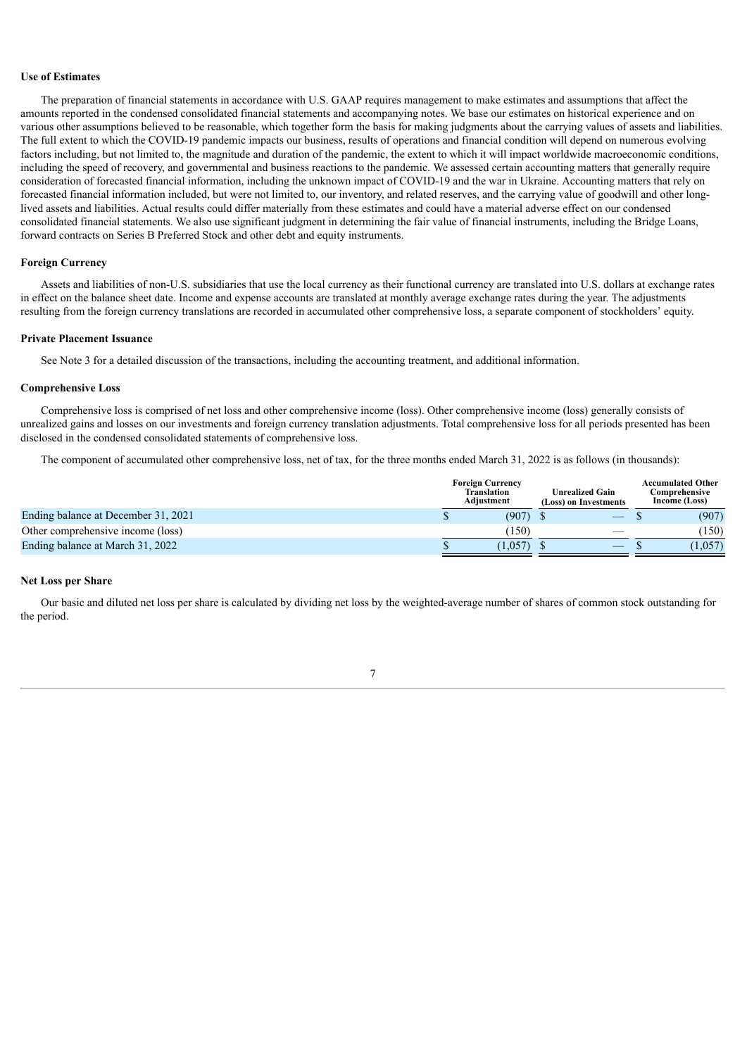### Use of Estimates

The preparation of financial statements in accordance with U.S. GAAP requires management to make estimates and assumptions that affect the amounts reported in the condensed consolidated financial statements and accompanying notes. We base our estimates on historical experience and on various other assumptions believed to be reasonable, which together form the basis for making judgments about the carrying values of assets and liabilities. The full extent to which the COVID-19 pandemic impacts our business, results of operations and financial condition will depend on numerous evolving factors including, but not limited to, the magnitude and duration of the pandemic, the extent to which it will impact worldwide macroeconomic conditions, including the speed of recovery, and governmental and business reactions to the pandemic. We assessed certain accounting matters that generally require consideration of forecasted financial information, including the unknown impact of COVID-19 and the war in Ukraine. Accounting matters that rely on forecasted financial information included, but were not limited to, our inventory, and related reserves, and the carrying value of goodwill and other long-lived assets and liabilities. Actual results could differ materially from these estimates and could have a material adverse effect on our condensed consolidated financial statements. We also use significant judgment in determining the fair value of financial instruments, including the Bridge Loans, forward contracts on Series B Preferred Stock and other debt and equity instruments.

### Foreign Currency

Assets and liabilities of non-U.S. subsidiaries that use the local currency as their functional currency are translated into U.S. dollars at exchange rates in effect on the balance sheet date. Income and expense accounts are translated at monthly average exchange rates during the year. The adjustments resulting from the foreign currency translations are recorded in accumulated other comprehensive loss, a separate component of stockholders' equity.

### Private Placement Issuance

See Note 3 for a detailed discussion of the transactions, including the accounting treatment, and additional information.

### Comprehensive Loss

Comprehensive loss is comprised of net loss and other comprehensive income (loss). Other comprehensive income (loss) generally consists of unrealized gains and losses on our investments and foreign currency translation adjustments. Total comprehensive loss for all periods presented has been disclosed in the condensed consolidated statements of comprehensive loss.

The component of accumulated other comprehensive loss, net of tax, for the three months ended March 31, 2022 is as follows (in thousands):

| | Foreign Currency Translation Adjustment | Unrealized Gain (Loss) on Investments | Accumulated Other Comprehensive Income (Loss) |
|---|---|---|---|
| Ending balance at December 31, 2021 | $ (907) | $ — | $ (907) |
| Other comprehensive income (loss) | (150) | — | (150) |
| Ending balance at March 31, 2022 | $ (1,057) | $ — | $ (1,057) |

### Net Loss per Share

Our basic and diluted net loss per share is calculated by dividing net loss by the weighted-average number of shares of common stock outstanding for the period.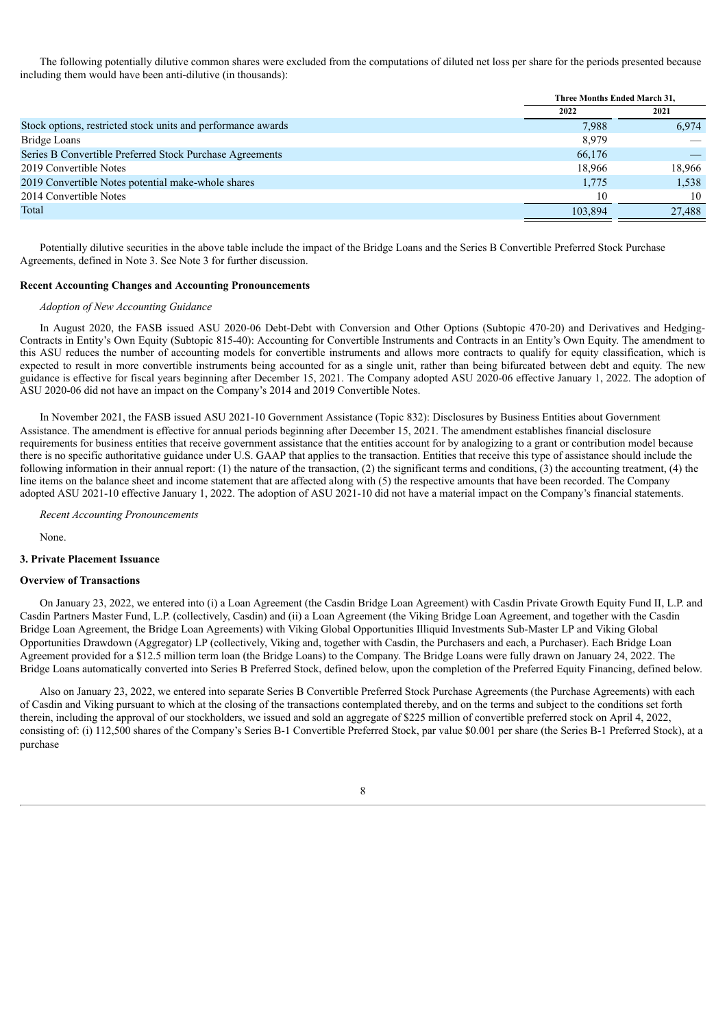The following potentially dilutive common shares were excluded from the computations of diluted net loss per share for the periods presented because including them would have been anti-dilutive (in thousands):

| | Three Months Ended March 31, | |
|---|---|---|
| | 2022 | 2021 |
| Stock options, restricted stock units and performance awards | 7,988 | 6,974 |
| Bridge Loans | 8,979 | — |
| Series B Convertible Preferred Stock Purchase Agreements | 66,176 | — |
| 2019 Convertible Notes | 18,966 | 18,966 |
| 2019 Convertible Notes potential make-whole shares | 1,775 | 1,538 |
| 2014 Convertible Notes | 10 | 10 |
| Total | 103,894 | 27,488 |

Potentially dilutive securities in the above table include the impact of the Bridge Loans and the Series B Convertible Preferred Stock Purchase Agreements, defined in Note 3. See Note 3 for further discussion.

**Recent Accounting Changes and Accounting Pronouncements**

*Adoption of New Accounting Guidance*

In August 2020, the FASB issued ASU 2020-06 Debt-Debt with Conversion and Other Options (Subtopic 470-20) and Derivatives and Hedging-Contracts in Entity's Own Equity (Subtopic 815-40): Accounting for Convertible Instruments and Contracts in an Entity's Own Equity. The amendment to this ASU reduces the number of accounting models for convertible instruments and allows more contracts to qualify for equity classification, which is expected to result in more convertible instruments being accounted for as a single unit, rather than being bifurcated between debt and equity. The new guidance is effective for fiscal years beginning after December 15, 2021. The Company adopted ASU 2020-06 effective January 1, 2022. The adoption of ASU 2020-06 did not have an impact on the Company's 2014 and 2019 Convertible Notes.

In November 2021, the FASB issued ASU 2021-10 Government Assistance (Topic 832): Disclosures by Business Entities about Government Assistance. The amendment is effective for annual periods beginning after December 15, 2021. The amendment establishes financial disclosure requirements for business entities that receive government assistance that the entities account for by analogizing to a grant or contribution model because there is no specific authoritative guidance under U.S. GAAP that applies to the transaction. Entities that receive this type of assistance should include the following information in their annual report: (1) the nature of the transaction, (2) the significant terms and conditions, (3) the accounting treatment, (4) the line items on the balance sheet and income statement that are affected along with (5) the respective amounts that have been recorded. The Company adopted ASU 2021-10 effective January 1, 2022. The adoption of ASU 2021-10 did not have a material impact on the Company's financial statements.

*Recent Accounting Pronouncements*

None.

**3. Private Placement Issuance**

**Overview of Transactions**

On January 23, 2022, we entered into (i) a Loan Agreement (the Casdin Bridge Loan Agreement) with Casdin Private Growth Equity Fund II, L.P. and Casdin Partners Master Fund, L.P. (collectively, Casdin) and (ii) a Loan Agreement (the Viking Bridge Loan Agreement, and together with the Casdin Bridge Loan Agreement, the Bridge Loan Agreements) with Viking Global Opportunities Illiquid Investments Sub-Master LP and Viking Global Opportunities Drawdown (Aggregator) LP (collectively, Viking and, together with Casdin, the Purchasers and each, a Purchaser). Each Bridge Loan Agreement provided for a $12.5 million term loan (the Bridge Loans) to the Company. The Bridge Loans were fully drawn on January 24, 2022. The Bridge Loans automatically converted into Series B Preferred Stock, defined below, upon the completion of the Preferred Equity Financing, defined below.

Also on January 23, 2022, we entered into separate Series B Convertible Preferred Stock Purchase Agreements (the Purchase Agreements) with each of Casdin and Viking pursuant to which at the closing of the transactions contemplated thereby, and on the terms and subject to the conditions set forth therein, including the approval of our stockholders, we issued and sold an aggregate of $225 million of convertible preferred stock on April 4, 2022, consisting of: (i) 112,500 shares of the Company's Series B-1 Convertible Preferred Stock, par value $0.001 per share (the Series B-1 Preferred Stock), at a purchase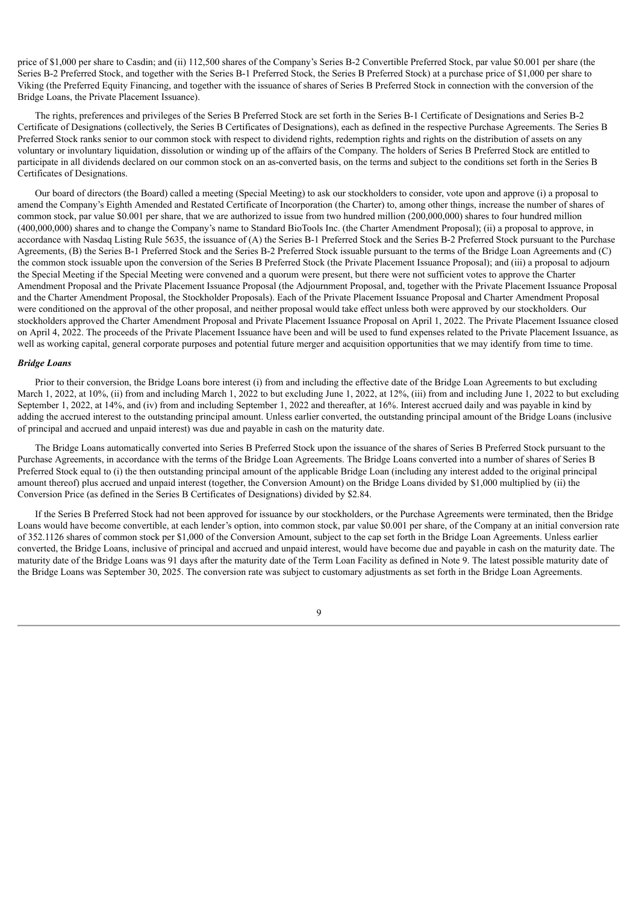price of $1,000 per share to Casdin; and (ii) 112,500 shares of the Company's Series B-2 Convertible Preferred Stock, par value $0.001 per share (the Series B-2 Preferred Stock, and together with the Series B-1 Preferred Stock, the Series B Preferred Stock) at a purchase price of $1,000 per share to Viking (the Preferred Equity Financing, and together with the issuance of shares of Series B Preferred Stock in connection with the conversion of the Bridge Loans, the Private Placement Issuance).

The rights, preferences and privileges of the Series B Preferred Stock are set forth in the Series B-1 Certificate of Designations and Series B-2 Certificate of Designations (collectively, the Series B Certificates of Designations), each as defined in the respective Purchase Agreements. The Series B Preferred Stock ranks senior to our common stock with respect to dividend rights, redemption rights and rights on the distribution of assets on any voluntary or involuntary liquidation, dissolution or winding up of the affairs of the Company. The holders of Series B Preferred Stock are entitled to participate in all dividends declared on our common stock on an as-converted basis, on the terms and subject to the conditions set forth in the Series B Certificates of Designations.

Our board of directors (the Board) called a meeting (Special Meeting) to ask our stockholders to consider, vote upon and approve (i) a proposal to amend the Company's Eighth Amended and Restated Certificate of Incorporation (the Charter) to, among other things, increase the number of shares of common stock, par value $0.001 per share, that we are authorized to issue from two hundred million (200,000,000) shares to four hundred million (400,000,000) shares and to change the Company's name to Standard BioTools Inc. (the Charter Amendment Proposal); (ii) a proposal to approve, in accordance with Nasdaq Listing Rule 5635, the issuance of (A) the Series B-1 Preferred Stock and the Series B-2 Preferred Stock pursuant to the Purchase Agreements, (B) the Series B-1 Preferred Stock and the Series B-2 Preferred Stock issuable pursuant to the terms of the Bridge Loan Agreements and (C) the common stock issuable upon the conversion of the Series B Preferred Stock (the Private Placement Issuance Proposal); and (iii) a proposal to adjourn the Special Meeting if the Special Meeting were convened and a quorum were present, but there were not sufficient votes to approve the Charter Amendment Proposal and the Private Placement Issuance Proposal (the Adjournment Proposal, and, together with the Private Placement Issuance Proposal and the Charter Amendment Proposal, the Stockholder Proposals). Each of the Private Placement Issuance Proposal and Charter Amendment Proposal were conditioned on the approval of the other proposal, and neither proposal would take effect unless both were approved by our stockholders. Our stockholders approved the Charter Amendment Proposal and Private Placement Issuance Proposal on April 1, 2022. The Private Placement Issuance closed on April 4, 2022. The proceeds of the Private Placement Issuance have been and will be used to fund expenses related to the Private Placement Issuance, as well as working capital, general corporate purposes and potential future merger and acquisition opportunities that we may identify from time to time.

***Bridge Loans***

Prior to their conversion, the Bridge Loans bore interest (i) from and including the effective date of the Bridge Loan Agreements to but excluding March 1, 2022, at 10%, (ii) from and including March 1, 2022 to but excluding June 1, 2022, at 12%, (iii) from and including June 1, 2022 to but excluding September 1, 2022, at 14%, and (iv) from and including September 1, 2022 and thereafter, at 16%. Interest accrued daily and was payable in kind by adding the accrued interest to the outstanding principal amount. Unless earlier converted, the outstanding principal amount of the Bridge Loans (inclusive of principal and accrued and unpaid interest) was due and payable in cash on the maturity date.

The Bridge Loans automatically converted into Series B Preferred Stock upon the issuance of the shares of Series B Preferred Stock pursuant to the Purchase Agreements, in accordance with the terms of the Bridge Loan Agreements. The Bridge Loans converted into a number of shares of Series B Preferred Stock equal to (i) the then outstanding principal amount of the applicable Bridge Loan (including any interest added to the original principal amount thereof) plus accrued and unpaid interest (together, the Conversion Amount) on the Bridge Loans divided by $1,000 multiplied by (ii) the Conversion Price (as defined in the Series B Certificates of Designations) divided by $2.84.

If the Series B Preferred Stock had not been approved for issuance by our stockholders, or the Purchase Agreements were terminated, then the Bridge Loans would have become convertible, at each lender's option, into common stock, par value $0.001 per share, of the Company at an initial conversion rate of 352.1126 shares of common stock per $1,000 of the Conversion Amount, subject to the cap set forth in the Bridge Loan Agreements. Unless earlier converted, the Bridge Loans, inclusive of principal and accrued and unpaid interest, would have become due and payable in cash on the maturity date. The maturity date of the Bridge Loans was 91 days after the maturity date of the Term Loan Facility as defined in Note 9. The latest possible maturity date of the Bridge Loans was September 30, 2025. The conversion rate was subject to customary adjustments as set forth in the Bridge Loan Agreements.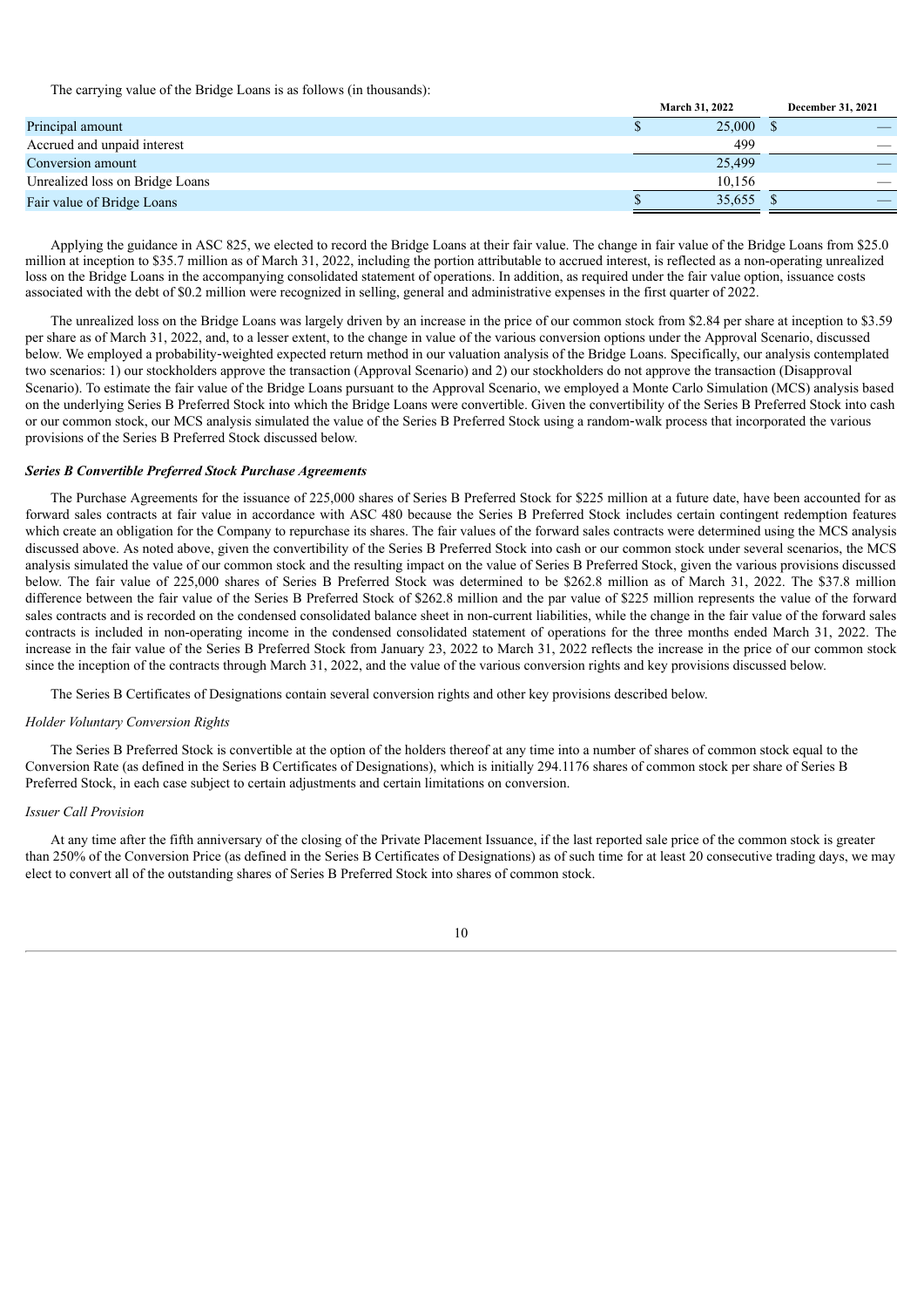The carrying value of the Bridge Loans is as follows (in thousands):

| | March 31, 2022 | December 31, 2021 |
|---|---|---|
| Principal amount | $ 25,000 | $ — |
| Accrued and unpaid interest | 499 | — |
| Conversion amount | 25,499 | — |
| Unrealized loss on Bridge Loans | 10,156 | — |
| Fair value of Bridge Loans | $ 35,655 | $ — |

Applying the guidance in ASC 825, we elected to record the Bridge Loans at their fair value. The change in fair value of the Bridge Loans from $25.0 million at inception to $35.7 million as of March 31, 2022, including the portion attributable to accrued interest, is reflected as a non-operating unrealized loss on the Bridge Loans in the accompanying consolidated statement of operations. In addition, as required under the fair value option, issuance costs associated with the debt of $0.2 million were recognized in selling, general and administrative expenses in the first quarter of 2022.

The unrealized loss on the Bridge Loans was largely driven by an increase in the price of our common stock from $2.84 per share at inception to $3.59 per share as of March 31, 2022, and, to a lesser extent, to the change in value of the various conversion options under the Approval Scenario, discussed below. We employed a probability-weighted expected return method in our valuation analysis of the Bridge Loans. Specifically, our analysis contemplated two scenarios: 1) our stockholders approve the transaction (Approval Scenario) and 2) our stockholders do not approve the transaction (Disapproval Scenario). To estimate the fair value of the Bridge Loans pursuant to the Approval Scenario, we employed a Monte Carlo Simulation (MCS) analysis based on the underlying Series B Preferred Stock into which the Bridge Loans were convertible. Given the convertibility of the Series B Preferred Stock into cash or our common stock, our MCS analysis simulated the value of the Series B Preferred Stock using a random-walk process that incorporated the various provisions of the Series B Preferred Stock discussed below.

***Series B Convertible Preferred Stock Purchase Agreements***

The Purchase Agreements for the issuance of 225,000 shares of Series B Preferred Stock for $225 million at a future date, have been accounted for as forward sales contracts at fair value in accordance with ASC 480 because the Series B Preferred Stock includes certain contingent redemption features which create an obligation for the Company to repurchase its shares. The fair values of the forward sales contracts were determined using the MCS analysis discussed above. As noted above, given the convertibility of the Series B Preferred Stock into cash or our common stock under several scenarios, the MCS analysis simulated the value of our common stock and the resulting impact on the value of Series B Preferred Stock, given the various provisions discussed below. The fair value of 225,000 shares of Series B Preferred Stock was determined to be $262.8 million as of March 31, 2022. The $37.8 million difference between the fair value of the Series B Preferred Stock of $262.8 million and the par value of $225 million represents the value of the forward sales contracts and is recorded on the condensed consolidated balance sheet in non-current liabilities, while the change in the fair value of the forward sales contracts is included in non-operating income in the condensed consolidated statement of operations for the three months ended March 31, 2022. The increase in the fair value of the Series B Preferred Stock from January 23, 2022 to March 31, 2022 reflects the increase in the price of our common stock since the inception of the contracts through March 31, 2022, and the value of the various conversion rights and key provisions discussed below.

The Series B Certificates of Designations contain several conversion rights and other key provisions described below.

*Holder Voluntary Conversion Rights*

The Series B Preferred Stock is convertible at the option of the holders thereof at any time into a number of shares of common stock equal to the Conversion Rate (as defined in the Series B Certificates of Designations), which is initially 294.1176 shares of common stock per share of Series B Preferred Stock, in each case subject to certain adjustments and certain limitations on conversion.

*Issuer Call Provision*

At any time after the fifth anniversary of the closing of the Private Placement Issuance, if the last reported sale price of the common stock is greater than 250% of the Conversion Price (as defined in the Series B Certificates of Designations) as of such time for at least 20 consecutive trading days, we may elect to convert all of the outstanding shares of Series B Preferred Stock into shares of common stock.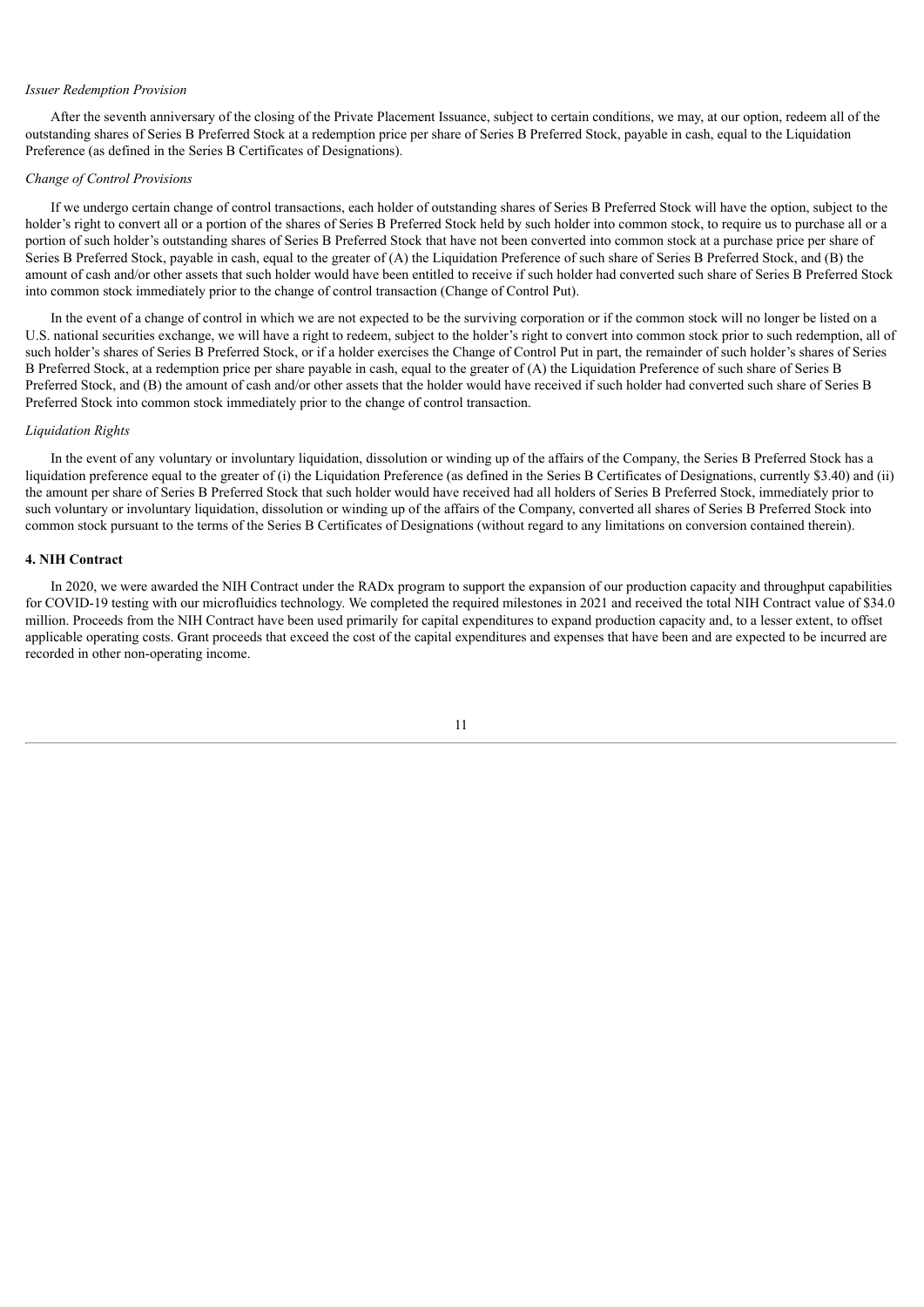*Issuer Redemption Provision*

After the seventh anniversary of the closing of the Private Placement Issuance, subject to certain conditions, we may, at our option, redeem all of the outstanding shares of Series B Preferred Stock at a redemption price per share of Series B Preferred Stock, payable in cash, equal to the Liquidation Preference (as defined in the Series B Certificates of Designations).

*Change of Control Provisions*

If we undergo certain change of control transactions, each holder of outstanding shares of Series B Preferred Stock will have the option, subject to the holder's right to convert all or a portion of the shares of Series B Preferred Stock held by such holder into common stock, to require us to purchase all or a portion of such holder's outstanding shares of Series B Preferred Stock that have not been converted into common stock at a purchase price per share of Series B Preferred Stock, payable in cash, equal to the greater of (A) the Liquidation Preference of such share of Series B Preferred Stock, and (B) the amount of cash and/or other assets that such holder would have been entitled to receive if such holder had converted such share of Series B Preferred Stock into common stock immediately prior to the change of control transaction (Change of Control Put).

In the event of a change of control in which we are not expected to be the surviving corporation or if the common stock will no longer be listed on a U.S. national securities exchange, we will have a right to redeem, subject to the holder's right to convert into common stock prior to such redemption, all of such holder's shares of Series B Preferred Stock, or if a holder exercises the Change of Control Put in part, the remainder of such holder's shares of Series B Preferred Stock, at a redemption price per share payable in cash, equal to the greater of (A) the Liquidation Preference of such share of Series B Preferred Stock, and (B) the amount of cash and/or other assets that the holder would have received if such holder had converted such share of Series B Preferred Stock into common stock immediately prior to the change of control transaction.

*Liquidation Rights*

In the event of any voluntary or involuntary liquidation, dissolution or winding up of the affairs of the Company, the Series B Preferred Stock has a liquidation preference equal to the greater of (i) the Liquidation Preference (as defined in the Series B Certificates of Designations, currently $3.40) and (ii) the amount per share of Series B Preferred Stock that such holder would have received had all holders of Series B Preferred Stock, immediately prior to such voluntary or involuntary liquidation, dissolution or winding up of the affairs of the Company, converted all shares of Series B Preferred Stock into common stock pursuant to the terms of the Series B Certificates of Designations (without regard to any limitations on conversion contained therein).

**4. NIH Contract**

In 2020, we were awarded the NIH Contract under the RADx program to support the expansion of our production capacity and throughput capabilities for COVID-19 testing with our microfluidics technology. We completed the required milestones in 2021 and received the total NIH Contract value of $34.0 million. Proceeds from the NIH Contract have been used primarily for capital expenditures to expand production capacity and, to a lesser extent, to offset applicable operating costs. Grant proceeds that exceed the cost of the capital expenditures and expenses that have been and are expected to be incurred are recorded in other non-operating income.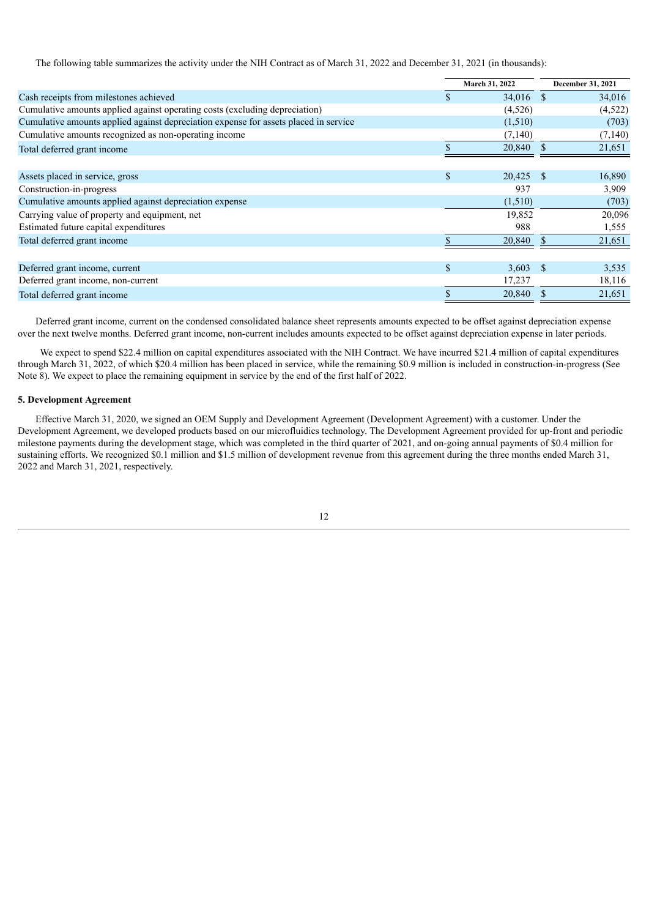The following table summarizes the activity under the NIH Contract as of March 31, 2022 and December 31, 2021 (in thousands):

| | March 31, 2022 | December 31, 2021 |
|---|---|---|
| Cash receipts from milestones achieved | $ 34,016 | $ 34,016 |
| Cumulative amounts applied against operating costs (excluding depreciation) | (4,526) | (4,522) |
| Cumulative amounts applied against depreciation expense for assets placed in service | (1,510) | (703) |
| Cumulative amounts recognized as non-operating income | (7,140) | (7,140) |
| Total deferred grant income | $ 20,840 | $ 21,651 |
| | | |
| Assets placed in service, gross | $ 20,425 | $ 16,890 |
| Construction-in-progress | 937 | 3,909 |
| Cumulative amounts applied against depreciation expense | (1,510) | (703) |
| Carrying value of property and equipment, net | 19,852 | 20,096 |
| Estimated future capital expenditures | 988 | 1,555 |
| Total deferred grant income | $ 20,840 | $ 21,651 |
| | | |
| Deferred grant income, current | $ 3,603 | $ 3,535 |
| Deferred grant income, non-current | 17,237 | 18,116 |
| Total deferred grant income | $ 20,840 | $ 21,651 |

Deferred grant income, current on the condensed consolidated balance sheet represents amounts expected to be offset against depreciation expense over the next twelve months. Deferred grant income, non-current includes amounts expected to be offset against depreciation expense in later periods.

We expect to spend $22.4 million on capital expenditures associated with the NIH Contract. We have incurred $21.4 million of capital expenditures through March 31, 2022, of which $20.4 million has been placed in service, while the remaining $0.9 million is included in construction-in-progress (See Note 8). We expect to place the remaining equipment in service by the end of the first half of 2022.

**5. Development Agreement**

Effective March 31, 2020, we signed an OEM Supply and Development Agreement (Development Agreement) with a customer. Under the Development Agreement, we developed products based on our microfluidics technology. The Development Agreement provided for up-front and periodic milestone payments during the development stage, which was completed in the third quarter of 2021, and on-going annual payments of $0.4 million for sustaining efforts. We recognized $0.1 million and $1.5 million of development revenue from this agreement during the three months ended March 31, 2022 and March 31, 2021, respectively.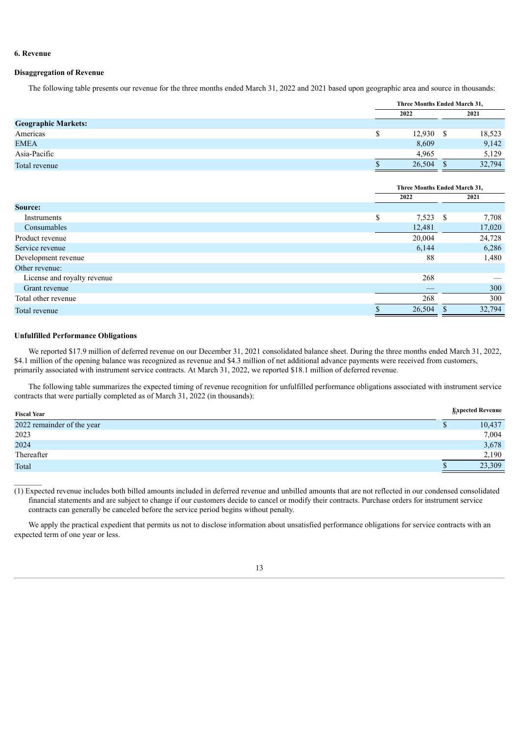### 6. Revenue

**Disaggregation of Revenue**

The following table presents our revenue for the three months ended March 31, 2022 and 2021 based upon geographic area and source in thousands:

| | Three Months Ended March 31, | |
|---|---|---|
| | 2022 | 2021 |
| **Geographic Markets:** | | |
| Americas | $ 12,930 | $ 18,523 |
| EMEA | 8,609 | 9,142 |
| Asia-Pacific | 4,965 | 5,129 |
| Total revenue | $ 26,504 | $ 32,794 |

| | Three Months Ended March 31, | |
|---|---|---|
| | 2022 | 2021 |
| **Source:** | | |
| Instruments | $ 7,523 | $ 7,708 |
| Consumables | 12,481 | 17,020 |
| Product revenue | 20,004 | 24,728 |
| Service revenue | 6,144 | 6,286 |
| Development revenue | 88 | 1,480 |
| Other revenue: | | |
| License and royalty revenue | 268 | — |
| Grant revenue | — | 300 |
| Total other revenue | 268 | 300 |
| Total revenue | $ 26,504 | $ 32,794 |

**Unfulfilled Performance Obligations**

We reported $17.9 million of deferred revenue on our December 31, 2021 consolidated balance sheet. During the three months ended March 31, 2022, $4.1 million of the opening balance was recognized as revenue and $4.3 million of net additional advance payments were received from customers, primarily associated with instrument service contracts. At March 31, 2022, we reported $18.1 million of deferred revenue.

The following table summarizes the expected timing of revenue recognition for unfulfilled performance obligations associated with instrument service contracts that were partially completed as of March 31, 2022 (in thousands):

| Fiscal Year | Expected Revenue (1) |
|---|---|
| 2022 remainder of the year | $ 10,437 |
| 2023 | 7,004 |
| 2024 | 3,678 |
| Thereafter | 2,190 |
| Total | $ 23,309 |

(1) Expected revenue includes both billed amounts included in deferred revenue and unbilled amounts that are not reflected in our condensed consolidated financial statements and are subject to change if our customers decide to cancel or modify their contracts. Purchase orders for instrument service contracts can generally be canceled before the service period begins without penalty.

We apply the practical expedient that permits us not to disclose information about unsatisfied performance obligations for service contracts with an expected term of one year or less.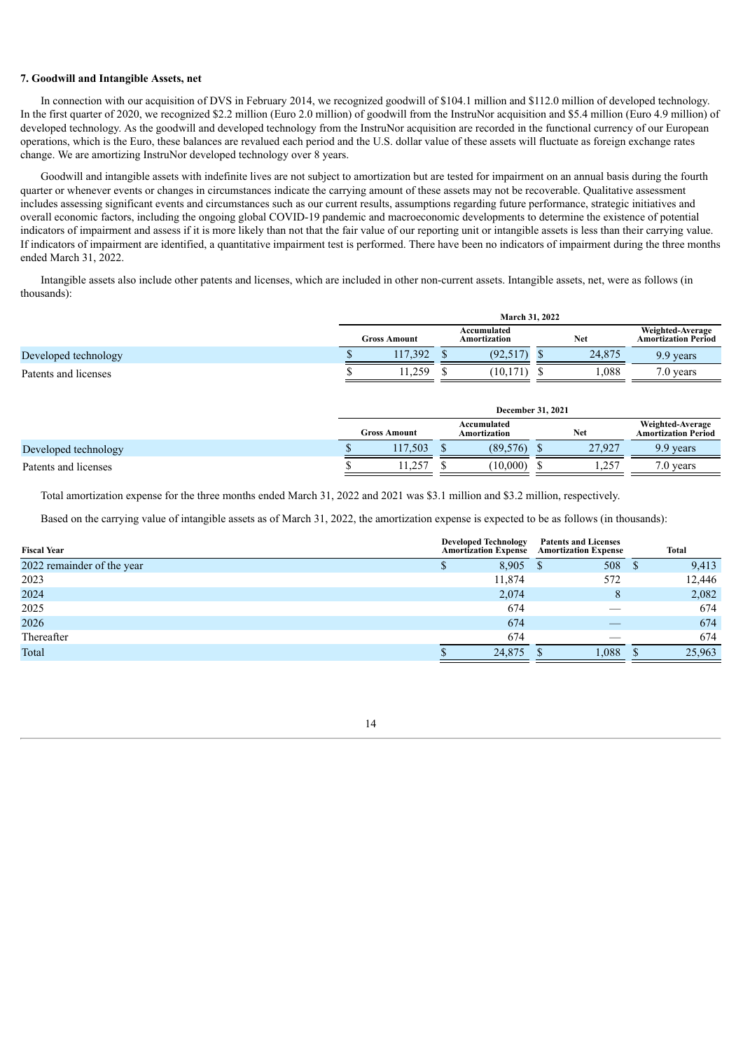### 7. Goodwill and Intangible Assets, net

In connection with our acquisition of DVS in February 2014, we recognized goodwill of $104.1 million and $112.0 million of developed technology. In the first quarter of 2020, we recognized $2.2 million (Euro 2.0 million) of goodwill from the InstruNor acquisition and $5.4 million (Euro 4.9 million) of developed technology. As the goodwill and developed technology from the InstruNor acquisition are recorded in the functional currency of our European operations, which is the Euro, these balances are revalued each period and the U.S. dollar value of these assets will fluctuate as foreign exchange rates change. We are amortizing InstruNor developed technology over 8 years.

Goodwill and intangible assets with indefinite lives are not subject to amortization but are tested for impairment on an annual basis during the fourth quarter or whenever events or changes in circumstances indicate the carrying amount of these assets may not be recoverable. Qualitative assessment includes assessing significant events and circumstances such as our current results, assumptions regarding future performance, strategic initiatives and overall economic factors, including the ongoing global COVID-19 pandemic and macroeconomic developments to determine the existence of potential indicators of impairment and assess if it is more likely than not that the fair value of our reporting unit or intangible assets is less than their carrying value. If indicators of impairment are identified, a quantitative impairment test is performed. There have been no indicators of impairment during the three months ended March 31, 2022.

Intangible assets also include other patents and licenses, which are included in other non-current assets. Intangible assets, net, were as follows (in thousands):

| | March 31, 2022 | | | |
|---|---|---|---|---|
| | Gross Amount | Accumulated Amortization | Net | Weighted-Average Amortization Period |
| Developed technology | $ 117,392 | $ (92,517) | $ 24,875 | 9.9 years |
| Patents and licenses | $ 11,259 | $ (10,171) | $ 1,088 | 7.0 years |

| | December 31, 2021 | | | |
|---|---|---|---|---|
| | Gross Amount | Accumulated Amortization | Net | Weighted-Average Amortization Period |
| Developed technology | $ 117,503 | $ (89,576) | $ 27,927 | 9.9 years |
| Patents and licenses | $ 11,257 | $ (10,000) | $ 1,257 | 7.0 years |

Total amortization expense for the three months ended March 31, 2022 and 2021 was $3.1 million and $3.2 million, respectively.

Based on the carrying value of intangible assets as of March 31, 2022, the amortization expense is expected to be as follows (in thousands):

| Fiscal Year | Developed Technology Amortization Expense | Patents and Licenses Amortization Expense | Total |
|---|---|---|---|
| 2022 remainder of the year | $ 8,905 | $ 508 | $ 9,413 |
| 2023 | 11,874 | 572 | 12,446 |
| 2024 | 2,074 | 8 | 2,082 |
| 2025 | 674 | — | 674 |
| 2026 | 674 | — | 674 |
| Thereafter | 674 | — | 674 |
| Total | $ 24,875 | $ 1,088 | $ 25,963 |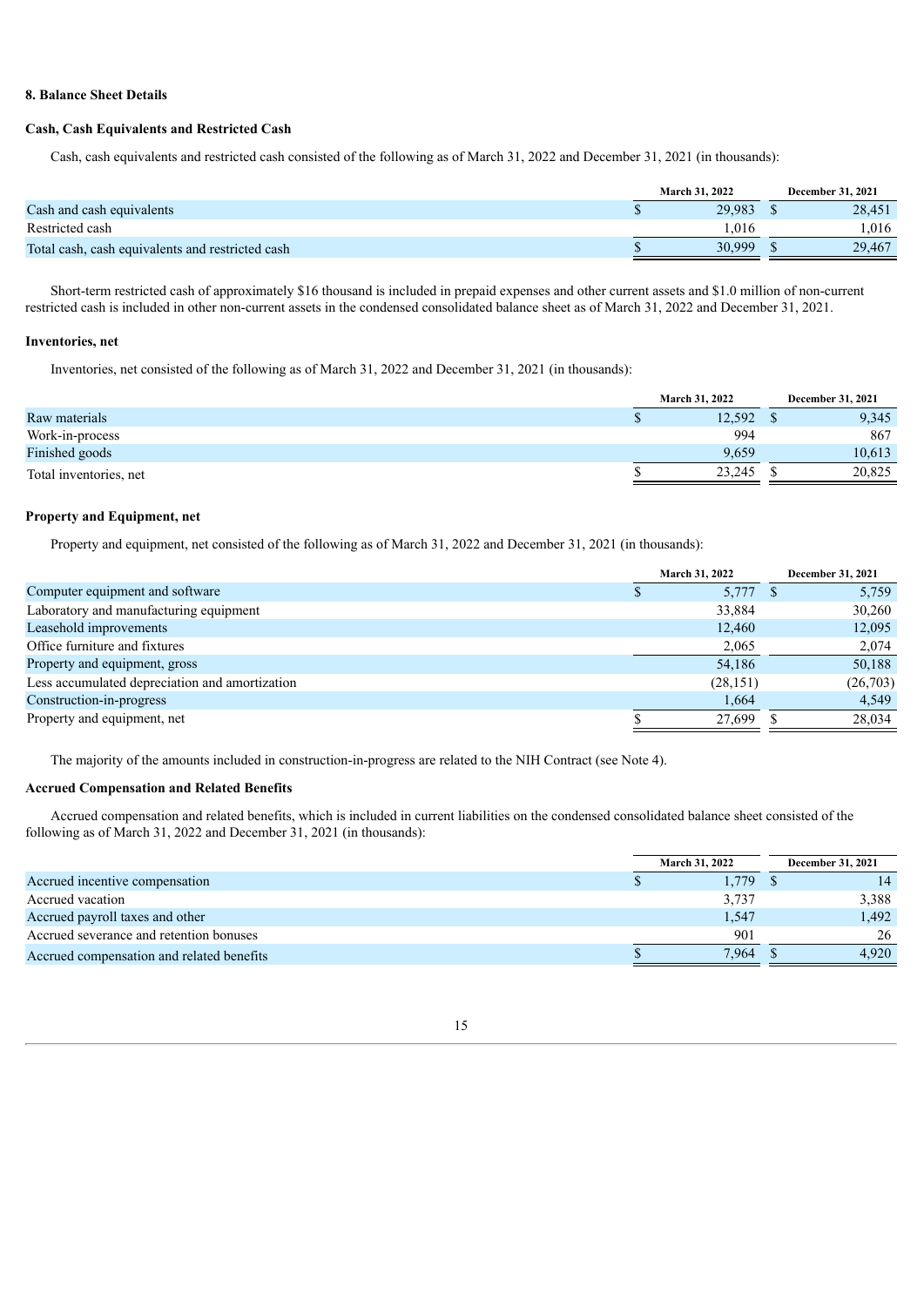## 8. Balance Sheet Details

### Cash, Cash Equivalents and Restricted Cash

Cash, cash equivalents and restricted cash consisted of the following as of March 31, 2022 and December 31, 2021 (in thousands):

| | March 31, 2022 | December 31, 2021 |
|---|---|---|
| Cash and cash equivalents | $ 29,983 | $ 28,451 |
| Restricted cash | 1,016 | 1,016 |
| Total cash, cash equivalents and restricted cash | $ 30,999 | $ 29,467 |

Short-term restricted cash of approximately $16 thousand is included in prepaid expenses and other current assets and $1.0 million of non-current restricted cash is included in other non-current assets in the condensed consolidated balance sheet as of March 31, 2022 and December 31, 2021.

### Inventories, net

Inventories, net consisted of the following as of March 31, 2022 and December 31, 2021 (in thousands):

| | March 31, 2022 | December 31, 2021 |
|---|---|---|
| Raw materials | $ 12,592 | $ 9,345 |
| Work-in-process | 994 | 867 |
| Finished goods | 9,659 | 10,613 |
| Total inventories, net | $ 23,245 | $ 20,825 |

### Property and Equipment, net

Property and equipment, net consisted of the following as of March 31, 2022 and December 31, 2021 (in thousands):

| | March 31, 2022 | December 31, 2021 |
|---|---|---|
| Computer equipment and software | $ 5,777 | $ 5,759 |
| Laboratory and manufacturing equipment | 33,884 | 30,260 |
| Leasehold improvements | 12,460 | 12,095 |
| Office furniture and fixtures | 2,065 | 2,074 |
| Property and equipment, gross | 54,186 | 50,188 |
| Less accumulated depreciation and amortization | (28,151) | (26,703) |
| Construction-in-progress | 1,664 | 4,549 |
| Property and equipment, net | $ 27,699 | $ 28,034 |

The majority of the amounts included in construction-in-progress are related to the NIH Contract (see Note 4).

### Accrued Compensation and Related Benefits

Accrued compensation and related benefits, which is included in current liabilities on the condensed consolidated balance sheet consisted of the following as of March 31, 2022 and December 31, 2021 (in thousands):

| | March 31, 2022 | December 31, 2021 |
|---|---|---|
| Accrued incentive compensation | $ 1,779 | $ 14 |
| Accrued vacation | 3,737 | 3,388 |
| Accrued payroll taxes and other | 1,547 | 1,492 |
| Accrued severance and retention bonuses | 901 | 26 |
| Accrued compensation and related benefits | $ 7,964 | $ 4,920 |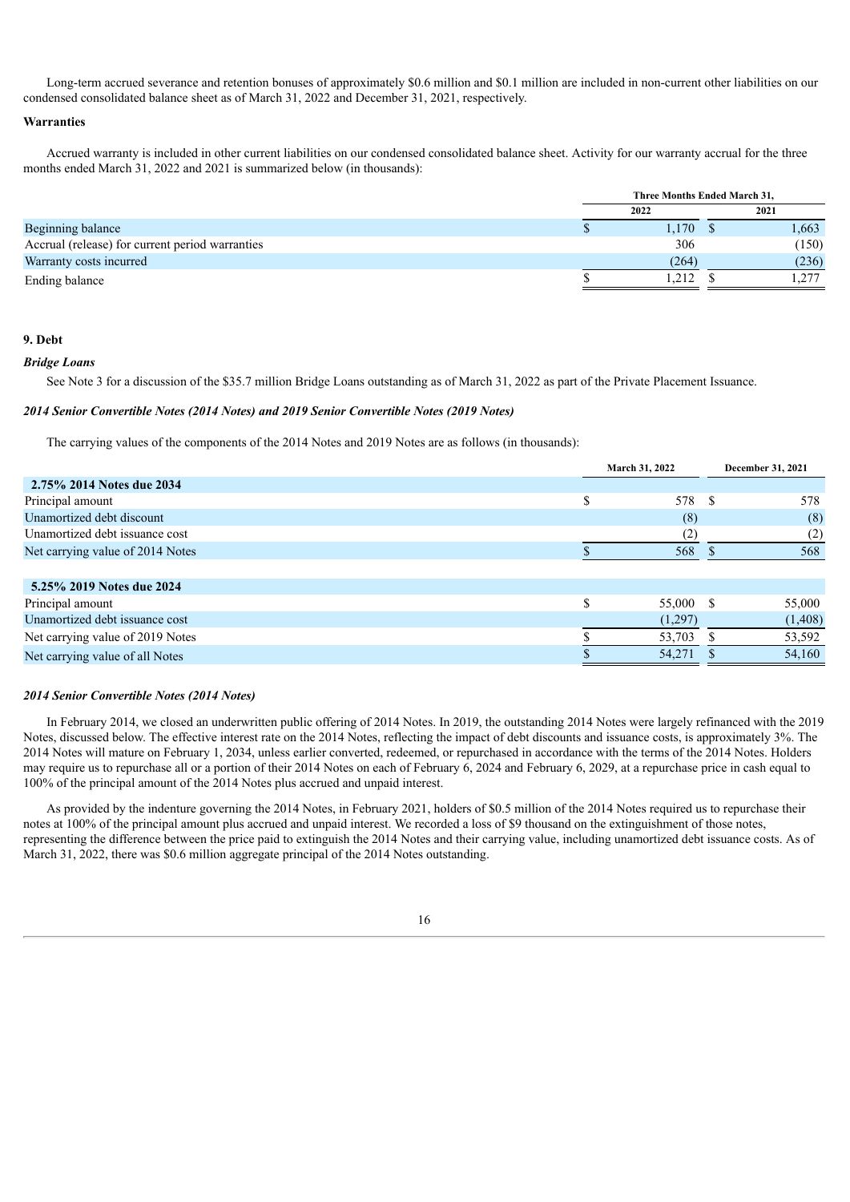Long-term accrued severance and retention bonuses of approximately $0.6 million and $0.1 million are included in non-current other liabilities on our condensed consolidated balance sheet as of March 31, 2022 and December 31, 2021, respectively.

**Warranties**

Accrued warranty is included in other current liabilities on our condensed consolidated balance sheet. Activity for our warranty accrual for the three months ended March 31, 2022 and 2021 is summarized below (in thousands):

| | Three Months Ended March 31, | |
|---|---|---|
| | 2022 | 2021 |
| Beginning balance | $ 1,170 | $ 1,663 |
| Accrual (release) for current period warranties | 306 | (150) |
| Warranty costs incurred | (264) | (236) |
| Ending balance | $ 1,212 | $ 1,277 |

## 9. Debt

***Bridge Loans***

See Note 3 for a discussion of the $35.7 million Bridge Loans outstanding as of March 31, 2022 as part of the Private Placement Issuance.

***2014 Senior Convertible Notes (2014 Notes) and 2019 Senior Convertible Notes (2019 Notes)***

The carrying values of the components of the 2014 Notes and 2019 Notes are as follows (in thousands):

| | March 31, 2022 | December 31, 2021 |
|---|---|---|
| **2.75% 2014 Notes due 2034** | | |
| Principal amount | $ 578 | $ 578 |
| Unamortized debt discount | (8) | (8) |
| Unamortized debt issuance cost | (2) | (2) |
| Net carrying value of 2014 Notes | $ 568 | $ 568 |
| | | |
| **5.25% 2019 Notes due 2024** | | |
| Principal amount | $ 55,000 | $ 55,000 |
| Unamortized debt issuance cost | (1,297) | (1,408) |
| Net carrying value of 2019 Notes | $ 53,703 | $ 53,592 |
| Net carrying value of all Notes | $ 54,271 | $ 54,160 |

***2014 Senior Convertible Notes (2014 Notes)***

In February 2014, we closed an underwritten public offering of 2014 Notes. In 2019, the outstanding 2014 Notes were largely refinanced with the 2019 Notes, discussed below. The effective interest rate on the 2014 Notes, reflecting the impact of debt discounts and issuance costs, is approximately 3%. The 2014 Notes will mature on February 1, 2034, unless earlier converted, redeemed, or repurchased in accordance with the terms of the 2014 Notes. Holders may require us to repurchase all or a portion of their 2014 Notes on each of February 6, 2024 and February 6, 2029, at a repurchase price in cash equal to 100% of the principal amount of the 2014 Notes plus accrued and unpaid interest.

As provided by the indenture governing the 2014 Notes, in February 2021, holders of $0.5 million of the 2014 Notes required us to repurchase their notes at 100% of the principal amount plus accrued and unpaid interest. We recorded a loss of $9 thousand on the extinguishment of those notes, representing the difference between the price paid to extinguish the 2014 Notes and their carrying value, including unamortized debt issuance costs. As of March 31, 2022, there was $0.6 million aggregate principal of the 2014 Notes outstanding.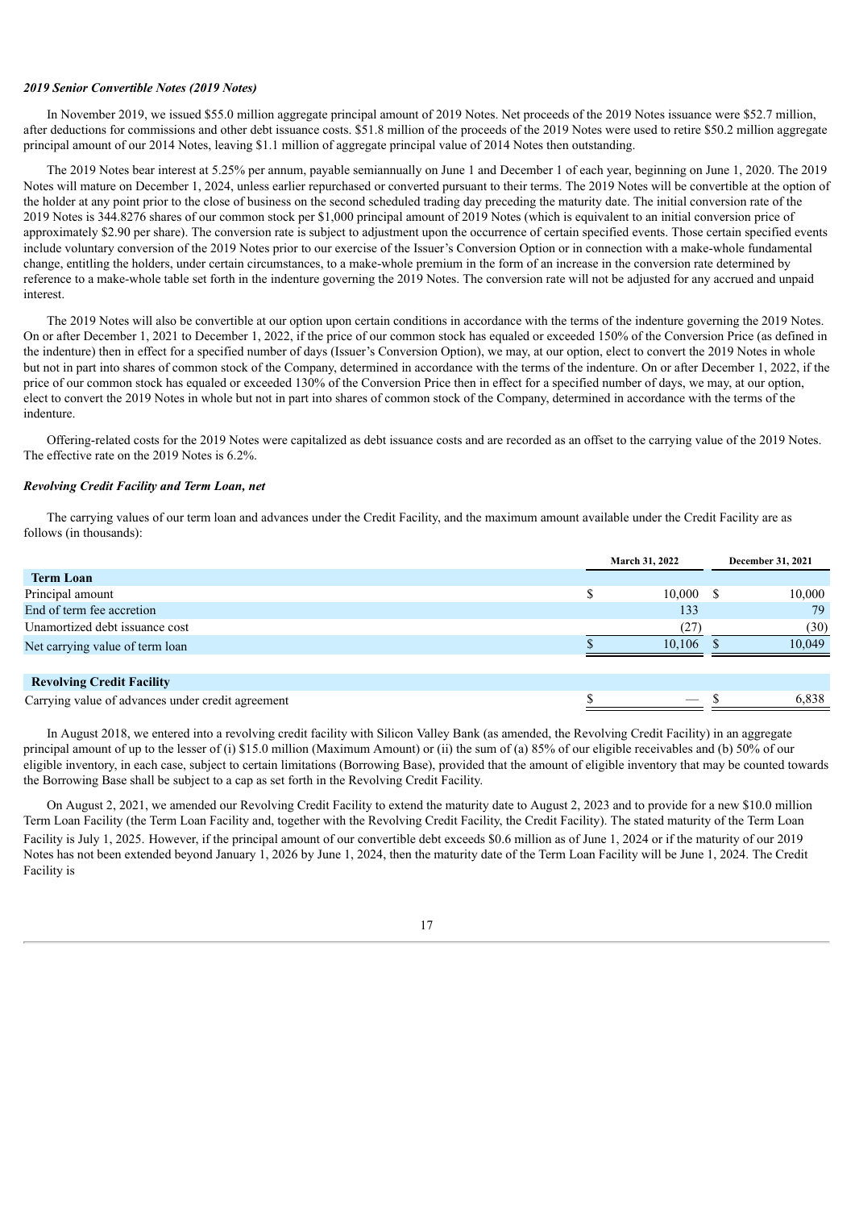*2019 Senior Convertible Notes (2019 Notes)*

In November 2019, we issued $55.0 million aggregate principal amount of 2019 Notes. Net proceeds of the 2019 Notes issuance were $52.7 million, after deductions for commissions and other debt issuance costs. $51.8 million of the proceeds of the 2019 Notes were used to retire $50.2 million aggregate principal amount of our 2014 Notes, leaving $1.1 million of aggregate principal value of 2014 Notes then outstanding.

The 2019 Notes bear interest at 5.25% per annum, payable semiannually on June 1 and December 1 of each year, beginning on June 1, 2020. The 2019 Notes will mature on December 1, 2024, unless earlier repurchased or converted pursuant to their terms. The 2019 Notes will be convertible at the option of the holder at any point prior to the close of business on the second scheduled trading day preceding the maturity date. The initial conversion rate of the 2019 Notes is 344.8276 shares of our common stock per $1,000 principal amount of 2019 Notes (which is equivalent to an initial conversion price of approximately $2.90 per share). The conversion rate is subject to adjustment upon the occurrence of certain specified events. Those certain specified events include voluntary conversion of the 2019 Notes prior to our exercise of the Issuer's Conversion Option or in connection with a make-whole fundamental change, entitling the holders, under certain circumstances, to a make-whole premium in the form of an increase in the conversion rate determined by reference to a make-whole table set forth in the indenture governing the 2019 Notes. The conversion rate will not be adjusted for any accrued and unpaid interest.

The 2019 Notes will also be convertible at our option upon certain conditions in accordance with the terms of the indenture governing the 2019 Notes. On or after December 1, 2021 to December 1, 2022, if the price of our common stock has equaled or exceeded 150% of the Conversion Price (as defined in the indenture) then in effect for a specified number of days (Issuer's Conversion Option), we may, at our option, elect to convert the 2019 Notes in whole but not in part into shares of common stock of the Company, determined in accordance with the terms of the indenture. On or after December 1, 2022, if the price of our common stock has equaled or exceeded 130% of the Conversion Price then in effect for a specified number of days, we may, at our option, elect to convert the 2019 Notes in whole but not in part into shares of common stock of the Company, determined in accordance with the terms of the indenture.

Offering-related costs for the 2019 Notes were capitalized as debt issuance costs and are recorded as an offset to the carrying value of the 2019 Notes. The effective rate on the 2019 Notes is 6.2%.

*Revolving Credit Facility and Term Loan, net*

The carrying values of our term loan and advances under the Credit Facility, and the maximum amount available under the Credit Facility are as follows (in thousands):

| | March 31, 2022 | December 31, 2021 |
|---|---|---|
| **Term Loan** | | |
| Principal amount | $ 10,000 | $ 10,000 |
| End of term fee accretion | 133 | 79 |
| Unamortized debt issuance cost | (27) | (30) |
| Net carrying value of term loan | $ 10,106 | $ 10,049 |
| | | |
| **Revolving Credit Facility** | | |
| Carrying value of advances under credit agreement | $ — | $ 6,838 |

In August 2018, we entered into a revolving credit facility with Silicon Valley Bank (as amended, the Revolving Credit Facility) in an aggregate principal amount of up to the lesser of (i) $15.0 million (Maximum Amount) or (ii) the sum of (a) 85% of our eligible receivables and (b) 50% of our eligible inventory, in each case, subject to certain limitations (Borrowing Base), provided that the amount of eligible inventory that may be counted towards the Borrowing Base shall be subject to a cap as set forth in the Revolving Credit Facility.

On August 2, 2021, we amended our Revolving Credit Facility to extend the maturity date to August 2, 2023 and to provide for a new $10.0 million Term Loan Facility (the Term Loan Facility and, together with the Revolving Credit Facility, the Credit Facility). The stated maturity of the Term Loan Facility is July 1, 2025. However, if the principal amount of our convertible debt exceeds $0.6 million as of June 1, 2024 or if the maturity of our 2019 Notes has not been extended beyond January 1, 2026 by June 1, 2024, then the maturity date of the Term Loan Facility will be June 1, 2024. The Credit Facility is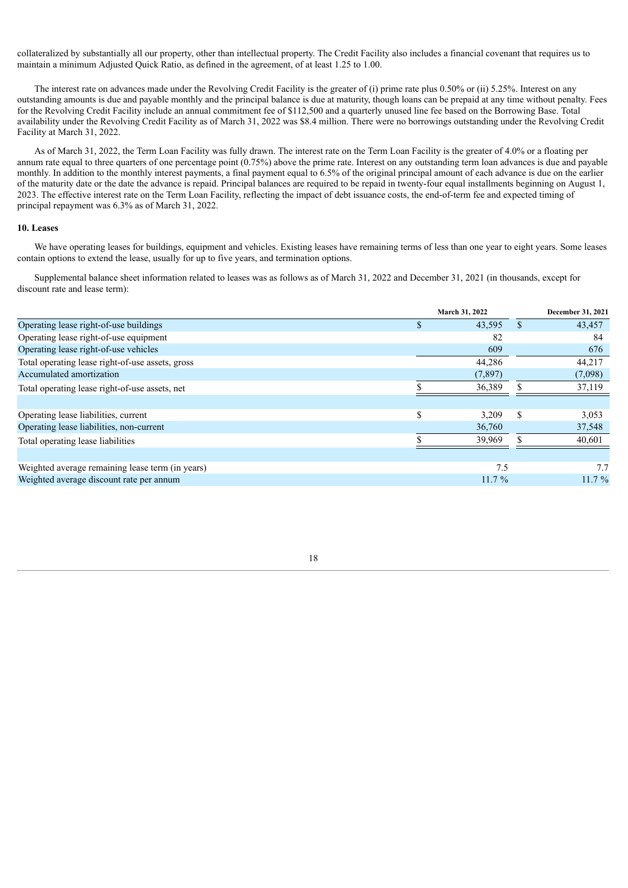collateralized by substantially all our property, other than intellectual property. The Credit Facility also includes a financial covenant that requires us to maintain a minimum Adjusted Quick Ratio, as defined in the agreement, of at least 1.25 to 1.00.

The interest rate on advances made under the Revolving Credit Facility is the greater of (i) prime rate plus 0.50% or (ii) 5.25%. Interest on any outstanding amounts is due and payable monthly and the principal balance is due at maturity, though loans can be prepaid at any time without penalty. Fees for the Revolving Credit Facility include an annual commitment fee of $112,500 and a quarterly unused line fee based on the Borrowing Base. Total availability under the Revolving Credit Facility as of March 31, 2022 was $8.4 million. There were no borrowings outstanding under the Revolving Credit Facility at March 31, 2022.

As of March 31, 2022, the Term Loan Facility was fully drawn. The interest rate on the Term Loan Facility is the greater of 4.0% or a floating per annum rate equal to three quarters of one percentage point (0.75%) above the prime rate. Interest on any outstanding term loan advances is due and payable monthly. In addition to the monthly interest payments, a final payment equal to 6.5% of the original principal amount of each advance is due on the earlier of the maturity date or the date the advance is repaid. Principal balances are required to be repaid in twenty-four equal installments beginning on August 1, 2023. The effective interest rate on the Term Loan Facility, reflecting the impact of debt issuance costs, the end-of-term fee and expected timing of principal repayment was 6.3% as of March 31, 2022.

### 10. Leases

We have operating leases for buildings, equipment and vehicles. Existing leases have remaining terms of less than one year to eight years. Some leases contain options to extend the lease, usually for up to five years, and termination options.

Supplemental balance sheet information related to leases was as follows as of March 31, 2022 and December 31, 2021 (in thousands, except for discount rate and lease term):

| | March 31, 2022 | December 31, 2021 |
|---|---|---|
| Operating lease right-of-use buildings | $ 43,595 | $ 43,457 |
| Operating lease right-of-use equipment | 82 | 84 |
| Operating lease right-of-use vehicles | 609 | 676 |
| Total operating lease right-of-use assets, gross | 44,286 | 44,217 |
| Accumulated amortization | (7,897) | (7,098) |
| Total operating lease right-of-use assets, net | $ 36,389 | $ 37,119 |
| | | |
| Operating lease liabilities, current | $ 3,209 | $ 3,053 |
| Operating lease liabilities, non-current | 36,760 | 37,548 |
| Total operating lease liabilities | $ 39,969 | $ 40,601 |
| | | |
| Weighted average remaining lease term (in years) | 7.5 | 7.7 |
| Weighted average discount rate per annum | 11.7 % | 11.7 % |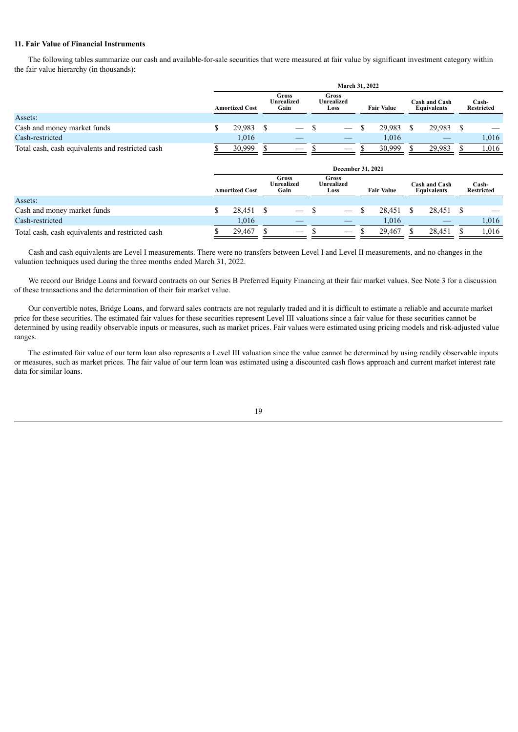**11. Fair Value of Financial Instruments**

The following tables summarize our cash and available-for-sale securities that were measured at fair value by significant investment category within the fair value hierarchy (in thousands):

| | March 31, 2022 | | | | | |
|---|---|---|---|---|---|---|
| | Amortized Cost | Gross Unrealized Gain | Gross Unrealized Loss | Fair Value | Cash and Cash Equivalents | Cash-Restricted |
| Assets: | | | | | | |
| Cash and money market funds | $ 29,983 | $ — | $ — | $ 29,983 | $ 29,983 | $ — |
| Cash-restricted | 1,016 | — | — | 1,016 | — | 1,016 |
| Total cash, cash equivalents and restricted cash | $ 30,999 | $ — | $ — | $ 30,999 | $ 29,983 | $ 1,016 |

| | December 31, 2021 | | | | | |
|---|---|---|---|---|---|---|
| | Amortized Cost | Gross Unrealized Gain | Gross Unrealized Loss | Fair Value | Cash and Cash Equivalents | Cash-Restricted |
| Assets: | | | | | | |
| Cash and money market funds | $ 28,451 | $ — | $ — | $ 28,451 | $ 28,451 | $ — |
| Cash-restricted | 1,016 | — | — | 1,016 | — | 1,016 |
| Total cash, cash equivalents and restricted cash | $ 29,467 | $ — | $ — | $ 29,467 | $ 28,451 | $ 1,016 |

Cash and cash equivalents are Level I measurements. There were no transfers between Level I and Level II measurements, and no changes in the valuation techniques used during the three months ended March 31, 2022.

We record our Bridge Loans and forward contracts on our Series B Preferred Equity Financing at their fair market values. See Note 3 for a discussion of these transactions and the determination of their fair market value.

Our convertible notes, Bridge Loans, and forward sales contracts are not regularly traded and it is difficult to estimate a reliable and accurate market price for these securities. The estimated fair values for these securities represent Level III valuations since a fair value for these securities cannot be determined by using readily observable inputs or measures, such as market prices. Fair values were estimated using pricing models and risk-adjusted value ranges.

The estimated fair value of our term loan also represents a Level III valuation since the value cannot be determined by using readily observable inputs or measures, such as market prices. The fair value of our term loan was estimated using a discounted cash flows approach and current market interest rate data for similar loans.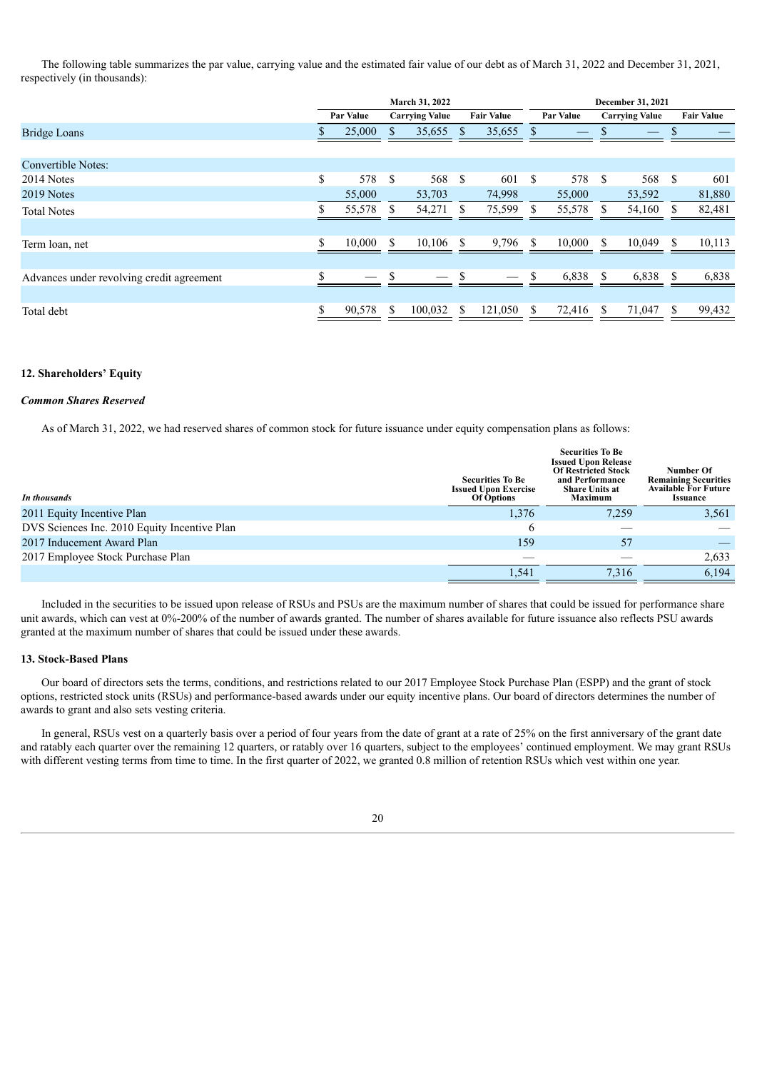The following table summarizes the par value, carrying value and the estimated fair value of our debt as of March 31, 2022 and December 31, 2021, respectively (in thousands):

| | March 31, 2022 | | | December 31, 2021 | | |
|---|---|---|---|---|---|---|
| | Par Value | Carrying Value | Fair Value | Par Value | Carrying Value | Fair Value |
| Bridge Loans | $ 25,000 | $ 35,655 | $ 35,655 | $ — | $ — | $ — |
| Convertible Notes: | | | | | | |
| 2014 Notes | $ 578 | $ 568 | $ 601 | $ 578 | $ 568 | $ 601 |
| 2019 Notes | 55,000 | 53,703 | 74,998 | 55,000 | 53,592 | 81,880 |
| Total Notes | $ 55,578 | $ 54,271 | $ 75,599 | $ 55,578 | $ 54,160 | $ 82,481 |
| Term loan, net | $ 10,000 | $ 10,106 | $ 9,796 | $ 10,000 | $ 10,049 | $ 10,113 |
| Advances under revolving credit agreement | $ — | $ — | $ — | $ 6,838 | $ 6,838 | $ 6,838 |
| Total debt | $ 90,578 | $ 100,032 | $ 121,050 | $ 72,416 | $ 71,047 | $ 99,432 |

**12. Shareholders' Equity**

***Common Shares Reserved***

As of March 31, 2022, we had reserved shares of common stock for future issuance under equity compensation plans as follows:

| *In thousands* | Securities To Be Issued Upon Exercise Of Options | Securities To Be Issued Upon Release Of Restricted Stock and Performance Share Units at Maximum | Number Of Remaining Securities Available For Future Issuance |
|---|---|---|---|
| 2011 Equity Incentive Plan | 1,376 | 7,259 | 3,561 |
| DVS Sciences Inc. 2010 Equity Incentive Plan | 6 | — | — |
| 2017 Inducement Award Plan | 159 | 57 | — |
| 2017 Employee Stock Purchase Plan | — | — | 2,633 |
| | 1,541 | 7,316 | 6,194 |

Included in the securities to be issued upon release of RSUs and PSUs are the maximum number of shares that could be issued for performance share unit awards, which can vest at 0%-200% of the number of awards granted. The number of shares available for future issuance also reflects PSU awards granted at the maximum number of shares that could be issued under these awards.

**13. Stock-Based Plans**

Our board of directors sets the terms, conditions, and restrictions related to our 2017 Employee Stock Purchase Plan (ESPP) and the grant of stock options, restricted stock units (RSUs) and performance-based awards under our equity incentive plans. Our board of directors determines the number of awards to grant and also sets vesting criteria.

In general, RSUs vest on a quarterly basis over a period of four years from the date of grant at a rate of 25% on the first anniversary of the grant date and ratably each quarter over the remaining 12 quarters, or ratably over 16 quarters, subject to the employees' continued employment. We may grant RSUs with different vesting terms from time to time. In the first quarter of 2022, we granted 0.8 million of retention RSUs which vest within one year.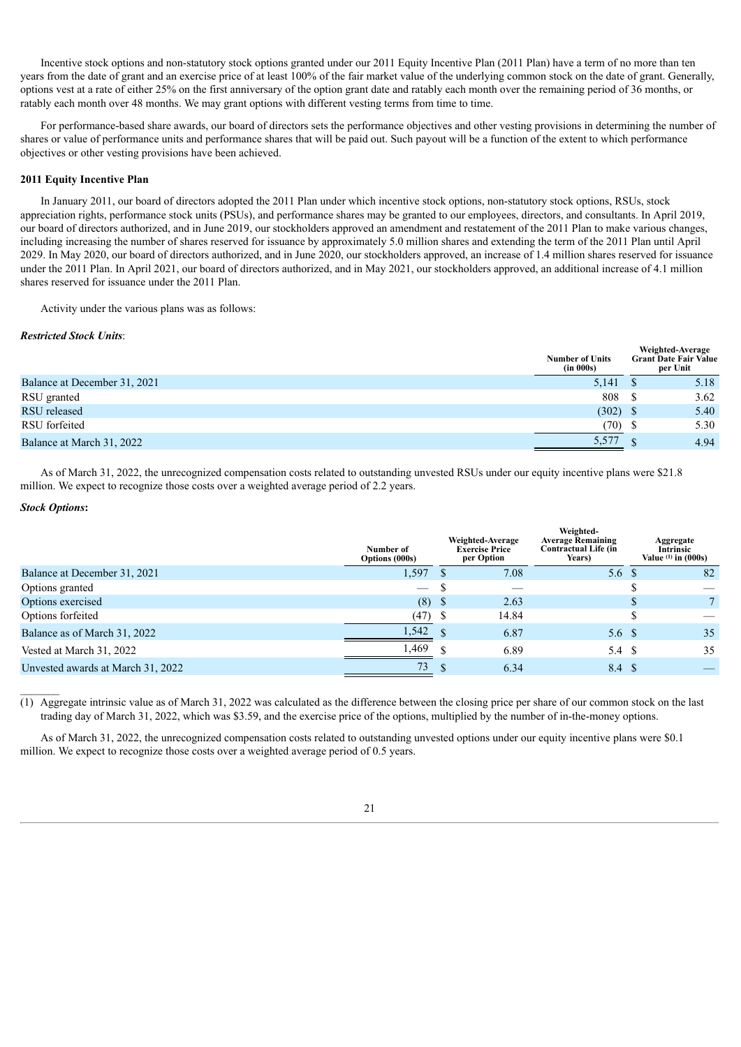Incentive stock options and non-statutory stock options granted under our 2011 Equity Incentive Plan (2011 Plan) have a term of no more than ten years from the date of grant and an exercise price of at least 100% of the fair market value of the underlying common stock on the date of grant. Generally, options vest at a rate of either 25% on the first anniversary of the option grant date and ratably each month over the remaining period of 36 months, or ratably each month over 48 months. We may grant options with different vesting terms from time to time.

For performance-based share awards, our board of directors sets the performance objectives and other vesting provisions in determining the number of shares or value of performance units and performance shares that will be paid out. Such payout will be a function of the extent to which performance objectives or other vesting provisions have been achieved.

**2011 Equity Incentive Plan**

In January 2011, our board of directors adopted the 2011 Plan under which incentive stock options, non-statutory stock options, RSUs, stock appreciation rights, performance stock units (PSUs), and performance shares may be granted to our employees, directors, and consultants. In April 2019, our board of directors authorized, and in June 2019, our stockholders approved an amendment and restatement of the 2011 Plan to make various changes, including increasing the number of shares reserved for issuance by approximately 5.0 million shares and extending the term of the 2011 Plan until April 2029. In May 2020, our board of directors authorized, and in June 2020, our stockholders approved, an increase of 1.4 million shares reserved for issuance under the 2011 Plan. In April 2021, our board of directors authorized, and in May 2021, our stockholders approved, an additional increase of 4.1 million shares reserved for issuance under the 2011 Plan.

Activity under the various plans was as follows:

***Restricted Stock Units***:

| | Number of Units (in 000s) | Weighted-Average Grant Date Fair Value per Unit |
|---|---|---|
| Balance at December 31, 2021 | 5,141 | $ 5.18 |
| RSU granted | 808 | $ 3.62 |
| RSU released | (302) | $ 5.40 |
| RSU forfeited | (70) | $ 5.30 |
| Balance at March 31, 2022 | 5,577 | $ 4.94 |

As of March 31, 2022, the unrecognized compensation costs related to outstanding unvested RSUs under our equity incentive plans were $21.8 million. We expect to recognize those costs over a weighted average period of 2.2 years.

***Stock Options*:**

| | Number of Options (000s) | Weighted-Average Exercise Price per Option | Weighted-Average Remaining Contractual Life (in Years) | Aggregate Intrinsic Value (1) in (000s) |
|---|---|---|---|---|
| Balance at December 31, 2021 | 1,597 | $ 7.08 | 5.6 | $ 82 |
| Options granted | — | $ — | | $ — |
| Options exercised | (8) | $ 2.63 | | $ 7 |
| Options forfeited | (47) | $ 14.84 | | $ — |
| Balance as of March 31, 2022 | 1,542 | $ 6.87 | 5.6 | $ 35 |
| Vested at March 31, 2022 | 1,469 | $ 6.89 | 5.4 | $ 35 |
| Unvested awards at March 31, 2022 | 73 | $ 6.34 | 8.4 | $ — |

(1) Aggregate intrinsic value as of March 31, 2022 was calculated as the difference between the closing price per share of our common stock on the last trading day of March 31, 2022, which was $3.59, and the exercise price of the options, multiplied by the number of in-the-money options.

As of March 31, 2022, the unrecognized compensation costs related to outstanding unvested options under our equity incentive plans were $0.1 million. We expect to recognize those costs over a weighted average period of 0.5 years.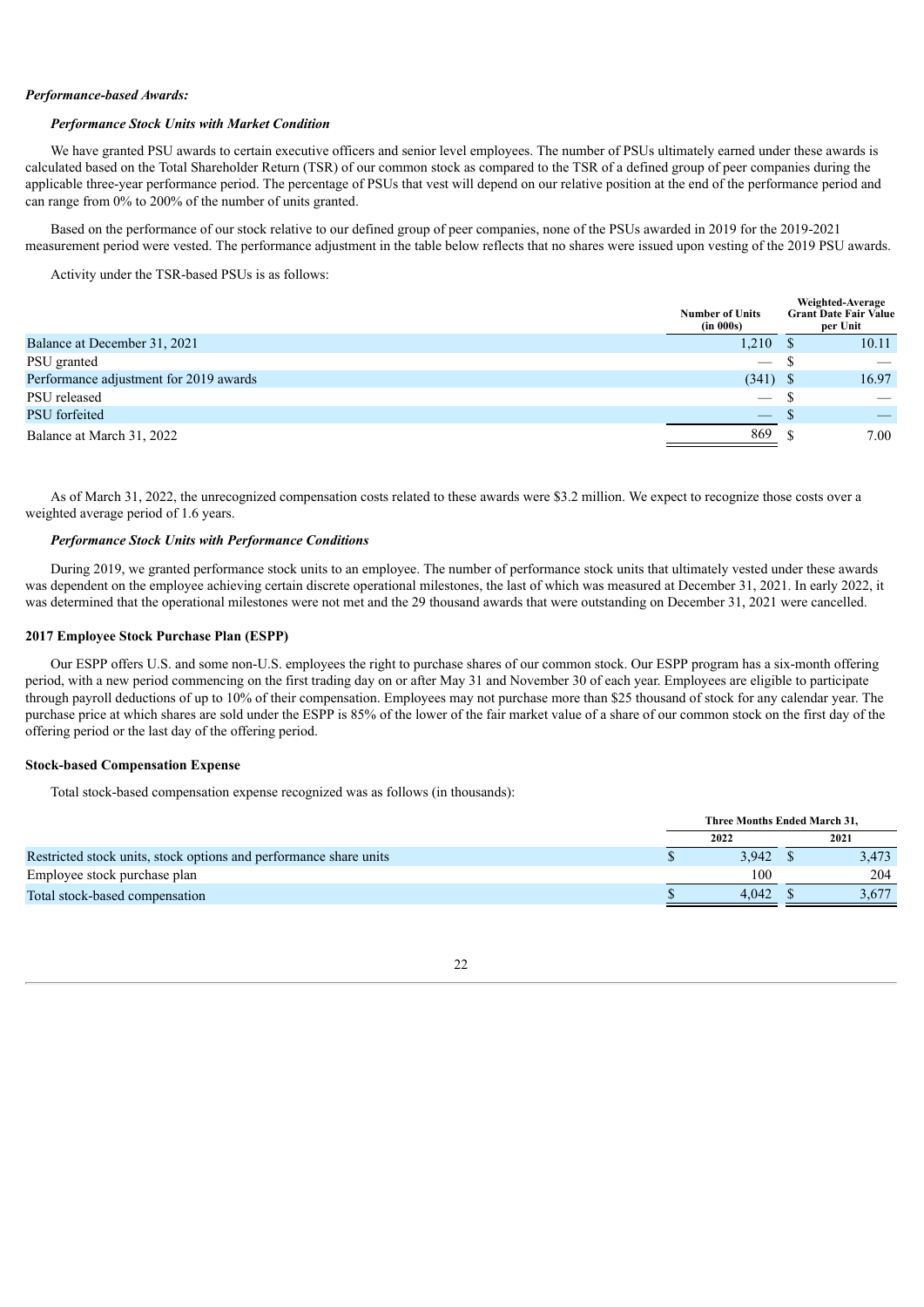*Performance-based Awards:*

***Performance Stock Units with Market Condition***

We have granted PSU awards to certain executive officers and senior level employees. The number of PSUs ultimately earned under these awards is calculated based on the Total Shareholder Return (TSR) of our common stock as compared to the TSR of a defined group of peer companies during the applicable three-year performance period. The percentage of PSUs that vest will depend on our relative position at the end of the performance period and can range from 0% to 200% of the number of units granted.

Based on the performance of our stock relative to our defined group of peer companies, none of the PSUs awarded in 2019 for the 2019-2021 measurement period were vested. The performance adjustment in the table below reflects that no shares were issued upon vesting of the 2019 PSU awards.

Activity under the TSR-based PSUs is as follows:

| | Number of Units (in 000s) | Weighted-Average Grant Date Fair Value per Unit |
|---|---|---|
| Balance at December 31, 2021 | 1,210 | $ 10.11 |
| PSU granted | — | $ — |
| Performance adjustment for 2019 awards | (341) | $ 16.97 |
| PSU released | — | $ — |
| PSU forfeited | — | $ — |
| Balance at March 31, 2022 | 869 | $ 7.00 |

As of March 31, 2022, the unrecognized compensation costs related to these awards were $3.2 million. We expect to recognize those costs over a weighted average period of 1.6 years.

***Performance Stock Units with Performance Conditions***

During 2019, we granted performance stock units to an employee. The number of performance stock units that ultimately vested under these awards was dependent on the employee achieving certain discrete operational milestones, the last of which was measured at December 31, 2021. In early 2022, it was determined that the operational milestones were not met and the 29 thousand awards that were outstanding on December 31, 2021 were cancelled.

**2017 Employee Stock Purchase Plan (ESPP)**

Our ESPP offers U.S. and some non-U.S. employees the right to purchase shares of our common stock. Our ESPP program has a six-month offering period, with a new period commencing on the first trading day on or after May 31 and November 30 of each year. Employees are eligible to participate through payroll deductions of up to 10% of their compensation. Employees may not purchase more than $25 thousand of stock for any calendar year. The purchase price at which shares are sold under the ESPP is 85% of the lower of the fair market value of a share of our common stock on the first day of the offering period or the last day of the offering period.

**Stock-based Compensation Expense**

Total stock-based compensation expense recognized was as follows (in thousands):

| | Three Months Ended March 31, | |
|---|---|---|
| | 2022 | 2021 |
| Restricted stock units, stock options and performance share units | $ 3,942 | $ 3,473 |
| Employee stock purchase plan | 100 | 204 |
| Total stock-based compensation | $ 4,042 | $ 3,677 |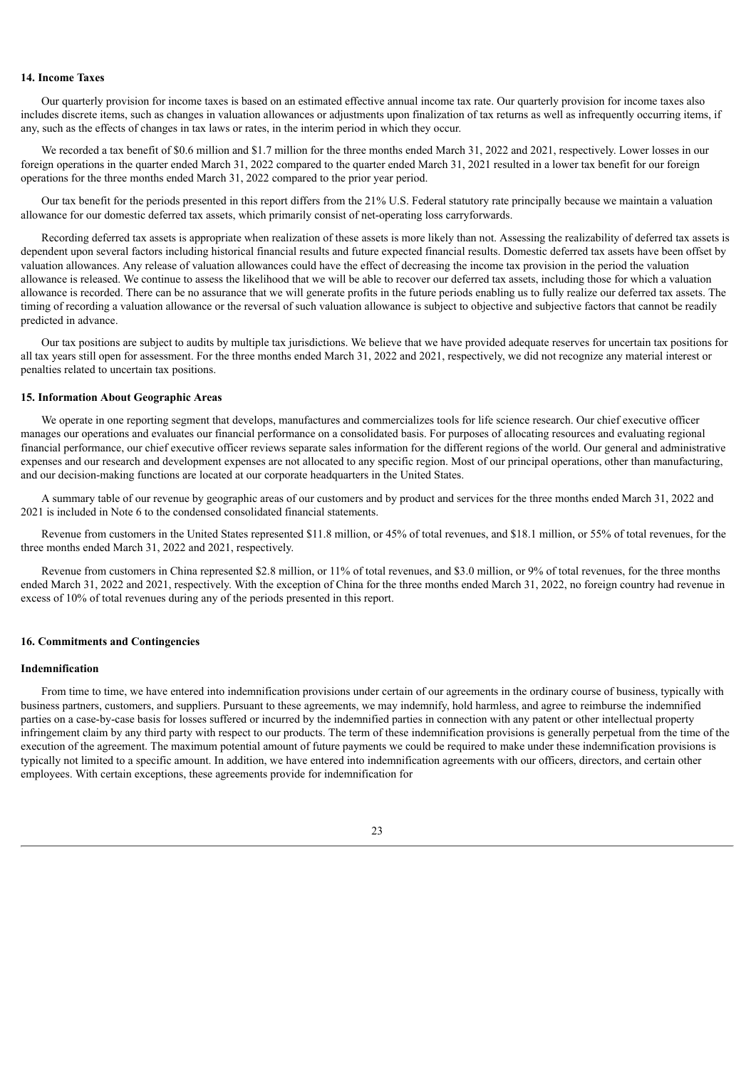### 14. Income Taxes

Our quarterly provision for income taxes is based on an estimated effective annual income tax rate. Our quarterly provision for income taxes also includes discrete items, such as changes in valuation allowances or adjustments upon finalization of tax returns as well as infrequently occurring items, if any, such as the effects of changes in tax laws or rates, in the interim period in which they occur.

We recorded a tax benefit of $0.6 million and $1.7 million for the three months ended March 31, 2022 and 2021, respectively. Lower losses in our foreign operations in the quarter ended March 31, 2022 compared to the quarter ended March 31, 2021 resulted in a lower tax benefit for our foreign operations for the three months ended March 31, 2022 compared to the prior year period.

Our tax benefit for the periods presented in this report differs from the 21% U.S. Federal statutory rate principally because we maintain a valuation allowance for our domestic deferred tax assets, which primarily consist of net-operating loss carryforwards.

Recording deferred tax assets is appropriate when realization of these assets is more likely than not. Assessing the realizability of deferred tax assets is dependent upon several factors including historical financial results and future expected financial results. Domestic deferred tax assets have been offset by valuation allowances. Any release of valuation allowances could have the effect of decreasing the income tax provision in the period the valuation allowance is released. We continue to assess the likelihood that we will be able to recover our deferred tax assets, including those for which a valuation allowance is recorded. There can be no assurance that we will generate profits in the future periods enabling us to fully realize our deferred tax assets. The timing of recording a valuation allowance or the reversal of such valuation allowance is subject to objective and subjective factors that cannot be readily predicted in advance.

Our tax positions are subject to audits by multiple tax jurisdictions. We believe that we have provided adequate reserves for uncertain tax positions for all tax years still open for assessment. For the three months ended March 31, 2022 and 2021, respectively, we did not recognize any material interest or penalties related to uncertain tax positions.

### 15. Information About Geographic Areas

We operate in one reporting segment that develops, manufactures and commercializes tools for life science research. Our chief executive officer manages our operations and evaluates our financial performance on a consolidated basis. For purposes of allocating resources and evaluating regional financial performance, our chief executive officer reviews separate sales information for the different regions of the world. Our general and administrative expenses and our research and development expenses are not allocated to any specific region. Most of our principal operations, other than manufacturing, and our decision-making functions are located at our corporate headquarters in the United States.

A summary table of our revenue by geographic areas of our customers and by product and services for the three months ended March 31, 2022 and 2021 is included in Note 6 to the condensed consolidated financial statements.

Revenue from customers in the United States represented $11.8 million, or 45% of total revenues, and $18.1 million, or 55% of total revenues, for the three months ended March 31, 2022 and 2021, respectively.

Revenue from customers in China represented $2.8 million, or 11% of total revenues, and $3.0 million, or 9% of total revenues, for the three months ended March 31, 2022 and 2021, respectively. With the exception of China for the three months ended March 31, 2022, no foreign country had revenue in excess of 10% of total revenues during any of the periods presented in this report.

### 16. Commitments and Contingencies

#### Indemnification

From time to time, we have entered into indemnification provisions under certain of our agreements in the ordinary course of business, typically with business partners, customers, and suppliers. Pursuant to these agreements, we may indemnify, hold harmless, and agree to reimburse the indemnified parties on a case-by-case basis for losses suffered or incurred by the indemnified parties in connection with any patent or other intellectual property infringement claim by any third party with respect to our products. The term of these indemnification provisions is generally perpetual from the time of the execution of the agreement. The maximum potential amount of future payments we could be required to make under these indemnification provisions is typically not limited to a specific amount. In addition, we have entered into indemnification agreements with our officers, directors, and certain other employees. With certain exceptions, these agreements provide for indemnification for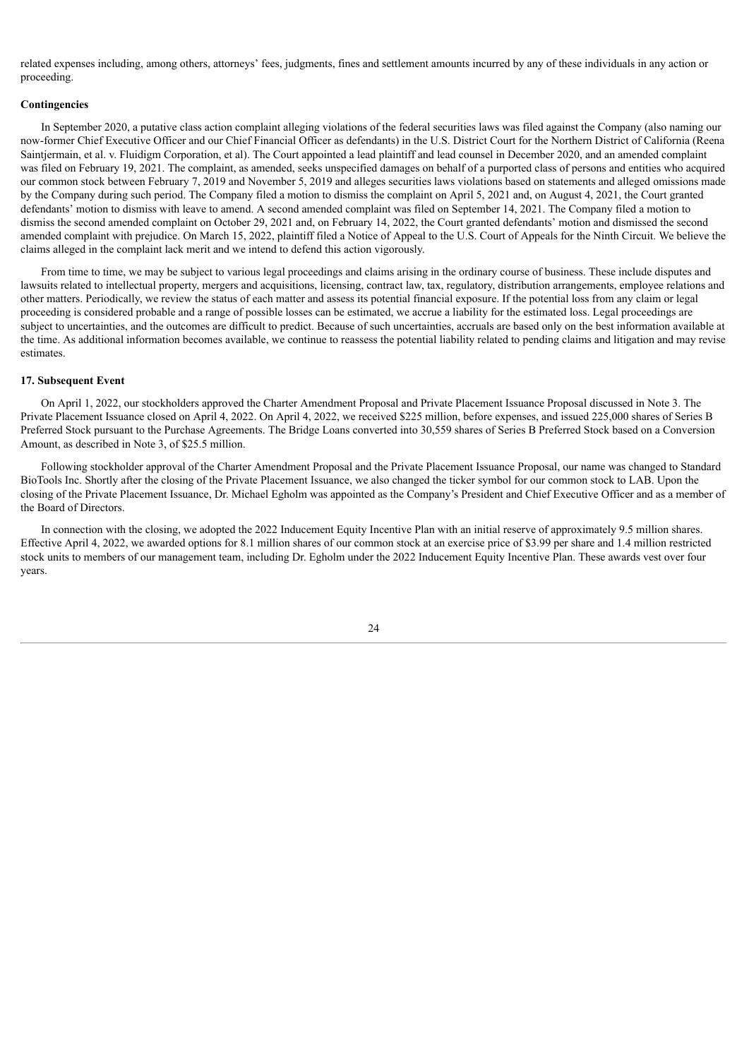related expenses including, among others, attorneys' fees, judgments, fines and settlement amounts incurred by any of these individuals in any action or proceeding.

**Contingencies**

In September 2020, a putative class action complaint alleging violations of the federal securities laws was filed against the Company (also naming our now-former Chief Executive Officer and our Chief Financial Officer as defendants) in the U.S. District Court for the Northern District of California (Reena Saintjermain, et al. v. Fluidigm Corporation, et al). The Court appointed a lead plaintiff and lead counsel in December 2020, and an amended complaint was filed on February 19, 2021. The complaint, as amended, seeks unspecified damages on behalf of a purported class of persons and entities who acquired our common stock between February 7, 2019 and November 5, 2019 and alleges securities laws violations based on statements and alleged omissions made by the Company during such period. The Company filed a motion to dismiss the complaint on April 5, 2021 and, on August 4, 2021, the Court granted defendants' motion to dismiss with leave to amend. A second amended complaint was filed on September 14, 2021. The Company filed a motion to dismiss the second amended complaint on October 29, 2021 and, on February 14, 2022, the Court granted defendants' motion and dismissed the second amended complaint with prejudice. On March 15, 2022, plaintiff filed a Notice of Appeal to the U.S. Court of Appeals for the Ninth Circuit. We believe the claims alleged in the complaint lack merit and we intend to defend this action vigorously.

From time to time, we may be subject to various legal proceedings and claims arising in the ordinary course of business. These include disputes and lawsuits related to intellectual property, mergers and acquisitions, licensing, contract law, tax, regulatory, distribution arrangements, employee relations and other matters. Periodically, we review the status of each matter and assess its potential financial exposure. If the potential loss from any claim or legal proceeding is considered probable and a range of possible losses can be estimated, we accrue a liability for the estimated loss. Legal proceedings are subject to uncertainties, and the outcomes are difficult to predict. Because of such uncertainties, accruals are based only on the best information available at the time. As additional information becomes available, we continue to reassess the potential liability related to pending claims and litigation and may revise estimates.

**17. Subsequent Event**

On April 1, 2022, our stockholders approved the Charter Amendment Proposal and Private Placement Issuance Proposal discussed in Note 3. The Private Placement Issuance closed on April 4, 2022. On April 4, 2022, we received $225 million, before expenses, and issued 225,000 shares of Series B Preferred Stock pursuant to the Purchase Agreements. The Bridge Loans converted into 30,559 shares of Series B Preferred Stock based on a Conversion Amount, as described in Note 3, of $25.5 million.

Following stockholder approval of the Charter Amendment Proposal and the Private Placement Issuance Proposal, our name was changed to Standard BioTools Inc. Shortly after the closing of the Private Placement Issuance, we also changed the ticker symbol for our common stock to LAB. Upon the closing of the Private Placement Issuance, Dr. Michael Egholm was appointed as the Company's President and Chief Executive Officer and as a member of the Board of Directors.

In connection with the closing, we adopted the 2022 Inducement Equity Incentive Plan with an initial reserve of approximately 9.5 million shares. Effective April 4, 2022, we awarded options for 8.1 million shares of our common stock at an exercise price of $3.99 per share and 1.4 million restricted stock units to members of our management team, including Dr. Egholm under the 2022 Inducement Equity Incentive Plan. These awards vest over four years.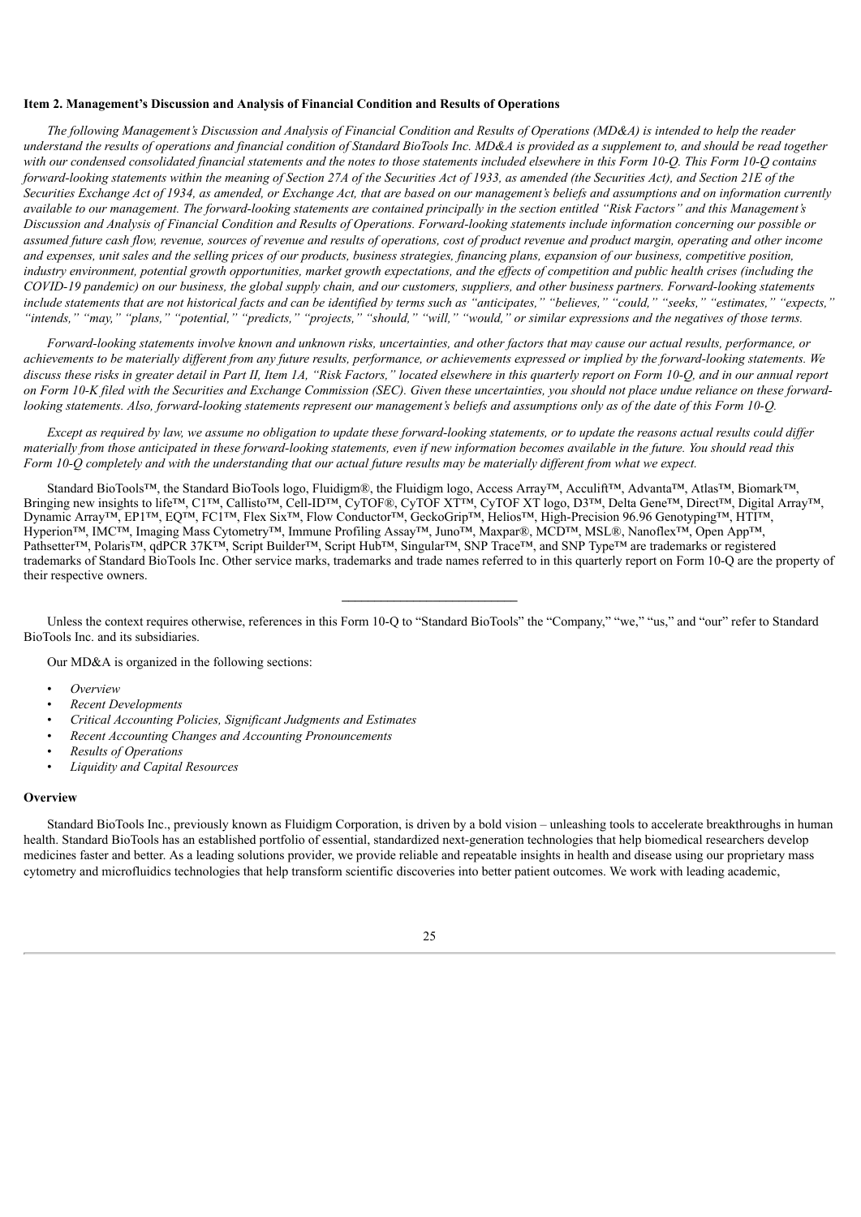**Item 2. Management's Discussion and Analysis of Financial Condition and Results of Operations**

*The following Management's Discussion and Analysis of Financial Condition and Results of Operations (MD&A) is intended to help the reader understand the results of operations and financial condition of Standard BioTools Inc. MD&A is provided as a supplement to, and should be read together with our condensed consolidated financial statements and the notes to those statements included elsewhere in this Form 10-Q. This Form 10-Q contains forward-looking statements within the meaning of Section 27A of the Securities Act of 1933, as amended (the Securities Act), and Section 21E of the Securities Exchange Act of 1934, as amended, or Exchange Act, that are based on our management's beliefs and assumptions and on information currently available to our management. The forward-looking statements are contained principally in the section entitled "Risk Factors" and this Management's Discussion and Analysis of Financial Condition and Results of Operations. Forward-looking statements include information concerning our possible or assumed future cash flow, revenue, sources of revenue and results of operations, cost of product revenue and product margin, operating and other income and expenses, unit sales and the selling prices of our products, business strategies, financing plans, expansion of our business, competitive position, industry environment, potential growth opportunities, market growth expectations, and the effects of competition and public health crises (including the COVID-19 pandemic) on our business, the global supply chain, and our customers, suppliers, and other business partners. Forward-looking statements include statements that are not historical facts and can be identified by terms such as "anticipates," "believes," "could," "seeks," "estimates," "expects," "intends," "may," "plans," "potential," "predicts," "projects," "should," "will," "would," or similar expressions and the negatives of those terms.*

*Forward-looking statements involve known and unknown risks, uncertainties, and other factors that may cause our actual results, performance, or achievements to be materially different from any future results, performance, or achievements expressed or implied by the forward-looking statements. We discuss these risks in greater detail in Part II, Item 1A, "Risk Factors," located elsewhere in this quarterly report on Form 10-Q, and in our annual report on Form 10-K filed with the Securities and Exchange Commission (SEC). Given these uncertainties, you should not place undue reliance on these forward-looking statements. Also, forward-looking statements represent our management's beliefs and assumptions only as of the date of this Form 10-Q.*

*Except as required by law, we assume no obligation to update these forward-looking statements, or to update the reasons actual results could differ materially from those anticipated in these forward-looking statements, even if new information becomes available in the future. You should read this Form 10-Q completely and with the understanding that our actual future results may be materially different from what we expect.*

Standard BioTools™, the Standard BioTools logo, Fluidigm®, the Fluidigm logo, Access Array™, Acculift™, Advanta™, Atlas™, Biomark™, Bringing new insights to life™, C1™, Callisto™, Cell-ID™, CyTOF®, CyTOF XT™, CyTOF XT logo, D3™, Delta Gene™, Direct™, Digital Array™, Dynamic Array™, EP1™, EQ™, FC1™, Flex Six™, Flow Conductor™, GeckoGrip™, Helios™, High-Precision 96.96 Genotyping™, HTI™, Hyperion™, IMC™, Imaging Mass Cytometry™, Immune Profiling Assay™, Juno™, Maxpar®, MCD™, MSL®, Nanoflex™, Open App™, Pathsetter™, Polaris™, qdPCR 37K™, Script Builder™, Script Hub™, Singular™, SNP Trace™, and SNP Type™ are trademarks or registered trademarks of Standard BioTools Inc. Other service marks, trademarks and trade names referred to in this quarterly report on Form 10-Q are the property of their respective owners.

---

Unless the context requires otherwise, references in this Form 10-Q to "Standard BioTools" the "Company," "we," "us," and "our" refer to Standard BioTools Inc. and its subsidiaries.

Our MD&A is organized in the following sections:

- *Overview*
- *Recent Developments*
- *Critical Accounting Policies, Significant Judgments and Estimates*
- *Recent Accounting Changes and Accounting Pronouncements*
- *Results of Operations*
- *Liquidity and Capital Resources*

**Overview**

Standard BioTools Inc., previously known as Fluidigm Corporation, is driven by a bold vision – unleashing tools to accelerate breakthroughs in human health. Standard BioTools has an established portfolio of essential, standardized next-generation technologies that help biomedical researchers develop medicines faster and better. As a leading solutions provider, we provide reliable and repeatable insights in health and disease using our proprietary mass cytometry and microfluidics technologies that help transform scientific discoveries into better patient outcomes. We work with leading academic,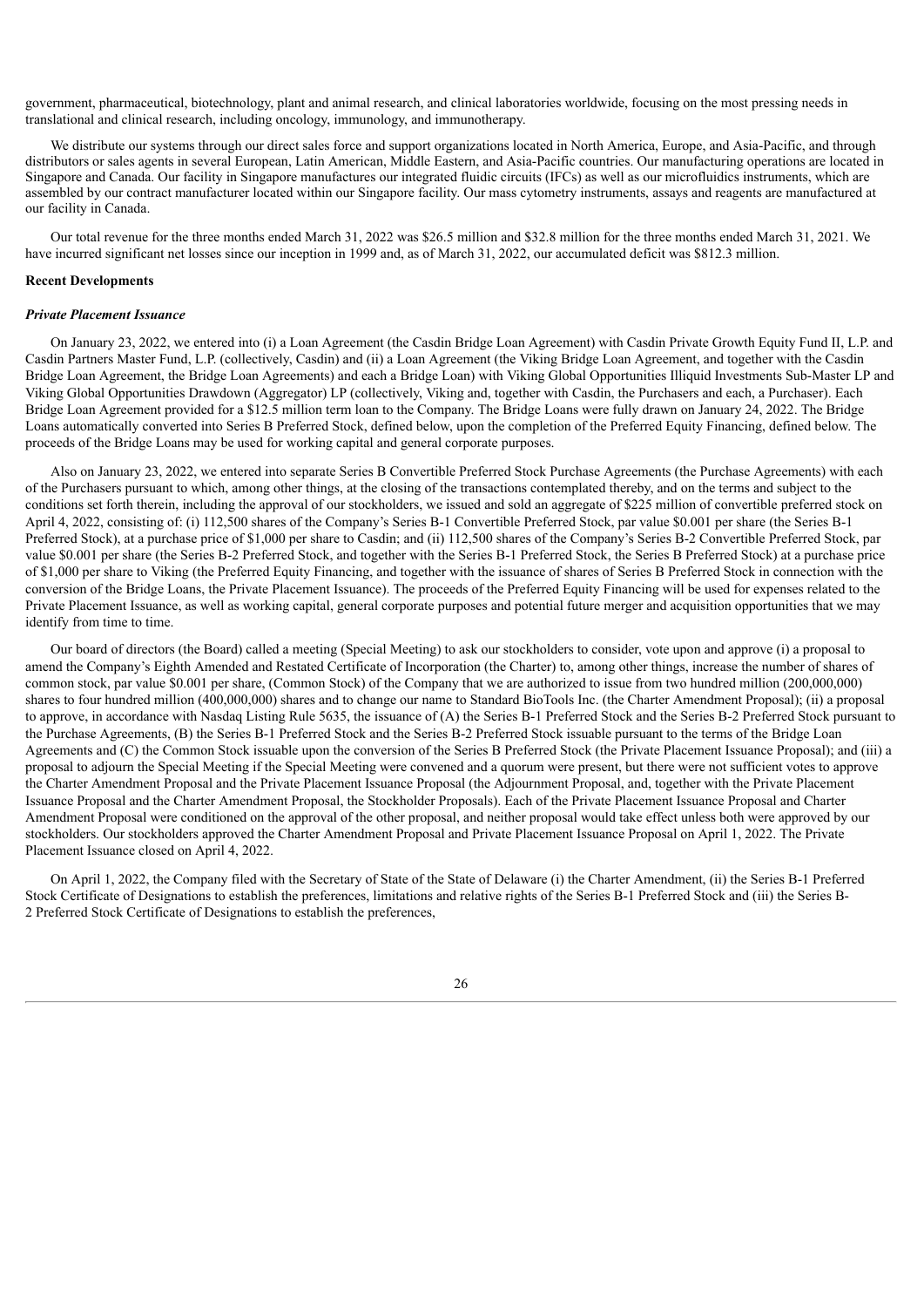government, pharmaceutical, biotechnology, plant and animal research, and clinical laboratories worldwide, focusing on the most pressing needs in translational and clinical research, including oncology, immunology, and immunotherapy.

We distribute our systems through our direct sales force and support organizations located in North America, Europe, and Asia-Pacific, and through distributors or sales agents in several European, Latin American, Middle Eastern, and Asia-Pacific countries. Our manufacturing operations are located in Singapore and Canada. Our facility in Singapore manufactures our integrated fluidic circuits (IFCs) as well as our microfluidics instruments, which are assembled by our contract manufacturer located within our Singapore facility. Our mass cytometry instruments, assays and reagents are manufactured at our facility in Canada.

Our total revenue for the three months ended March 31, 2022 was $26.5 million and $32.8 million for the three months ended March 31, 2021. We have incurred significant net losses since our inception in 1999 and, as of March 31, 2022, our accumulated deficit was $812.3 million.

**Recent Developments**

***Private Placement Issuance***

On January 23, 2022, we entered into (i) a Loan Agreement (the Casdin Bridge Loan Agreement) with Casdin Private Growth Equity Fund II, L.P. and Casdin Partners Master Fund, L.P. (collectively, Casdin) and (ii) a Loan Agreement (the Viking Bridge Loan Agreement, and together with the Casdin Bridge Loan Agreement, the Bridge Loan Agreements) and each a Bridge Loan) with Viking Global Opportunities Illiquid Investments Sub-Master LP and Viking Global Opportunities Drawdown (Aggregator) LP (collectively, Viking and, together with Casdin, the Purchasers and each, a Purchaser). Each Bridge Loan Agreement provided for a $12.5 million term loan to the Company. The Bridge Loans were fully drawn on January 24, 2022. The Bridge Loans automatically converted into Series B Preferred Stock, defined below, upon the completion of the Preferred Equity Financing, defined below. The proceeds of the Bridge Loans may be used for working capital and general corporate purposes.

Also on January 23, 2022, we entered into separate Series B Convertible Preferred Stock Purchase Agreements (the Purchase Agreements) with each of the Purchasers pursuant to which, among other things, at the closing of the transactions contemplated thereby, and on the terms and subject to the conditions set forth therein, including the approval of our stockholders, we issued and sold an aggregate of $225 million of convertible preferred stock on April 4, 2022, consisting of: (i) 112,500 shares of the Company's Series B-1 Convertible Preferred Stock, par value $0.001 per share (the Series B-1 Preferred Stock), at a purchase price of $1,000 per share to Casdin; and (ii) 112,500 shares of the Company's Series B-2 Convertible Preferred Stock, par value $0.001 per share (the Series B-2 Preferred Stock, and together with the Series B-1 Preferred Stock, the Series B Preferred Stock) at a purchase price of $1,000 per share to Viking (the Preferred Equity Financing, and together with the issuance of shares of Series B Preferred Stock in connection with the conversion of the Bridge Loans, the Private Placement Issuance). The proceeds of the Preferred Equity Financing will be used for expenses related to the Private Placement Issuance, as well as working capital, general corporate purposes and potential future merger and acquisition opportunities that we may identify from time to time.

Our board of directors (the Board) called a meeting (Special Meeting) to ask our stockholders to consider, vote upon and approve (i) a proposal to amend the Company's Eighth Amended and Restated Certificate of Incorporation (the Charter) to, among other things, increase the number of shares of common stock, par value $0.001 per share, (Common Stock) of the Company that we are authorized to issue from two hundred million (200,000,000) shares to four hundred million (400,000,000) shares and to change our name to Standard BioTools Inc. (the Charter Amendment Proposal); (ii) a proposal to approve, in accordance with Nasdaq Listing Rule 5635, the issuance of (A) the Series B-1 Preferred Stock and the Series B-2 Preferred Stock pursuant to the Purchase Agreements, (B) the Series B-1 Preferred Stock and the Series B-2 Preferred Stock issuable pursuant to the terms of the Bridge Loan Agreements and (C) the Common Stock issuable upon the conversion of the Series B Preferred Stock (the Private Placement Issuance Proposal); and (iii) a proposal to adjourn the Special Meeting if the Special Meeting were convened and a quorum were present, but there were not sufficient votes to approve the Charter Amendment Proposal and the Private Placement Issuance Proposal (the Adjournment Proposal, and, together with the Private Placement Issuance Proposal and the Charter Amendment Proposal, the Stockholder Proposals). Each of the Private Placement Issuance Proposal and Charter Amendment Proposal were conditioned on the approval of the other proposal, and neither proposal would take effect unless both were approved by our stockholders. Our stockholders approved the Charter Amendment Proposal and Private Placement Issuance Proposal on April 1, 2022. The Private Placement Issuance closed on April 4, 2022.

On April 1, 2022, the Company filed with the Secretary of State of the State of Delaware (i) the Charter Amendment, (ii) the Series B-1 Preferred Stock Certificate of Designations to establish the preferences, limitations and relative rights of the Series B-1 Preferred Stock and (iii) the Series B-2 Preferred Stock Certificate of Designations to establish the preferences,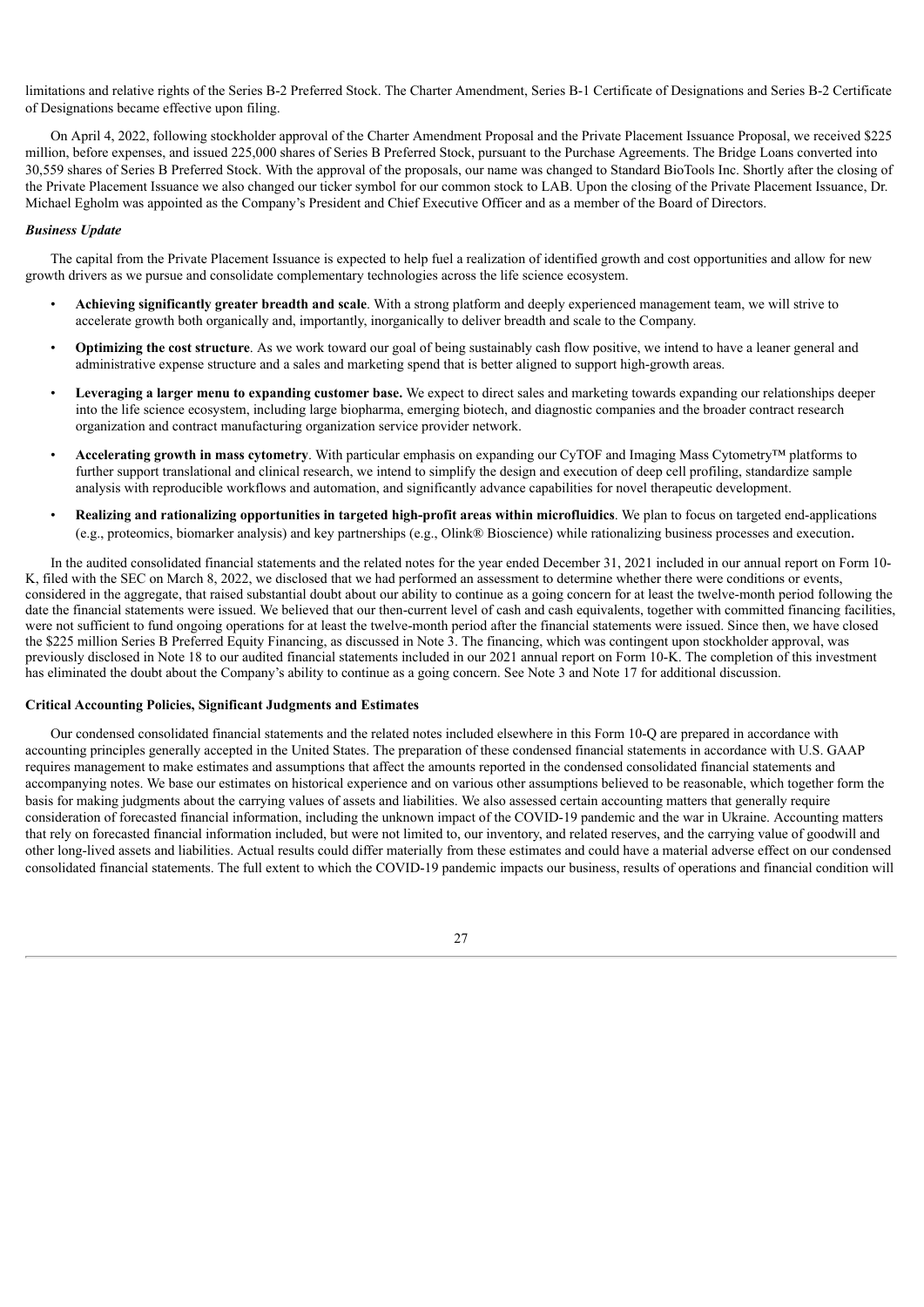limitations and relative rights of the Series B-2 Preferred Stock. The Charter Amendment, Series B-1 Certificate of Designations and Series B-2 Certificate of Designations became effective upon filing.

On April 4, 2022, following stockholder approval of the Charter Amendment Proposal and the Private Placement Issuance Proposal, we received $225 million, before expenses, and issued 225,000 shares of Series B Preferred Stock, pursuant to the Purchase Agreements. The Bridge Loans converted into 30,559 shares of Series B Preferred Stock. With the approval of the proposals, our name was changed to Standard BioTools Inc. Shortly after the closing of the Private Placement Issuance we also changed our ticker symbol for our common stock to LAB. Upon the closing of the Private Placement Issuance, Dr. Michael Egholm was appointed as the Company's President and Chief Executive Officer and as a member of the Board of Directors.

***Business Update***

The capital from the Private Placement Issuance is expected to help fuel a realization of identified growth and cost opportunities and allow for new growth drivers as we pursue and consolidate complementary technologies across the life science ecosystem.

- **Achieving significantly greater breadth and scale**. With a strong platform and deeply experienced management team, we will strive to accelerate growth both organically and, importantly, inorganically to deliver breadth and scale to the Company.
- **Optimizing the cost structure**. As we work toward our goal of being sustainably cash flow positive, we intend to have a leaner general and administrative expense structure and a sales and marketing spend that is better aligned to support high-growth areas.
- **Leveraging a larger menu to expanding customer base.** We expect to direct sales and marketing towards expanding our relationships deeper into the life science ecosystem, including large biopharma, emerging biotech, and diagnostic companies and the broader contract research organization and contract manufacturing organization service provider network.
- **Accelerating growth in mass cytometry**. With particular emphasis on expanding our CyTOF and Imaging Mass Cytometry™ platforms to further support translational and clinical research, we intend to simplify the design and execution of deep cell profiling, standardize sample analysis with reproducible workflows and automation, and significantly advance capabilities for novel therapeutic development.
- **Realizing and rationalizing opportunities in targeted high-profit areas within microfluidics**. We plan to focus on targeted end-applications (e.g., proteomics, biomarker analysis) and key partnerships (e.g., Olink® Bioscience) while rationalizing business processes and execution**.**

In the audited consolidated financial statements and the related notes for the year ended December 31, 2021 included in our annual report on Form 10-K, filed with the SEC on March 8, 2022, we disclosed that we had performed an assessment to determine whether there were conditions or events, considered in the aggregate, that raised substantial doubt about our ability to continue as a going concern for at least the twelve-month period following the date the financial statements were issued. We believed that our then-current level of cash and cash equivalents, together with committed financing facilities, were not sufficient to fund ongoing operations for at least the twelve-month period after the financial statements were issued. Since then, we have closed the $225 million Series B Preferred Equity Financing, as discussed in Note 3. The financing, which was contingent upon stockholder approval, was previously disclosed in Note 18 to our audited financial statements included in our 2021 annual report on Form 10-K. The completion of this investment has eliminated the doubt about the Company's ability to continue as a going concern. See Note 3 and Note 17 for additional discussion.

**Critical Accounting Policies, Significant Judgments and Estimates**

Our condensed consolidated financial statements and the related notes included elsewhere in this Form 10-Q are prepared in accordance with accounting principles generally accepted in the United States. The preparation of these condensed financial statements in accordance with U.S. GAAP requires management to make estimates and assumptions that affect the amounts reported in the condensed consolidated financial statements and accompanying notes. We base our estimates on historical experience and on various other assumptions believed to be reasonable, which together form the basis for making judgments about the carrying values of assets and liabilities. We also assessed certain accounting matters that generally require consideration of forecasted financial information, including the unknown impact of the COVID-19 pandemic and the war in Ukraine. Accounting matters that rely on forecasted financial information included, but were not limited to, our inventory, and related reserves, and the carrying value of goodwill and other long-lived assets and liabilities. Actual results could differ materially from these estimates and could have a material adverse effect on our condensed consolidated financial statements. The full extent to which the COVID-19 pandemic impacts our business, results of operations and financial condition will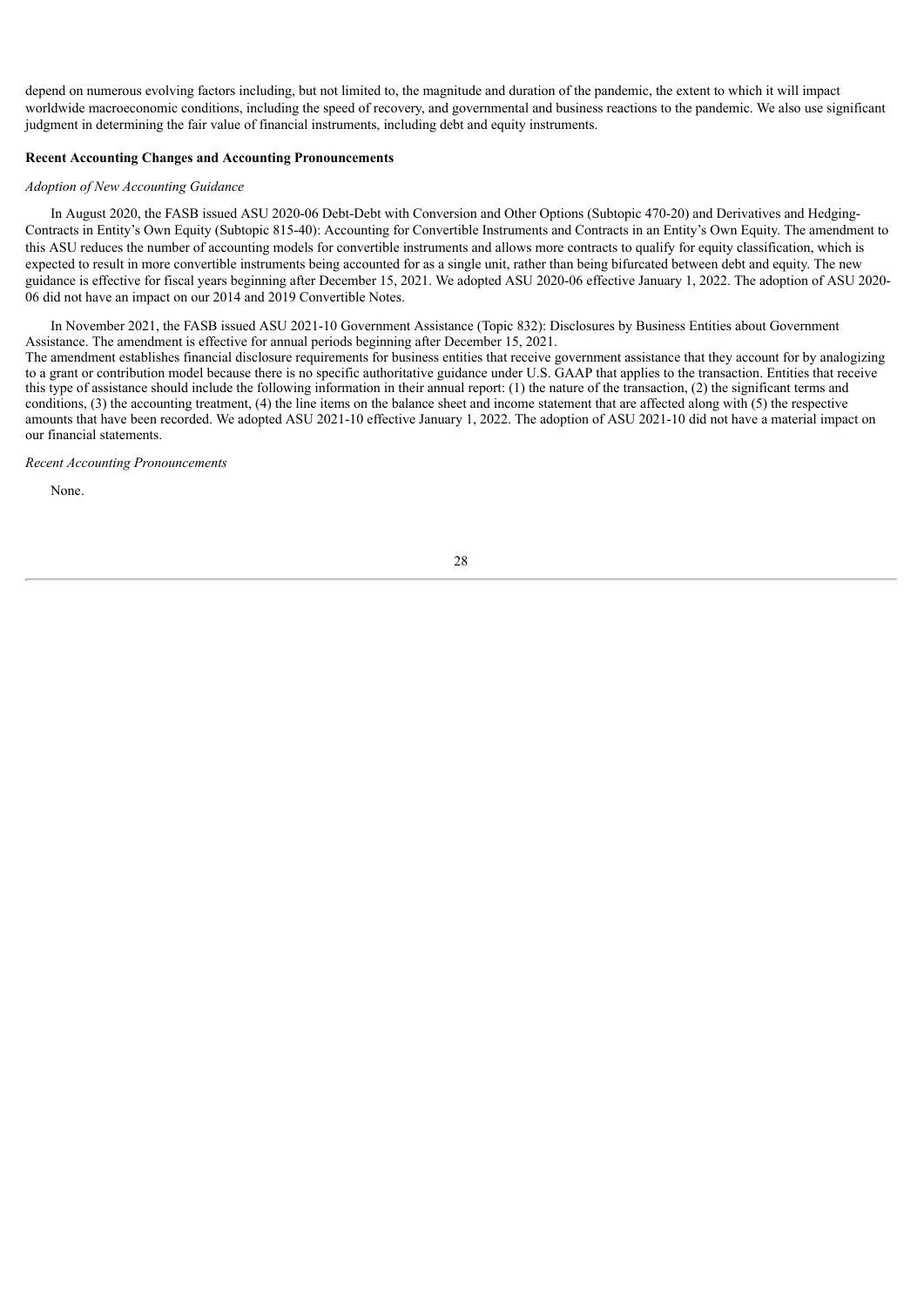depend on numerous evolving factors including, but not limited to, the magnitude and duration of the pandemic, the extent to which it will impact worldwide macroeconomic conditions, including the speed of recovery, and governmental and business reactions to the pandemic. We also use significant judgment in determining the fair value of financial instruments, including debt and equity instruments.

**Recent Accounting Changes and Accounting Pronouncements**

*Adoption of New Accounting Guidance*

In August 2020, the FASB issued ASU 2020-06 Debt-Debt with Conversion and Other Options (Subtopic 470-20) and Derivatives and Hedging-Contracts in Entity's Own Equity (Subtopic 815-40): Accounting for Convertible Instruments and Contracts in an Entity's Own Equity. The amendment to this ASU reduces the number of accounting models for convertible instruments and allows more contracts to qualify for equity classification, which is expected to result in more convertible instruments being accounted for as a single unit, rather than being bifurcated between debt and equity. The new guidance is effective for fiscal years beginning after December 15, 2021. We adopted ASU 2020-06 effective January 1, 2022. The adoption of ASU 2020-06 did not have an impact on our 2014 and 2019 Convertible Notes.

In November 2021, the FASB issued ASU 2021-10 Government Assistance (Topic 832): Disclosures by Business Entities about Government Assistance. The amendment is effective for annual periods beginning after December 15, 2021.
The amendment establishes financial disclosure requirements for business entities that receive government assistance that they account for by analogizing to a grant or contribution model because there is no specific authoritative guidance under U.S. GAAP that applies to the transaction. Entities that receive this type of assistance should include the following information in their annual report: (1) the nature of the transaction, (2) the significant terms and conditions, (3) the accounting treatment, (4) the line items on the balance sheet and income statement that are affected along with (5) the respective amounts that have been recorded. We adopted ASU 2021-10 effective January 1, 2022. The adoption of ASU 2021-10 did not have a material impact on our financial statements.

*Recent Accounting Pronouncements*

None.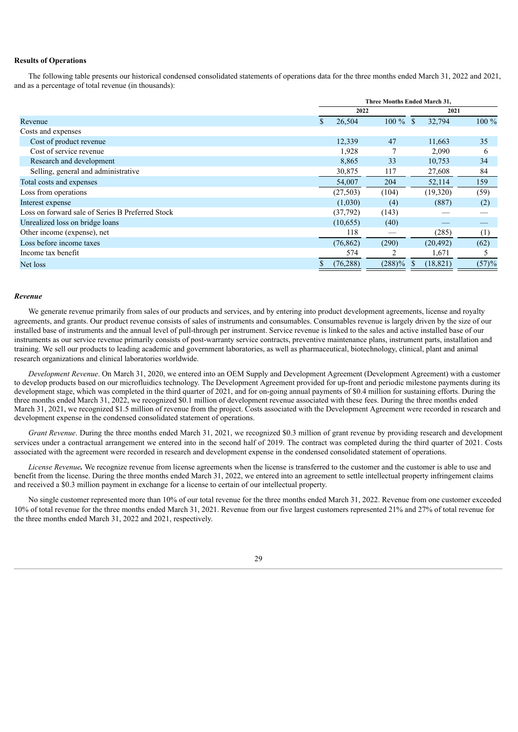**Results of Operations**

The following table presents our historical condensed consolidated statements of operations data for the three months ended March 31, 2022 and 2021, and as a percentage of total revenue (in thousands):

| | Three Months Ended March 31, | | | |
|---|---|---|---|---|
| | 2022 | | 2021 | |
| Revenue | $ 26,504 | 100 % | $ 32,794 | 100 % |
| Costs and expenses | | | | |
| Cost of product revenue | 12,339 | 47 | 11,663 | 35 |
| Cost of service revenue | 1,928 | 7 | 2,090 | 6 |
| Research and development | 8,865 | 33 | 10,753 | 34 |
| Selling, general and administrative | 30,875 | 117 | 27,608 | 84 |
| Total costs and expenses | 54,007 | 204 | 52,114 | 159 |
| Loss from operations | (27,503) | (104) | (19,320) | (59) |
| Interest expense | (1,030) | (4) | (887) | (2) |
| Loss on forward sale of Series B Preferred Stock | (37,792) | (143) | — | — |
| Unrealized loss on bridge loans | (10,655) | (40) | — | — |
| Other income (expense), net | 118 | — | (285) | (1) |
| Loss before income taxes | (76,862) | (290) | (20,492) | (62) |
| Income tax benefit | 574 | 2 | 1,671 | 5 |
| Net loss | $ (76,288) | (288)% | $ (18,821) | (57)% |

***Revenue***

We generate revenue primarily from sales of our products and services, and by entering into product development agreements, license and royalty agreements, and grants. Our product revenue consists of sales of instruments and consumables. Consumables revenue is largely driven by the size of our installed base of instruments and the annual level of pull-through per instrument. Service revenue is linked to the sales and active installed base of our instruments as our service revenue primarily consists of post-warranty service contracts, preventive maintenance plans, instrument parts, installation and training. We sell our products to leading academic and government laboratories, as well as pharmaceutical, biotechnology, clinical, plant and animal research organizations and clinical laboratories worldwide.

*Development Revenue*. On March 31, 2020, we entered into an OEM Supply and Development Agreement (Development Agreement) with a customer to develop products based on our microfluidics technology. The Development Agreement provided for up-front and periodic milestone payments during its development stage, which was completed in the third quarter of 2021, and for on-going annual payments of $0.4 million for sustaining efforts. During the three months ended March 31, 2022, we recognized $0.1 million of development revenue associated with these fees. During the three months ended March 31, 2021, we recognized $1.5 million of revenue from the project. Costs associated with the Development Agreement were recorded in research and development expense in the condensed consolidated statement of operations.

*Grant Revenue*. During the three months ended March 31, 2021, we recognized $0.3 million of grant revenue by providing research and development services under a contractual arrangement we entered into in the second half of 2019. The contract was completed during the third quarter of 2021. Costs associated with the agreement were recorded in research and development expense in the condensed consolidated statement of operations.

*License Revenue.* We recognize revenue from license agreements when the license is transferred to the customer and the customer is able to use and benefit from the license. During the three months ended March 31, 2022, we entered into an agreement to settle intellectual property infringement claims and received a $0.3 million payment in exchange for a license to certain of our intellectual property.

No single customer represented more than 10% of our total revenue for the three months ended March 31, 2022. Revenue from one customer exceeded 10% of total revenue for the three months ended March 31, 2021. Revenue from our five largest customers represented 21% and 27% of total revenue for the three months ended March 31, 2022 and 2021, respectively.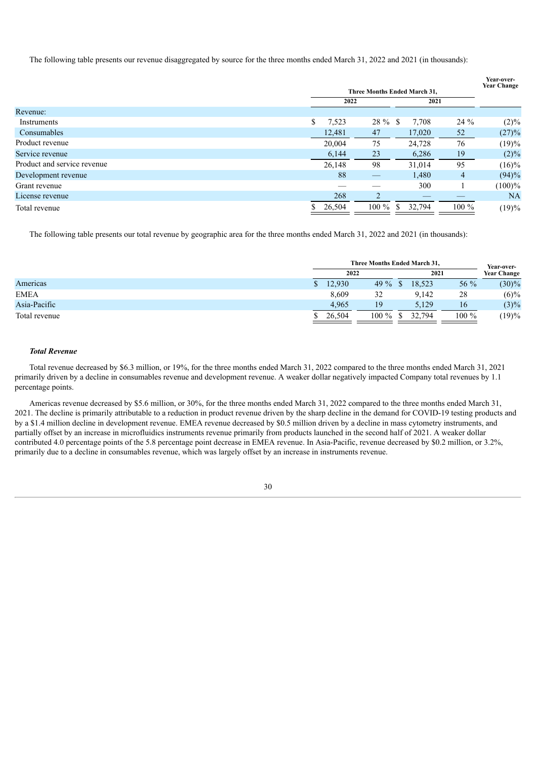The following table presents our revenue disaggregated by source for the three months ended March 31, 2022 and 2021 (in thousands):

| | Three Months Ended March 31, | | | | Year-over-Year Change |
|---|---|---|---|---|---|
| | 2022 | | 2021 | | |
| Revenue: | | | | | |
| Instruments | $ 7,523 | 28 % | $ 7,708 | 24 % | (2)% |
| Consumables | 12,481 | 47 | 17,020 | 52 | (27)% |
| Product revenue | 20,004 | 75 | 24,728 | 76 | (19)% |
| Service revenue | 6,144 | 23 | 6,286 | 19 | (2)% |
| Product and service revenue | 26,148 | 98 | 31,014 | 95 | (16)% |
| Development revenue | 88 | — | 1,480 | 4 | (94)% |
| Grant revenue | — | — | 300 | 1 | (100)% |
| License revenue | 268 | 2 | — | — | NA |
| Total revenue | $ 26,504 | 100 % | $ 32,794 | 100 % | (19)% |

The following table presents our total revenue by geographic area for the three months ended March 31, 2022 and 2021 (in thousands):

| | Three Months Ended March 31, | | | | Year-over-Year Change |
|---|---|---|---|---|---|
| | 2022 | | 2021 | | |
| Americas | $ 12,930 | 49 % | $ 18,523 | 56 % | (30)% |
| EMEA | 8,609 | 32 | 9,142 | 28 | (6)% |
| Asia-Pacific | 4,965 | 19 | 5,129 | 16 | (3)% |
| Total revenue | $ 26,504 | 100 % | $ 32,794 | 100 % | (19)% |

***Total Revenue***

Total revenue decreased by $6.3 million, or 19%, for the three months ended March 31, 2022 compared to the three months ended March 31, 2021 primarily driven by a decline in consumables revenue and development revenue. A weaker dollar negatively impacted Company total revenues by 1.1 percentage points.

Americas revenue decreased by $5.6 million, or 30%, for the three months ended March 31, 2022 compared to the three months ended March 31, 2021. The decline is primarily attributable to a reduction in product revenue driven by the sharp decline in the demand for COVID-19 testing products and by a $1.4 million decline in development revenue. EMEA revenue decreased by $0.5 million driven by a decline in mass cytometry instruments, and partially offset by an increase in microfluidics instruments revenue primarily from products launched in the second half of 2021. A weaker dollar contributed 4.0 percentage points of the 5.8 percentage point decrease in EMEA revenue. In Asia-Pacific, revenue decreased by $0.2 million, or 3.2%, primarily due to a decline in consumables revenue, which was largely offset by an increase in instruments revenue.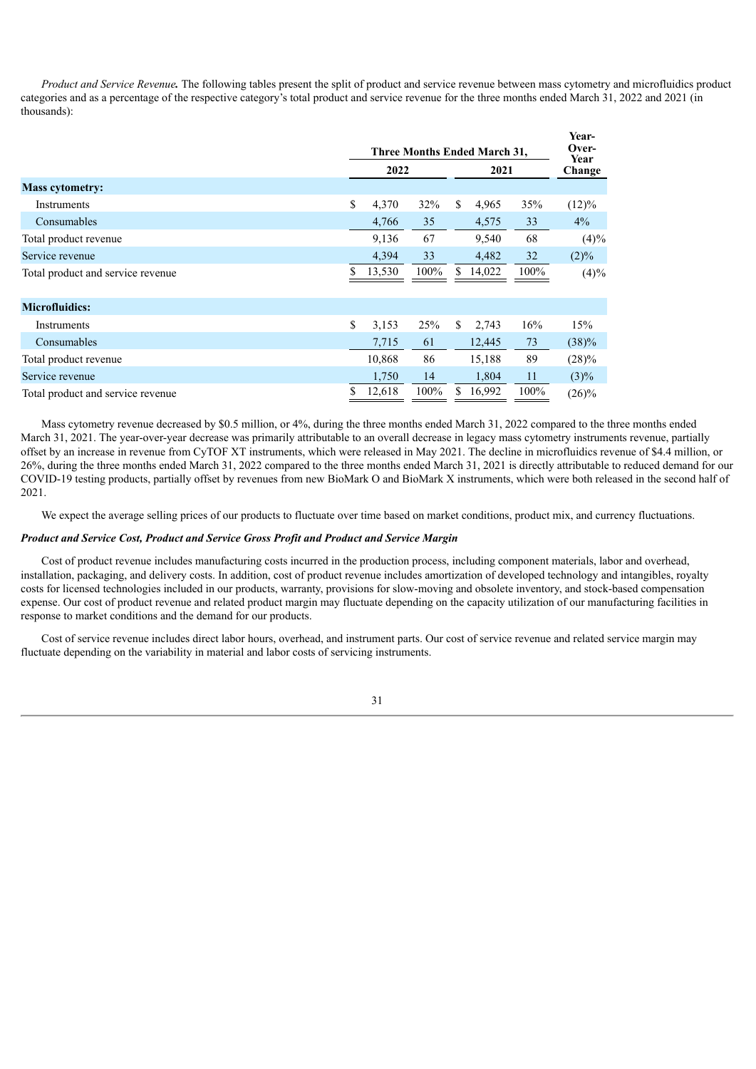*Product and Service Revenue.* The following tables present the split of product and service revenue between mass cytometry and microfluidics product categories and as a percentage of the respective category's total product and service revenue for the three months ended March 31, 2022 and 2021 (in thousands):

| | Three Months Ended March 31, | | | | Year-Over-Year Change |
|---|---|---|---|---|---|
| | 2022 | | 2021 | | |
| **Mass cytometry:** | | | | | |
| Instruments | $ 4,370 | 32% | $ 4,965 | 35% | (12)% |
| Consumables | 4,766 | 35 | 4,575 | 33 | 4% |
| Total product revenue | 9,136 | 67 | 9,540 | 68 | (4)% |
| Service revenue | 4,394 | 33 | 4,482 | 32 | (2)% |
| Total product and service revenue | $ 13,530 | 100% | $ 14,022 | 100% | (4)% |
| **Microfluidics:** | | | | | |
| Instruments | $ 3,153 | 25% | $ 2,743 | 16% | 15% |
| Consumables | 7,715 | 61 | 12,445 | 73 | (38)% |
| Total product revenue | 10,868 | 86 | 15,188 | 89 | (28)% |
| Service revenue | 1,750 | 14 | 1,804 | 11 | (3)% |
| Total product and service revenue | $ 12,618 | 100% | $ 16,992 | 100% | (26)% |

Mass cytometry revenue decreased by $0.5 million, or 4%, during the three months ended March 31, 2022 compared to the three months ended March 31, 2021. The year-over-year decrease was primarily attributable to an overall decrease in legacy mass cytometry instruments revenue, partially offset by an increase in revenue from CyTOF XT instruments, which were released in May 2021. The decline in microfluidics revenue of $4.4 million, or 26%, during the three months ended March 31, 2022 compared to the three months ended March 31, 2021 is directly attributable to reduced demand for our COVID-19 testing products, partially offset by revenues from new BioMark O and BioMark X instruments, which were both released in the second half of 2021.

We expect the average selling prices of our products to fluctuate over time based on market conditions, product mix, and currency fluctuations.

***Product and Service Cost, Product and Service Gross Profit and Product and Service Margin***

Cost of product revenue includes manufacturing costs incurred in the production process, including component materials, labor and overhead, installation, packaging, and delivery costs. In addition, cost of product revenue includes amortization of developed technology and intangibles, royalty costs for licensed technologies included in our products, warranty, provisions for slow-moving and obsolete inventory, and stock-based compensation expense. Our cost of product revenue and related product margin may fluctuate depending on the capacity utilization of our manufacturing facilities in response to market conditions and the demand for our products.

Cost of service revenue includes direct labor hours, overhead, and instrument parts. Our cost of service revenue and related service margin may fluctuate depending on the variability in material and labor costs of servicing instruments.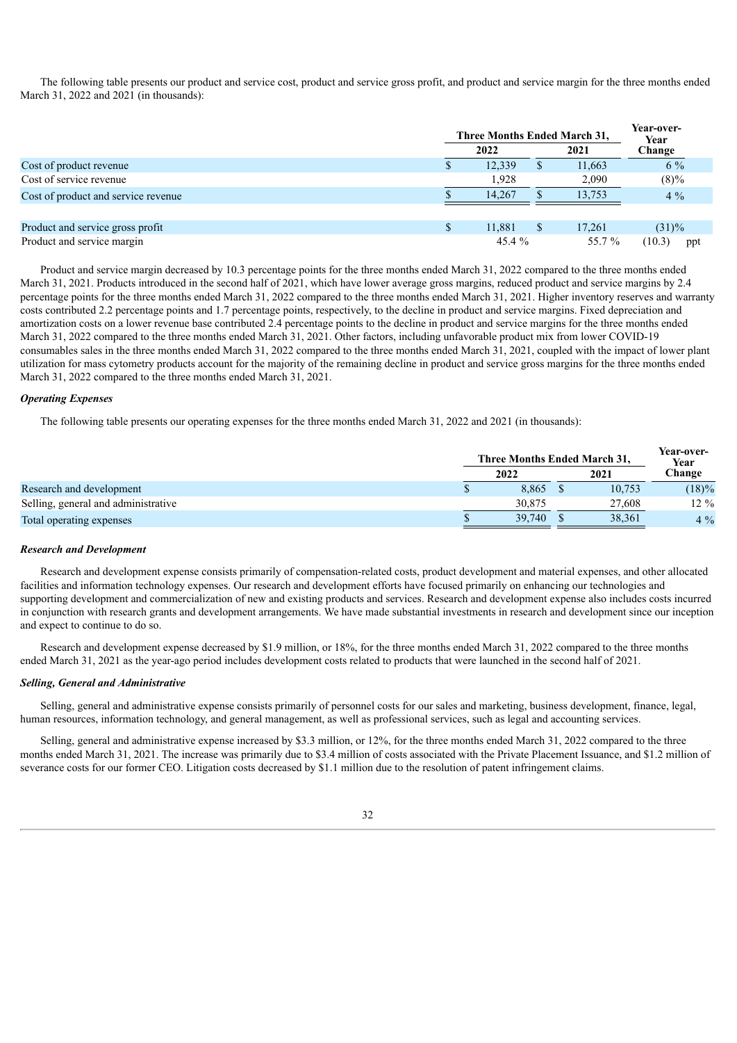The following table presents our product and service cost, product and service gross profit, and product and service margin for the three months ended March 31, 2022 and 2021 (in thousands):

| | Three Months Ended March 31, | | Year-over-Year Change |
|---|---|---|---|
| | 2022 | 2021 | |
| Cost of product revenue | $ 12,339 | $ 11,663 | 6 % |
| Cost of service revenue | 1,928 | 2,090 | (8)% |
| Cost of product and service revenue | $ 14,267 | $ 13,753 | 4 % |
| | | | |
| Product and service gross profit | $ 11,881 | $ 17,261 | (31)% |
| Product and service margin | 45.4 % | 55.7 % | (10.3) ppt |

Product and service margin decreased by 10.3 percentage points for the three months ended March 31, 2022 compared to the three months ended March 31, 2021. Products introduced in the second half of 2021, which have lower average gross margins, reduced product and service margins by 2.4 percentage points for the three months ended March 31, 2022 compared to the three months ended March 31, 2021. Higher inventory reserves and warranty costs contributed 2.2 percentage points and 1.7 percentage points, respectively, to the decline in product and service margins. Fixed depreciation and amortization costs on a lower revenue base contributed 2.4 percentage points to the decline in product and service margins for the three months ended March 31, 2022 compared to the three months ended March 31, 2021. Other factors, including unfavorable product mix from lower COVID-19 consumables sales in the three months ended March 31, 2022 compared to the three months ended March 31, 2021, coupled with the impact of lower plant utilization for mass cytometry products account for the majority of the remaining decline in product and service gross margins for the three months ended March 31, 2022 compared to the three months ended March 31, 2021.

***Operating Expenses***

The following table presents our operating expenses for the three months ended March 31, 2022 and 2021 (in thousands):

| | Three Months Ended March 31, | | Year-over-Year Change |
|---|---|---|---|
| | 2022 | 2021 | |
| Research and development | $ 8,865 | $ 10,753 | (18)% |
| Selling, general and administrative | 30,875 | 27,608 | 12 % |
| Total operating expenses | $ 39,740 | $ 38,361 | 4 % |

***Research and Development***

Research and development expense consists primarily of compensation-related costs, product development and material expenses, and other allocated facilities and information technology expenses. Our research and development efforts have focused primarily on enhancing our technologies and supporting development and commercialization of new and existing products and services. Research and development expense also includes costs incurred in conjunction with research grants and development arrangements. We have made substantial investments in research and development since our inception and expect to continue to do so.

Research and development expense decreased by $1.9 million, or 18%, for the three months ended March 31, 2022 compared to the three months ended March 31, 2021 as the year-ago period includes development costs related to products that were launched in the second half of 2021.

***Selling, General and Administrative***

Selling, general and administrative expense consists primarily of personnel costs for our sales and marketing, business development, finance, legal, human resources, information technology, and general management, as well as professional services, such as legal and accounting services.

Selling, general and administrative expense increased by $3.3 million, or 12%, for the three months ended March 31, 2022 compared to the three months ended March 31, 2021. The increase was primarily due to $3.4 million of costs associated with the Private Placement Issuance, and $1.2 million of severance costs for our former CEO. Litigation costs decreased by $1.1 million due to the resolution of patent infringement claims.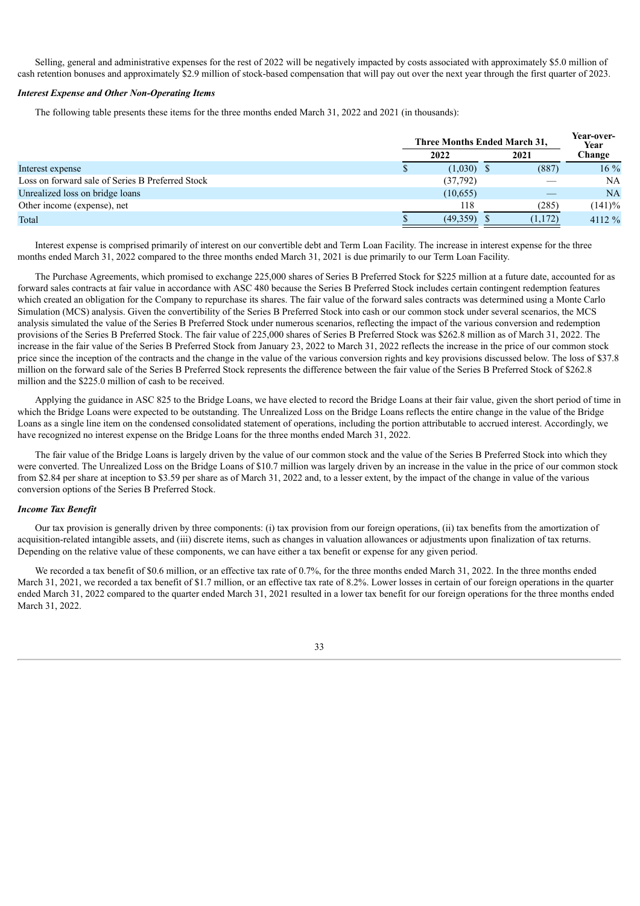Selling, general and administrative expenses for the rest of 2022 will be negatively impacted by costs associated with approximately $5.0 million of cash retention bonuses and approximately $2.9 million of stock-based compensation that will pay out over the next year through the first quarter of 2023.

***Interest Expense and Other Non-Operating Items***

The following table presents these items for the three months ended March 31, 2022 and 2021 (in thousands):

| | Three Months Ended March 31, | | Year-over-Year |
|---|---|---|---|
| | 2022 | 2021 | Change |
| Interest expense | $ (1,030) | $ (887) | 16 % |
| Loss on forward sale of Series B Preferred Stock | (37,792) | — | NA |
| Unrealized loss on bridge loans | (10,655) | — | NA |
| Other income (expense), net | 118 | (285) | (141)% |
| Total | $ (49,359) | $ (1,172) | 4112 % |

Interest expense is comprised primarily of interest on our convertible debt and Term Loan Facility. The increase in interest expense for the three months ended March 31, 2022 compared to the three months ended March 31, 2021 is due primarily to our Term Loan Facility.

The Purchase Agreements, which promised to exchange 225,000 shares of Series B Preferred Stock for $225 million at a future date, accounted for as forward sales contracts at fair value in accordance with ASC 480 because the Series B Preferred Stock includes certain contingent redemption features which created an obligation for the Company to repurchase its shares. The fair value of the forward sales contracts was determined using a Monte Carlo Simulation (MCS) analysis. Given the convertibility of the Series B Preferred Stock into cash or our common stock under several scenarios, the MCS analysis simulated the value of the Series B Preferred Stock under numerous scenarios, reflecting the impact of the various conversion and redemption provisions of the Series B Preferred Stock. The fair value of 225,000 shares of Series B Preferred Stock was $262.8 million as of March 31, 2022. The increase in the fair value of the Series B Preferred Stock from January 23, 2022 to March 31, 2022 reflects the increase in the price of our common stock price since the inception of the contracts and the change in the value of the various conversion rights and key provisions discussed below. The loss of $37.8 million on the forward sale of the Series B Preferred Stock represents the difference between the fair value of the Series B Preferred Stock of $262.8 million and the $225.0 million of cash to be received.

Applying the guidance in ASC 825 to the Bridge Loans, we have elected to record the Bridge Loans at their fair value, given the short period of time in which the Bridge Loans were expected to be outstanding. The Unrealized Loss on the Bridge Loans reflects the entire change in the value of the Bridge Loans as a single line item on the condensed consolidated statement of operations, including the portion attributable to accrued interest. Accordingly, we have recognized no interest expense on the Bridge Loans for the three months ended March 31, 2022.

The fair value of the Bridge Loans is largely driven by the value of our common stock and the value of the Series B Preferred Stock into which they were converted. The Unrealized Loss on the Bridge Loans of $10.7 million was largely driven by an increase in the value in the price of our common stock from $2.84 per share at inception to $3.59 per share as of March 31, 2022 and, to a lesser extent, by the impact of the change in value of the various conversion options of the Series B Preferred Stock.

***Income Tax Benefit***

Our tax provision is generally driven by three components: (i) tax provision from our foreign operations, (ii) tax benefits from the amortization of acquisition-related intangible assets, and (iii) discrete items, such as changes in valuation allowances or adjustments upon finalization of tax returns. Depending on the relative value of these components, we can have either a tax benefit or expense for any given period.

We recorded a tax benefit of $0.6 million, or an effective tax rate of 0.7%, for the three months ended March 31, 2022. In the three months ended March 31, 2021, we recorded a tax benefit of $1.7 million, or an effective tax rate of 8.2%. Lower losses in certain of our foreign operations in the quarter ended March 31, 2022 compared to the quarter ended March 31, 2021 resulted in a lower tax benefit for our foreign operations for the three months ended March 31, 2022.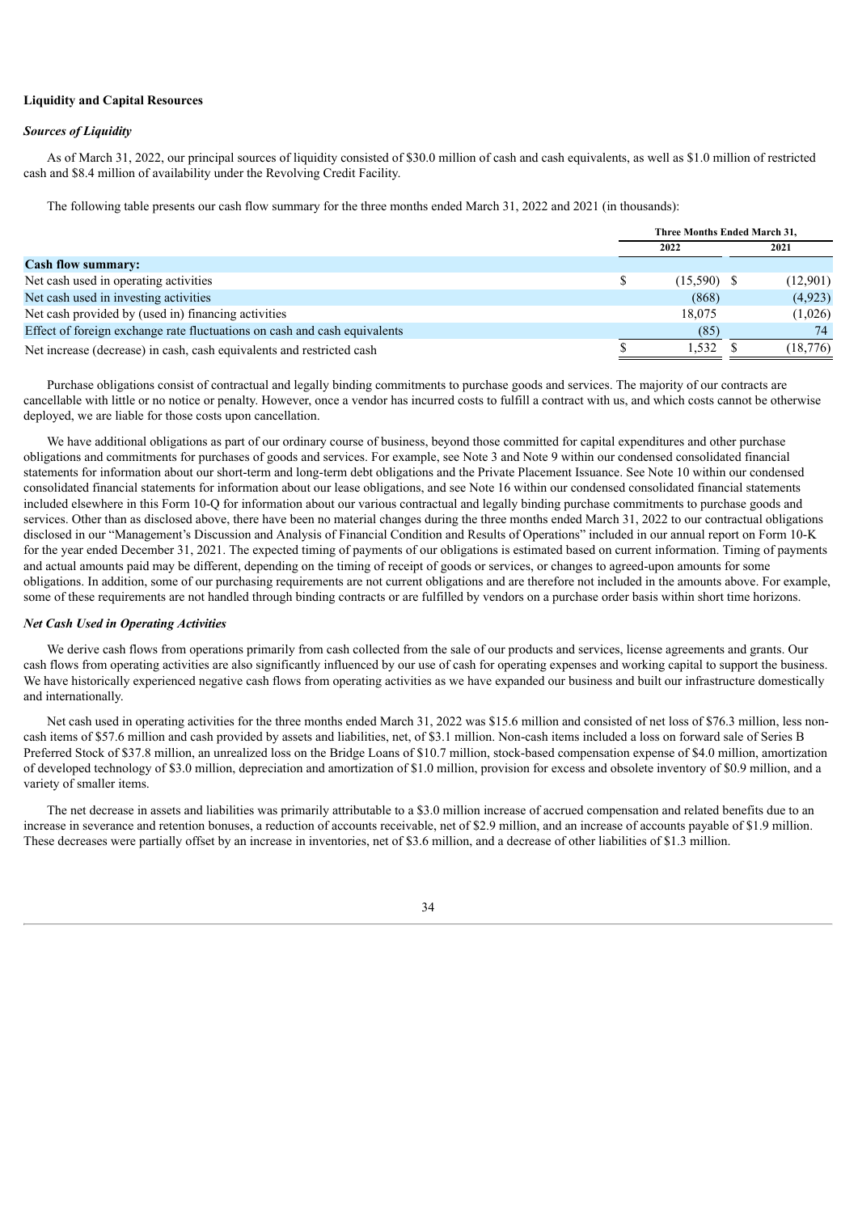**Liquidity and Capital Resources**

***Sources of Liquidity***

As of March 31, 2022, our principal sources of liquidity consisted of $30.0 million of cash and cash equivalents, as well as $1.0 million of restricted cash and $8.4 million of availability under the Revolving Credit Facility.

The following table presents our cash flow summary for the three months ended March 31, 2022 and 2021 (in thousands):

| | Three Months Ended March 31, | |
|---|---|---|
| | 2022 | 2021 |
| **Cash flow summary:** | | |
| Net cash used in operating activities | $ (15,590) | $ (12,901) |
| Net cash used in investing activities | (868) | (4,923) |
| Net cash provided by (used in) financing activities | 18,075 | (1,026) |
| Effect of foreign exchange rate fluctuations on cash and cash equivalents | (85) | 74 |
| Net increase (decrease) in cash, cash equivalents and restricted cash | $ 1,532 | $ (18,776) |

Purchase obligations consist of contractual and legally binding commitments to purchase goods and services. The majority of our contracts are cancellable with little or no notice or penalty. However, once a vendor has incurred costs to fulfill a contract with us, and which costs cannot be otherwise deployed, we are liable for those costs upon cancellation.

We have additional obligations as part of our ordinary course of business, beyond those committed for capital expenditures and other purchase obligations and commitments for purchases of goods and services. For example, see Note 3 and Note 9 within our condensed consolidated financial statements for information about our short-term and long-term debt obligations and the Private Placement Issuance. See Note 10 within our condensed consolidated financial statements for information about our lease obligations, and see Note 16 within our condensed consolidated financial statements included elsewhere in this Form 10-Q for information about our various contractual and legally binding purchase commitments to purchase goods and services. Other than as disclosed above, there have been no material changes during the three months ended March 31, 2022 to our contractual obligations disclosed in our "Management's Discussion and Analysis of Financial Condition and Results of Operations" included in our annual report on Form 10-K for the year ended December 31, 2021. The expected timing of payments of our obligations is estimated based on current information. Timing of payments and actual amounts paid may be different, depending on the timing of receipt of goods or services, or changes to agreed-upon amounts for some obligations. In addition, some of our purchasing requirements are not current obligations and are therefore not included in the amounts above. For example, some of these requirements are not handled through binding contracts or are fulfilled by vendors on a purchase order basis within short time horizons.

***Net Cash Used in Operating Activities***

We derive cash flows from operations primarily from cash collected from the sale of our products and services, license agreements and grants. Our cash flows from operating activities are also significantly influenced by our use of cash for operating expenses and working capital to support the business. We have historically experienced negative cash flows from operating activities as we have expanded our business and built our infrastructure domestically and internationally.

Net cash used in operating activities for the three months ended March 31, 2022 was $15.6 million and consisted of net loss of $76.3 million, less non-cash items of $57.6 million and cash provided by assets and liabilities, net, of $3.1 million. Non-cash items included a loss on forward sale of Series B Preferred Stock of $37.8 million, an unrealized loss on the Bridge Loans of $10.7 million, stock-based compensation expense of $4.0 million, amortization of developed technology of $3.0 million, depreciation and amortization of $1.0 million, provision for excess and obsolete inventory of $0.9 million, and a variety of smaller items.

The net decrease in assets and liabilities was primarily attributable to a $3.0 million increase of accrued compensation and related benefits due to an increase in severance and retention bonuses, a reduction of accounts receivable, net of $2.9 million, and an increase of accounts payable of $1.9 million. These decreases were partially offset by an increase in inventories, net of $3.6 million, and a decrease of other liabilities of $1.3 million.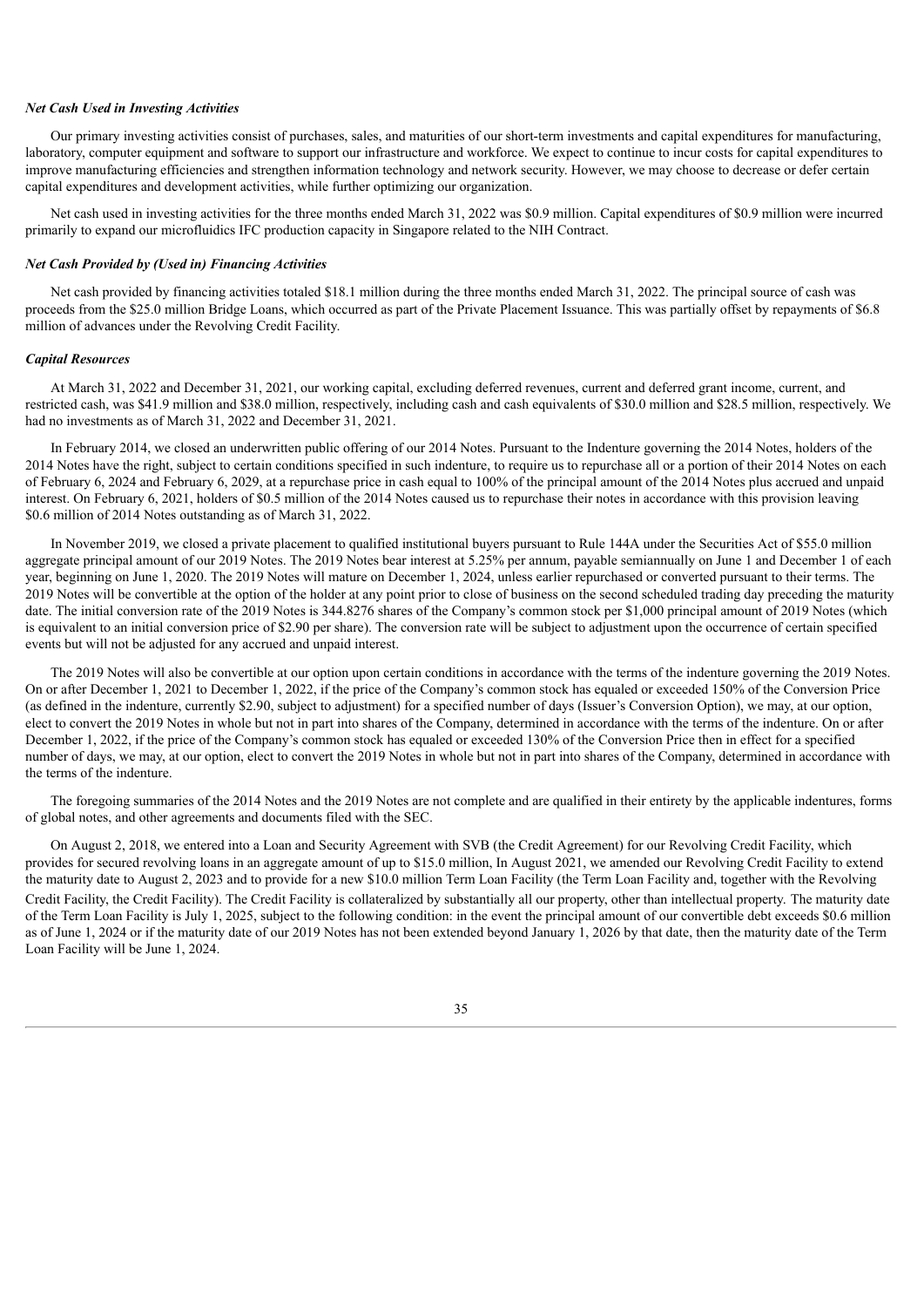***Net Cash Used in Investing Activities***

Our primary investing activities consist of purchases, sales, and maturities of our short-term investments and capital expenditures for manufacturing, laboratory, computer equipment and software to support our infrastructure and workforce. We expect to continue to incur costs for capital expenditures to improve manufacturing efficiencies and strengthen information technology and network security. However, we may choose to decrease or defer certain capital expenditures and development activities, while further optimizing our organization.

Net cash used in investing activities for the three months ended March 31, 2022 was $0.9 million. Capital expenditures of $0.9 million were incurred primarily to expand our microfluidics IFC production capacity in Singapore related to the NIH Contract.

***Net Cash Provided by (Used in) Financing Activities***

Net cash provided by financing activities totaled $18.1 million during the three months ended March 31, 2022. The principal source of cash was proceeds from the $25.0 million Bridge Loans, which occurred as part of the Private Placement Issuance. This was partially offset by repayments of $6.8 million of advances under the Revolving Credit Facility.

***Capital Resources***

At March 31, 2022 and December 31, 2021, our working capital, excluding deferred revenues, current and deferred grant income, current, and restricted cash, was $41.9 million and $38.0 million, respectively, including cash and cash equivalents of $30.0 million and $28.5 million, respectively. We had no investments as of March 31, 2022 and December 31, 2021.

In February 2014, we closed an underwritten public offering of our 2014 Notes. Pursuant to the Indenture governing the 2014 Notes, holders of the 2014 Notes have the right, subject to certain conditions specified in such indenture, to require us to repurchase all or a portion of their 2014 Notes on each of February 6, 2024 and February 6, 2029, at a repurchase price in cash equal to 100% of the principal amount of the 2014 Notes plus accrued and unpaid interest. On February 6, 2021, holders of $0.5 million of the 2014 Notes caused us to repurchase their notes in accordance with this provision leaving $0.6 million of 2014 Notes outstanding as of March 31, 2022.

In November 2019, we closed a private placement to qualified institutional buyers pursuant to Rule 144A under the Securities Act of $55.0 million aggregate principal amount of our 2019 Notes. The 2019 Notes bear interest at 5.25% per annum, payable semiannually on June 1 and December 1 of each year, beginning on June 1, 2020. The 2019 Notes will mature on December 1, 2024, unless earlier repurchased or converted pursuant to their terms. The 2019 Notes will be convertible at the option of the holder at any point prior to close of business on the second scheduled trading day preceding the maturity date. The initial conversion rate of the 2019 Notes is 344.8276 shares of the Company's common stock per $1,000 principal amount of 2019 Notes (which is equivalent to an initial conversion price of $2.90 per share). The conversion rate will be subject to adjustment upon the occurrence of certain specified events but will not be adjusted for any accrued and unpaid interest.

The 2019 Notes will also be convertible at our option upon certain conditions in accordance with the terms of the indenture governing the 2019 Notes. On or after December 1, 2021 to December 1, 2022, if the price of the Company's common stock has equaled or exceeded 150% of the Conversion Price (as defined in the indenture, currently $2.90, subject to adjustment) for a specified number of days (Issuer's Conversion Option), we may, at our option, elect to convert the 2019 Notes in whole but not in part into shares of the Company, determined in accordance with the terms of the indenture. On or after December 1, 2022, if the price of the Company's common stock has equaled or exceeded 130% of the Conversion Price then in effect for a specified number of days, we may, at our option, elect to convert the 2019 Notes in whole but not in part into shares of the Company, determined in accordance with the terms of the indenture.

The foregoing summaries of the 2014 Notes and the 2019 Notes are not complete and are qualified in their entirety by the applicable indentures, forms of global notes, and other agreements and documents filed with the SEC.

On August 2, 2018, we entered into a Loan and Security Agreement with SVB (the Credit Agreement) for our Revolving Credit Facility, which provides for secured revolving loans in an aggregate amount of up to $15.0 million, In August 2021, we amended our Revolving Credit Facility to extend the maturity date to August 2, 2023 and to provide for a new $10.0 million Term Loan Facility (the Term Loan Facility and, together with the Revolving Credit Facility, the Credit Facility). The Credit Facility is collateralized by substantially all our property, other than intellectual property. The maturity date of the Term Loan Facility is July 1, 2025, subject to the following condition: in the event the principal amount of our convertible debt exceeds $0.6 million as of June 1, 2024 or if the maturity date of our 2019 Notes has not been extended beyond January 1, 2026 by that date, then the maturity date of the Term Loan Facility will be June 1, 2024.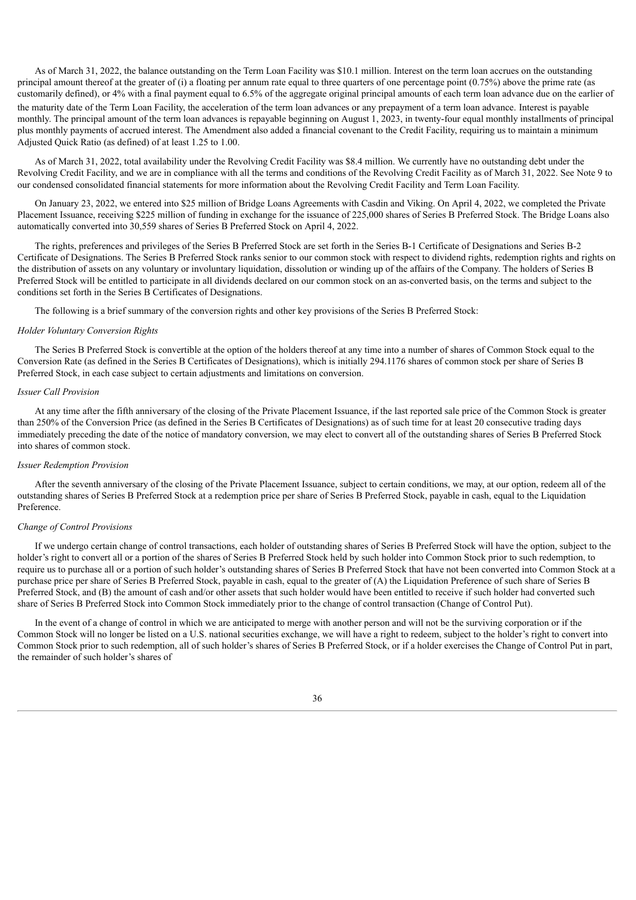As of March 31, 2022, the balance outstanding on the Term Loan Facility was $10.1 million. Interest on the term loan accrues on the outstanding principal amount thereof at the greater of (i) a floating per annum rate equal to three quarters of one percentage point (0.75%) above the prime rate (as customarily defined), or 4% with a final payment equal to 6.5% of the aggregate original principal amounts of each term loan advance due on the earlier of the maturity date of the Term Loan Facility, the acceleration of the term loan advances or any prepayment of a term loan advance. Interest is payable monthly. The principal amount of the term loan advances is repayable beginning on August 1, 2023, in twenty-four equal monthly installments of principal plus monthly payments of accrued interest. The Amendment also added a financial covenant to the Credit Facility, requiring us to maintain a minimum Adjusted Quick Ratio (as defined) of at least 1.25 to 1.00.

As of March 31, 2022, total availability under the Revolving Credit Facility was $8.4 million. We currently have no outstanding debt under the Revolving Credit Facility, and we are in compliance with all the terms and conditions of the Revolving Credit Facility as of March 31, 2022. See Note 9 to our condensed consolidated financial statements for more information about the Revolving Credit Facility and Term Loan Facility.

On January 23, 2022, we entered into $25 million of Bridge Loans Agreements with Casdin and Viking. On April 4, 2022, we completed the Private Placement Issuance, receiving $225 million of funding in exchange for the issuance of 225,000 shares of Series B Preferred Stock. The Bridge Loans also automatically converted into 30,559 shares of Series B Preferred Stock on April 4, 2022.

The rights, preferences and privileges of the Series B Preferred Stock are set forth in the Series B-1 Certificate of Designations and Series B-2 Certificate of Designations. The Series B Preferred Stock ranks senior to our common stock with respect to dividend rights, redemption rights and rights on the distribution of assets on any voluntary or involuntary liquidation, dissolution or winding up of the affairs of the Company. The holders of Series B Preferred Stock will be entitled to participate in all dividends declared on our common stock on an as-converted basis, on the terms and subject to the conditions set forth in the Series B Certificates of Designations.

The following is a brief summary of the conversion rights and other key provisions of the Series B Preferred Stock:

*Holder Voluntary Conversion Rights*

The Series B Preferred Stock is convertible at the option of the holders thereof at any time into a number of shares of Common Stock equal to the Conversion Rate (as defined in the Series B Certificates of Designations), which is initially 294.1176 shares of common stock per share of Series B Preferred Stock, in each case subject to certain adjustments and limitations on conversion.

*Issuer Call Provision*

At any time after the fifth anniversary of the closing of the Private Placement Issuance, if the last reported sale price of the Common Stock is greater than 250% of the Conversion Price (as defined in the Series B Certificates of Designations) as of such time for at least 20 consecutive trading days immediately preceding the date of the notice of mandatory conversion, we may elect to convert all of the outstanding shares of Series B Preferred Stock into shares of common stock.

*Issuer Redemption Provision*

After the seventh anniversary of the closing of the Private Placement Issuance, subject to certain conditions, we may, at our option, redeem all of the outstanding shares of Series B Preferred Stock at a redemption price per share of Series B Preferred Stock, payable in cash, equal to the Liquidation Preference.

*Change of Control Provisions*

If we undergo certain change of control transactions, each holder of outstanding shares of Series B Preferred Stock will have the option, subject to the holder's right to convert all or a portion of the shares of Series B Preferred Stock held by such holder into Common Stock prior to such redemption, to require us to purchase all or a portion of such holder's outstanding shares of Series B Preferred Stock that have not been converted into Common Stock at a purchase price per share of Series B Preferred Stock, payable in cash, equal to the greater of (A) the Liquidation Preference of such share of Series B Preferred Stock, and (B) the amount of cash and/or other assets that such holder would have been entitled to receive if such holder had converted such share of Series B Preferred Stock into Common Stock immediately prior to the change of control transaction (Change of Control Put).

In the event of a change of control in which we are anticipated to merge with another person and will not be the surviving corporation or if the Common Stock will no longer be listed on a U.S. national securities exchange, we will have a right to redeem, subject to the holder's right to convert into Common Stock prior to such redemption, all of such holder's shares of Series B Preferred Stock, or if a holder exercises the Change of Control Put in part, the remainder of such holder's shares of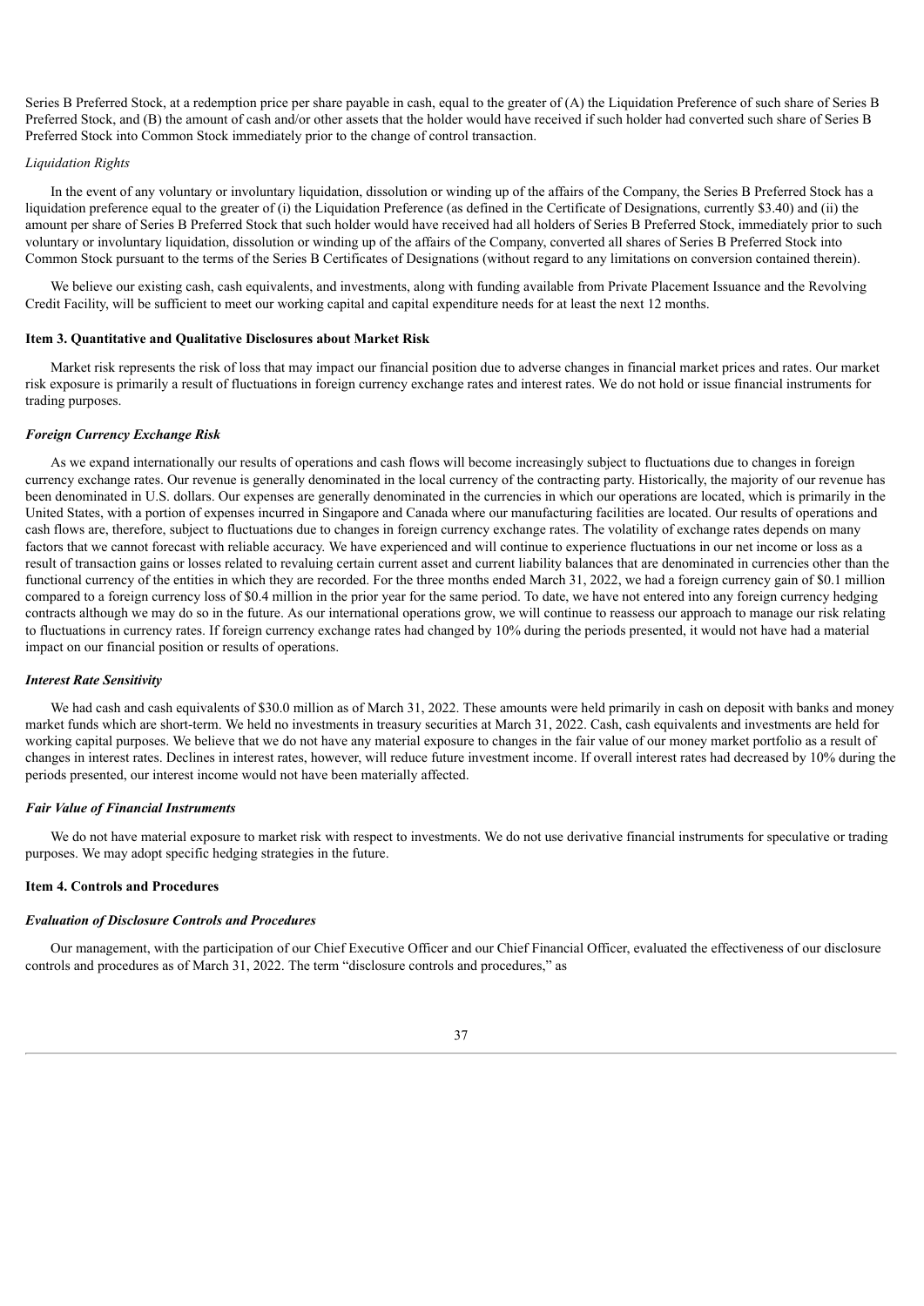Series B Preferred Stock, at a redemption price per share payable in cash, equal to the greater of (A) the Liquidation Preference of such share of Series B Preferred Stock, and (B) the amount of cash and/or other assets that the holder would have received if such holder had converted such share of Series B Preferred Stock into Common Stock immediately prior to the change of control transaction.

*Liquidation Rights*

In the event of any voluntary or involuntary liquidation, dissolution or winding up of the affairs of the Company, the Series B Preferred Stock has a liquidation preference equal to the greater of (i) the Liquidation Preference (as defined in the Certificate of Designations, currently $3.40) and (ii) the amount per share of Series B Preferred Stock that such holder would have received had all holders of Series B Preferred Stock, immediately prior to such voluntary or involuntary liquidation, dissolution or winding up of the affairs of the Company, converted all shares of Series B Preferred Stock into Common Stock pursuant to the terms of the Series B Certificates of Designations (without regard to any limitations on conversion contained therein).

We believe our existing cash, cash equivalents, and investments, along with funding available from Private Placement Issuance and the Revolving Credit Facility, will be sufficient to meet our working capital and capital expenditure needs for at least the next 12 months.

## Item 3. Quantitative and Qualitative Disclosures about Market Risk

Market risk represents the risk of loss that may impact our financial position due to adverse changes in financial market prices and rates. Our market risk exposure is primarily a result of fluctuations in foreign currency exchange rates and interest rates. We do not hold or issue financial instruments for trading purposes.

### *Foreign Currency Exchange Risk*

As we expand internationally our results of operations and cash flows will become increasingly subject to fluctuations due to changes in foreign currency exchange rates. Our revenue is generally denominated in the local currency of the contracting party. Historically, the majority of our revenue has been denominated in U.S. dollars. Our expenses are generally denominated in the currencies in which our operations are located, which is primarily in the United States, with a portion of expenses incurred in Singapore and Canada where our manufacturing facilities are located. Our results of operations and cash flows are, therefore, subject to fluctuations due to changes in foreign currency exchange rates. The volatility of exchange rates depends on many factors that we cannot forecast with reliable accuracy. We have experienced and will continue to experience fluctuations in our net income or loss as a result of transaction gains or losses related to revaluing certain current asset and current liability balances that are denominated in currencies other than the functional currency of the entities in which they are recorded. For the three months ended March 31, 2022, we had a foreign currency gain of $0.1 million compared to a foreign currency loss of $0.4 million in the prior year for the same period. To date, we have not entered into any foreign currency hedging contracts although we may do so in the future. As our international operations grow, we will continue to reassess our approach to manage our risk relating to fluctuations in currency rates. If foreign currency exchange rates had changed by 10% during the periods presented, it would not have had a material impact on our financial position or results of operations.

### *Interest Rate Sensitivity*

We had cash and cash equivalents of $30.0 million as of March 31, 2022. These amounts were held primarily in cash on deposit with banks and money market funds which are short-term. We held no investments in treasury securities at March 31, 2022. Cash, cash equivalents and investments are held for working capital purposes. We believe that we do not have any material exposure to changes in the fair value of our money market portfolio as a result of changes in interest rates. Declines in interest rates, however, will reduce future investment income. If overall interest rates had decreased by 10% during the periods presented, our interest income would not have been materially affected.

### *Fair Value of Financial Instruments*

We do not have material exposure to market risk with respect to investments. We do not use derivative financial instruments for speculative or trading purposes. We may adopt specific hedging strategies in the future.

## Item 4. Controls and Procedures

### *Evaluation of Disclosure Controls and Procedures*

Our management, with the participation of our Chief Executive Officer and our Chief Financial Officer, evaluated the effectiveness of our disclosure controls and procedures as of March 31, 2022. The term "disclosure controls and procedures," as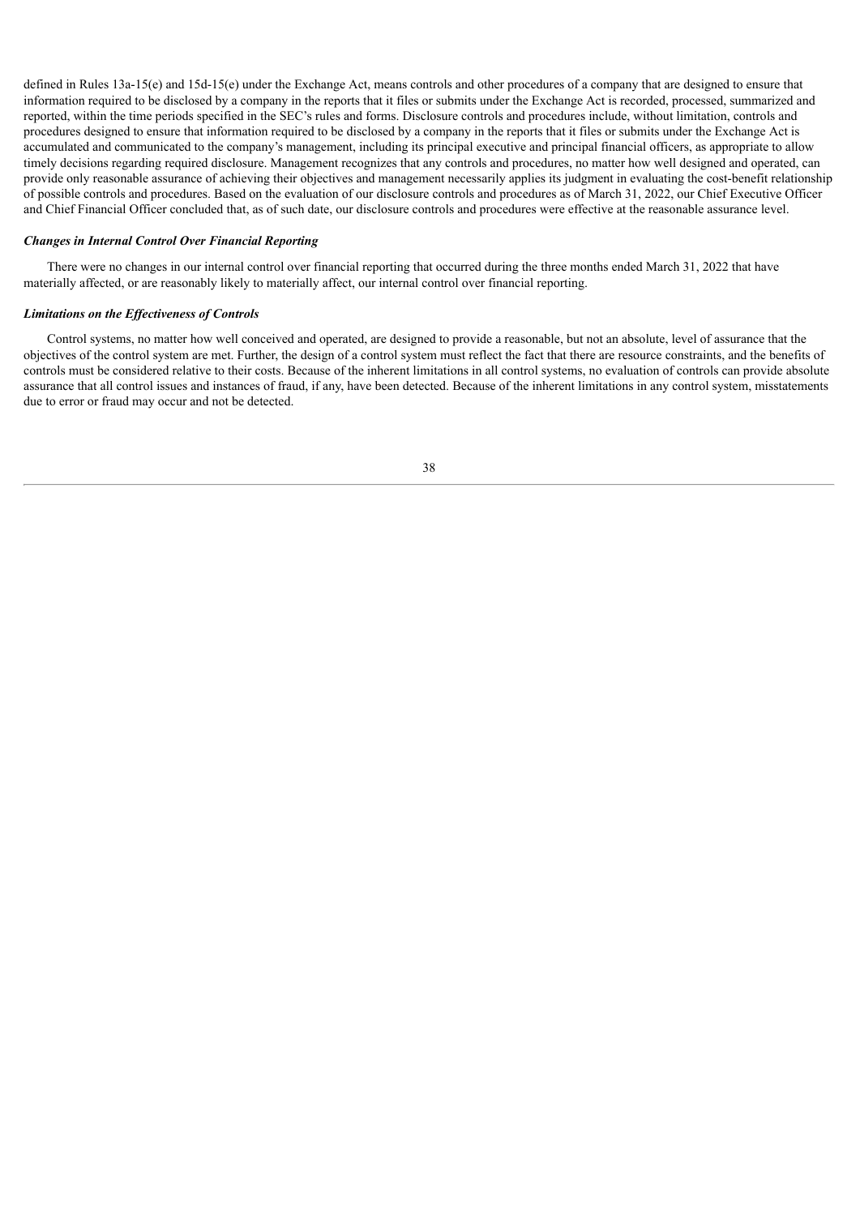defined in Rules 13a-15(e) and 15d-15(e) under the Exchange Act, means controls and other procedures of a company that are designed to ensure that information required to be disclosed by a company in the reports that it files or submits under the Exchange Act is recorded, processed, summarized and reported, within the time periods specified in the SEC's rules and forms. Disclosure controls and procedures include, without limitation, controls and procedures designed to ensure that information required to be disclosed by a company in the reports that it files or submits under the Exchange Act is accumulated and communicated to the company's management, including its principal executive and principal financial officers, as appropriate to allow timely decisions regarding required disclosure. Management recognizes that any controls and procedures, no matter how well designed and operated, can provide only reasonable assurance of achieving their objectives and management necessarily applies its judgment in evaluating the cost-benefit relationship of possible controls and procedures. Based on the evaluation of our disclosure controls and procedures as of March 31, 2022, our Chief Executive Officer and Chief Financial Officer concluded that, as of such date, our disclosure controls and procedures were effective at the reasonable assurance level.

***Changes in Internal Control Over Financial Reporting***

There were no changes in our internal control over financial reporting that occurred during the three months ended March 31, 2022 that have materially affected, or are reasonably likely to materially affect, our internal control over financial reporting.

***Limitations on the Effectiveness of Controls***

Control systems, no matter how well conceived and operated, are designed to provide a reasonable, but not an absolute, level of assurance that the objectives of the control system are met. Further, the design of a control system must reflect the fact that there are resource constraints, and the benefits of controls must be considered relative to their costs. Because of the inherent limitations in all control systems, no evaluation of controls can provide absolute assurance that all control issues and instances of fraud, if any, have been detected. Because of the inherent limitations in any control system, misstatements due to error or fraud may occur and not be detected.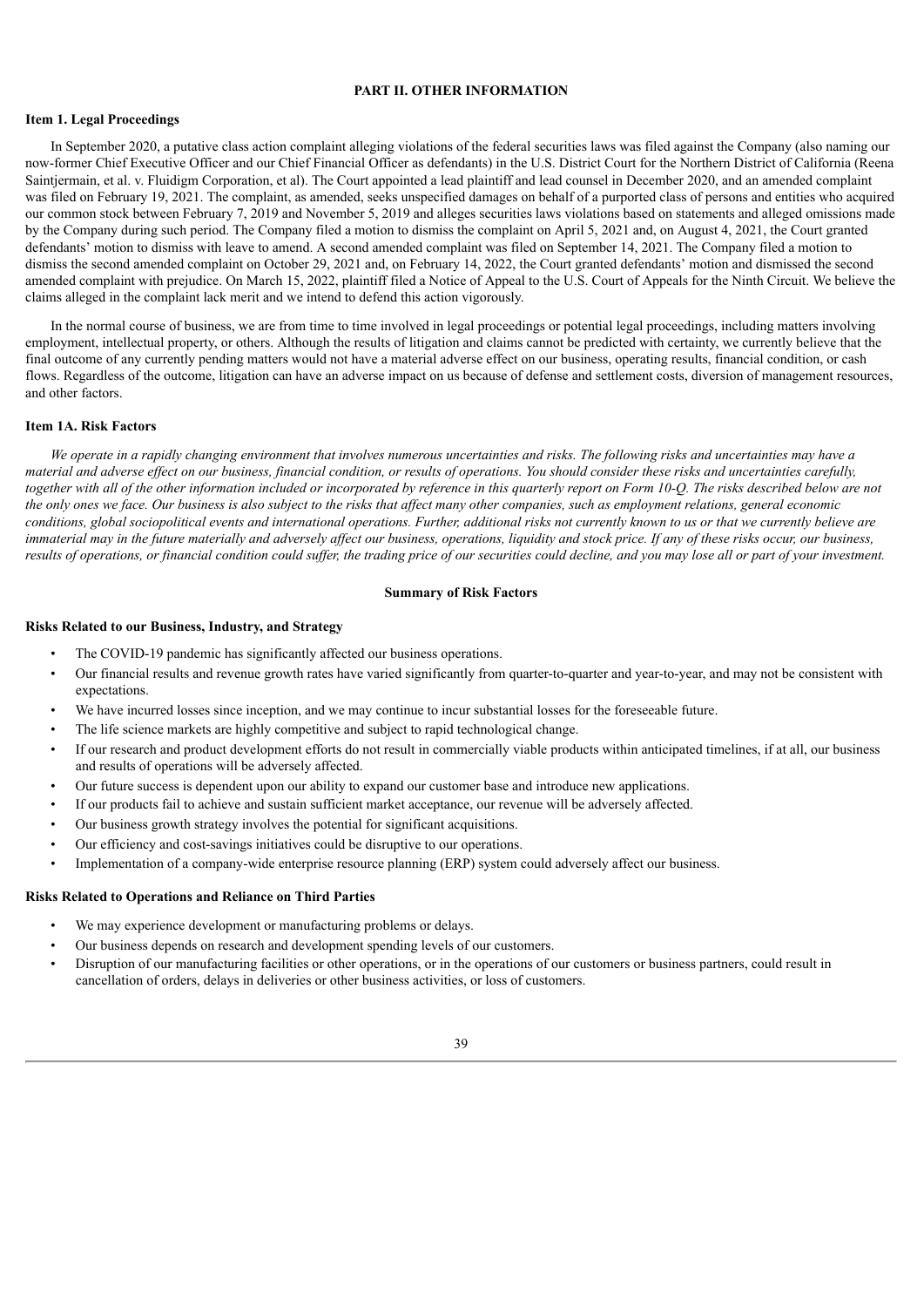## PART II. OTHER INFORMATION

### Item 1. Legal Proceedings

In September 2020, a putative class action complaint alleging violations of the federal securities laws was filed against the Company (also naming our now-former Chief Executive Officer and our Chief Financial Officer as defendants) in the U.S. District Court for the Northern District of California (Reena Saintjermain, et al. v. Fluidigm Corporation, et al). The Court appointed a lead plaintiff and lead counsel in December 2020, and an amended complaint was filed on February 19, 2021. The complaint, as amended, seeks unspecified damages on behalf of a purported class of persons and entities who acquired our common stock between February 7, 2019 and November 5, 2019 and alleges securities laws violations based on statements and alleged omissions made by the Company during such period. The Company filed a motion to dismiss the complaint on April 5, 2021 and, on August 4, 2021, the Court granted defendants' motion to dismiss with leave to amend. A second amended complaint was filed on September 14, 2021. The Company filed a motion to dismiss the second amended complaint on October 29, 2021 and, on February 14, 2022, the Court granted defendants' motion and dismissed the second amended complaint with prejudice. On March 15, 2022, plaintiff filed a Notice of Appeal to the U.S. Court of Appeals for the Ninth Circuit. We believe the claims alleged in the complaint lack merit and we intend to defend this action vigorously.

In the normal course of business, we are from time to time involved in legal proceedings or potential legal proceedings, including matters involving employment, intellectual property, or others. Although the results of litigation and claims cannot be predicted with certainty, we currently believe that the final outcome of any currently pending matters would not have a material adverse effect on our business, operating results, financial condition, or cash flows. Regardless of the outcome, litigation can have an adverse impact on us because of defense and settlement costs, diversion of management resources, and other factors.

### Item 1A. Risk Factors

*We operate in a rapidly changing environment that involves numerous uncertainties and risks. The following risks and uncertainties may have a material and adverse effect on our business, financial condition, or results of operations. You should consider these risks and uncertainties carefully, together with all of the other information included or incorporated by reference in this quarterly report on Form 10-Q. The risks described below are not the only ones we face. Our business is also subject to the risks that affect many other companies, such as employment relations, general economic conditions, global sociopolitical events and international operations. Further, additional risks not currently known to us or that we currently believe are immaterial may in the future materially and adversely affect our business, operations, liquidity and stock price. If any of these risks occur, our business, results of operations, or financial condition could suffer, the trading price of our securities could decline, and you may lose all or part of your investment.*

#### Summary of Risk Factors

**Risks Related to our Business, Industry, and Strategy**

- The COVID-19 pandemic has significantly affected our business operations.
- Our financial results and revenue growth rates have varied significantly from quarter-to-quarter and year-to-year, and may not be consistent with expectations.
- We have incurred losses since inception, and we may continue to incur substantial losses for the foreseeable future.
- The life science markets are highly competitive and subject to rapid technological change.
- If our research and product development efforts do not result in commercially viable products within anticipated timelines, if at all, our business and results of operations will be adversely affected.
- Our future success is dependent upon our ability to expand our customer base and introduce new applications.
- If our products fail to achieve and sustain sufficient market acceptance, our revenue will be adversely affected.
- Our business growth strategy involves the potential for significant acquisitions.
- Our efficiency and cost-savings initiatives could be disruptive to our operations.
- Implementation of a company-wide enterprise resource planning (ERP) system could adversely affect our business.

**Risks Related to Operations and Reliance on Third Parties**

- We may experience development or manufacturing problems or delays.
- Our business depends on research and development spending levels of our customers.
- Disruption of our manufacturing facilities or other operations, or in the operations of our customers or business partners, could result in cancellation of orders, delays in deliveries or other business activities, or loss of customers.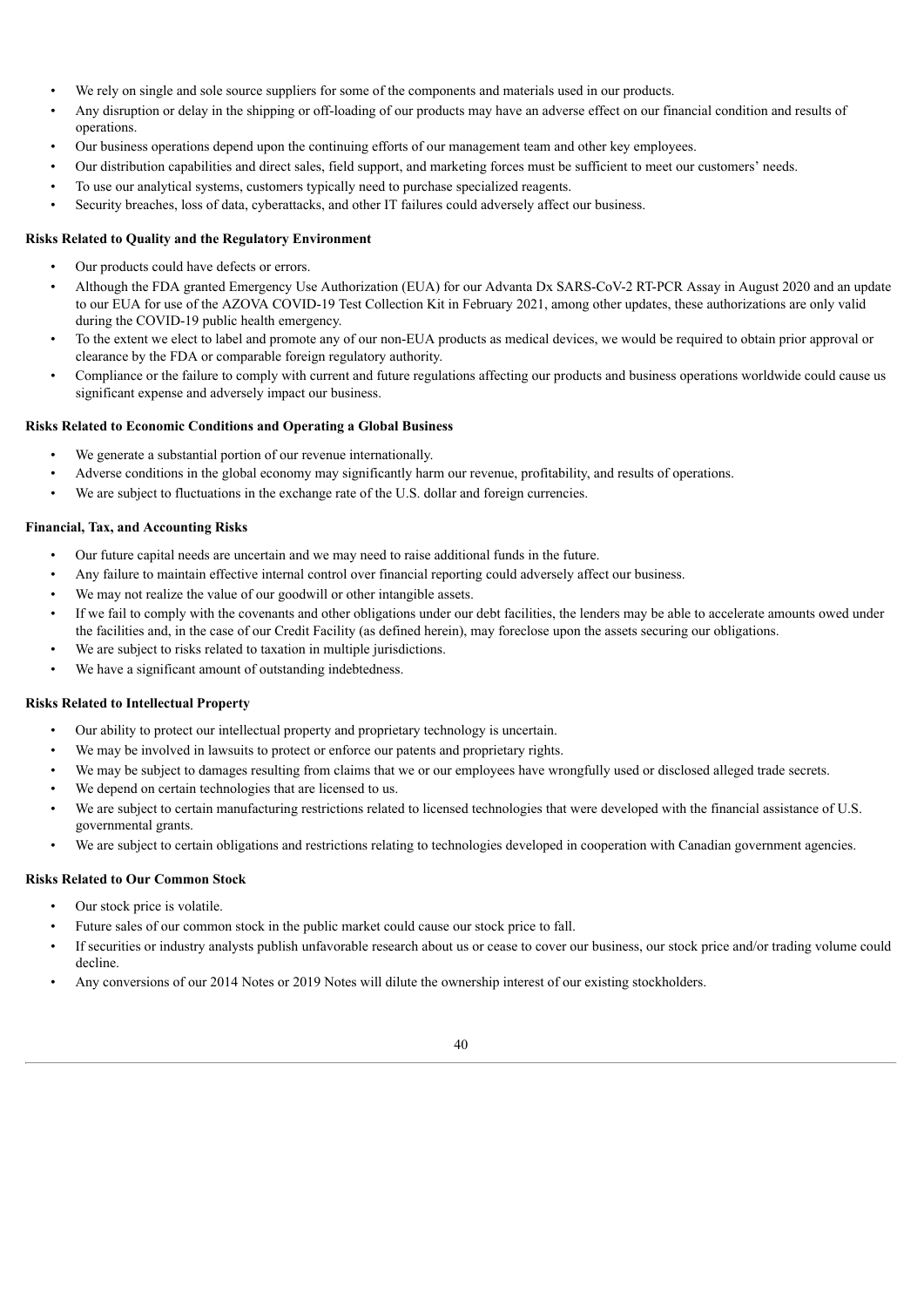- We rely on single and sole source suppliers for some of the components and materials used in our products.
- Any disruption or delay in the shipping or off-loading of our products may have an adverse effect on our financial condition and results of operations.
- Our business operations depend upon the continuing efforts of our management team and other key employees.
- Our distribution capabilities and direct sales, field support, and marketing forces must be sufficient to meet our customers' needs.
- To use our analytical systems, customers typically need to purchase specialized reagents.
- Security breaches, loss of data, cyberattacks, and other IT failures could adversely affect our business.

**Risks Related to Quality and the Regulatory Environment**

- Our products could have defects or errors.
- Although the FDA granted Emergency Use Authorization (EUA) for our Advanta Dx SARS-CoV-2 RT-PCR Assay in August 2020 and an update to our EUA for use of the AZOVA COVID-19 Test Collection Kit in February 2021, among other updates, these authorizations are only valid during the COVID-19 public health emergency.
- To the extent we elect to label and promote any of our non-EUA products as medical devices, we would be required to obtain prior approval or clearance by the FDA or comparable foreign regulatory authority.
- Compliance or the failure to comply with current and future regulations affecting our products and business operations worldwide could cause us significant expense and adversely impact our business.

**Risks Related to Economic Conditions and Operating a Global Business**

- We generate a substantial portion of our revenue internationally.
- Adverse conditions in the global economy may significantly harm our revenue, profitability, and results of operations.
- We are subject to fluctuations in the exchange rate of the U.S. dollar and foreign currencies.

**Financial, Tax, and Accounting Risks**

- Our future capital needs are uncertain and we may need to raise additional funds in the future.
- Any failure to maintain effective internal control over financial reporting could adversely affect our business.
- We may not realize the value of our goodwill or other intangible assets.
- If we fail to comply with the covenants and other obligations under our debt facilities, the lenders may be able to accelerate amounts owed under the facilities and, in the case of our Credit Facility (as defined herein), may foreclose upon the assets securing our obligations.
- We are subject to risks related to taxation in multiple jurisdictions.
- We have a significant amount of outstanding indebtedness.

**Risks Related to Intellectual Property**

- Our ability to protect our intellectual property and proprietary technology is uncertain.
- We may be involved in lawsuits to protect or enforce our patents and proprietary rights.
- We may be subject to damages resulting from claims that we or our employees have wrongfully used or disclosed alleged trade secrets.
- We depend on certain technologies that are licensed to us.
- We are subject to certain manufacturing restrictions related to licensed technologies that were developed with the financial assistance of U.S. governmental grants.
- We are subject to certain obligations and restrictions relating to technologies developed in cooperation with Canadian government agencies.

**Risks Related to Our Common Stock**

- Our stock price is volatile.
- Future sales of our common stock in the public market could cause our stock price to fall.
- If securities or industry analysts publish unfavorable research about us or cease to cover our business, our stock price and/or trading volume could decline.
- Any conversions of our 2014 Notes or 2019 Notes will dilute the ownership interest of our existing stockholders.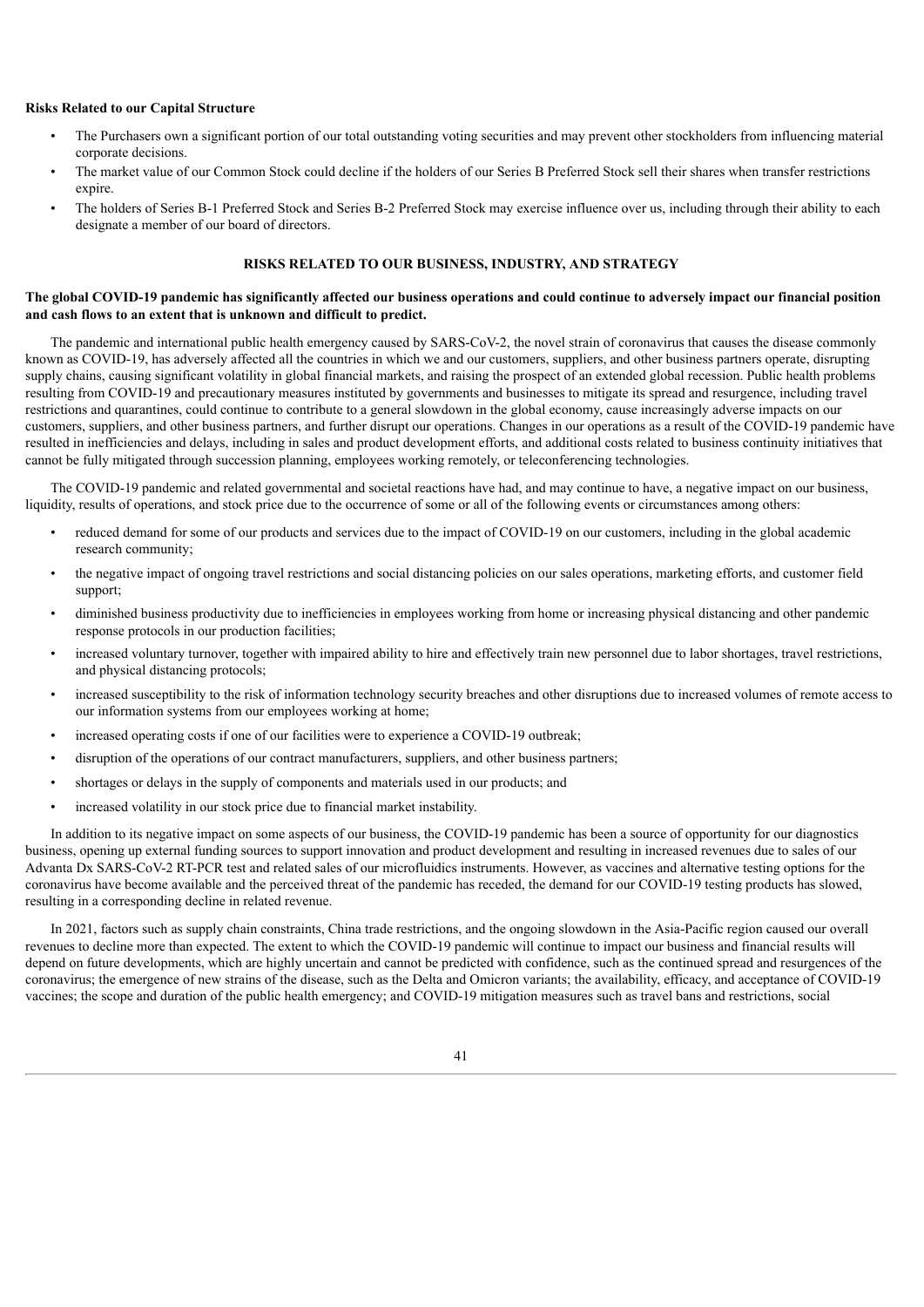**Risks Related to our Capital Structure**

- The Purchasers own a significant portion of our total outstanding voting securities and may prevent other stockholders from influencing material corporate decisions.
- The market value of our Common Stock could decline if the holders of our Series B Preferred Stock sell their shares when transfer restrictions expire.
- The holders of Series B-1 Preferred Stock and Series B-2 Preferred Stock may exercise influence over us, including through their ability to each designate a member of our board of directors.

## RISKS RELATED TO OUR BUSINESS, INDUSTRY, AND STRATEGY

**The global COVID-19 pandemic has significantly affected our business operations and could continue to adversely impact our financial position and cash flows to an extent that is unknown and difficult to predict.**

The pandemic and international public health emergency caused by SARS-CoV-2, the novel strain of coronavirus that causes the disease commonly known as COVID-19, has adversely affected all the countries in which we and our customers, suppliers, and other business partners operate, disrupting supply chains, causing significant volatility in global financial markets, and raising the prospect of an extended global recession. Public health problems resulting from COVID-19 and precautionary measures instituted by governments and businesses to mitigate its spread and resurgence, including travel restrictions and quarantines, could continue to contribute to a general slowdown in the global economy, cause increasingly adverse impacts on our customers, suppliers, and other business partners, and further disrupt our operations. Changes in our operations as a result of the COVID-19 pandemic have resulted in inefficiencies and delays, including in sales and product development efforts, and additional costs related to business continuity initiatives that cannot be fully mitigated through succession planning, employees working remotely, or teleconferencing technologies.

The COVID-19 pandemic and related governmental and societal reactions have had, and may continue to have, a negative impact on our business, liquidity, results of operations, and stock price due to the occurrence of some or all of the following events or circumstances among others:

- reduced demand for some of our products and services due to the impact of COVID-19 on our customers, including in the global academic research community;
- the negative impact of ongoing travel restrictions and social distancing policies on our sales operations, marketing efforts, and customer field support;
- diminished business productivity due to inefficiencies in employees working from home or increasing physical distancing and other pandemic response protocols in our production facilities;
- increased voluntary turnover, together with impaired ability to hire and effectively train new personnel due to labor shortages, travel restrictions, and physical distancing protocols;
- increased susceptibility to the risk of information technology security breaches and other disruptions due to increased volumes of remote access to our information systems from our employees working at home;
- increased operating costs if one of our facilities were to experience a COVID-19 outbreak;
- disruption of the operations of our contract manufacturers, suppliers, and other business partners;
- shortages or delays in the supply of components and materials used in our products; and
- increased volatility in our stock price due to financial market instability.

In addition to its negative impact on some aspects of our business, the COVID-19 pandemic has been a source of opportunity for our diagnostics business, opening up external funding sources to support innovation and product development and resulting in increased revenues due to sales of our Advanta Dx SARS-CoV-2 RT-PCR test and related sales of our microfluidics instruments. However, as vaccines and alternative testing options for the coronavirus have become available and the perceived threat of the pandemic has receded, the demand for our COVID-19 testing products has slowed, resulting in a corresponding decline in related revenue.

In 2021, factors such as supply chain constraints, China trade restrictions, and the ongoing slowdown in the Asia-Pacific region caused our overall revenues to decline more than expected. The extent to which the COVID-19 pandemic will continue to impact our business and financial results will depend on future developments, which are highly uncertain and cannot be predicted with confidence, such as the continued spread and resurgences of the coronavirus; the emergence of new strains of the disease, such as the Delta and Omicron variants; the availability, efficacy, and acceptance of COVID-19 vaccines; the scope and duration of the public health emergency; and COVID-19 mitigation measures such as travel bans and restrictions, social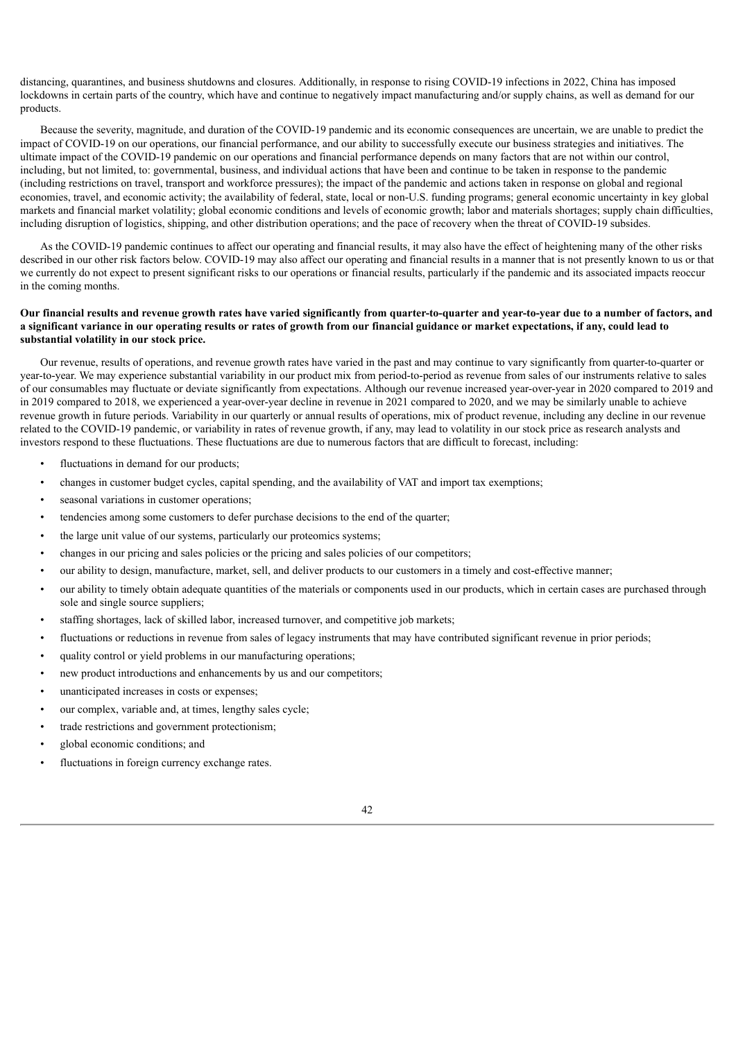distancing, quarantines, and business shutdowns and closures. Additionally, in response to rising COVID-19 infections in 2022, China has imposed lockdowns in certain parts of the country, which have and continue to negatively impact manufacturing and/or supply chains, as well as demand for our products.

Because the severity, magnitude, and duration of the COVID-19 pandemic and its economic consequences are uncertain, we are unable to predict the impact of COVID-19 on our operations, our financial performance, and our ability to successfully execute our business strategies and initiatives. The ultimate impact of the COVID-19 pandemic on our operations and financial performance depends on many factors that are not within our control, including, but not limited, to: governmental, business, and individual actions that have been and continue to be taken in response to the pandemic (including restrictions on travel, transport and workforce pressures); the impact of the pandemic and actions taken in response on global and regional economies, travel, and economic activity; the availability of federal, state, local or non-U.S. funding programs; general economic uncertainty in key global markets and financial market volatility; global economic conditions and levels of economic growth; labor and materials shortages; supply chain difficulties, including disruption of logistics, shipping, and other distribution operations; and the pace of recovery when the threat of COVID-19 subsides.

As the COVID-19 pandemic continues to affect our operating and financial results, it may also have the effect of heightening many of the other risks described in our other risk factors below. COVID-19 may also affect our operating and financial results in a manner that is not presently known to us or that we currently do not expect to present significant risks to our operations or financial results, particularly if the pandemic and its associated impacts reoccur in the coming months.

**Our financial results and revenue growth rates have varied significantly from quarter-to-quarter and year-to-year due to a number of factors, and a significant variance in our operating results or rates of growth from our financial guidance or market expectations, if any, could lead to substantial volatility in our stock price.**

Our revenue, results of operations, and revenue growth rates have varied in the past and may continue to vary significantly from quarter-to-quarter or year-to-year. We may experience substantial variability in our product mix from period-to-period as revenue from sales of our instruments relative to sales of our consumables may fluctuate or deviate significantly from expectations. Although our revenue increased year-over-year in 2020 compared to 2019 and in 2019 compared to 2018, we experienced a year-over-year decline in revenue in 2021 compared to 2020, and we may be similarly unable to achieve revenue growth in future periods. Variability in our quarterly or annual results of operations, mix of product revenue, including any decline in our revenue related to the COVID-19 pandemic, or variability in rates of revenue growth, if any, may lead to volatility in our stock price as research analysts and investors respond to these fluctuations. These fluctuations are due to numerous factors that are difficult to forecast, including:

- fluctuations in demand for our products;
- changes in customer budget cycles, capital spending, and the availability of VAT and import tax exemptions;
- seasonal variations in customer operations;
- tendencies among some customers to defer purchase decisions to the end of the quarter;
- the large unit value of our systems, particularly our proteomics systems;
- changes in our pricing and sales policies or the pricing and sales policies of our competitors;
- our ability to design, manufacture, market, sell, and deliver products to our customers in a timely and cost-effective manner;
- our ability to timely obtain adequate quantities of the materials or components used in our products, which in certain cases are purchased through sole and single source suppliers;
- staffing shortages, lack of skilled labor, increased turnover, and competitive job markets;
- fluctuations or reductions in revenue from sales of legacy instruments that may have contributed significant revenue in prior periods;
- quality control or yield problems in our manufacturing operations;
- new product introductions and enhancements by us and our competitors;
- unanticipated increases in costs or expenses;
- our complex, variable and, at times, lengthy sales cycle;
- trade restrictions and government protectionism;
- global economic conditions; and
- fluctuations in foreign currency exchange rates.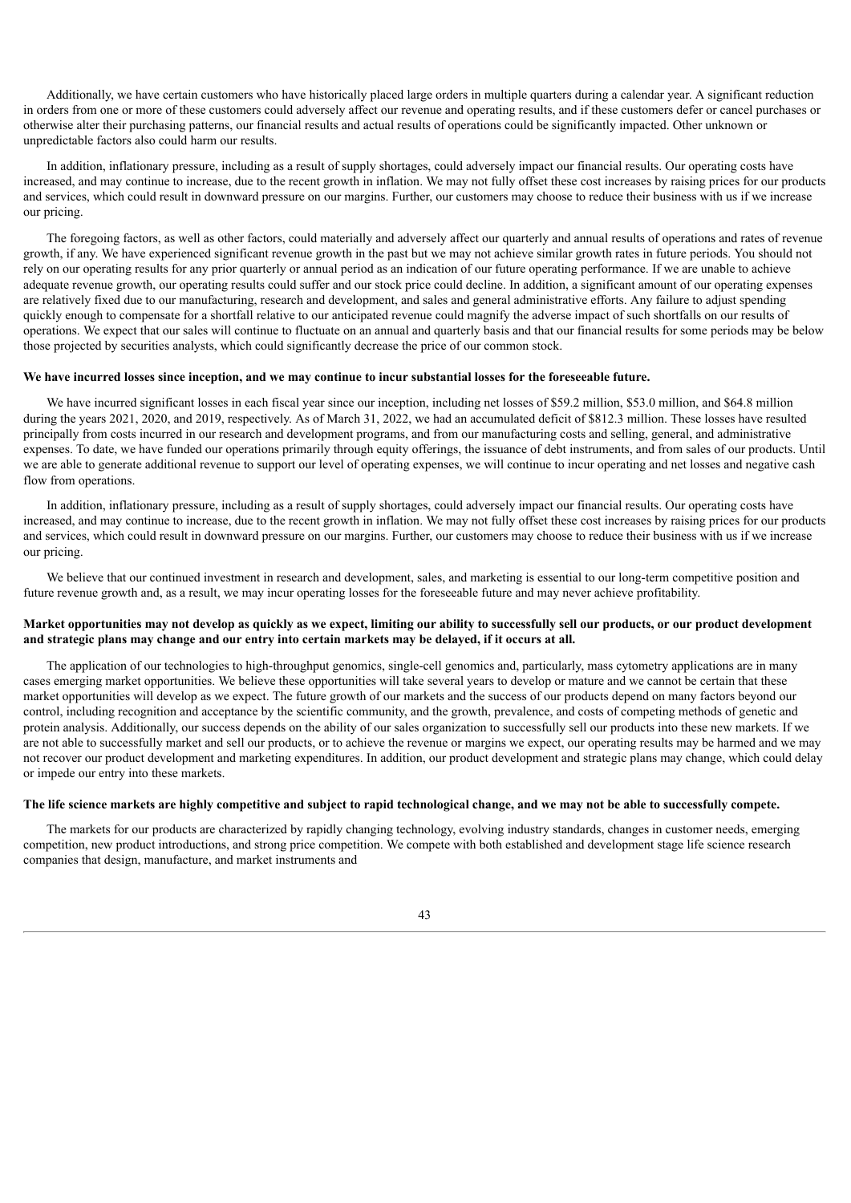Additionally, we have certain customers who have historically placed large orders in multiple quarters during a calendar year. A significant reduction in orders from one or more of these customers could adversely affect our revenue and operating results, and if these customers defer or cancel purchases or otherwise alter their purchasing patterns, our financial results and actual results of operations could be significantly impacted. Other unknown or unpredictable factors also could harm our results.

In addition, inflationary pressure, including as a result of supply shortages, could adversely impact our financial results. Our operating costs have increased, and may continue to increase, due to the recent growth in inflation. We may not fully offset these cost increases by raising prices for our products and services, which could result in downward pressure on our margins. Further, our customers may choose to reduce their business with us if we increase our pricing.

The foregoing factors, as well as other factors, could materially and adversely affect our quarterly and annual results of operations and rates of revenue growth, if any. We have experienced significant revenue growth in the past but we may not achieve similar growth rates in future periods. You should not rely on our operating results for any prior quarterly or annual period as an indication of our future operating performance. If we are unable to achieve adequate revenue growth, our operating results could suffer and our stock price could decline. In addition, a significant amount of our operating expenses are relatively fixed due to our manufacturing, research and development, and sales and general administrative efforts. Any failure to adjust spending quickly enough to compensate for a shortfall relative to our anticipated revenue could magnify the adverse impact of such shortfalls on our results of operations. We expect that our sales will continue to fluctuate on an annual and quarterly basis and that our financial results for some periods may be below those projected by securities analysts, which could significantly decrease the price of our common stock.

**We have incurred losses since inception, and we may continue to incur substantial losses for the foreseeable future.**

We have incurred significant losses in each fiscal year since our inception, including net losses of $59.2 million, $53.0 million, and $64.8 million during the years 2021, 2020, and 2019, respectively. As of March 31, 2022, we had an accumulated deficit of $812.3 million. These losses have resulted principally from costs incurred in our research and development programs, and from our manufacturing costs and selling, general, and administrative expenses. To date, we have funded our operations primarily through equity offerings, the issuance of debt instruments, and from sales of our products. Until we are able to generate additional revenue to support our level of operating expenses, we will continue to incur operating and net losses and negative cash flow from operations.

In addition, inflationary pressure, including as a result of supply shortages, could adversely impact our financial results. Our operating costs have increased, and may continue to increase, due to the recent growth in inflation. We may not fully offset these cost increases by raising prices for our products and services, which could result in downward pressure on our margins. Further, our customers may choose to reduce their business with us if we increase our pricing.

We believe that our continued investment in research and development, sales, and marketing is essential to our long-term competitive position and future revenue growth and, as a result, we may incur operating losses for the foreseeable future and may never achieve profitability.

**Market opportunities may not develop as quickly as we expect, limiting our ability to successfully sell our products, or our product development and strategic plans may change and our entry into certain markets may be delayed, if it occurs at all.**

The application of our technologies to high-throughput genomics, single-cell genomics and, particularly, mass cytometry applications are in many cases emerging market opportunities. We believe these opportunities will take several years to develop or mature and we cannot be certain that these market opportunities will develop as we expect. The future growth of our markets and the success of our products depend on many factors beyond our control, including recognition and acceptance by the scientific community, and the growth, prevalence, and costs of competing methods of genetic and protein analysis. Additionally, our success depends on the ability of our sales organization to successfully sell our products into these new markets. If we are not able to successfully market and sell our products, or to achieve the revenue or margins we expect, our operating results may be harmed and we may not recover our product development and marketing expenditures. In addition, our product development and strategic plans may change, which could delay or impede our entry into these markets.

**The life science markets are highly competitive and subject to rapid technological change, and we may not be able to successfully compete.**

The markets for our products are characterized by rapidly changing technology, evolving industry standards, changes in customer needs, emerging competition, new product introductions, and strong price competition. We compete with both established and development stage life science research companies that design, manufacture, and market instruments and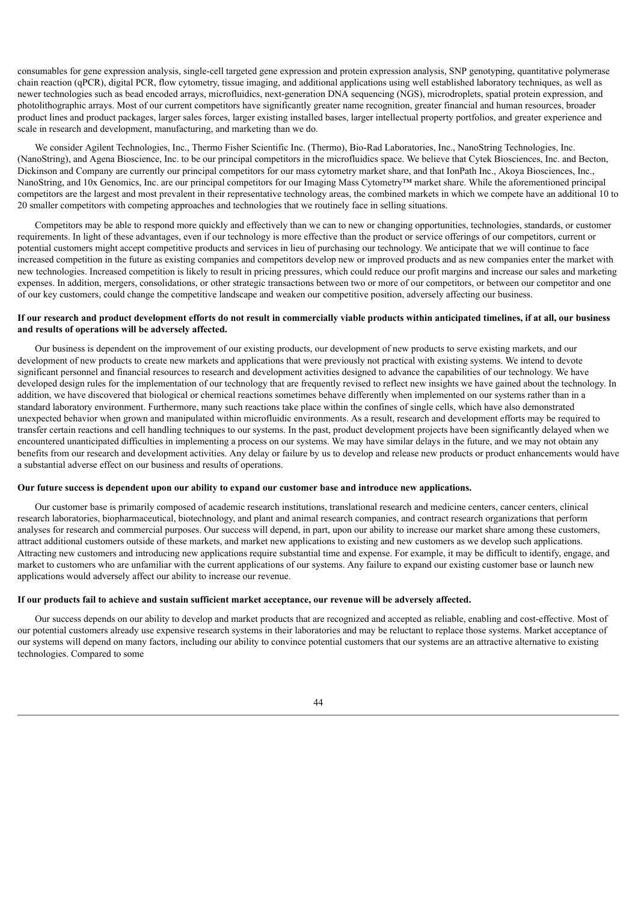consumables for gene expression analysis, single-cell targeted gene expression and protein expression analysis, SNP genotyping, quantitative polymerase chain reaction (qPCR), digital PCR, flow cytometry, tissue imaging, and additional applications using well established laboratory techniques, as well as newer technologies such as bead encoded arrays, microfluidics, next-generation DNA sequencing (NGS), microdroplets, spatial protein expression, and photolithographic arrays. Most of our current competitors have significantly greater name recognition, greater financial and human resources, broader product lines and product packages, larger sales forces, larger existing installed bases, larger intellectual property portfolios, and greater experience and scale in research and development, manufacturing, and marketing than we do.

We consider Agilent Technologies, Inc., Thermo Fisher Scientific Inc. (Thermo), Bio-Rad Laboratories, Inc., NanoString Technologies, Inc. (NanoString), and Agena Bioscience, Inc. to be our principal competitors in the microfluidics space. We believe that Cytek Biosciences, Inc. and Becton, Dickinson and Company are currently our principal competitors for our mass cytometry market share, and that IonPath Inc., Akoya Biosciences, Inc., NanoString, and 10x Genomics, Inc. are our principal competitors for our Imaging Mass Cytometry™ market share. While the aforementioned principal competitors are the largest and most prevalent in their representative technology areas, the combined markets in which we compete have an additional 10 to 20 smaller competitors with competing approaches and technologies that we routinely face in selling situations.

Competitors may be able to respond more quickly and effectively than we can to new or changing opportunities, technologies, standards, or customer requirements. In light of these advantages, even if our technology is more effective than the product or service offerings of our competitors, current or potential customers might accept competitive products and services in lieu of purchasing our technology. We anticipate that we will continue to face increased competition in the future as existing companies and competitors develop new or improved products and as new companies enter the market with new technologies. Increased competition is likely to result in pricing pressures, which could reduce our profit margins and increase our sales and marketing expenses. In addition, mergers, consolidations, or other strategic transactions between two or more of our competitors, or between our competitor and one of our key customers, could change the competitive landscape and weaken our competitive position, adversely affecting our business.

**If our research and product development efforts do not result in commercially viable products within anticipated timelines, if at all, our business and results of operations will be adversely affected.**

Our business is dependent on the improvement of our existing products, our development of new products to serve existing markets, and our development of new products to create new markets and applications that were previously not practical with existing systems. We intend to devote significant personnel and financial resources to research and development activities designed to advance the capabilities of our technology. We have developed design rules for the implementation of our technology that are frequently revised to reflect new insights we have gained about the technology. In addition, we have discovered that biological or chemical reactions sometimes behave differently when implemented on our systems rather than in a standard laboratory environment. Furthermore, many such reactions take place within the confines of single cells, which have also demonstrated unexpected behavior when grown and manipulated within microfluidic environments. As a result, research and development efforts may be required to transfer certain reactions and cell handling techniques to our systems. In the past, product development projects have been significantly delayed when we encountered unanticipated difficulties in implementing a process on our systems. We may have similar delays in the future, and we may not obtain any benefits from our research and development activities. Any delay or failure by us to develop and release new products or product enhancements would have a substantial adverse effect on our business and results of operations.

**Our future success is dependent upon our ability to expand our customer base and introduce new applications.**

Our customer base is primarily composed of academic research institutions, translational research and medicine centers, cancer centers, clinical research laboratories, biopharmaceutical, biotechnology, and plant and animal research companies, and contract research organizations that perform analyses for research and commercial purposes. Our success will depend, in part, upon our ability to increase our market share among these customers, attract additional customers outside of these markets, and market new applications to existing and new customers as we develop such applications. Attracting new customers and introducing new applications require substantial time and expense. For example, it may be difficult to identify, engage, and market to customers who are unfamiliar with the current applications of our systems. Any failure to expand our existing customer base or launch new applications would adversely affect our ability to increase our revenue.

**If our products fail to achieve and sustain sufficient market acceptance, our revenue will be adversely affected.**

Our success depends on our ability to develop and market products that are recognized and accepted as reliable, enabling and cost-effective. Most of our potential customers already use expensive research systems in their laboratories and may be reluctant to replace those systems. Market acceptance of our systems will depend on many factors, including our ability to convince potential customers that our systems are an attractive alternative to existing technologies. Compared to some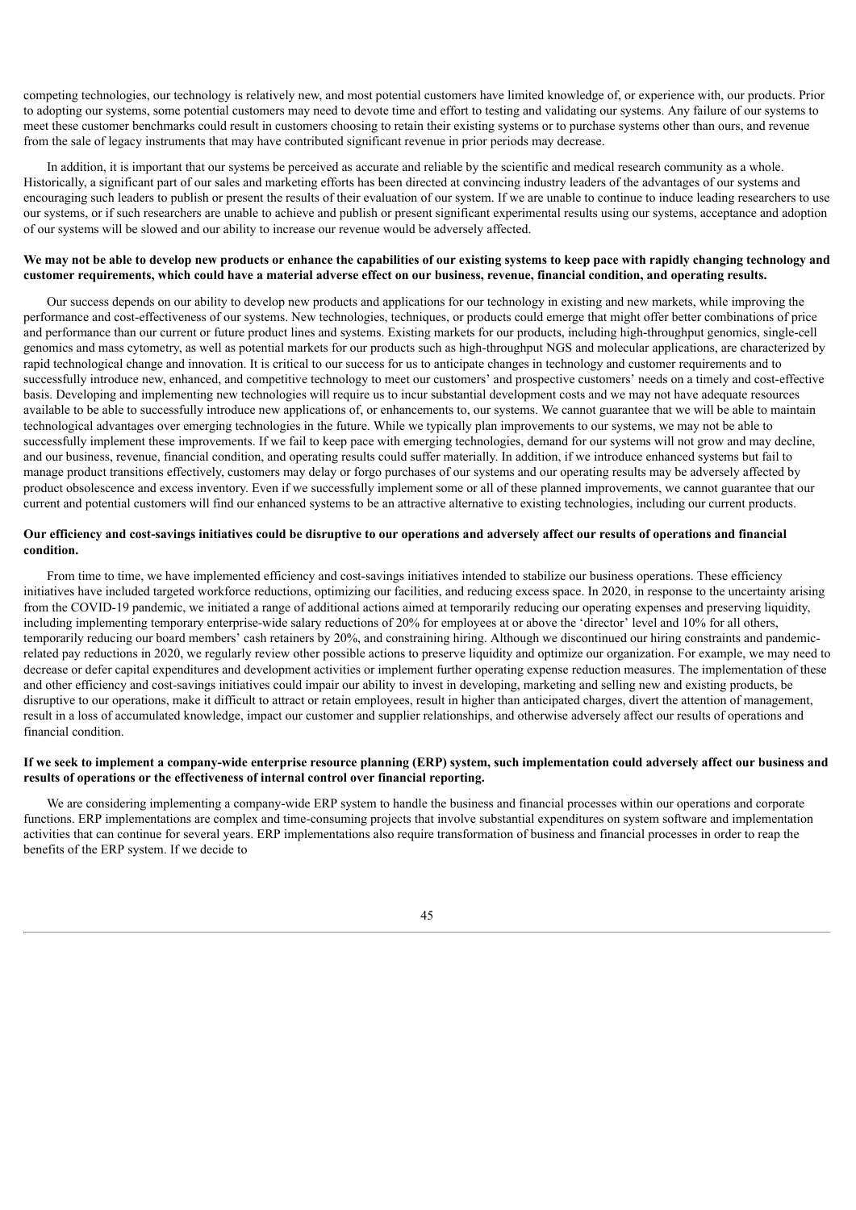competing technologies, our technology is relatively new, and most potential customers have limited knowledge of, or experience with, our products. Prior to adopting our systems, some potential customers may need to devote time and effort to testing and validating our systems. Any failure of our systems to meet these customer benchmarks could result in customers choosing to retain their existing systems or to purchase systems other than ours, and revenue from the sale of legacy instruments that may have contributed significant revenue in prior periods may decrease.

In addition, it is important that our systems be perceived as accurate and reliable by the scientific and medical research community as a whole. Historically, a significant part of our sales and marketing efforts has been directed at convincing industry leaders of the advantages of our systems and encouraging such leaders to publish or present the results of their evaluation of our system. If we are unable to continue to induce leading researchers to use our systems, or if such researchers are unable to achieve and publish or present significant experimental results using our systems, acceptance and adoption of our systems will be slowed and our ability to increase our revenue would be adversely affected.

**We may not be able to develop new products or enhance the capabilities of our existing systems to keep pace with rapidly changing technology and customer requirements, which could have a material adverse effect on our business, revenue, financial condition, and operating results.**

Our success depends on our ability to develop new products and applications for our technology in existing and new markets, while improving the performance and cost-effectiveness of our systems. New technologies, techniques, or products could emerge that might offer better combinations of price and performance than our current or future product lines and systems. Existing markets for our products, including high-throughput genomics, single-cell genomics and mass cytometry, as well as potential markets for our products such as high-throughput NGS and molecular applications, are characterized by rapid technological change and innovation. It is critical to our success for us to anticipate changes in technology and customer requirements and to successfully introduce new, enhanced, and competitive technology to meet our customers' and prospective customers' needs on a timely and cost-effective basis. Developing and implementing new technologies will require us to incur substantial development costs and we may not have adequate resources available to be able to successfully introduce new applications of, or enhancements to, our systems. We cannot guarantee that we will be able to maintain technological advantages over emerging technologies in the future. While we typically plan improvements to our systems, we may not be able to successfully implement these improvements. If we fail to keep pace with emerging technologies, demand for our systems will not grow and may decline, and our business, revenue, financial condition, and operating results could suffer materially. In addition, if we introduce enhanced systems but fail to manage product transitions effectively, customers may delay or forgo purchases of our systems and our operating results may be adversely affected by product obsolescence and excess inventory. Even if we successfully implement some or all of these planned improvements, we cannot guarantee that our current and potential customers will find our enhanced systems to be an attractive alternative to existing technologies, including our current products.

**Our efficiency and cost-savings initiatives could be disruptive to our operations and adversely affect our results of operations and financial condition.**

From time to time, we have implemented efficiency and cost-savings initiatives intended to stabilize our business operations. These efficiency initiatives have included targeted workforce reductions, optimizing our facilities, and reducing excess space. In 2020, in response to the uncertainty arising from the COVID-19 pandemic, we initiated a range of additional actions aimed at temporarily reducing our operating expenses and preserving liquidity, including implementing temporary enterprise-wide salary reductions of 20% for employees at or above the 'director' level and 10% for all others, temporarily reducing our board members' cash retainers by 20%, and constraining hiring. Although we discontinued our hiring constraints and pandemic-related pay reductions in 2020, we regularly review other possible actions to preserve liquidity and optimize our organization. For example, we may need to decrease or defer capital expenditures and development activities or implement further operating expense reduction measures. The implementation of these and other efficiency and cost-savings initiatives could impair our ability to invest in developing, marketing and selling new and existing products, be disruptive to our operations, make it difficult to attract or retain employees, result in higher than anticipated charges, divert the attention of management, result in a loss of accumulated knowledge, impact our customer and supplier relationships, and otherwise adversely affect our results of operations and financial condition.

**If we seek to implement a company-wide enterprise resource planning (ERP) system, such implementation could adversely affect our business and results of operations or the effectiveness of internal control over financial reporting.**

We are considering implementing a company-wide ERP system to handle the business and financial processes within our operations and corporate functions. ERP implementations are complex and time-consuming projects that involve substantial expenditures on system software and implementation activities that can continue for several years. ERP implementations also require transformation of business and financial processes in order to reap the benefits of the ERP system. If we decide to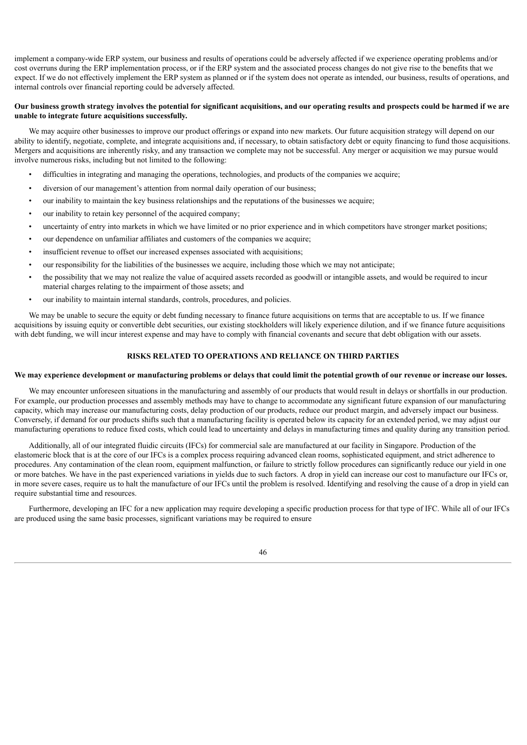implement a company-wide ERP system, our business and results of operations could be adversely affected if we experience operating problems and/or cost overruns during the ERP implementation process, or if the ERP system and the associated process changes do not give rise to the benefits that we expect. If we do not effectively implement the ERP system as planned or if the system does not operate as intended, our business, results of operations, and internal controls over financial reporting could be adversely affected.

**Our business growth strategy involves the potential for significant acquisitions, and our operating results and prospects could be harmed if we are unable to integrate future acquisitions successfully.**

We may acquire other businesses to improve our product offerings or expand into new markets. Our future acquisition strategy will depend on our ability to identify, negotiate, complete, and integrate acquisitions and, if necessary, to obtain satisfactory debt or equity financing to fund those acquisitions. Mergers and acquisitions are inherently risky, and any transaction we complete may not be successful. Any merger or acquisition we may pursue would involve numerous risks, including but not limited to the following:

- difficulties in integrating and managing the operations, technologies, and products of the companies we acquire;
- diversion of our management's attention from normal daily operation of our business;
- our inability to maintain the key business relationships and the reputations of the businesses we acquire;
- our inability to retain key personnel of the acquired company;
- uncertainty of entry into markets in which we have limited or no prior experience and in which competitors have stronger market positions;
- our dependence on unfamiliar affiliates and customers of the companies we acquire;
- insufficient revenue to offset our increased expenses associated with acquisitions;
- our responsibility for the liabilities of the businesses we acquire, including those which we may not anticipate;
- the possibility that we may not realize the value of acquired assets recorded as goodwill or intangible assets, and would be required to incur material charges relating to the impairment of those assets; and
- our inability to maintain internal standards, controls, procedures, and policies.

We may be unable to secure the equity or debt funding necessary to finance future acquisitions on terms that are acceptable to us. If we finance acquisitions by issuing equity or convertible debt securities, our existing stockholders will likely experience dilution, and if we finance future acquisitions with debt funding, we will incur interest expense and may have to comply with financial covenants and secure that debt obligation with our assets.

## RISKS RELATED TO OPERATIONS AND RELIANCE ON THIRD PARTIES

**We may experience development or manufacturing problems or delays that could limit the potential growth of our revenue or increase our losses.**

We may encounter unforeseen situations in the manufacturing and assembly of our products that would result in delays or shortfalls in our production. For example, our production processes and assembly methods may have to change to accommodate any significant future expansion of our manufacturing capacity, which may increase our manufacturing costs, delay production of our products, reduce our product margin, and adversely impact our business. Conversely, if demand for our products shifts such that a manufacturing facility is operated below its capacity for an extended period, we may adjust our manufacturing operations to reduce fixed costs, which could lead to uncertainty and delays in manufacturing times and quality during any transition period.

Additionally, all of our integrated fluidic circuits (IFCs) for commercial sale are manufactured at our facility in Singapore. Production of the elastomeric block that is at the core of our IFCs is a complex process requiring advanced clean rooms, sophisticated equipment, and strict adherence to procedures. Any contamination of the clean room, equipment malfunction, or failure to strictly follow procedures can significantly reduce our yield in one or more batches. We have in the past experienced variations in yields due to such factors. A drop in yield can increase our cost to manufacture our IFCs or, in more severe cases, require us to halt the manufacture of our IFCs until the problem is resolved. Identifying and resolving the cause of a drop in yield can require substantial time and resources.

Furthermore, developing an IFC for a new application may require developing a specific production process for that type of IFC. While all of our IFCs are produced using the same basic processes, significant variations may be required to ensure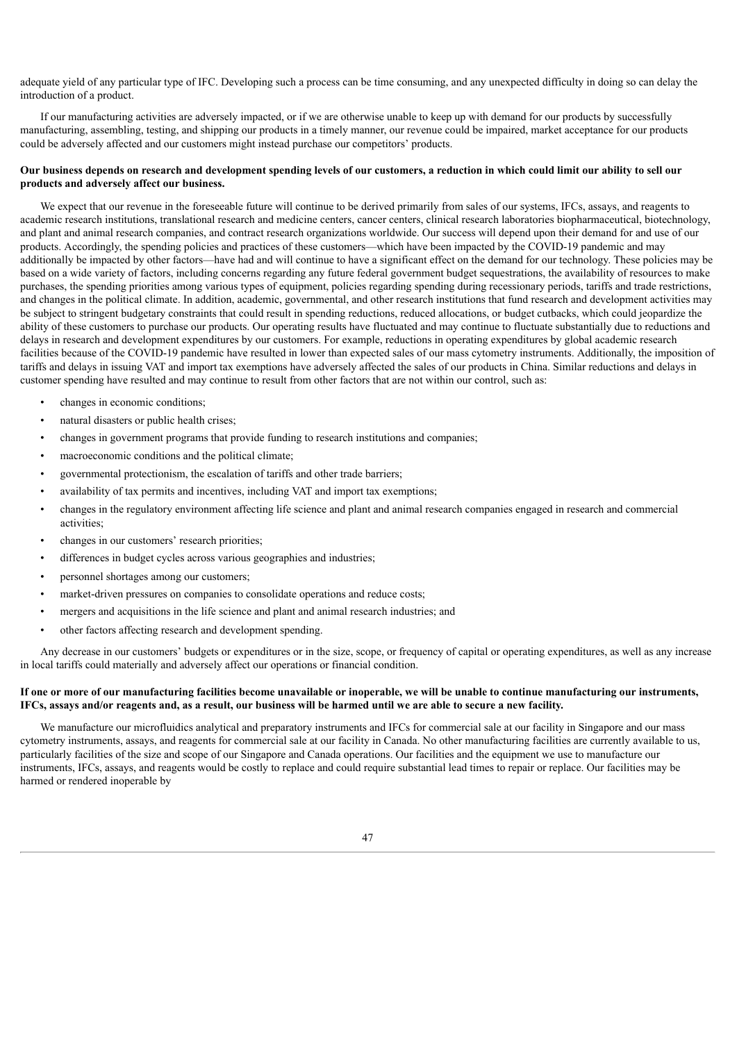adequate yield of any particular type of IFC. Developing such a process can be time consuming, and any unexpected difficulty in doing so can delay the introduction of a product.

If our manufacturing activities are adversely impacted, or if we are otherwise unable to keep up with demand for our products by successfully manufacturing, assembling, testing, and shipping our products in a timely manner, our revenue could be impaired, market acceptance for our products could be adversely affected and our customers might instead purchase our competitors' products.

**Our business depends on research and development spending levels of our customers, a reduction in which could limit our ability to sell our products and adversely affect our business.**

We expect that our revenue in the foreseeable future will continue to be derived primarily from sales of our systems, IFCs, assays, and reagents to academic research institutions, translational research and medicine centers, cancer centers, clinical research laboratories biopharmaceutical, biotechnology, and plant and animal research companies, and contract research organizations worldwide. Our success will depend upon their demand for and use of our products. Accordingly, the spending policies and practices of these customers—which have been impacted by the COVID-19 pandemic and may additionally be impacted by other factors—have had and will continue to have a significant effect on the demand for our technology. These policies may be based on a wide variety of factors, including concerns regarding any future federal government budget sequestrations, the availability of resources to make purchases, the spending priorities among various types of equipment, policies regarding spending during recessionary periods, tariffs and trade restrictions, and changes in the political climate. In addition, academic, governmental, and other research institutions that fund research and development activities may be subject to stringent budgetary constraints that could result in spending reductions, reduced allocations, or budget cutbacks, which could jeopardize the ability of these customers to purchase our products. Our operating results have fluctuated and may continue to fluctuate substantially due to reductions and delays in research and development expenditures by our customers. For example, reductions in operating expenditures by global academic research facilities because of the COVID-19 pandemic have resulted in lower than expected sales of our mass cytometry instruments. Additionally, the imposition of tariffs and delays in issuing VAT and import tax exemptions have adversely affected the sales of our products in China. Similar reductions and delays in customer spending have resulted and may continue to result from other factors that are not within our control, such as:

- changes in economic conditions;
- natural disasters or public health crises;
- changes in government programs that provide funding to research institutions and companies;
- macroeconomic conditions and the political climate;
- governmental protectionism, the escalation of tariffs and other trade barriers;
- availability of tax permits and incentives, including VAT and import tax exemptions;
- changes in the regulatory environment affecting life science and plant and animal research companies engaged in research and commercial activities;
- changes in our customers' research priorities;
- differences in budget cycles across various geographies and industries;
- personnel shortages among our customers;
- market-driven pressures on companies to consolidate operations and reduce costs;
- mergers and acquisitions in the life science and plant and animal research industries; and
- other factors affecting research and development spending.

Any decrease in our customers' budgets or expenditures or in the size, scope, or frequency of capital or operating expenditures, as well as any increase in local tariffs could materially and adversely affect our operations or financial condition.

**If one or more of our manufacturing facilities become unavailable or inoperable, we will be unable to continue manufacturing our instruments, IFCs, assays and/or reagents and, as a result, our business will be harmed until we are able to secure a new facility.**

We manufacture our microfluidics analytical and preparatory instruments and IFCs for commercial sale at our facility in Singapore and our mass cytometry instruments, assays, and reagents for commercial sale at our facility in Canada. No other manufacturing facilities are currently available to us, particularly facilities of the size and scope of our Singapore and Canada operations. Our facilities and the equipment we use to manufacture our instruments, IFCs, assays, and reagents would be costly to replace and could require substantial lead times to repair or replace. Our facilities may be harmed or rendered inoperable by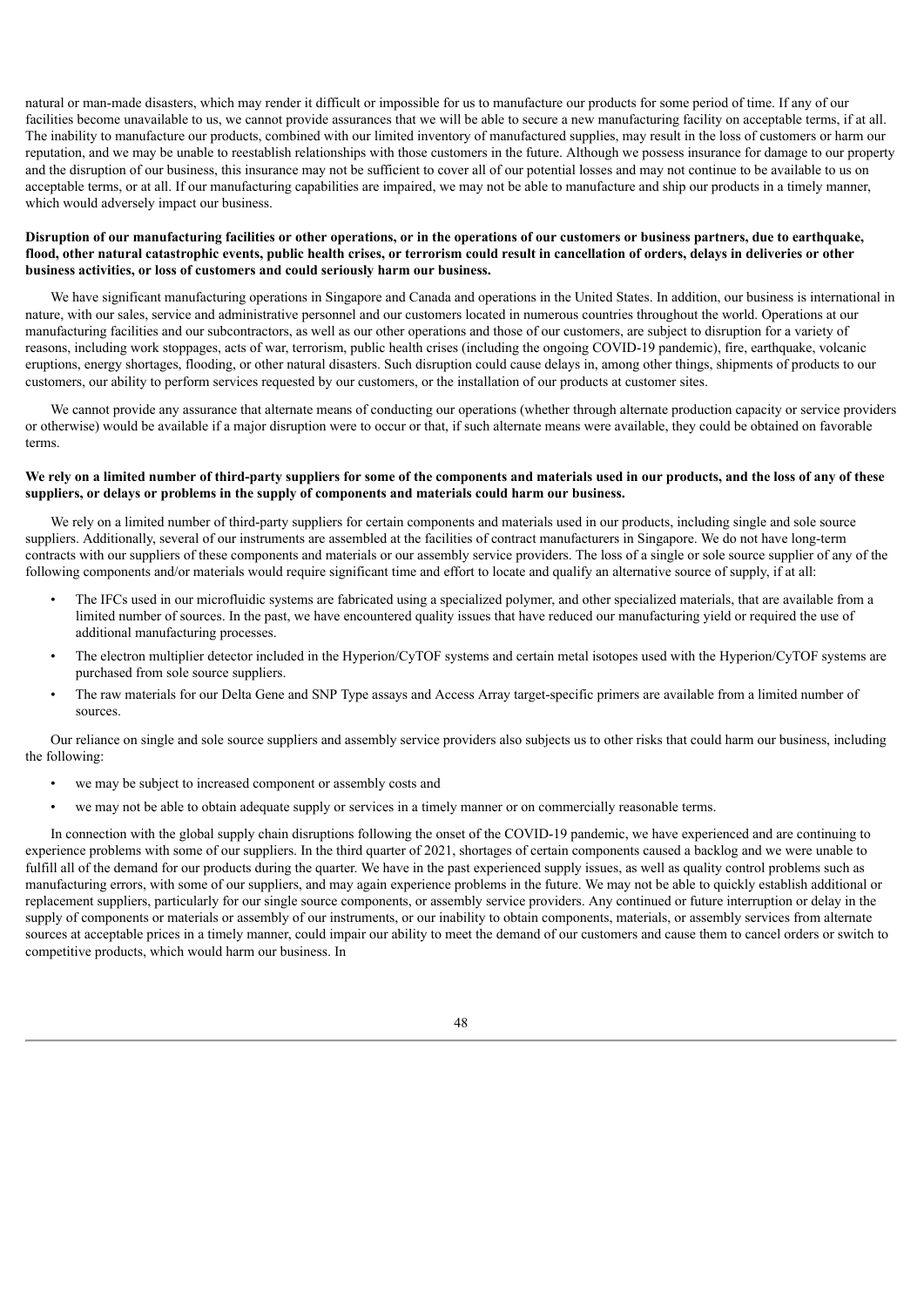natural or man-made disasters, which may render it difficult or impossible for us to manufacture our products for some period of time. If any of our facilities become unavailable to us, we cannot provide assurances that we will be able to secure a new manufacturing facility on acceptable terms, if at all. The inability to manufacture our products, combined with our limited inventory of manufactured supplies, may result in the loss of customers or harm our reputation, and we may be unable to reestablish relationships with those customers in the future. Although we possess insurance for damage to our property and the disruption of our business, this insurance may not be sufficient to cover all of our potential losses and may not continue to be available to us on acceptable terms, or at all. If our manufacturing capabilities are impaired, we may not be able to manufacture and ship our products in a timely manner, which would adversely impact our business.

**Disruption of our manufacturing facilities or other operations, or in the operations of our customers or business partners, due to earthquake, flood, other natural catastrophic events, public health crises, or terrorism could result in cancellation of orders, delays in deliveries or other business activities, or loss of customers and could seriously harm our business.**

We have significant manufacturing operations in Singapore and Canada and operations in the United States. In addition, our business is international in nature, with our sales, service and administrative personnel and our customers located in numerous countries throughout the world. Operations at our manufacturing facilities and our subcontractors, as well as our other operations and those of our customers, are subject to disruption for a variety of reasons, including work stoppages, acts of war, terrorism, public health crises (including the ongoing COVID-19 pandemic), fire, earthquake, volcanic eruptions, energy shortages, flooding, or other natural disasters. Such disruption could cause delays in, among other things, shipments of products to our customers, our ability to perform services requested by our customers, or the installation of our products at customer sites.

We cannot provide any assurance that alternate means of conducting our operations (whether through alternate production capacity or service providers or otherwise) would be available if a major disruption were to occur or that, if such alternate means were available, they could be obtained on favorable terms.

**We rely on a limited number of third-party suppliers for some of the components and materials used in our products, and the loss of any of these suppliers, or delays or problems in the supply of components and materials could harm our business.**

We rely on a limited number of third-party suppliers for certain components and materials used in our products, including single and sole source suppliers. Additionally, several of our instruments are assembled at the facilities of contract manufacturers in Singapore. We do not have long-term contracts with our suppliers of these components and materials or our assembly service providers. The loss of a single or sole source supplier of any of the following components and/or materials would require significant time and effort to locate and qualify an alternative source of supply, if at all:

- The IFCs used in our microfluidic systems are fabricated using a specialized polymer, and other specialized materials, that are available from a limited number of sources. In the past, we have encountered quality issues that have reduced our manufacturing yield or required the use of additional manufacturing processes.
- The electron multiplier detector included in the Hyperion/CyTOF systems and certain metal isotopes used with the Hyperion/CyTOF systems are purchased from sole source suppliers.
- The raw materials for our Delta Gene and SNP Type assays and Access Array target-specific primers are available from a limited number of sources.

Our reliance on single and sole source suppliers and assembly service providers also subjects us to other risks that could harm our business, including the following:

- we may be subject to increased component or assembly costs and
- we may not be able to obtain adequate supply or services in a timely manner or on commercially reasonable terms.

In connection with the global supply chain disruptions following the onset of the COVID-19 pandemic, we have experienced and are continuing to experience problems with some of our suppliers. In the third quarter of 2021, shortages of certain components caused a backlog and we were unable to fulfill all of the demand for our products during the quarter. We have in the past experienced supply issues, as well as quality control problems such as manufacturing errors, with some of our suppliers, and may again experience problems in the future. We may not be able to quickly establish additional or replacement suppliers, particularly for our single source components, or assembly service providers. Any continued or future interruption or delay in the supply of components or materials or assembly of our instruments, or our inability to obtain components, materials, or assembly services from alternate sources at acceptable prices in a timely manner, could impair our ability to meet the demand of our customers and cause them to cancel orders or switch to competitive products, which would harm our business. In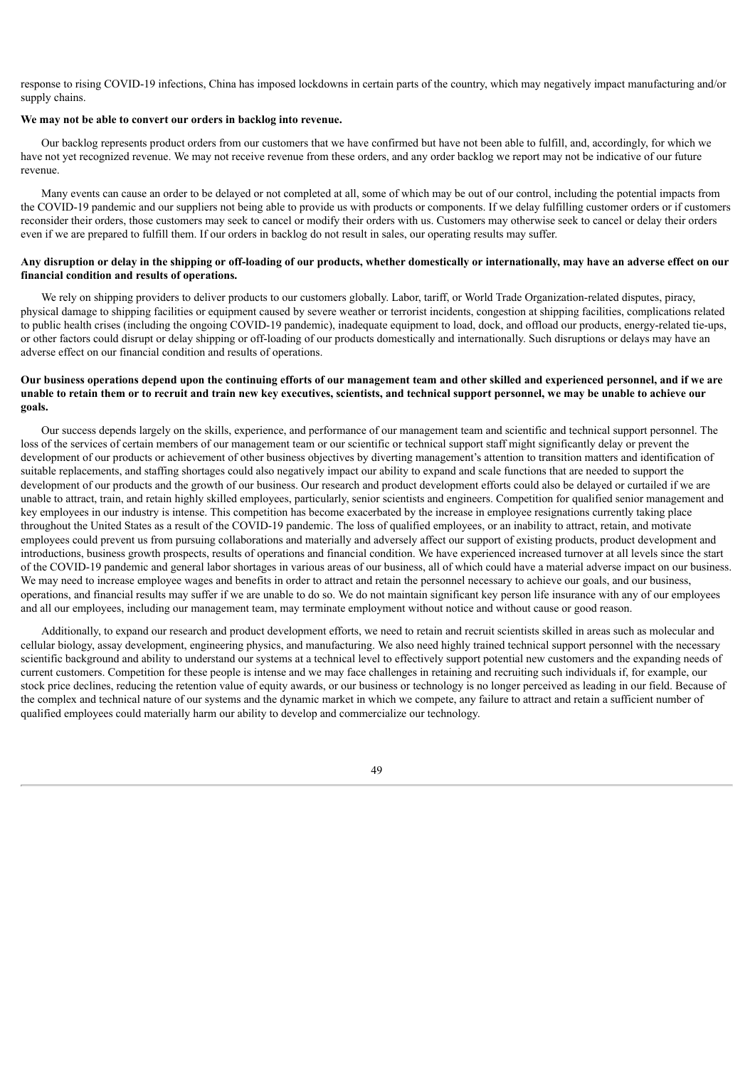response to rising COVID-19 infections, China has imposed lockdowns in certain parts of the country, which may negatively impact manufacturing and/or supply chains.

**We may not be able to convert our orders in backlog into revenue.**

Our backlog represents product orders from our customers that we have confirmed but have not been able to fulfill, and, accordingly, for which we have not yet recognized revenue. We may not receive revenue from these orders, and any order backlog we report may not be indicative of our future revenue.

Many events can cause an order to be delayed or not completed at all, some of which may be out of our control, including the potential impacts from the COVID-19 pandemic and our suppliers not being able to provide us with products or components. If we delay fulfilling customer orders or if customers reconsider their orders, those customers may seek to cancel or modify their orders with us. Customers may otherwise seek to cancel or delay their orders even if we are prepared to fulfill them. If our orders in backlog do not result in sales, our operating results may suffer.

**Any disruption or delay in the shipping or off-loading of our products, whether domestically or internationally, may have an adverse effect on our financial condition and results of operations.**

We rely on shipping providers to deliver products to our customers globally. Labor, tariff, or World Trade Organization-related disputes, piracy, physical damage to shipping facilities or equipment caused by severe weather or terrorist incidents, congestion at shipping facilities, complications related to public health crises (including the ongoing COVID-19 pandemic), inadequate equipment to load, dock, and offload our products, energy-related tie-ups, or other factors could disrupt or delay shipping or off-loading of our products domestically and internationally. Such disruptions or delays may have an adverse effect on our financial condition and results of operations.

**Our business operations depend upon the continuing efforts of our management team and other skilled and experienced personnel, and if we are unable to retain them or to recruit and train new key executives, scientists, and technical support personnel, we may be unable to achieve our goals.**

Our success depends largely on the skills, experience, and performance of our management team and scientific and technical support personnel. The loss of the services of certain members of our management team or our scientific or technical support staff might significantly delay or prevent the development of our products or achievement of other business objectives by diverting management's attention to transition matters and identification of suitable replacements, and staffing shortages could also negatively impact our ability to expand and scale functions that are needed to support the development of our products and the growth of our business. Our research and product development efforts could also be delayed or curtailed if we are unable to attract, train, and retain highly skilled employees, particularly, senior scientists and engineers. Competition for qualified senior management and key employees in our industry is intense. This competition has become exacerbated by the increase in employee resignations currently taking place throughout the United States as a result of the COVID-19 pandemic. The loss of qualified employees, or an inability to attract, retain, and motivate employees could prevent us from pursuing collaborations and materially and adversely affect our support of existing products, product development and introductions, business growth prospects, results of operations and financial condition. We have experienced increased turnover at all levels since the start of the COVID-19 pandemic and general labor shortages in various areas of our business, all of which could have a material adverse impact on our business. We may need to increase employee wages and benefits in order to attract and retain the personnel necessary to achieve our goals, and our business, operations, and financial results may suffer if we are unable to do so. We do not maintain significant key person life insurance with any of our employees and all our employees, including our management team, may terminate employment without notice and without cause or good reason.

Additionally, to expand our research and product development efforts, we need to retain and recruit scientists skilled in areas such as molecular and cellular biology, assay development, engineering physics, and manufacturing. We also need highly trained technical support personnel with the necessary scientific background and ability to understand our systems at a technical level to effectively support potential new customers and the expanding needs of current customers. Competition for these people is intense and we may face challenges in retaining and recruiting such individuals if, for example, our stock price declines, reducing the retention value of equity awards, or our business or technology is no longer perceived as leading in our field. Because of the complex and technical nature of our systems and the dynamic market in which we compete, any failure to attract and retain a sufficient number of qualified employees could materially harm our ability to develop and commercialize our technology.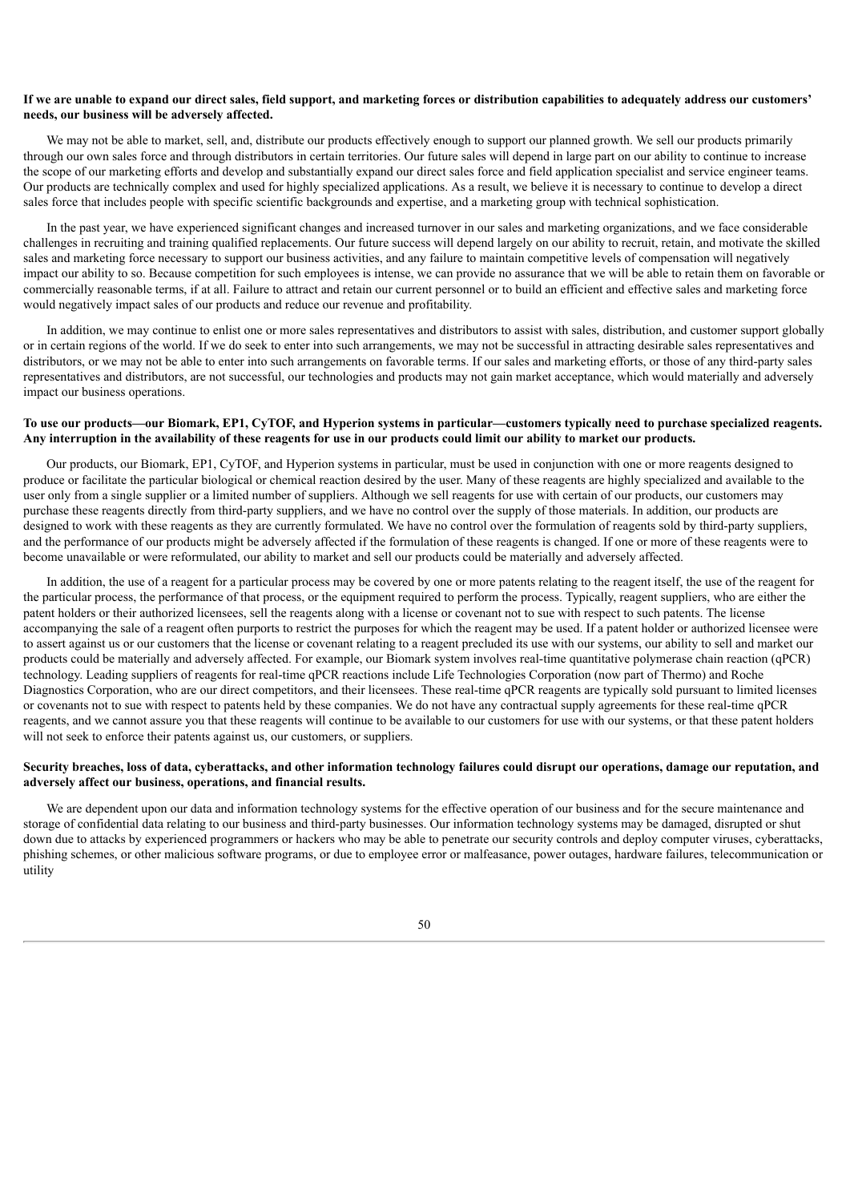**If we are unable to expand our direct sales, field support, and marketing forces or distribution capabilities to adequately address our customers' needs, our business will be adversely affected.**

We may not be able to market, sell, and, distribute our products effectively enough to support our planned growth. We sell our products primarily through our own sales force and through distributors in certain territories. Our future sales will depend in large part on our ability to continue to increase the scope of our marketing efforts and develop and substantially expand our direct sales force and field application specialist and service engineer teams. Our products are technically complex and used for highly specialized applications. As a result, we believe it is necessary to continue to develop a direct sales force that includes people with specific scientific backgrounds and expertise, and a marketing group with technical sophistication.

In the past year, we have experienced significant changes and increased turnover in our sales and marketing organizations, and we face considerable challenges in recruiting and training qualified replacements. Our future success will depend largely on our ability to recruit, retain, and motivate the skilled sales and marketing force necessary to support our business activities, and any failure to maintain competitive levels of compensation will negatively impact our ability to so. Because competition for such employees is intense, we can provide no assurance that we will be able to retain them on favorable or commercially reasonable terms, if at all. Failure to attract and retain our current personnel or to build an efficient and effective sales and marketing force would negatively impact sales of our products and reduce our revenue and profitability.

In addition, we may continue to enlist one or more sales representatives and distributors to assist with sales, distribution, and customer support globally or in certain regions of the world. If we do seek to enter into such arrangements, we may not be successful in attracting desirable sales representatives and distributors, or we may not be able to enter into such arrangements on favorable terms. If our sales and marketing efforts, or those of any third-party sales representatives and distributors, are not successful, our technologies and products may not gain market acceptance, which would materially and adversely impact our business operations.

**To use our products—our Biomark, EP1, CyTOF, and Hyperion systems in particular—customers typically need to purchase specialized reagents. Any interruption in the availability of these reagents for use in our products could limit our ability to market our products.**

Our products, our Biomark, EP1, CyTOF, and Hyperion systems in particular, must be used in conjunction with one or more reagents designed to produce or facilitate the particular biological or chemical reaction desired by the user. Many of these reagents are highly specialized and available to the user only from a single supplier or a limited number of suppliers. Although we sell reagents for use with certain of our products, our customers may purchase these reagents directly from third-party suppliers, and we have no control over the supply of those materials. In addition, our products are designed to work with these reagents as they are currently formulated. We have no control over the formulation of reagents sold by third-party suppliers, and the performance of our products might be adversely affected if the formulation of these reagents is changed. If one or more of these reagents were to become unavailable or were reformulated, our ability to market and sell our products could be materially and adversely affected.

In addition, the use of a reagent for a particular process may be covered by one or more patents relating to the reagent itself, the use of the reagent for the particular process, the performance of that process, or the equipment required to perform the process. Typically, reagent suppliers, who are either the patent holders or their authorized licensees, sell the reagents along with a license or covenant not to sue with respect to such patents. The license accompanying the sale of a reagent often purports to restrict the purposes for which the reagent may be used. If a patent holder or authorized licensee were to assert against us or our customers that the license or covenant relating to a reagent precluded its use with our systems, our ability to sell and market our products could be materially and adversely affected. For example, our Biomark system involves real-time quantitative polymerase chain reaction (qPCR) technology. Leading suppliers of reagents for real-time qPCR reactions include Life Technologies Corporation (now part of Thermo) and Roche Diagnostics Corporation, who are our direct competitors, and their licensees. These real-time qPCR reagents are typically sold pursuant to limited licenses or covenants not to sue with respect to patents held by these companies. We do not have any contractual supply agreements for these real-time qPCR reagents, and we cannot assure you that these reagents will continue to be available to our customers for use with our systems, or that these patent holders will not seek to enforce their patents against us, our customers, or suppliers.

**Security breaches, loss of data, cyberattacks, and other information technology failures could disrupt our operations, damage our reputation, and adversely affect our business, operations, and financial results.**

We are dependent upon our data and information technology systems for the effective operation of our business and for the secure maintenance and storage of confidential data relating to our business and third-party businesses. Our information technology systems may be damaged, disrupted or shut down due to attacks by experienced programmers or hackers who may be able to penetrate our security controls and deploy computer viruses, cyberattacks, phishing schemes, or other malicious software programs, or due to employee error or malfeasance, power outages, hardware failures, telecommunication or utility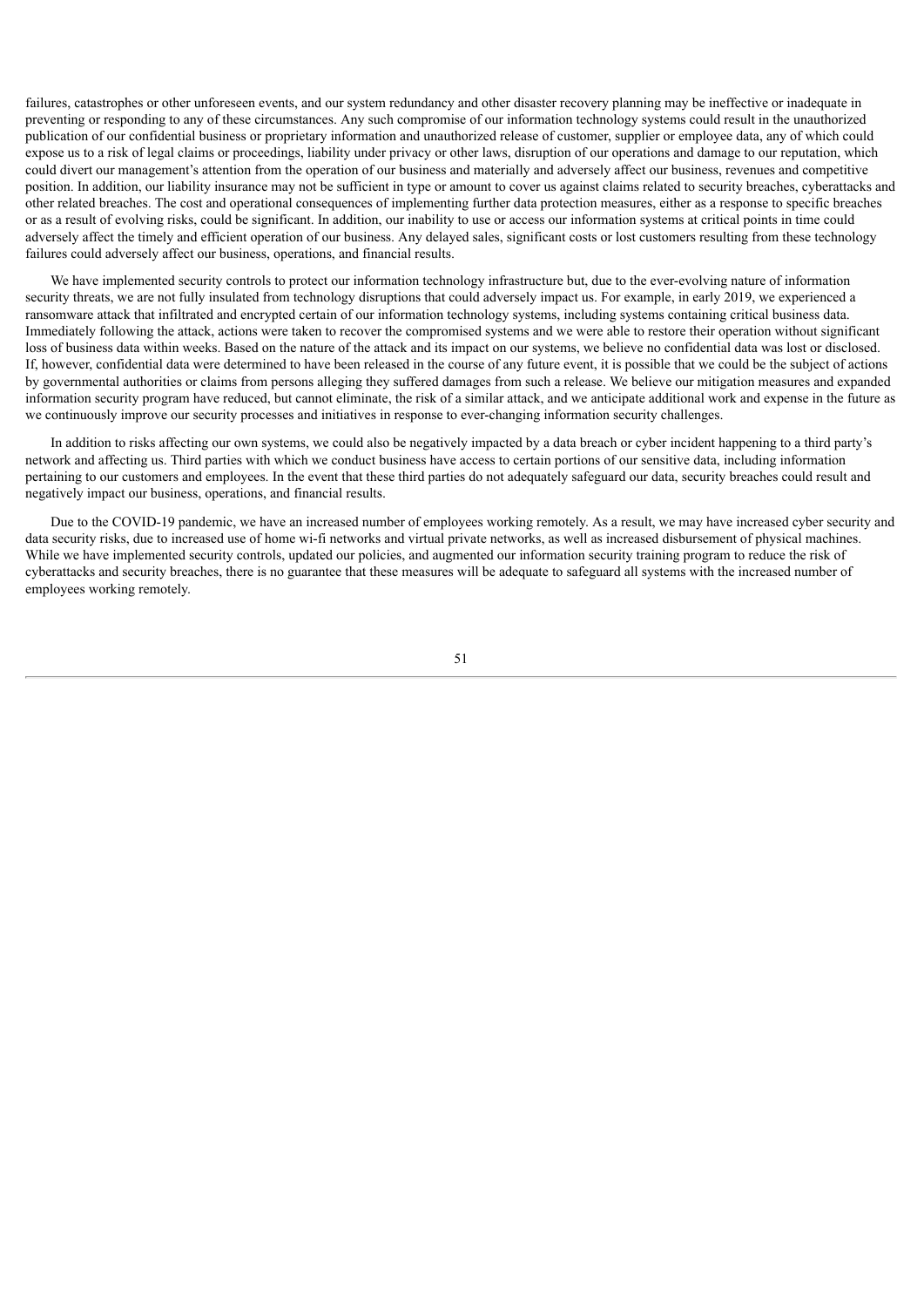failures, catastrophes or other unforeseen events, and our system redundancy and other disaster recovery planning may be ineffective or inadequate in preventing or responding to any of these circumstances. Any such compromise of our information technology systems could result in the unauthorized publication of our confidential business or proprietary information and unauthorized release of customer, supplier or employee data, any of which could expose us to a risk of legal claims or proceedings, liability under privacy or other laws, disruption of our operations and damage to our reputation, which could divert our management's attention from the operation of our business and materially and adversely affect our business, revenues and competitive position. In addition, our liability insurance may not be sufficient in type or amount to cover us against claims related to security breaches, cyberattacks and other related breaches. The cost and operational consequences of implementing further data protection measures, either as a response to specific breaches or as a result of evolving risks, could be significant. In addition, our inability to use or access our information systems at critical points in time could adversely affect the timely and efficient operation of our business. Any delayed sales, significant costs or lost customers resulting from these technology failures could adversely affect our business, operations, and financial results.

We have implemented security controls to protect our information technology infrastructure but, due to the ever-evolving nature of information security threats, we are not fully insulated from technology disruptions that could adversely impact us. For example, in early 2019, we experienced a ransomware attack that infiltrated and encrypted certain of our information technology systems, including systems containing critical business data. Immediately following the attack, actions were taken to recover the compromised systems and we were able to restore their operation without significant loss of business data within weeks. Based on the nature of the attack and its impact on our systems, we believe no confidential data was lost or disclosed. If, however, confidential data were determined to have been released in the course of any future event, it is possible that we could be the subject of actions by governmental authorities or claims from persons alleging they suffered damages from such a release. We believe our mitigation measures and expanded information security program have reduced, but cannot eliminate, the risk of a similar attack, and we anticipate additional work and expense in the future as we continuously improve our security processes and initiatives in response to ever-changing information security challenges.

In addition to risks affecting our own systems, we could also be negatively impacted by a data breach or cyber incident happening to a third party's network and affecting us. Third parties with which we conduct business have access to certain portions of our sensitive data, including information pertaining to our customers and employees. In the event that these third parties do not adequately safeguard our data, security breaches could result and negatively impact our business, operations, and financial results.

Due to the COVID-19 pandemic, we have an increased number of employees working remotely. As a result, we may have increased cyber security and data security risks, due to increased use of home wi-fi networks and virtual private networks, as well as increased disbursement of physical machines. While we have implemented security controls, updated our policies, and augmented our information security training program to reduce the risk of cyberattacks and security breaches, there is no guarantee that these measures will be adequate to safeguard all systems with the increased number of employees working remotely.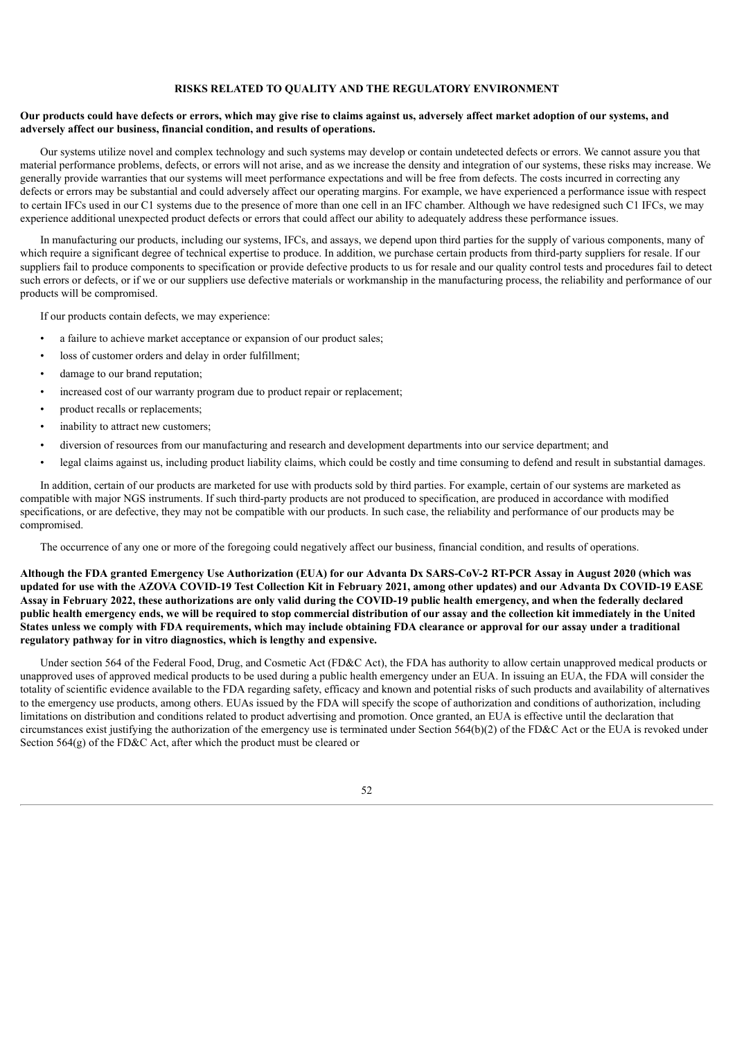## RISKS RELATED TO QUALITY AND THE REGULATORY ENVIRONMENT

**Our products could have defects or errors, which may give rise to claims against us, adversely affect market adoption of our systems, and adversely affect our business, financial condition, and results of operations.**

Our systems utilize novel and complex technology and such systems may develop or contain undetected defects or errors. We cannot assure you that material performance problems, defects, or errors will not arise, and as we increase the density and integration of our systems, these risks may increase. We generally provide warranties that our systems will meet performance expectations and will be free from defects. The costs incurred in correcting any defects or errors may be substantial and could adversely affect our operating margins. For example, we have experienced a performance issue with respect to certain IFCs used in our C1 systems due to the presence of more than one cell in an IFC chamber. Although we have redesigned such C1 IFCs, we may experience additional unexpected product defects or errors that could affect our ability to adequately address these performance issues.

In manufacturing our products, including our systems, IFCs, and assays, we depend upon third parties for the supply of various components, many of which require a significant degree of technical expertise to produce. In addition, we purchase certain products from third-party suppliers for resale. If our suppliers fail to produce components to specification or provide defective products to us for resale and our quality control tests and procedures fail to detect such errors or defects, or if we or our suppliers use defective materials or workmanship in the manufacturing process, the reliability and performance of our products will be compromised.

If our products contain defects, we may experience:

- a failure to achieve market acceptance or expansion of our product sales;
- loss of customer orders and delay in order fulfillment;
- damage to our brand reputation;
- increased cost of our warranty program due to product repair or replacement;
- product recalls or replacements;
- inability to attract new customers;
- diversion of resources from our manufacturing and research and development departments into our service department; and
- legal claims against us, including product liability claims, which could be costly and time consuming to defend and result in substantial damages.

In addition, certain of our products are marketed for use with products sold by third parties. For example, certain of our systems are marketed as compatible with major NGS instruments. If such third-party products are not produced to specification, are produced in accordance with modified specifications, or are defective, they may not be compatible with our products. In such case, the reliability and performance of our products may be compromised.

The occurrence of any one or more of the foregoing could negatively affect our business, financial condition, and results of operations.

**Although the FDA granted Emergency Use Authorization (EUA) for our Advanta Dx SARS-CoV-2 RT-PCR Assay in August 2020 (which was updated for use with the AZOVA COVID-19 Test Collection Kit in February 2021, among other updates) and our Advanta Dx COVID-19 EASE Assay in February 2022, these authorizations are only valid during the COVID-19 public health emergency, and when the federally declared public health emergency ends, we will be required to stop commercial distribution of our assay and the collection kit immediately in the United States unless we comply with FDA requirements, which may include obtaining FDA clearance or approval for our assay under a traditional regulatory pathway for in vitro diagnostics, which is lengthy and expensive.**

Under section 564 of the Federal Food, Drug, and Cosmetic Act (FD&C Act), the FDA has authority to allow certain unapproved medical products or unapproved uses of approved medical products to be used during a public health emergency under an EUA. In issuing an EUA, the FDA will consider the totality of scientific evidence available to the FDA regarding safety, efficacy and known and potential risks of such products and availability of alternatives to the emergency use products, among others. EUAs issued by the FDA will specify the scope of authorization and conditions of authorization, including limitations on distribution and conditions related to product advertising and promotion. Once granted, an EUA is effective until the declaration that circumstances exist justifying the authorization of the emergency use is terminated under Section 564(b)(2) of the FD&C Act or the EUA is revoked under Section 564(g) of the FD&C Act, after which the product must be cleared or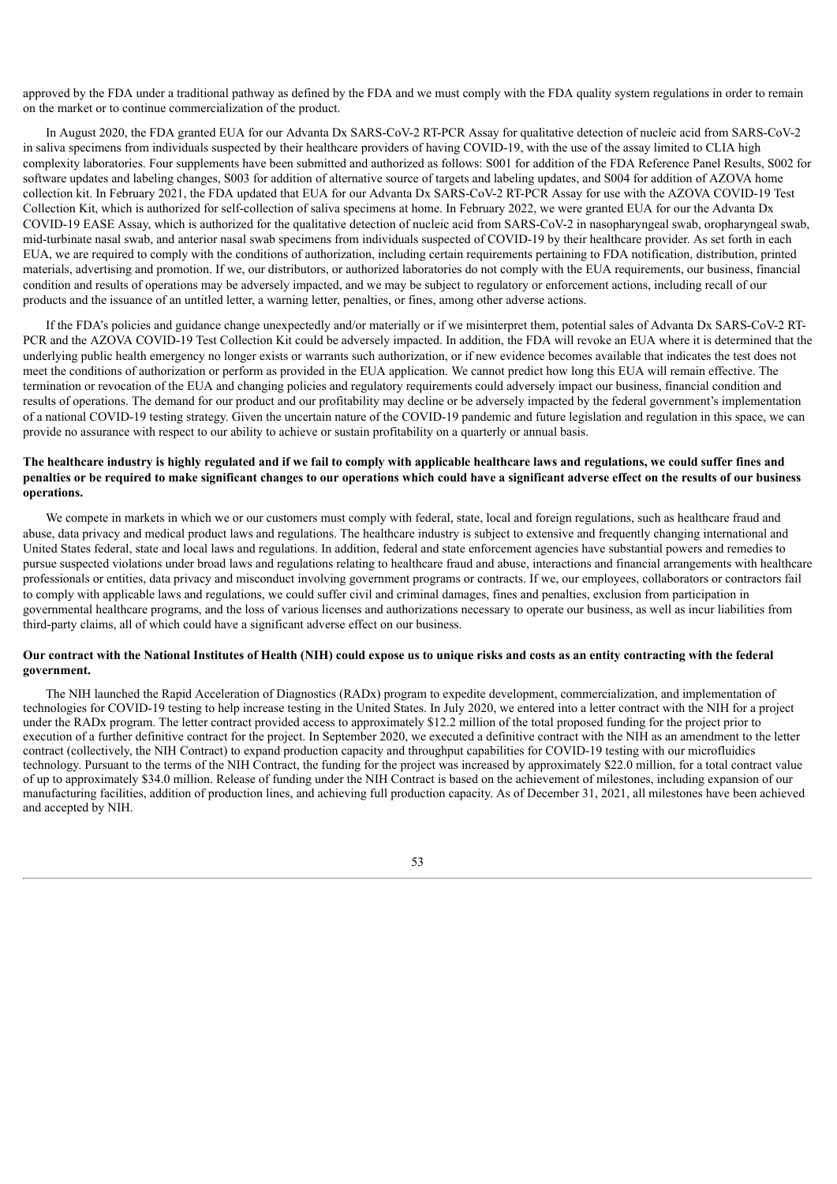approved by the FDA under a traditional pathway as defined by the FDA and we must comply with the FDA quality system regulations in order to remain on the market or to continue commercialization of the product.

In August 2020, the FDA granted EUA for our Advanta Dx SARS-CoV-2 RT-PCR Assay for qualitative detection of nucleic acid from SARS-CoV-2 in saliva specimens from individuals suspected by their healthcare providers of having COVID-19, with the use of the assay limited to CLIA high complexity laboratories. Four supplements have been submitted and authorized as follows: S001 for addition of the FDA Reference Panel Results, S002 for software updates and labeling changes, S003 for addition of alternative source of targets and labeling updates, and S004 for addition of AZOVA home collection kit. In February 2021, the FDA updated that EUA for our Advanta Dx SARS-CoV-2 RT-PCR Assay for use with the AZOVA COVID-19 Test Collection Kit, which is authorized for self-collection of saliva specimens at home. In February 2022, we were granted EUA for our the Advanta Dx COVID-19 EASE Assay, which is authorized for the qualitative detection of nucleic acid from SARS-CoV-2 in nasopharyngeal swab, oropharyngeal swab, mid-turbinate nasal swab, and anterior nasal swab specimens from individuals suspected of COVID-19 by their healthcare provider. As set forth in each EUA, we are required to comply with the conditions of authorization, including certain requirements pertaining to FDA notification, distribution, printed materials, advertising and promotion. If we, our distributors, or authorized laboratories do not comply with the EUA requirements, our business, financial condition and results of operations may be adversely impacted, and we may be subject to regulatory or enforcement actions, including recall of our products and the issuance of an untitled letter, a warning letter, penalties, or fines, among other adverse actions.

If the FDA's policies and guidance change unexpectedly and/or materially or if we misinterpret them, potential sales of Advanta Dx SARS-CoV-2 RT-PCR and the AZOVA COVID-19 Test Collection Kit could be adversely impacted. In addition, the FDA will revoke an EUA where it is determined that the underlying public health emergency no longer exists or warrants such authorization, or if new evidence becomes available that indicates the test does not meet the conditions of authorization or perform as provided in the EUA application. We cannot predict how long this EUA will remain effective. The termination or revocation of the EUA and changing policies and regulatory requirements could adversely impact our business, financial condition and results of operations. The demand for our product and our profitability may decline or be adversely impacted by the federal government's implementation of a national COVID-19 testing strategy. Given the uncertain nature of the COVID-19 pandemic and future legislation and regulation in this space, we can provide no assurance with respect to our ability to achieve or sustain profitability on a quarterly or annual basis.

**The healthcare industry is highly regulated and if we fail to comply with applicable healthcare laws and regulations, we could suffer fines and penalties or be required to make significant changes to our operations which could have a significant adverse effect on the results of our business operations.**

We compete in markets in which we or our customers must comply with federal, state, local and foreign regulations, such as healthcare fraud and abuse, data privacy and medical product laws and regulations. The healthcare industry is subject to extensive and frequently changing international and United States federal, state and local laws and regulations. In addition, federal and state enforcement agencies have substantial powers and remedies to pursue suspected violations under broad laws and regulations relating to healthcare fraud and abuse, interactions and financial arrangements with healthcare professionals or entities, data privacy and misconduct involving government programs or contracts. If we, our employees, collaborators or contractors fail to comply with applicable laws and regulations, we could suffer civil and criminal damages, fines and penalties, exclusion from participation in governmental healthcare programs, and the loss of various licenses and authorizations necessary to operate our business, as well as incur liabilities from third-party claims, all of which could have a significant adverse effect on our business.

**Our contract with the National Institutes of Health (NIH) could expose us to unique risks and costs as an entity contracting with the federal government.**

The NIH launched the Rapid Acceleration of Diagnostics (RADx) program to expedite development, commercialization, and implementation of technologies for COVID-19 testing to help increase testing in the United States. In July 2020, we entered into a letter contract with the NIH for a project under the RADx program. The letter contract provided access to approximately $12.2 million of the total proposed funding for the project prior to execution of a further definitive contract for the project. In September 2020, we executed a definitive contract with the NIH as an amendment to the letter contract (collectively, the NIH Contract) to expand production capacity and throughput capabilities for COVID-19 testing with our microfluidics technology. Pursuant to the terms of the NIH Contract, the funding for the project was increased by approximately $22.0 million, for a total contract value of up to approximately $34.0 million. Release of funding under the NIH Contract is based on the achievement of milestones, including expansion of our manufacturing facilities, addition of production lines, and achieving full production capacity. As of December 31, 2021, all milestones have been achieved and accepted by NIH.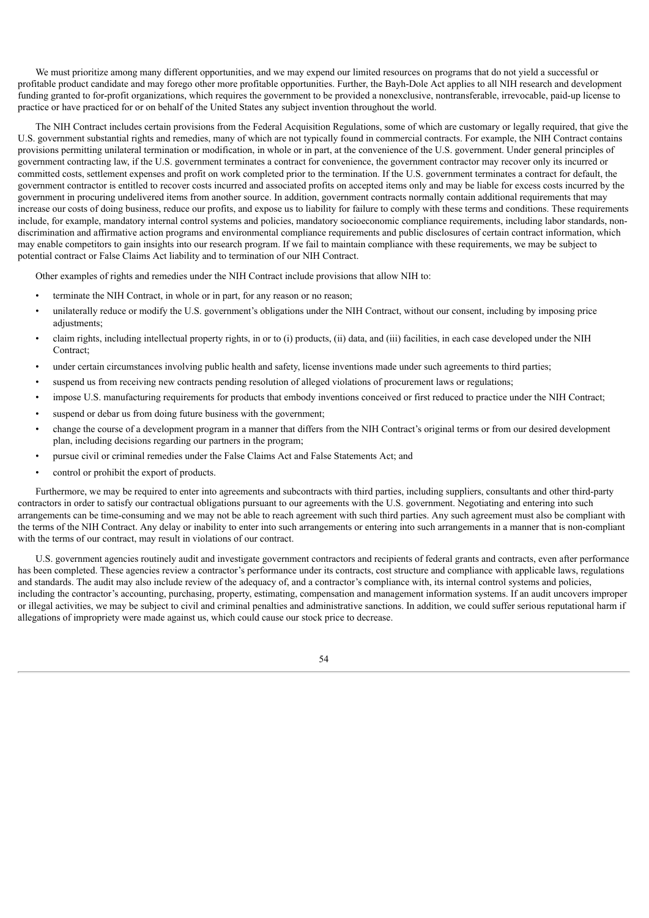We must prioritize among many different opportunities, and we may expend our limited resources on programs that do not yield a successful or profitable product candidate and may forego other more profitable opportunities. Further, the Bayh-Dole Act applies to all NIH research and development funding granted to for-profit organizations, which requires the government to be provided a nonexclusive, nontransferable, irrevocable, paid-up license to practice or have practiced for or on behalf of the United States any subject invention throughout the world.

The NIH Contract includes certain provisions from the Federal Acquisition Regulations, some of which are customary or legally required, that give the U.S. government substantial rights and remedies, many of which are not typically found in commercial contracts. For example, the NIH Contract contains provisions permitting unilateral termination or modification, in whole or in part, at the convenience of the U.S. government. Under general principles of government contracting law, if the U.S. government terminates a contract for convenience, the government contractor may recover only its incurred or committed costs, settlement expenses and profit on work completed prior to the termination. If the U.S. government terminates a contract for default, the government contractor is entitled to recover costs incurred and associated profits on accepted items only and may be liable for excess costs incurred by the government in procuring undelivered items from another source. In addition, government contracts normally contain additional requirements that may increase our costs of doing business, reduce our profits, and expose us to liability for failure to comply with these terms and conditions. These requirements include, for example, mandatory internal control systems and policies, mandatory socioeconomic compliance requirements, including labor standards, non-discrimination and affirmative action programs and environmental compliance requirements and public disclosures of certain contract information, which may enable competitors to gain insights into our research program. If we fail to maintain compliance with these requirements, we may be subject to potential contract or False Claims Act liability and to termination of our NIH Contract.

Other examples of rights and remedies under the NIH Contract include provisions that allow NIH to:

- terminate the NIH Contract, in whole or in part, for any reason or no reason;
- unilaterally reduce or modify the U.S. government's obligations under the NIH Contract, without our consent, including by imposing price adjustments;
- claim rights, including intellectual property rights, in or to (i) products, (ii) data, and (iii) facilities, in each case developed under the NIH Contract;
- under certain circumstances involving public health and safety, license inventions made under such agreements to third parties;
- suspend us from receiving new contracts pending resolution of alleged violations of procurement laws or regulations;
- impose U.S. manufacturing requirements for products that embody inventions conceived or first reduced to practice under the NIH Contract;
- suspend or debar us from doing future business with the government;
- change the course of a development program in a manner that differs from the NIH Contract's original terms or from our desired development plan, including decisions regarding our partners in the program;
- pursue civil or criminal remedies under the False Claims Act and False Statements Act; and
- control or prohibit the export of products.

Furthermore, we may be required to enter into agreements and subcontracts with third parties, including suppliers, consultants and other third-party contractors in order to satisfy our contractual obligations pursuant to our agreements with the U.S. government. Negotiating and entering into such arrangements can be time-consuming and we may not be able to reach agreement with such third parties. Any such agreement must also be compliant with the terms of the NIH Contract. Any delay or inability to enter into such arrangements or entering into such arrangements in a manner that is non-compliant with the terms of our contract, may result in violations of our contract.

U.S. government agencies routinely audit and investigate government contractors and recipients of federal grants and contracts, even after performance has been completed. These agencies review a contractor's performance under its contracts, cost structure and compliance with applicable laws, regulations and standards. The audit may also include review of the adequacy of, and a contractor's compliance with, its internal control systems and policies, including the contractor's accounting, purchasing, property, estimating, compensation and management information systems. If an audit uncovers improper or illegal activities, we may be subject to civil and criminal penalties and administrative sanctions. In addition, we could suffer serious reputational harm if allegations of impropriety were made against us, which could cause our stock price to decrease.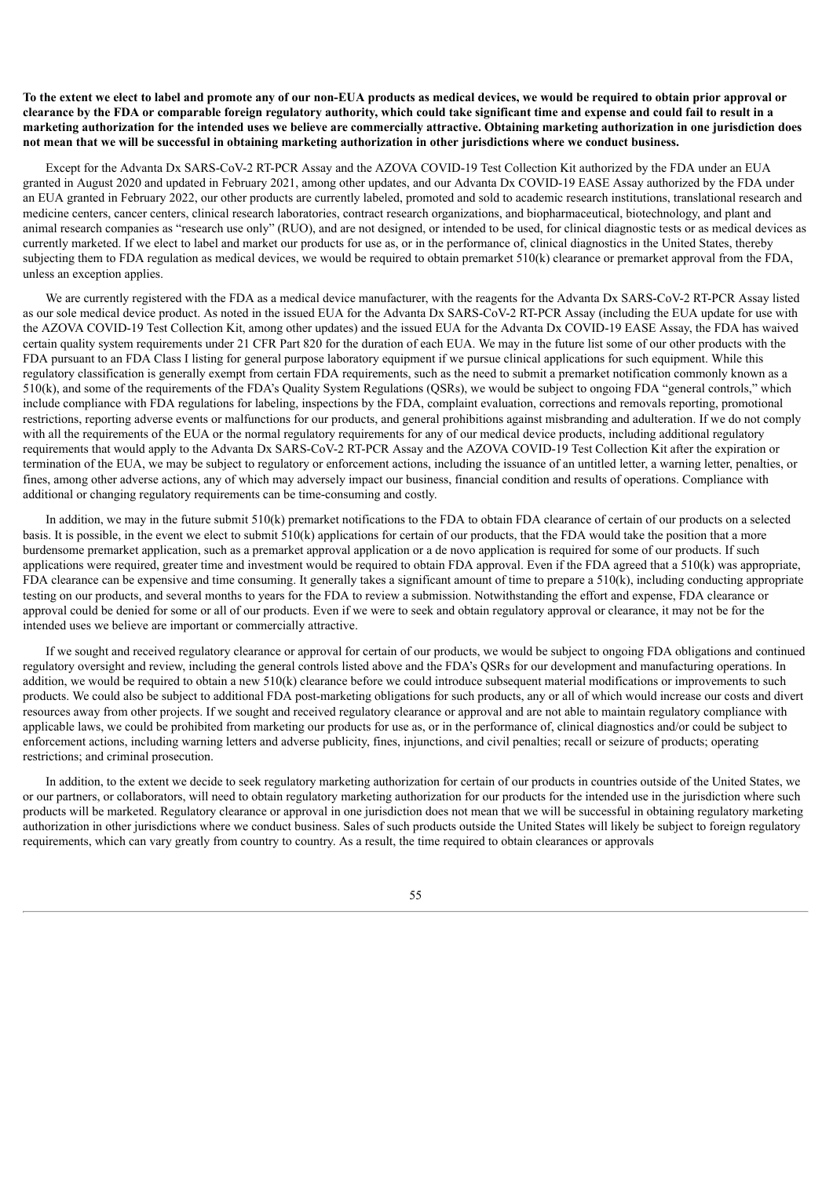**To the extent we elect to label and promote any of our non-EUA products as medical devices, we would be required to obtain prior approval or clearance by the FDA or comparable foreign regulatory authority, which could take significant time and expense and could fail to result in a marketing authorization for the intended uses we believe are commercially attractive. Obtaining marketing authorization in one jurisdiction does not mean that we will be successful in obtaining marketing authorization in other jurisdictions where we conduct business.**

Except for the Advanta Dx SARS-CoV-2 RT-PCR Assay and the AZOVA COVID-19 Test Collection Kit authorized by the FDA under an EUA granted in August 2020 and updated in February 2021, among other updates, and our Advanta Dx COVID-19 EASE Assay authorized by the FDA under an EUA granted in February 2022, our other products are currently labeled, promoted and sold to academic research institutions, translational research and medicine centers, cancer centers, clinical research laboratories, contract research organizations, and biopharmaceutical, biotechnology, and plant and animal research companies as "research use only" (RUO), and are not designed, or intended to be used, for clinical diagnostic tests or as medical devices as currently marketed. If we elect to label and market our products for use as, or in the performance of, clinical diagnostics in the United States, thereby subjecting them to FDA regulation as medical devices, we would be required to obtain premarket 510(k) clearance or premarket approval from the FDA, unless an exception applies.

We are currently registered with the FDA as a medical device manufacturer, with the reagents for the Advanta Dx SARS-CoV-2 RT-PCR Assay listed as our sole medical device product. As noted in the issued EUA for the Advanta Dx SARS-CoV-2 RT-PCR Assay (including the EUA update for use with the AZOVA COVID-19 Test Collection Kit, among other updates) and the issued EUA for the Advanta Dx COVID-19 EASE Assay, the FDA has waived certain quality system requirements under 21 CFR Part 820 for the duration of each EUA. We may in the future list some of our other products with the FDA pursuant to an FDA Class I listing for general purpose laboratory equipment if we pursue clinical applications for such equipment. While this regulatory classification is generally exempt from certain FDA requirements, such as the need to submit a premarket notification commonly known as a 510(k), and some of the requirements of the FDA's Quality System Regulations (QSRs), we would be subject to ongoing FDA "general controls," which include compliance with FDA regulations for labeling, inspections by the FDA, complaint evaluation, corrections and removals reporting, promotional restrictions, reporting adverse events or malfunctions for our products, and general prohibitions against misbranding and adulteration. If we do not comply with all the requirements of the EUA or the normal regulatory requirements for any of our medical device products, including additional regulatory requirements that would apply to the Advanta Dx SARS-CoV-2 RT-PCR Assay and the AZOVA COVID-19 Test Collection Kit after the expiration or termination of the EUA, we may be subject to regulatory or enforcement actions, including the issuance of an untitled letter, a warning letter, penalties, or fines, among other adverse actions, any of which may adversely impact our business, financial condition and results of operations. Compliance with additional or changing regulatory requirements can be time-consuming and costly.

In addition, we may in the future submit 510(k) premarket notifications to the FDA to obtain FDA clearance of certain of our products on a selected basis. It is possible, in the event we elect to submit 510(k) applications for certain of our products, that the FDA would take the position that a more burdensome premarket application, such as a premarket approval application or a de novo application is required for some of our products. If such applications were required, greater time and investment would be required to obtain FDA approval. Even if the FDA agreed that a 510(k) was appropriate, FDA clearance can be expensive and time consuming. It generally takes a significant amount of time to prepare a 510(k), including conducting appropriate testing on our products, and several months to years for the FDA to review a submission. Notwithstanding the effort and expense, FDA clearance or approval could be denied for some or all of our products. Even if we were to seek and obtain regulatory approval or clearance, it may not be for the intended uses we believe are important or commercially attractive.

If we sought and received regulatory clearance or approval for certain of our products, we would be subject to ongoing FDA obligations and continued regulatory oversight and review, including the general controls listed above and the FDA's QSRs for our development and manufacturing operations. In addition, we would be required to obtain a new 510(k) clearance before we could introduce subsequent material modifications or improvements to such products. We could also be subject to additional FDA post-marketing obligations for such products, any or all of which would increase our costs and divert resources away from other projects. If we sought and received regulatory clearance or approval and are not able to maintain regulatory compliance with applicable laws, we could be prohibited from marketing our products for use as, or in the performance of, clinical diagnostics and/or could be subject to enforcement actions, including warning letters and adverse publicity, fines, injunctions, and civil penalties; recall or seizure of products; operating restrictions; and criminal prosecution.

In addition, to the extent we decide to seek regulatory marketing authorization for certain of our products in countries outside of the United States, we or our partners, or collaborators, will need to obtain regulatory marketing authorization for our products for the intended use in the jurisdiction where such products will be marketed. Regulatory clearance or approval in one jurisdiction does not mean that we will be successful in obtaining regulatory marketing authorization in other jurisdictions where we conduct business. Sales of such products outside the United States will likely be subject to foreign regulatory requirements, which can vary greatly from country to country. As a result, the time required to obtain clearances or approvals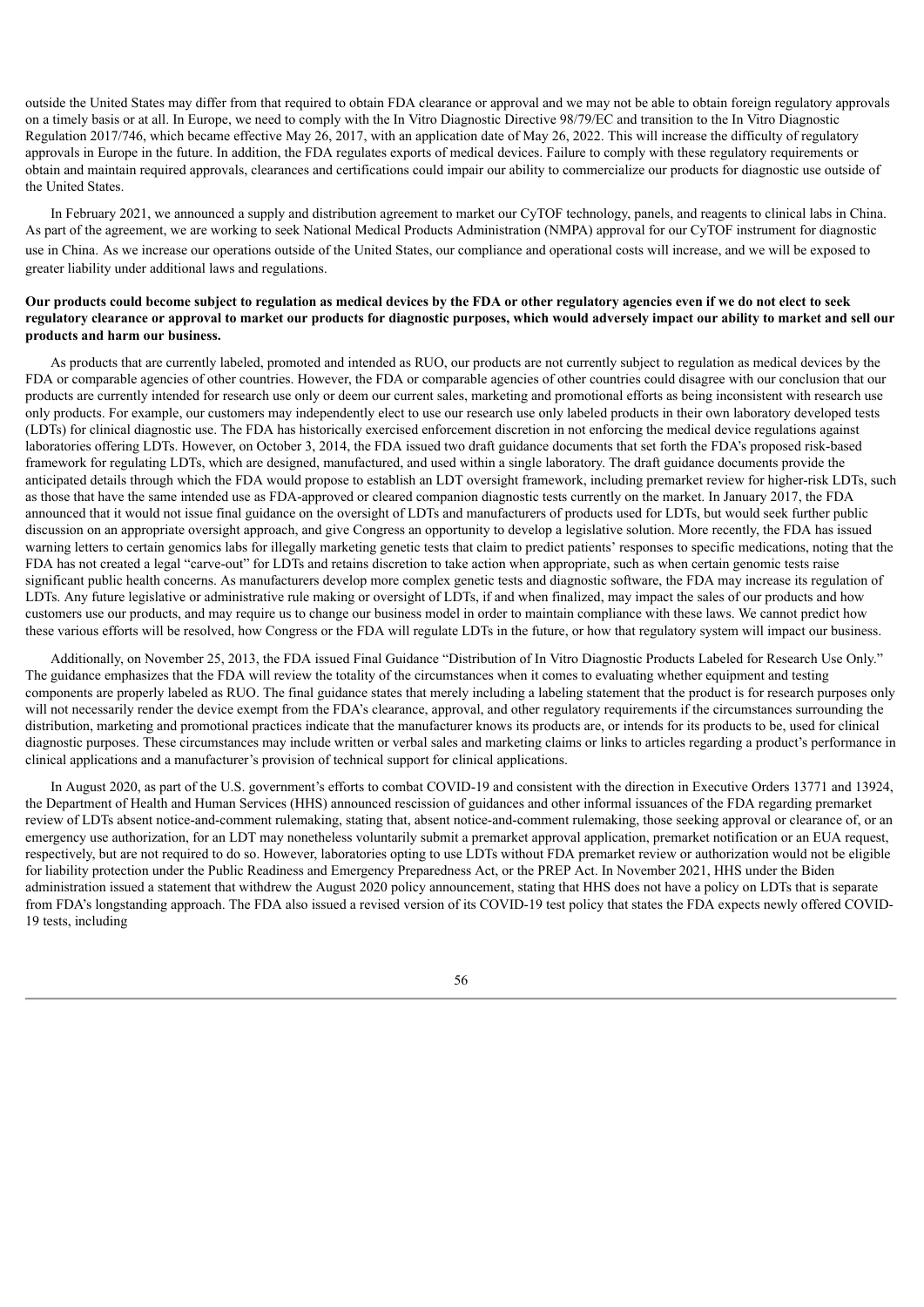outside the United States may differ from that required to obtain FDA clearance or approval and we may not be able to obtain foreign regulatory approvals on a timely basis or at all. In Europe, we need to comply with the In Vitro Diagnostic Directive 98/79/EC and transition to the In Vitro Diagnostic Regulation 2017/746, which became effective May 26, 2017, with an application date of May 26, 2022. This will increase the difficulty of regulatory approvals in Europe in the future. In addition, the FDA regulates exports of medical devices. Failure to comply with these regulatory requirements or obtain and maintain required approvals, clearances and certifications could impair our ability to commercialize our products for diagnostic use outside of the United States.

In February 2021, we announced a supply and distribution agreement to market our CyTOF technology, panels, and reagents to clinical labs in China. As part of the agreement, we are working to seek National Medical Products Administration (NMPA) approval for our CyTOF instrument for diagnostic use in China. As we increase our operations outside of the United States, our compliance and operational costs will increase, and we will be exposed to greater liability under additional laws and regulations.

**Our products could become subject to regulation as medical devices by the FDA or other regulatory agencies even if we do not elect to seek regulatory clearance or approval to market our products for diagnostic purposes, which would adversely impact our ability to market and sell our products and harm our business.**

As products that are currently labeled, promoted and intended as RUO, our products are not currently subject to regulation as medical devices by the FDA or comparable agencies of other countries. However, the FDA or comparable agencies of other countries could disagree with our conclusion that our products are currently intended for research use only or deem our current sales, marketing and promotional efforts as being inconsistent with research use only products. For example, our customers may independently elect to use our research use only labeled products in their own laboratory developed tests (LDTs) for clinical diagnostic use. The FDA has historically exercised enforcement discretion in not enforcing the medical device regulations against laboratories offering LDTs. However, on October 3, 2014, the FDA issued two draft guidance documents that set forth the FDA's proposed risk-based framework for regulating LDTs, which are designed, manufactured, and used within a single laboratory. The draft guidance documents provide the anticipated details through which the FDA would propose to establish an LDT oversight framework, including premarket review for higher-risk LDTs, such as those that have the same intended use as FDA-approved or cleared companion diagnostic tests currently on the market. In January 2017, the FDA announced that it would not issue final guidance on the oversight of LDTs and manufacturers of products used for LDTs, but would seek further public discussion on an appropriate oversight approach, and give Congress an opportunity to develop a legislative solution. More recently, the FDA has issued warning letters to certain genomics labs for illegally marketing genetic tests that claim to predict patients' responses to specific medications, noting that the FDA has not created a legal "carve-out" for LDTs and retains discretion to take action when appropriate, such as when certain genomic tests raise significant public health concerns. As manufacturers develop more complex genetic tests and diagnostic software, the FDA may increase its regulation of LDTs. Any future legislative or administrative rule making or oversight of LDTs, if and when finalized, may impact the sales of our products and how customers use our products, and may require us to change our business model in order to maintain compliance with these laws. We cannot predict how these various efforts will be resolved, how Congress or the FDA will regulate LDTs in the future, or how that regulatory system will impact our business.

Additionally, on November 25, 2013, the FDA issued Final Guidance "Distribution of In Vitro Diagnostic Products Labeled for Research Use Only." The guidance emphasizes that the FDA will review the totality of the circumstances when it comes to evaluating whether equipment and testing components are properly labeled as RUO. The final guidance states that merely including a labeling statement that the product is for research purposes only will not necessarily render the device exempt from the FDA's clearance, approval, and other regulatory requirements if the circumstances surrounding the distribution, marketing and promotional practices indicate that the manufacturer knows its products are, or intends for its products to be, used for clinical diagnostic purposes. These circumstances may include written or verbal sales and marketing claims or links to articles regarding a product's performance in clinical applications and a manufacturer's provision of technical support for clinical applications.

In August 2020, as part of the U.S. government's efforts to combat COVID-19 and consistent with the direction in Executive Orders 13771 and 13924, the Department of Health and Human Services (HHS) announced rescission of guidances and other informal issuances of the FDA regarding premarket review of LDTs absent notice-and-comment rulemaking, stating that, absent notice-and-comment rulemaking, those seeking approval or clearance of, or an emergency use authorization, for an LDT may nonetheless voluntarily submit a premarket approval application, premarket notification or an EUA request, respectively, but are not required to do so. However, laboratories opting to use LDTs without FDA premarket review or authorization would not be eligible for liability protection under the Public Readiness and Emergency Preparedness Act, or the PREP Act. In November 2021, HHS under the Biden administration issued a statement that withdrew the August 2020 policy announcement, stating that HHS does not have a policy on LDTs that is separate from FDA's longstanding approach. The FDA also issued a revised version of its COVID-19 test policy that states the FDA expects newly offered COVID-19 tests, including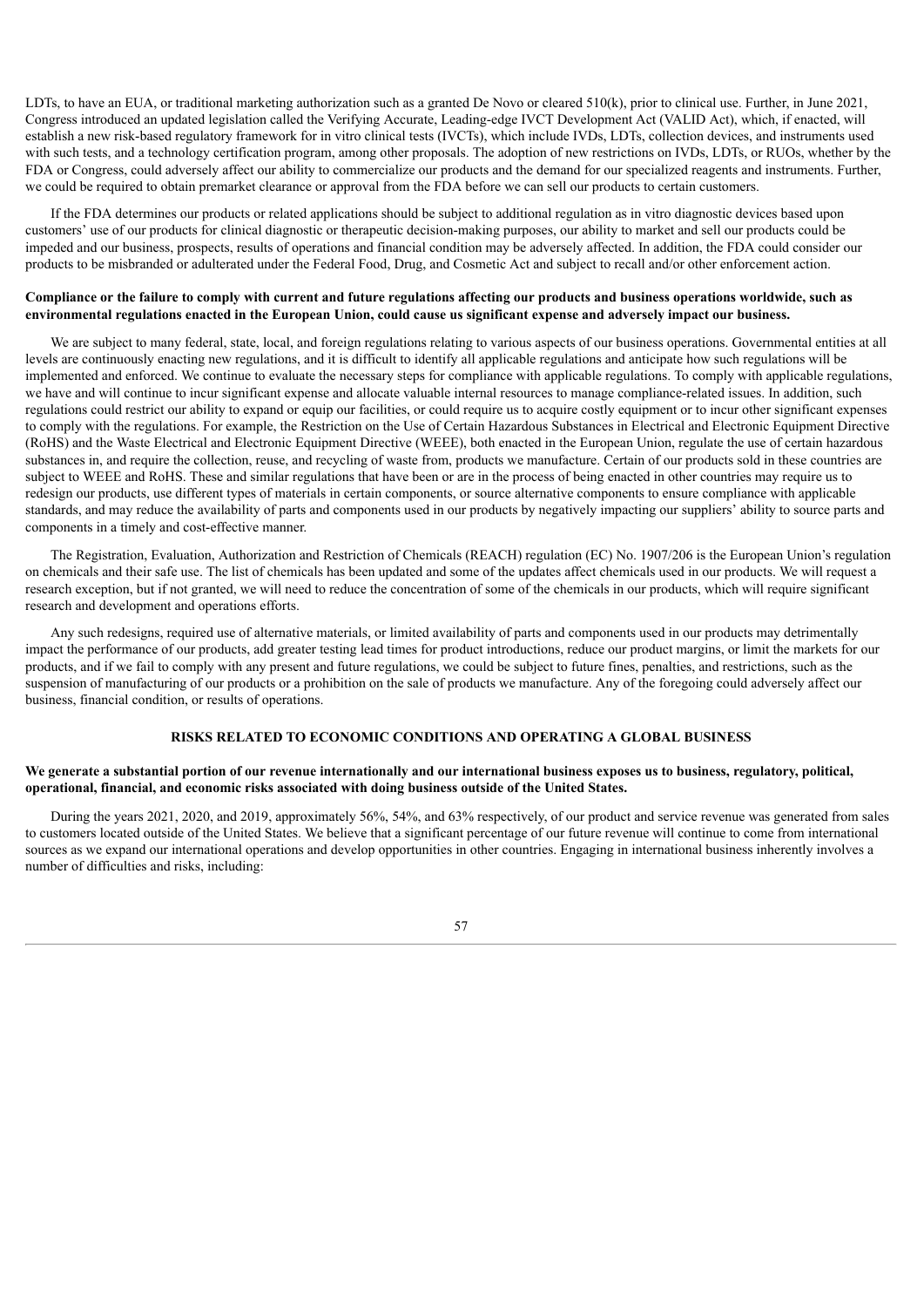LDTs, to have an EUA, or traditional marketing authorization such as a granted De Novo or cleared 510(k), prior to clinical use. Further, in June 2021, Congress introduced an updated legislation called the Verifying Accurate, Leading-edge IVCT Development Act (VALID Act), which, if enacted, will establish a new risk-based regulatory framework for in vitro clinical tests (IVCTs), which include IVDs, LDTs, collection devices, and instruments used with such tests, and a technology certification program, among other proposals. The adoption of new restrictions on IVDs, LDTs, or RUOs, whether by the FDA or Congress, could adversely affect our ability to commercialize our products and the demand for our specialized reagents and instruments. Further, we could be required to obtain premarket clearance or approval from the FDA before we can sell our products to certain customers.

If the FDA determines our products or related applications should be subject to additional regulation as in vitro diagnostic devices based upon customers' use of our products for clinical diagnostic or therapeutic decision-making purposes, our ability to market and sell our products could be impeded and our business, prospects, results of operations and financial condition may be adversely affected. In addition, the FDA could consider our products to be misbranded or adulterated under the Federal Food, Drug, and Cosmetic Act and subject to recall and/or other enforcement action.

**Compliance or the failure to comply with current and future regulations affecting our products and business operations worldwide, such as environmental regulations enacted in the European Union, could cause us significant expense and adversely impact our business.**

We are subject to many federal, state, local, and foreign regulations relating to various aspects of our business operations. Governmental entities at all levels are continuously enacting new regulations, and it is difficult to identify all applicable regulations and anticipate how such regulations will be implemented and enforced. We continue to evaluate the necessary steps for compliance with applicable regulations. To comply with applicable regulations, we have and will continue to incur significant expense and allocate valuable internal resources to manage compliance-related issues. In addition, such regulations could restrict our ability to expand or equip our facilities, or could require us to acquire costly equipment or to incur other significant expenses to comply with the regulations. For example, the Restriction on the Use of Certain Hazardous Substances in Electrical and Electronic Equipment Directive (RoHS) and the Waste Electrical and Electronic Equipment Directive (WEEE), both enacted in the European Union, regulate the use of certain hazardous substances in, and require the collection, reuse, and recycling of waste from, products we manufacture. Certain of our products sold in these countries are subject to WEEE and RoHS. These and similar regulations that have been or are in the process of being enacted in other countries may require us to redesign our products, use different types of materials in certain components, or source alternative components to ensure compliance with applicable standards, and may reduce the availability of parts and components used in our products by negatively impacting our suppliers' ability to source parts and components in a timely and cost-effective manner.

The Registration, Evaluation, Authorization and Restriction of Chemicals (REACH) regulation (EC) No. 1907/206 is the European Union's regulation on chemicals and their safe use. The list of chemicals has been updated and some of the updates affect chemicals used in our products. We will request a research exception, but if not granted, we will need to reduce the concentration of some of the chemicals in our products, which will require significant research and development and operations efforts.

Any such redesigns, required use of alternative materials, or limited availability of parts and components used in our products may detrimentally impact the performance of our products, add greater testing lead times for product introductions, reduce our product margins, or limit the markets for our products, and if we fail to comply with any present and future regulations, we could be subject to future fines, penalties, and restrictions, such as the suspension of manufacturing of our products or a prohibition on the sale of products we manufacture. Any of the foregoing could adversely affect our business, financial condition, or results of operations.

## RISKS RELATED TO ECONOMIC CONDITIONS AND OPERATING A GLOBAL BUSINESS

**We generate a substantial portion of our revenue internationally and our international business exposes us to business, regulatory, political, operational, financial, and economic risks associated with doing business outside of the United States.**

During the years 2021, 2020, and 2019, approximately 56%, 54%, and 63% respectively, of our product and service revenue was generated from sales to customers located outside of the United States. We believe that a significant percentage of our future revenue will continue to come from international sources as we expand our international operations and develop opportunities in other countries. Engaging in international business inherently involves a number of difficulties and risks, including: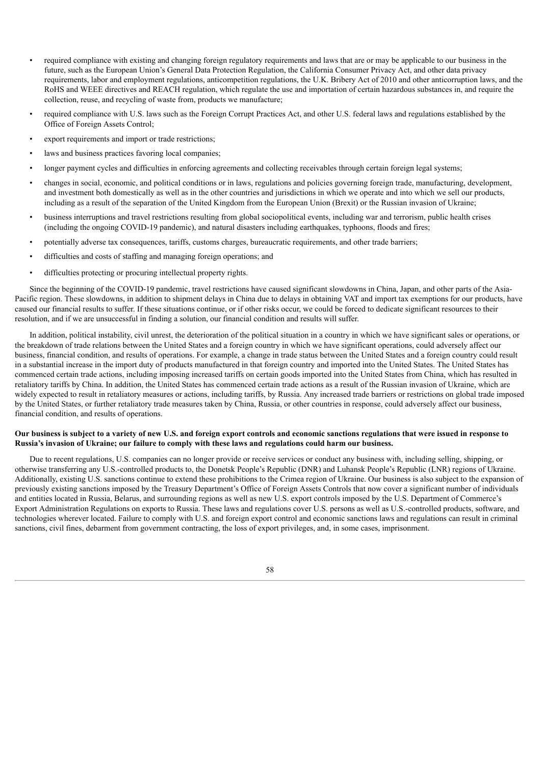- required compliance with existing and changing foreign regulatory requirements and laws that are or may be applicable to our business in the future, such as the European Union's General Data Protection Regulation, the California Consumer Privacy Act, and other data privacy requirements, labor and employment regulations, anticompetition regulations, the U.K. Bribery Act of 2010 and other anticorruption laws, and the RoHS and WEEE directives and REACH regulation, which regulate the use and importation of certain hazardous substances in, and require the collection, reuse, and recycling of waste from, products we manufacture;
- required compliance with U.S. laws such as the Foreign Corrupt Practices Act, and other U.S. federal laws and regulations established by the Office of Foreign Assets Control;
- export requirements and import or trade restrictions;
- laws and business practices favoring local companies;
- longer payment cycles and difficulties in enforcing agreements and collecting receivables through certain foreign legal systems;
- changes in social, economic, and political conditions or in laws, regulations and policies governing foreign trade, manufacturing, development, and investment both domestically as well as in the other countries and jurisdictions in which we operate and into which we sell our products, including as a result of the separation of the United Kingdom from the European Union (Brexit) or the Russian invasion of Ukraine;
- business interruptions and travel restrictions resulting from global sociopolitical events, including war and terrorism, public health crises (including the ongoing COVID-19 pandemic), and natural disasters including earthquakes, typhoons, floods and fires;
- potentially adverse tax consequences, tariffs, customs charges, bureaucratic requirements, and other trade barriers;
- difficulties and costs of staffing and managing foreign operations; and
- difficulties protecting or procuring intellectual property rights.

Since the beginning of the COVID-19 pandemic, travel restrictions have caused significant slowdowns in China, Japan, and other parts of the Asia-Pacific region. These slowdowns, in addition to shipment delays in China due to delays in obtaining VAT and import tax exemptions for our products, have caused our financial results to suffer. If these situations continue, or if other risks occur, we could be forced to dedicate significant resources to their resolution, and if we are unsuccessful in finding a solution, our financial condition and results will suffer.

In addition, political instability, civil unrest, the deterioration of the political situation in a country in which we have significant sales or operations, or the breakdown of trade relations between the United States and a foreign country in which we have significant operations, could adversely affect our business, financial condition, and results of operations. For example, a change in trade status between the United States and a foreign country could result in a substantial increase in the import duty of products manufactured in that foreign country and imported into the United States. The United States has commenced certain trade actions, including imposing increased tariffs on certain goods imported into the United States from China, which has resulted in retaliatory tariffs by China. In addition, the United States has commenced certain trade actions as a result of the Russian invasion of Ukraine, which are widely expected to result in retaliatory measures or actions, including tariffs, by Russia. Any increased trade barriers or restrictions on global trade imposed by the United States, or further retaliatory trade measures taken by China, Russia, or other countries in response, could adversely affect our business, financial condition, and results of operations.

**Our business is subject to a variety of new U.S. and foreign export controls and economic sanctions regulations that were issued in response to Russia's invasion of Ukraine; our failure to comply with these laws and regulations could harm our business.**

Due to recent regulations, U.S. companies can no longer provide or receive services or conduct any business with, including selling, shipping, or otherwise transferring any U.S.-controlled products to, the Donetsk People's Republic (DNR) and Luhansk People's Republic (LNR) regions of Ukraine. Additionally, existing U.S. sanctions continue to extend these prohibitions to the Crimea region of Ukraine. Our business is also subject to the expansion of previously existing sanctions imposed by the Treasury Department's Office of Foreign Assets Controls that now cover a significant number of individuals and entities located in Russia, Belarus, and surrounding regions as well as new U.S. export controls imposed by the U.S. Department of Commerce's Export Administration Regulations on exports to Russia. These laws and regulations cover U.S. persons as well as U.S.-controlled products, software, and technologies wherever located. Failure to comply with U.S. and foreign export control and economic sanctions laws and regulations can result in criminal sanctions, civil fines, debarment from government contracting, the loss of export privileges, and, in some cases, imprisonment.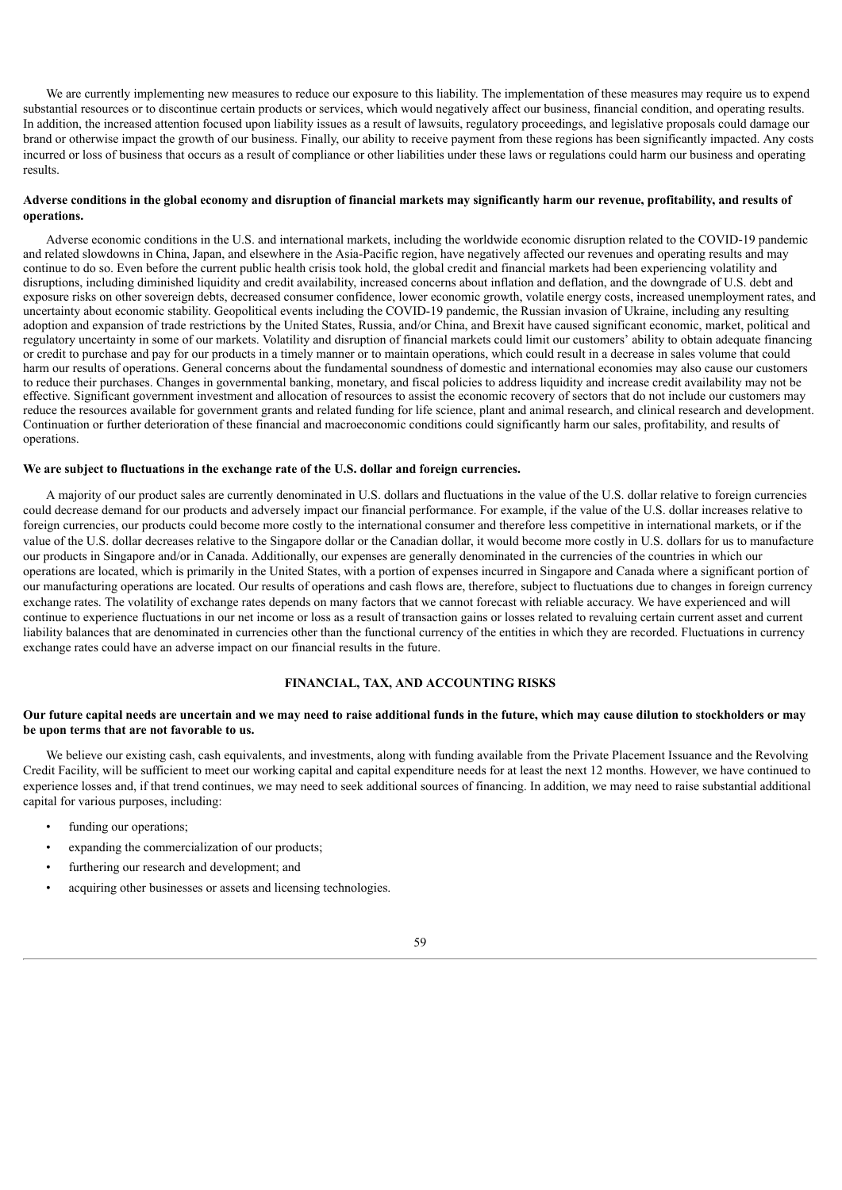We are currently implementing new measures to reduce our exposure to this liability. The implementation of these measures may require us to expend substantial resources or to discontinue certain products or services, which would negatively affect our business, financial condition, and operating results. In addition, the increased attention focused upon liability issues as a result of lawsuits, regulatory proceedings, and legislative proposals could damage our brand or otherwise impact the growth of our business. Finally, our ability to receive payment from these regions has been significantly impacted. Any costs incurred or loss of business that occurs as a result of compliance or other liabilities under these laws or regulations could harm our business and operating results.

**Adverse conditions in the global economy and disruption of financial markets may significantly harm our revenue, profitability, and results of operations.**

Adverse economic conditions in the U.S. and international markets, including the worldwide economic disruption related to the COVID-19 pandemic and related slowdowns in China, Japan, and elsewhere in the Asia-Pacific region, have negatively affected our revenues and operating results and may continue to do so. Even before the current public health crisis took hold, the global credit and financial markets had been experiencing volatility and disruptions, including diminished liquidity and credit availability, increased concerns about inflation and deflation, and the downgrade of U.S. debt and exposure risks on other sovereign debts, decreased consumer confidence, lower economic growth, volatile energy costs, increased unemployment rates, and uncertainty about economic stability. Geopolitical events including the COVID-19 pandemic, the Russian invasion of Ukraine, including any resulting adoption and expansion of trade restrictions by the United States, Russia, and/or China, and Brexit have caused significant economic, market, political and regulatory uncertainty in some of our markets. Volatility and disruption of financial markets could limit our customers' ability to obtain adequate financing or credit to purchase and pay for our products in a timely manner or to maintain operations, which could result in a decrease in sales volume that could harm our results of operations. General concerns about the fundamental soundness of domestic and international economies may also cause our customers to reduce their purchases. Changes in governmental banking, monetary, and fiscal policies to address liquidity and increase credit availability may not be effective. Significant government investment and allocation of resources to assist the economic recovery of sectors that do not include our customers may reduce the resources available for government grants and related funding for life science, plant and animal research, and clinical research and development. Continuation or further deterioration of these financial and macroeconomic conditions could significantly harm our sales, profitability, and results of operations.

**We are subject to fluctuations in the exchange rate of the U.S. dollar and foreign currencies.**

A majority of our product sales are currently denominated in U.S. dollars and fluctuations in the value of the U.S. dollar relative to foreign currencies could decrease demand for our products and adversely impact our financial performance. For example, if the value of the U.S. dollar increases relative to foreign currencies, our products could become more costly to the international consumer and therefore less competitive in international markets, or if the value of the U.S. dollar decreases relative to the Singapore dollar or the Canadian dollar, it would become more costly in U.S. dollars for us to manufacture our products in Singapore and/or in Canada. Additionally, our expenses are generally denominated in the currencies of the countries in which our operations are located, which is primarily in the United States, with a portion of expenses incurred in Singapore and Canada where a significant portion of our manufacturing operations are located. Our results of operations and cash flows are, therefore, subject to fluctuations due to changes in foreign currency exchange rates. The volatility of exchange rates depends on many factors that we cannot forecast with reliable accuracy. We have experienced and will continue to experience fluctuations in our net income or loss as a result of transaction gains or losses related to revaluing certain current asset and current liability balances that are denominated in currencies other than the functional currency of the entities in which they are recorded. Fluctuations in currency exchange rates could have an adverse impact on our financial results in the future.

## FINANCIAL, TAX, AND ACCOUNTING RISKS

**Our future capital needs are uncertain and we may need to raise additional funds in the future, which may cause dilution to stockholders or may be upon terms that are not favorable to us.**

We believe our existing cash, cash equivalents, and investments, along with funding available from the Private Placement Issuance and the Revolving Credit Facility, will be sufficient to meet our working capital and capital expenditure needs for at least the next 12 months. However, we have continued to experience losses and, if that trend continues, we may need to seek additional sources of financing. In addition, we may need to raise substantial additional capital for various purposes, including:

- funding our operations;
- expanding the commercialization of our products;
- furthering our research and development; and
- acquiring other businesses or assets and licensing technologies.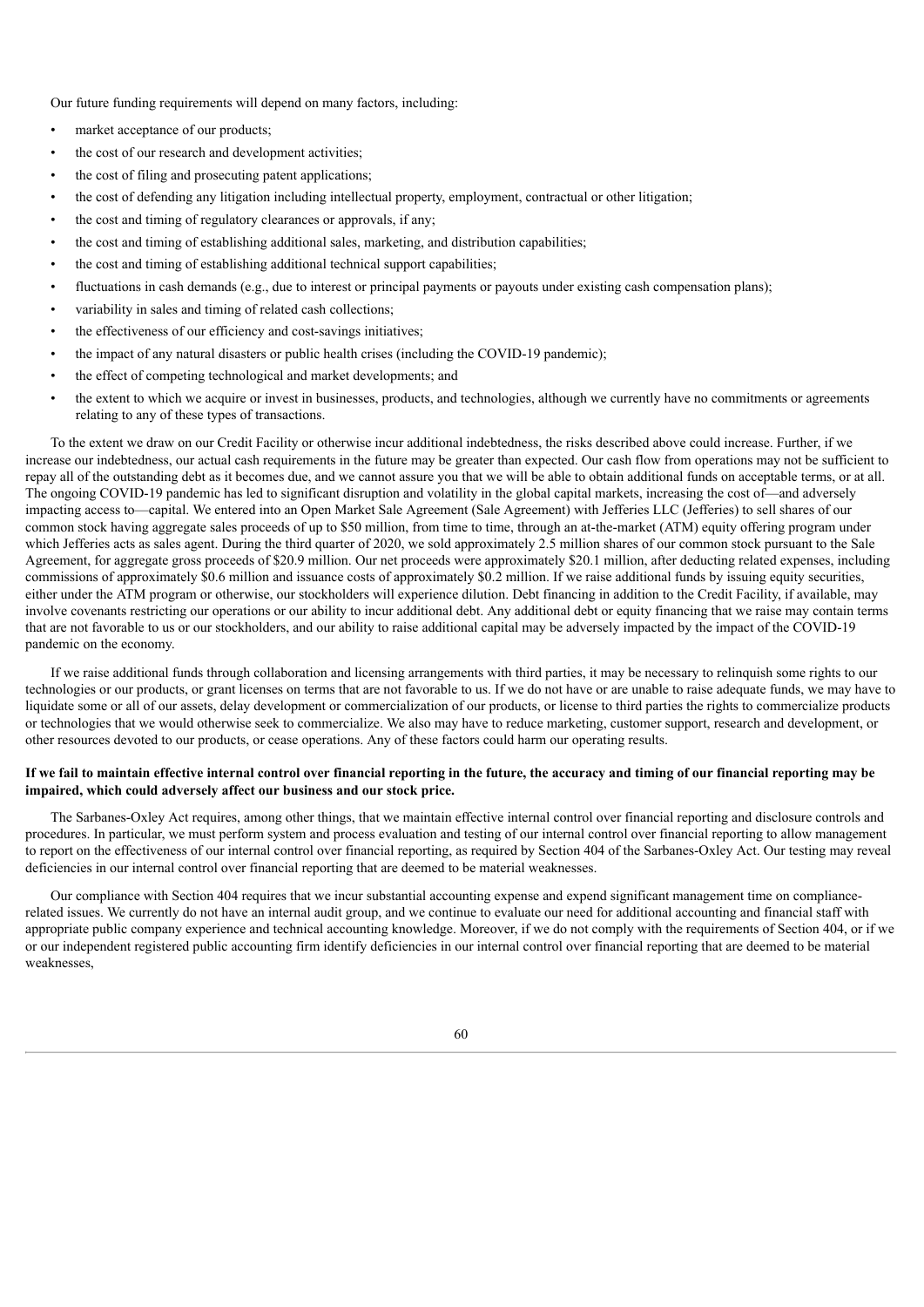Our future funding requirements will depend on many factors, including:

- market acceptance of our products;
- the cost of our research and development activities;
- the cost of filing and prosecuting patent applications;
- the cost of defending any litigation including intellectual property, employment, contractual or other litigation;
- the cost and timing of regulatory clearances or approvals, if any;
- the cost and timing of establishing additional sales, marketing, and distribution capabilities;
- the cost and timing of establishing additional technical support capabilities;
- fluctuations in cash demands (e.g., due to interest or principal payments or payouts under existing cash compensation plans);
- variability in sales and timing of related cash collections;
- the effectiveness of our efficiency and cost-savings initiatives;
- the impact of any natural disasters or public health crises (including the COVID-19 pandemic);
- the effect of competing technological and market developments; and
- the extent to which we acquire or invest in businesses, products, and technologies, although we currently have no commitments or agreements relating to any of these types of transactions.

To the extent we draw on our Credit Facility or otherwise incur additional indebtedness, the risks described above could increase. Further, if we increase our indebtedness, our actual cash requirements in the future may be greater than expected. Our cash flow from operations may not be sufficient to repay all of the outstanding debt as it becomes due, and we cannot assure you that we will be able to obtain additional funds on acceptable terms, or at all. The ongoing COVID-19 pandemic has led to significant disruption and volatility in the global capital markets, increasing the cost of—and adversely impacting access to—capital. We entered into an Open Market Sale Agreement (Sale Agreement) with Jefferies LLC (Jefferies) to sell shares of our common stock having aggregate sales proceeds of up to $50 million, from time to time, through an at-the-market (ATM) equity offering program under which Jefferies acts as sales agent. During the third quarter of 2020, we sold approximately 2.5 million shares of our common stock pursuant to the Sale Agreement, for aggregate gross proceeds of $20.9 million. Our net proceeds were approximately $20.1 million, after deducting related expenses, including commissions of approximately $0.6 million and issuance costs of approximately $0.2 million. If we raise additional funds by issuing equity securities, either under the ATM program or otherwise, our stockholders will experience dilution. Debt financing in addition to the Credit Facility, if available, may involve covenants restricting our operations or our ability to incur additional debt. Any additional debt or equity financing that we raise may contain terms that are not favorable to us or our stockholders, and our ability to raise additional capital may be adversely impacted by the impact of the COVID-19 pandemic on the economy.

If we raise additional funds through collaboration and licensing arrangements with third parties, it may be necessary to relinquish some rights to our technologies or our products, or grant licenses on terms that are not favorable to us. If we do not have or are unable to raise adequate funds, we may have to liquidate some or all of our assets, delay development or commercialization of our products, or license to third parties the rights to commercialize products or technologies that we would otherwise seek to commercialize. We also may have to reduce marketing, customer support, research and development, or other resources devoted to our products, or cease operations. Any of these factors could harm our operating results.

**If we fail to maintain effective internal control over financial reporting in the future, the accuracy and timing of our financial reporting may be impaired, which could adversely affect our business and our stock price.**

The Sarbanes-Oxley Act requires, among other things, that we maintain effective internal control over financial reporting and disclosure controls and procedures. In particular, we must perform system and process evaluation and testing of our internal control over financial reporting to allow management to report on the effectiveness of our internal control over financial reporting, as required by Section 404 of the Sarbanes-Oxley Act. Our testing may reveal deficiencies in our internal control over financial reporting that are deemed to be material weaknesses.

Our compliance with Section 404 requires that we incur substantial accounting expense and expend significant management time on compliance-related issues. We currently do not have an internal audit group, and we continue to evaluate our need for additional accounting and financial staff with appropriate public company experience and technical accounting knowledge. Moreover, if we do not comply with the requirements of Section 404, or if we or our independent registered public accounting firm identify deficiencies in our internal control over financial reporting that are deemed to be material weaknesses,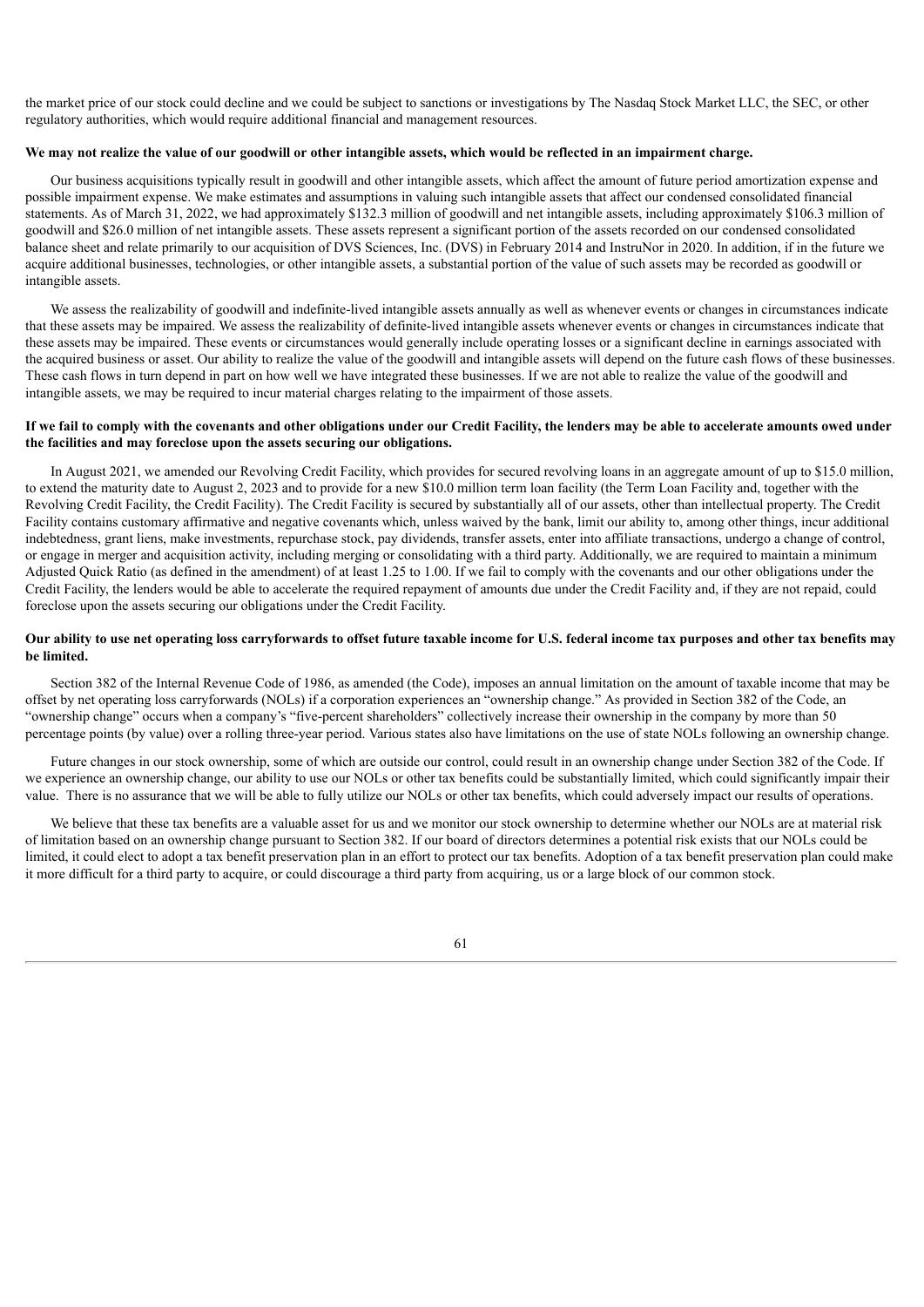the market price of our stock could decline and we could be subject to sanctions or investigations by The Nasdaq Stock Market LLC, the SEC, or other regulatory authorities, which would require additional financial and management resources.

**We may not realize the value of our goodwill or other intangible assets, which would be reflected in an impairment charge.**

Our business acquisitions typically result in goodwill and other intangible assets, which affect the amount of future period amortization expense and possible impairment expense. We make estimates and assumptions in valuing such intangible assets that affect our condensed consolidated financial statements. As of March 31, 2022, we had approximately $132.3 million of goodwill and net intangible assets, including approximately $106.3 million of goodwill and $26.0 million of net intangible assets. These assets represent a significant portion of the assets recorded on our condensed consolidated balance sheet and relate primarily to our acquisition of DVS Sciences, Inc. (DVS) in February 2014 and InstruNor in 2020. In addition, if in the future we acquire additional businesses, technologies, or other intangible assets, a substantial portion of the value of such assets may be recorded as goodwill or intangible assets.

We assess the realizability of goodwill and indefinite-lived intangible assets annually as well as whenever events or changes in circumstances indicate that these assets may be impaired. We assess the realizability of definite-lived intangible assets whenever events or changes in circumstances indicate that these assets may be impaired. These events or circumstances would generally include operating losses or a significant decline in earnings associated with the acquired business or asset. Our ability to realize the value of the goodwill and intangible assets will depend on the future cash flows of these businesses. These cash flows in turn depend in part on how well we have integrated these businesses. If we are not able to realize the value of the goodwill and intangible assets, we may be required to incur material charges relating to the impairment of those assets.

**If we fail to comply with the covenants and other obligations under our Credit Facility, the lenders may be able to accelerate amounts owed under the facilities and may foreclose upon the assets securing our obligations.**

In August 2021, we amended our Revolving Credit Facility, which provides for secured revolving loans in an aggregate amount of up to $15.0 million, to extend the maturity date to August 2, 2023 and to provide for a new $10.0 million term loan facility (the Term Loan Facility and, together with the Revolving Credit Facility, the Credit Facility). The Credit Facility is secured by substantially all of our assets, other than intellectual property. The Credit Facility contains customary affirmative and negative covenants which, unless waived by the bank, limit our ability to, among other things, incur additional indebtedness, grant liens, make investments, repurchase stock, pay dividends, transfer assets, enter into affiliate transactions, undergo a change of control, or engage in merger and acquisition activity, including merging or consolidating with a third party. Additionally, we are required to maintain a minimum Adjusted Quick Ratio (as defined in the amendment) of at least 1.25 to 1.00. If we fail to comply with the covenants and our other obligations under the Credit Facility, the lenders would be able to accelerate the required repayment of amounts due under the Credit Facility and, if they are not repaid, could foreclose upon the assets securing our obligations under the Credit Facility.

**Our ability to use net operating loss carryforwards to offset future taxable income for U.S. federal income tax purposes and other tax benefits may be limited.**

Section 382 of the Internal Revenue Code of 1986, as amended (the Code), imposes an annual limitation on the amount of taxable income that may be offset by net operating loss carryforwards (NOLs) if a corporation experiences an "ownership change." As provided in Section 382 of the Code, an "ownership change" occurs when a company's "five-percent shareholders" collectively increase their ownership in the company by more than 50 percentage points (by value) over a rolling three-year period. Various states also have limitations on the use of state NOLs following an ownership change.

Future changes in our stock ownership, some of which are outside our control, could result in an ownership change under Section 382 of the Code. If we experience an ownership change, our ability to use our NOLs or other tax benefits could be substantially limited, which could significantly impair their value. There is no assurance that we will be able to fully utilize our NOLs or other tax benefits, which could adversely impact our results of operations.

We believe that these tax benefits are a valuable asset for us and we monitor our stock ownership to determine whether our NOLs are at material risk of limitation based on an ownership change pursuant to Section 382. If our board of directors determines a potential risk exists that our NOLs could be limited, it could elect to adopt a tax benefit preservation plan in an effort to protect our tax benefits. Adoption of a tax benefit preservation plan could make it more difficult for a third party to acquire, or could discourage a third party from acquiring, us or a large block of our common stock.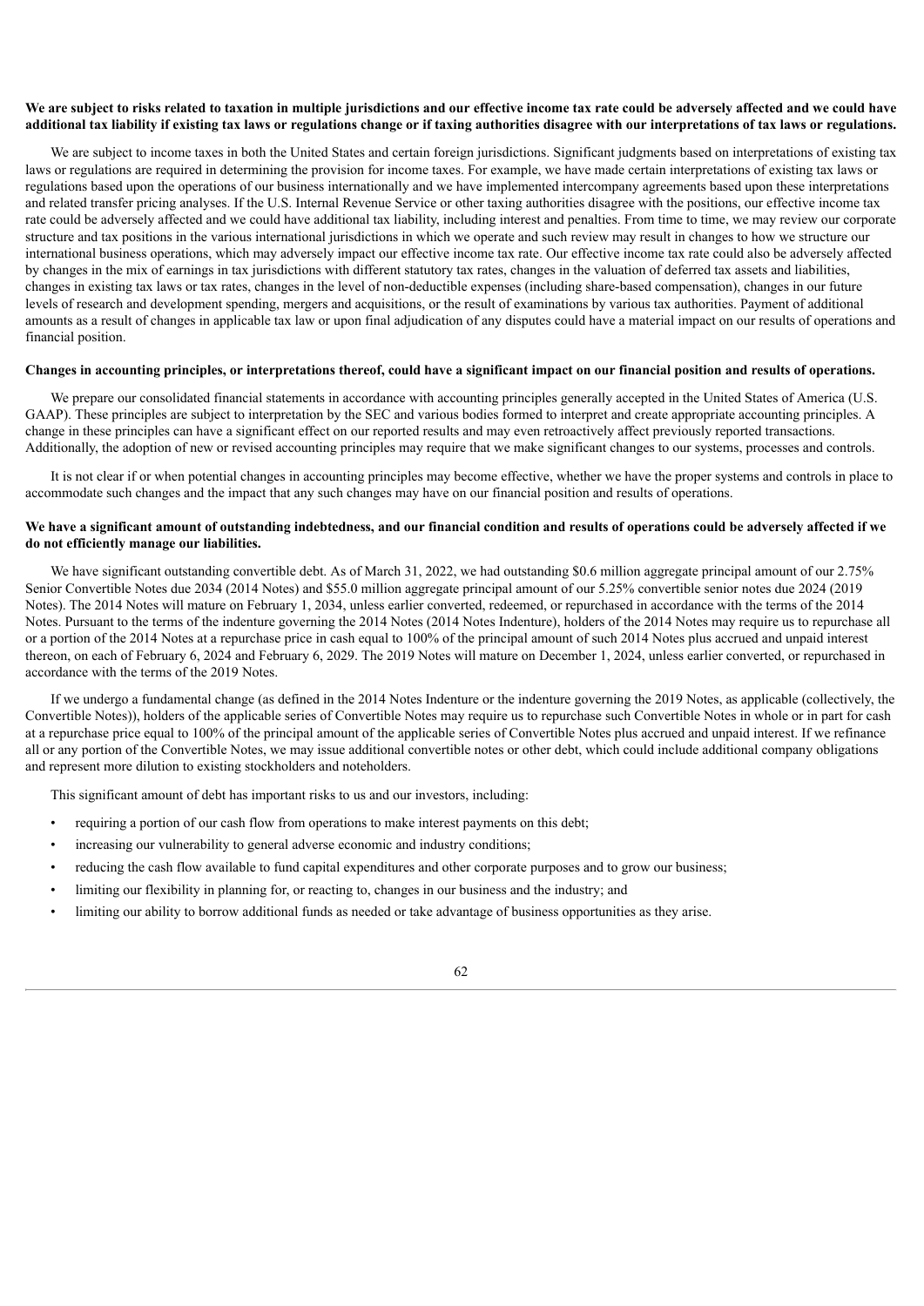**We are subject to risks related to taxation in multiple jurisdictions and our effective income tax rate could be adversely affected and we could have additional tax liability if existing tax laws or regulations change or if taxing authorities disagree with our interpretations of tax laws or regulations.**

We are subject to income taxes in both the United States and certain foreign jurisdictions. Significant judgments based on interpretations of existing tax laws or regulations are required in determining the provision for income taxes. For example, we have made certain interpretations of existing tax laws or regulations based upon the operations of our business internationally and we have implemented intercompany agreements based upon these interpretations and related transfer pricing analyses. If the U.S. Internal Revenue Service or other taxing authorities disagree with the positions, our effective income tax rate could be adversely affected and we could have additional tax liability, including interest and penalties. From time to time, we may review our corporate structure and tax positions in the various international jurisdictions in which we operate and such review may result in changes to how we structure our international business operations, which may adversely impact our effective income tax rate. Our effective income tax rate could also be adversely affected by changes in the mix of earnings in tax jurisdictions with different statutory tax rates, changes in the valuation of deferred tax assets and liabilities, changes in existing tax laws or tax rates, changes in the level of non-deductible expenses (including share-based compensation), changes in our future levels of research and development spending, mergers and acquisitions, or the result of examinations by various tax authorities. Payment of additional amounts as a result of changes in applicable tax law or upon final adjudication of any disputes could have a material impact on our results of operations and financial position.

**Changes in accounting principles, or interpretations thereof, could have a significant impact on our financial position and results of operations.**

We prepare our consolidated financial statements in accordance with accounting principles generally accepted in the United States of America (U.S. GAAP). These principles are subject to interpretation by the SEC and various bodies formed to interpret and create appropriate accounting principles. A change in these principles can have a significant effect on our reported results and may even retroactively affect previously reported transactions. Additionally, the adoption of new or revised accounting principles may require that we make significant changes to our systems, processes and controls.

It is not clear if or when potential changes in accounting principles may become effective, whether we have the proper systems and controls in place to accommodate such changes and the impact that any such changes may have on our financial position and results of operations.

**We have a significant amount of outstanding indebtedness, and our financial condition and results of operations could be adversely affected if we do not efficiently manage our liabilities.**

We have significant outstanding convertible debt. As of March 31, 2022, we had outstanding $0.6 million aggregate principal amount of our 2.75% Senior Convertible Notes due 2034 (2014 Notes) and $55.0 million aggregate principal amount of our 5.25% convertible senior notes due 2024 (2019 Notes). The 2014 Notes will mature on February 1, 2034, unless earlier converted, redeemed, or repurchased in accordance with the terms of the 2014 Notes. Pursuant to the terms of the indenture governing the 2014 Notes (2014 Notes Indenture), holders of the 2014 Notes may require us to repurchase all or a portion of the 2014 Notes at a repurchase price in cash equal to 100% of the principal amount of such 2014 Notes plus accrued and unpaid interest thereon, on each of February 6, 2024 and February 6, 2029. The 2019 Notes will mature on December 1, 2024, unless earlier converted, or repurchased in accordance with the terms of the 2019 Notes.

If we undergo a fundamental change (as defined in the 2014 Notes Indenture or the indenture governing the 2019 Notes, as applicable (collectively, the Convertible Notes)), holders of the applicable series of Convertible Notes may require us to repurchase such Convertible Notes in whole or in part for cash at a repurchase price equal to 100% of the principal amount of the applicable series of Convertible Notes plus accrued and unpaid interest. If we refinance all or any portion of the Convertible Notes, we may issue additional convertible notes or other debt, which could include additional company obligations and represent more dilution to existing stockholders and noteholders.

This significant amount of debt has important risks to us and our investors, including:

- requiring a portion of our cash flow from operations to make interest payments on this debt;
- increasing our vulnerability to general adverse economic and industry conditions;
- reducing the cash flow available to fund capital expenditures and other corporate purposes and to grow our business;
- limiting our flexibility in planning for, or reacting to, changes in our business and the industry; and
- limiting our ability to borrow additional funds as needed or take advantage of business opportunities as they arise.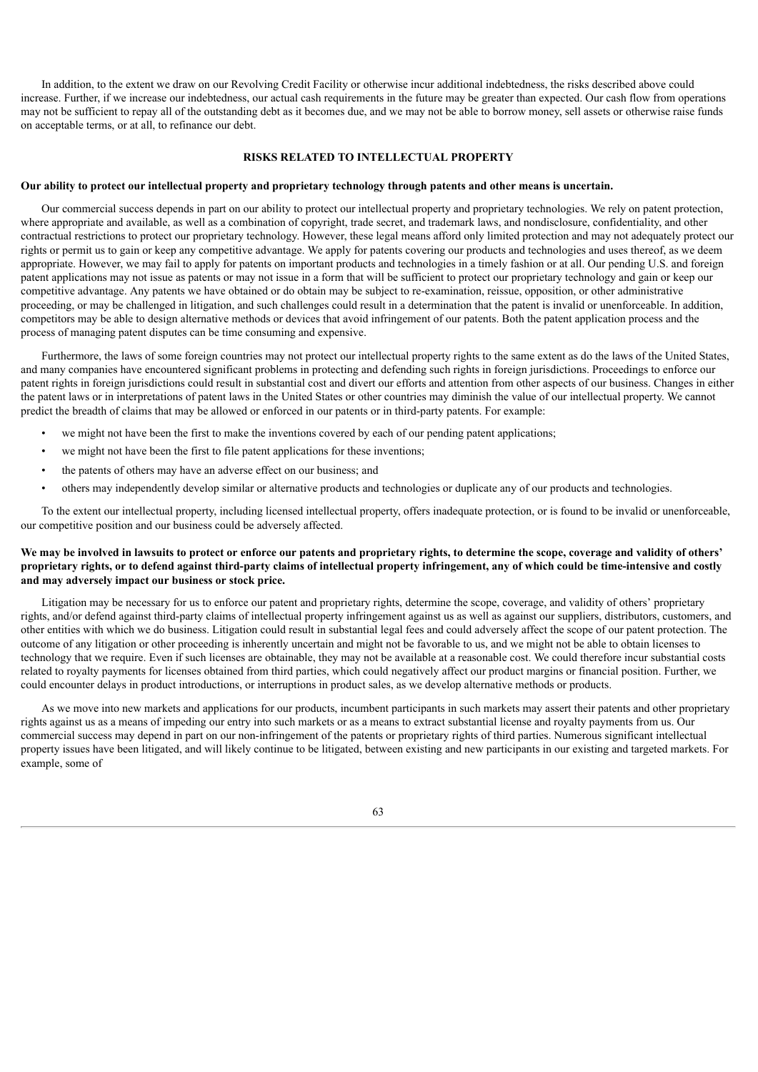In addition, to the extent we draw on our Revolving Credit Facility or otherwise incur additional indebtedness, the risks described above could increase. Further, if we increase our indebtedness, our actual cash requirements in the future may be greater than expected. Our cash flow from operations may not be sufficient to repay all of the outstanding debt as it becomes due, and we may not be able to borrow money, sell assets or otherwise raise funds on acceptable terms, or at all, to refinance our debt.

## RISKS RELATED TO INTELLECTUAL PROPERTY

**Our ability to protect our intellectual property and proprietary technology through patents and other means is uncertain.**

Our commercial success depends in part on our ability to protect our intellectual property and proprietary technologies. We rely on patent protection, where appropriate and available, as well as a combination of copyright, trade secret, and trademark laws, and nondisclosure, confidentiality, and other contractual restrictions to protect our proprietary technology. However, these legal means afford only limited protection and may not adequately protect our rights or permit us to gain or keep any competitive advantage. We apply for patents covering our products and technologies and uses thereof, as we deem appropriate. However, we may fail to apply for patents on important products and technologies in a timely fashion or at all. Our pending U.S. and foreign patent applications may not issue as patents or may not issue in a form that will be sufficient to protect our proprietary technology and gain or keep our competitive advantage. Any patents we have obtained or do obtain may be subject to re-examination, reissue, opposition, or other administrative proceeding, or may be challenged in litigation, and such challenges could result in a determination that the patent is invalid or unenforceable. In addition, competitors may be able to design alternative methods or devices that avoid infringement of our patents. Both the patent application process and the process of managing patent disputes can be time consuming and expensive.

Furthermore, the laws of some foreign countries may not protect our intellectual property rights to the same extent as do the laws of the United States, and many companies have encountered significant problems in protecting and defending such rights in foreign jurisdictions. Proceedings to enforce our patent rights in foreign jurisdictions could result in substantial cost and divert our efforts and attention from other aspects of our business. Changes in either the patent laws or in interpretations of patent laws in the United States or other countries may diminish the value of our intellectual property. We cannot predict the breadth of claims that may be allowed or enforced in our patents or in third-party patents. For example:

- we might not have been the first to make the inventions covered by each of our pending patent applications;
- we might not have been the first to file patent applications for these inventions;
- the patents of others may have an adverse effect on our business; and
- others may independently develop similar or alternative products and technologies or duplicate any of our products and technologies.

To the extent our intellectual property, including licensed intellectual property, offers inadequate protection, or is found to be invalid or unenforceable, our competitive position and our business could be adversely affected.

**We may be involved in lawsuits to protect or enforce our patents and proprietary rights, to determine the scope, coverage and validity of others' proprietary rights, or to defend against third-party claims of intellectual property infringement, any of which could be time-intensive and costly and may adversely impact our business or stock price.**

Litigation may be necessary for us to enforce our patent and proprietary rights, determine the scope, coverage, and validity of others' proprietary rights, and/or defend against third-party claims of intellectual property infringement against us as well as against our suppliers, distributors, customers, and other entities with which we do business. Litigation could result in substantial legal fees and could adversely affect the scope of our patent protection. The outcome of any litigation or other proceeding is inherently uncertain and might not be favorable to us, and we might not be able to obtain licenses to technology that we require. Even if such licenses are obtainable, they may not be available at a reasonable cost. We could therefore incur substantial costs related to royalty payments for licenses obtained from third parties, which could negatively affect our product margins or financial position. Further, we could encounter delays in product introductions, or interruptions in product sales, as we develop alternative methods or products.

As we move into new markets and applications for our products, incumbent participants in such markets may assert their patents and other proprietary rights against us as a means of impeding our entry into such markets or as a means to extract substantial license and royalty payments from us. Our commercial success may depend in part on our non-infringement of the patents or proprietary rights of third parties. Numerous significant intellectual property issues have been litigated, and will likely continue to be litigated, between existing and new participants in our existing and targeted markets. For example, some of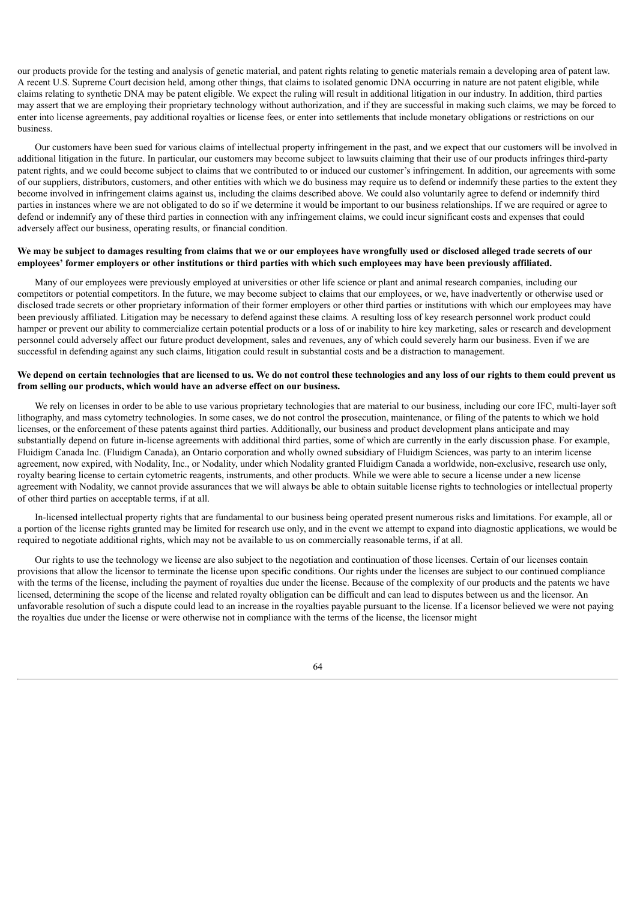our products provide for the testing and analysis of genetic material, and patent rights relating to genetic materials remain a developing area of patent law. A recent U.S. Supreme Court decision held, among other things, that claims to isolated genomic DNA occurring in nature are not patent eligible, while claims relating to synthetic DNA may be patent eligible. We expect the ruling will result in additional litigation in our industry. In addition, third parties may assert that we are employing their proprietary technology without authorization, and if they are successful in making such claims, we may be forced to enter into license agreements, pay additional royalties or license fees, or enter into settlements that include monetary obligations or restrictions on our business.

Our customers have been sued for various claims of intellectual property infringement in the past, and we expect that our customers will be involved in additional litigation in the future. In particular, our customers may become subject to lawsuits claiming that their use of our products infringes third-party patent rights, and we could become subject to claims that we contributed to or induced our customer's infringement. In addition, our agreements with some of our suppliers, distributors, customers, and other entities with which we do business may require us to defend or indemnify these parties to the extent they become involved in infringement claims against us, including the claims described above. We could also voluntarily agree to defend or indemnify third parties in instances where we are not obligated to do so if we determine it would be important to our business relationships. If we are required or agree to defend or indemnify any of these third parties in connection with any infringement claims, we could incur significant costs and expenses that could adversely affect our business, operating results, or financial condition.

**We may be subject to damages resulting from claims that we or our employees have wrongfully used or disclosed alleged trade secrets of our employees' former employers or other institutions or third parties with which such employees may have been previously affiliated.**

Many of our employees were previously employed at universities or other life science or plant and animal research companies, including our competitors or potential competitors. In the future, we may become subject to claims that our employees, or we, have inadvertently or otherwise used or disclosed trade secrets or other proprietary information of their former employers or other third parties or institutions with which our employees may have been previously affiliated. Litigation may be necessary to defend against these claims. A resulting loss of key research personnel work product could hamper or prevent our ability to commercialize certain potential products or a loss of or inability to hire key marketing, sales or research and development personnel could adversely affect our future product development, sales and revenues, any of which could severely harm our business. Even if we are successful in defending against any such claims, litigation could result in substantial costs and be a distraction to management.

**We depend on certain technologies that are licensed to us. We do not control these technologies and any loss of our rights to them could prevent us from selling our products, which would have an adverse effect on our business.**

We rely on licenses in order to be able to use various proprietary technologies that are material to our business, including our core IFC, multi-layer soft lithography, and mass cytometry technologies. In some cases, we do not control the prosecution, maintenance, or filing of the patents to which we hold licenses, or the enforcement of these patents against third parties. Additionally, our business and product development plans anticipate and may substantially depend on future in-license agreements with additional third parties, some of which are currently in the early discussion phase. For example, Fluidigm Canada Inc. (Fluidigm Canada), an Ontario corporation and wholly owned subsidiary of Fluidigm Sciences, was party to an interim license agreement, now expired, with Nodality, Inc., or Nodality, under which Nodality granted Fluidigm Canada a worldwide, non-exclusive, research use only, royalty bearing license to certain cytometric reagents, instruments, and other products. While we were able to secure a license under a new license agreement with Nodality, we cannot provide assurances that we will always be able to obtain suitable license rights to technologies or intellectual property of other third parties on acceptable terms, if at all.

In-licensed intellectual property rights that are fundamental to our business being operated present numerous risks and limitations. For example, all or a portion of the license rights granted may be limited for research use only, and in the event we attempt to expand into diagnostic applications, we would be required to negotiate additional rights, which may not be available to us on commercially reasonable terms, if at all.

Our rights to use the technology we license are also subject to the negotiation and continuation of those licenses. Certain of our licenses contain provisions that allow the licensor to terminate the license upon specific conditions. Our rights under the licenses are subject to our continued compliance with the terms of the license, including the payment of royalties due under the license. Because of the complexity of our products and the patents we have licensed, determining the scope of the license and related royalty obligation can be difficult and can lead to disputes between us and the licensor. An unfavorable resolution of such a dispute could lead to an increase in the royalties payable pursuant to the license. If a licensor believed we were not paying the royalties due under the license or were otherwise not in compliance with the terms of the license, the licensor might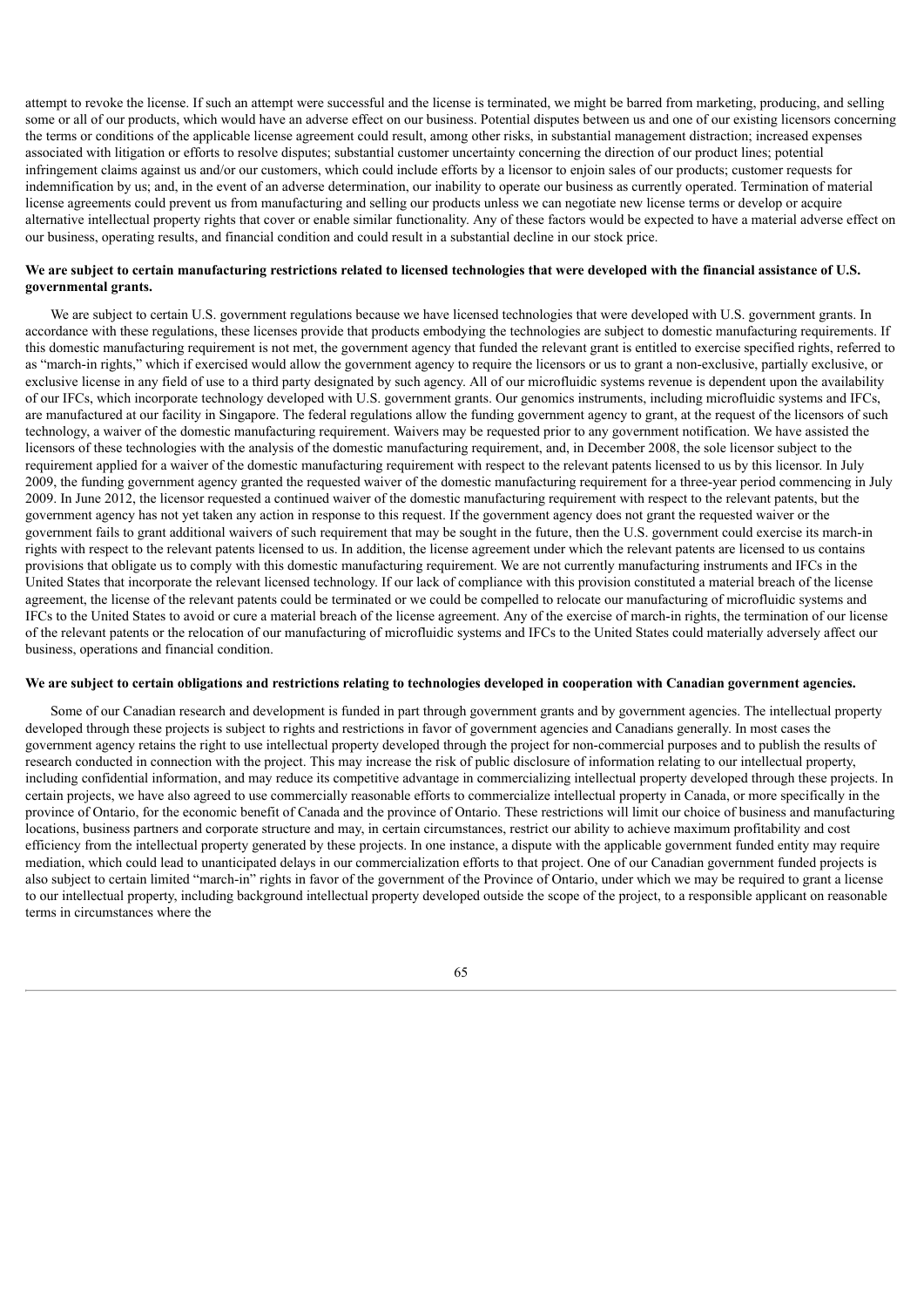attempt to revoke the license. If such an attempt were successful and the license is terminated, we might be barred from marketing, producing, and selling some or all of our products, which would have an adverse effect on our business. Potential disputes between us and one of our existing licensors concerning the terms or conditions of the applicable license agreement could result, among other risks, in substantial management distraction; increased expenses associated with litigation or efforts to resolve disputes; substantial customer uncertainty concerning the direction of our product lines; potential infringement claims against us and/or our customers, which could include efforts by a licensor to enjoin sales of our products; customer requests for indemnification by us; and, in the event of an adverse determination, our inability to operate our business as currently operated. Termination of material license agreements could prevent us from manufacturing and selling our products unless we can negotiate new license terms or develop or acquire alternative intellectual property rights that cover or enable similar functionality. Any of these factors would be expected to have a material adverse effect on our business, operating results, and financial condition and could result in a substantial decline in our stock price.

**We are subject to certain manufacturing restrictions related to licensed technologies that were developed with the financial assistance of U.S. governmental grants.**

We are subject to certain U.S. government regulations because we have licensed technologies that were developed with U.S. government grants. In accordance with these regulations, these licenses provide that products embodying the technologies are subject to domestic manufacturing requirements. If this domestic manufacturing requirement is not met, the government agency that funded the relevant grant is entitled to exercise specified rights, referred to as "march-in rights," which if exercised would allow the government agency to require the licensors or us to grant a non-exclusive, partially exclusive, or exclusive license in any field of use to a third party designated by such agency. All of our microfluidic systems revenue is dependent upon the availability of our IFCs, which incorporate technology developed with U.S. government grants. Our genomics instruments, including microfluidic systems and IFCs, are manufactured at our facility in Singapore. The federal regulations allow the funding government agency to grant, at the request of the licensors of such technology, a waiver of the domestic manufacturing requirement. Waivers may be requested prior to any government notification. We have assisted the licensors of these technologies with the analysis of the domestic manufacturing requirement, and, in December 2008, the sole licensor subject to the requirement applied for a waiver of the domestic manufacturing requirement with respect to the relevant patents licensed to us by this licensor. In July 2009, the funding government agency granted the requested waiver of the domestic manufacturing requirement for a three-year period commencing in July 2009. In June 2012, the licensor requested a continued waiver of the domestic manufacturing requirement with respect to the relevant patents, but the government agency has not yet taken any action in response to this request. If the government agency does not grant the requested waiver or the government fails to grant additional waivers of such requirement that may be sought in the future, then the U.S. government could exercise its march-in rights with respect to the relevant patents licensed to us. In addition, the license agreement under which the relevant patents are licensed to us contains provisions that obligate us to comply with this domestic manufacturing requirement. We are not currently manufacturing instruments and IFCs in the United States that incorporate the relevant licensed technology. If our lack of compliance with this provision constituted a material breach of the license agreement, the license of the relevant patents could be terminated or we could be compelled to relocate our manufacturing of microfluidic systems and IFCs to the United States to avoid or cure a material breach of the license agreement. Any of the exercise of march-in rights, the termination of our license of the relevant patents or the relocation of our manufacturing of microfluidic systems and IFCs to the United States could materially adversely affect our business, operations and financial condition.

**We are subject to certain obligations and restrictions relating to technologies developed in cooperation with Canadian government agencies.**

Some of our Canadian research and development is funded in part through government grants and by government agencies. The intellectual property developed through these projects is subject to rights and restrictions in favor of government agencies and Canadians generally. In most cases the government agency retains the right to use intellectual property developed through the project for non-commercial purposes and to publish the results of research conducted in connection with the project. This may increase the risk of public disclosure of information relating to our intellectual property, including confidential information, and may reduce its competitive advantage in commercializing intellectual property developed through these projects. In certain projects, we have also agreed to use commercially reasonable efforts to commercialize intellectual property in Canada, or more specifically in the province of Ontario, for the economic benefit of Canada and the province of Ontario. These restrictions will limit our choice of business and manufacturing locations, business partners and corporate structure and may, in certain circumstances, restrict our ability to achieve maximum profitability and cost efficiency from the intellectual property generated by these projects. In one instance, a dispute with the applicable government funded entity may require mediation, which could lead to unanticipated delays in our commercialization efforts to that project. One of our Canadian government funded projects is also subject to certain limited "march-in" rights in favor of the government of the Province of Ontario, under which we may be required to grant a license to our intellectual property, including background intellectual property developed outside the scope of the project, to a responsible applicant on reasonable terms in circumstances where the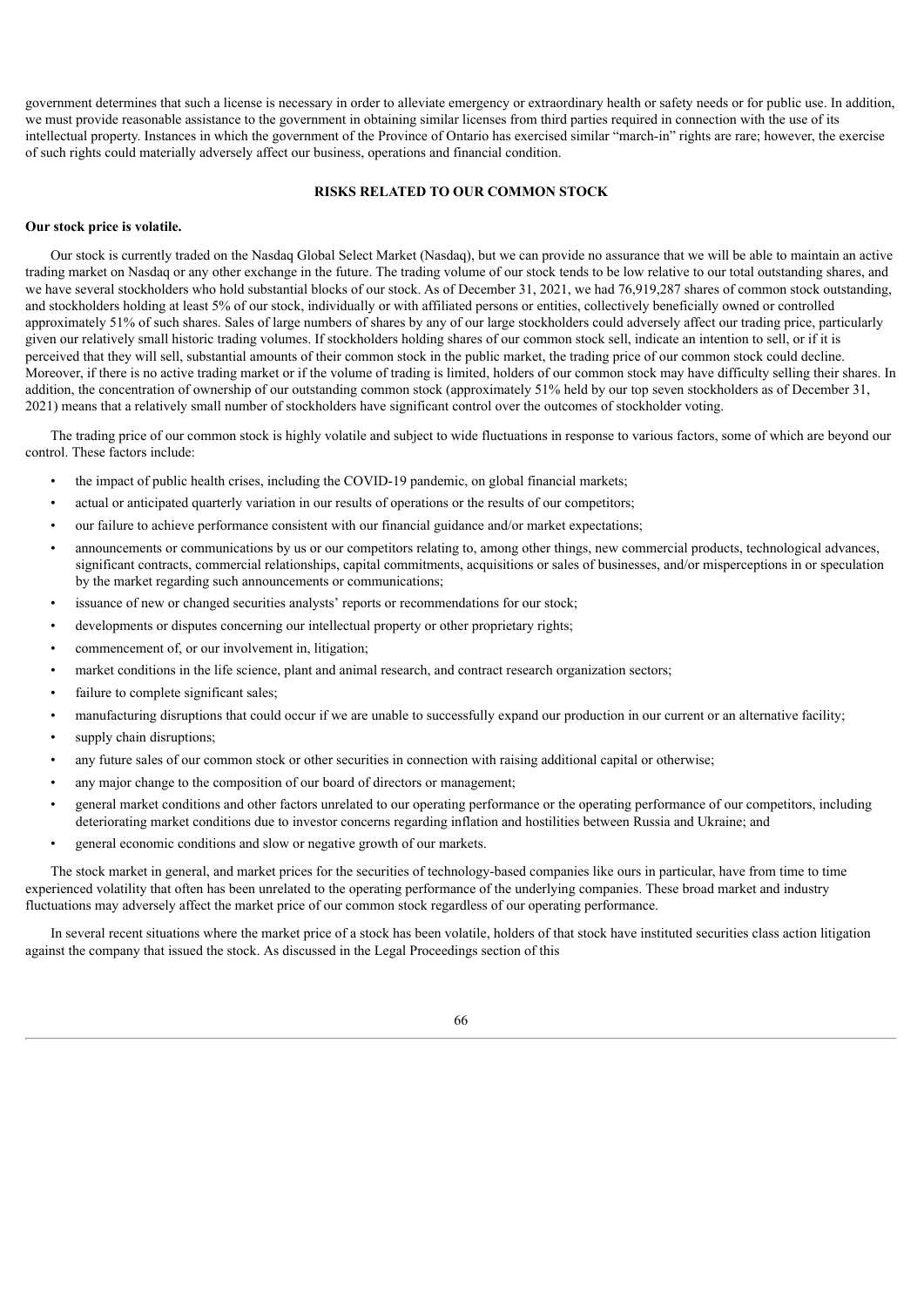government determines that such a license is necessary in order to alleviate emergency or extraordinary health or safety needs or for public use. In addition, we must provide reasonable assistance to the government in obtaining similar licenses from third parties required in connection with the use of its intellectual property. Instances in which the government of the Province of Ontario has exercised similar "march-in" rights are rare; however, the exercise of such rights could materially adversely affect our business, operations and financial condition.

## RISKS RELATED TO OUR COMMON STOCK

**Our stock price is volatile.**

Our stock is currently traded on the Nasdaq Global Select Market (Nasdaq), but we can provide no assurance that we will be able to maintain an active trading market on Nasdaq or any other exchange in the future. The trading volume of our stock tends to be low relative to our total outstanding shares, and we have several stockholders who hold substantial blocks of our stock. As of December 31, 2021, we had 76,919,287 shares of common stock outstanding, and stockholders holding at least 5% of our stock, individually or with affiliated persons or entities, collectively beneficially owned or controlled approximately 51% of such shares. Sales of large numbers of shares by any of our large stockholders could adversely affect our trading price, particularly given our relatively small historic trading volumes. If stockholders holding shares of our common stock sell, indicate an intention to sell, or if it is perceived that they will sell, substantial amounts of their common stock in the public market, the trading price of our common stock could decline. Moreover, if there is no active trading market or if the volume of trading is limited, holders of our common stock may have difficulty selling their shares. In addition, the concentration of ownership of our outstanding common stock (approximately 51% held by our top seven stockholders as of December 31, 2021) means that a relatively small number of stockholders have significant control over the outcomes of stockholder voting.

The trading price of our common stock is highly volatile and subject to wide fluctuations in response to various factors, some of which are beyond our control. These factors include:

- the impact of public health crises, including the COVID-19 pandemic, on global financial markets;
- actual or anticipated quarterly variation in our results of operations or the results of our competitors;
- our failure to achieve performance consistent with our financial guidance and/or market expectations;
- announcements or communications by us or our competitors relating to, among other things, new commercial products, technological advances, significant contracts, commercial relationships, capital commitments, acquisitions or sales of businesses, and/or misperceptions in or speculation by the market regarding such announcements or communications;
- issuance of new or changed securities analysts' reports or recommendations for our stock;
- developments or disputes concerning our intellectual property or other proprietary rights;
- commencement of, or our involvement in, litigation;
- market conditions in the life science, plant and animal research, and contract research organization sectors;
- failure to complete significant sales;
- manufacturing disruptions that could occur if we are unable to successfully expand our production in our current or an alternative facility;
- supply chain disruptions;
- any future sales of our common stock or other securities in connection with raising additional capital or otherwise;
- any major change to the composition of our board of directors or management;
- general market conditions and other factors unrelated to our operating performance or the operating performance of our competitors, including deteriorating market conditions due to investor concerns regarding inflation and hostilities between Russia and Ukraine; and
- general economic conditions and slow or negative growth of our markets.

The stock market in general, and market prices for the securities of technology-based companies like ours in particular, have from time to time experienced volatility that often has been unrelated to the operating performance of the underlying companies. These broad market and industry fluctuations may adversely affect the market price of our common stock regardless of our operating performance.

In several recent situations where the market price of a stock has been volatile, holders of that stock have instituted securities class action litigation against the company that issued the stock. As discussed in the Legal Proceedings section of this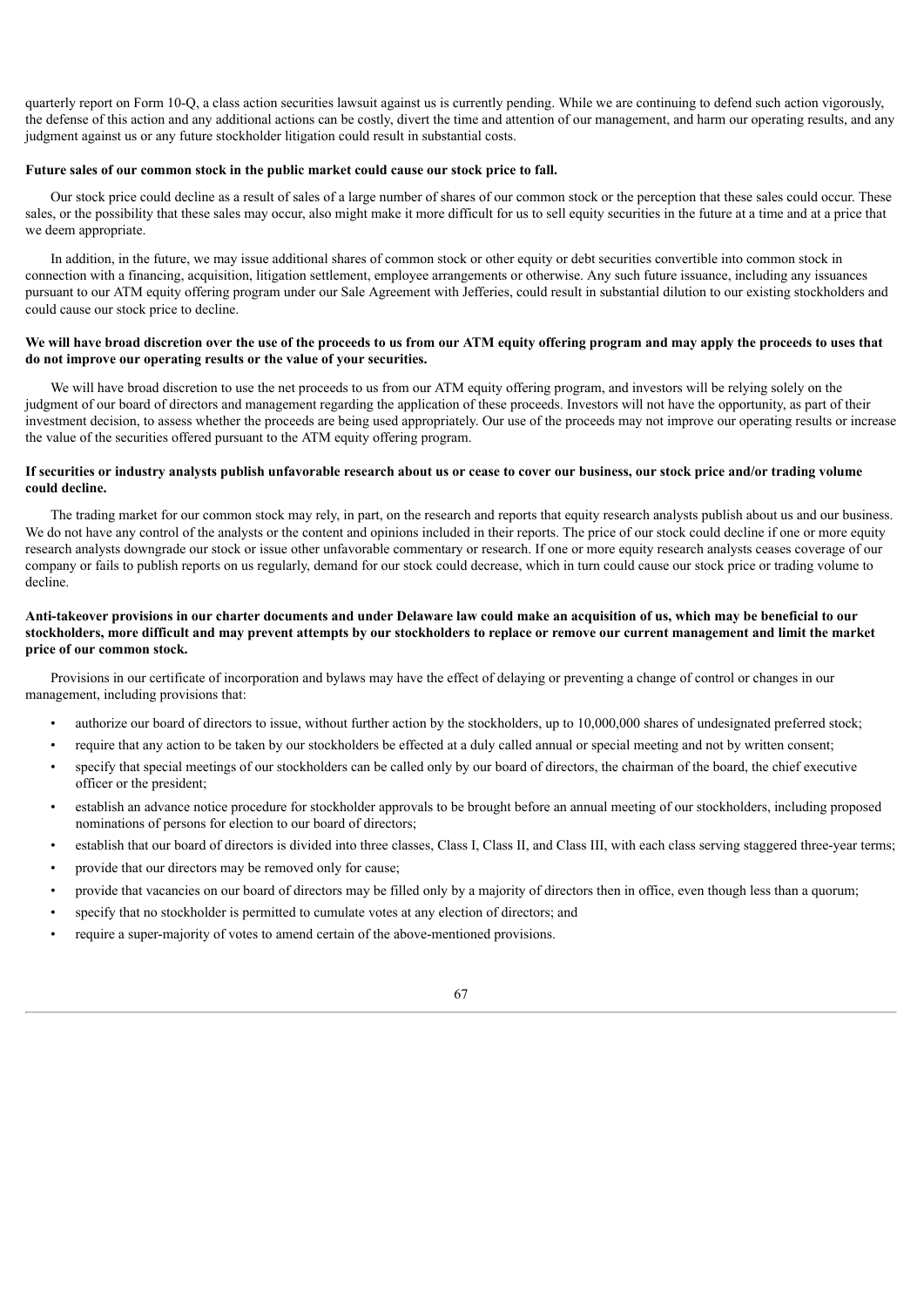quarterly report on Form 10-Q, a class action securities lawsuit against us is currently pending. While we are continuing to defend such action vigorously, the defense of this action and any additional actions can be costly, divert the time and attention of our management, and harm our operating results, and any judgment against us or any future stockholder litigation could result in substantial costs.

**Future sales of our common stock in the public market could cause our stock price to fall.**

Our stock price could decline as a result of sales of a large number of shares of our common stock or the perception that these sales could occur. These sales, or the possibility that these sales may occur, also might make it more difficult for us to sell equity securities in the future at a time and at a price that we deem appropriate.

In addition, in the future, we may issue additional shares of common stock or other equity or debt securities convertible into common stock in connection with a financing, acquisition, litigation settlement, employee arrangements or otherwise. Any such future issuance, including any issuances pursuant to our ATM equity offering program under our Sale Agreement with Jefferies, could result in substantial dilution to our existing stockholders and could cause our stock price to decline.

**We will have broad discretion over the use of the proceeds to us from our ATM equity offering program and may apply the proceeds to uses that do not improve our operating results or the value of your securities.**

We will have broad discretion to use the net proceeds to us from our ATM equity offering program, and investors will be relying solely on the judgment of our board of directors and management regarding the application of these proceeds. Investors will not have the opportunity, as part of their investment decision, to assess whether the proceeds are being used appropriately. Our use of the proceeds may not improve our operating results or increase the value of the securities offered pursuant to the ATM equity offering program.

**If securities or industry analysts publish unfavorable research about us or cease to cover our business, our stock price and/or trading volume could decline.**

The trading market for our common stock may rely, in part, on the research and reports that equity research analysts publish about us and our business. We do not have any control of the analysts or the content and opinions included in their reports. The price of our stock could decline if one or more equity research analysts downgrade our stock or issue other unfavorable commentary or research. If one or more equity research analysts ceases coverage of our company or fails to publish reports on us regularly, demand for our stock could decrease, which in turn could cause our stock price or trading volume to decline.

**Anti-takeover provisions in our charter documents and under Delaware law could make an acquisition of us, which may be beneficial to our stockholders, more difficult and may prevent attempts by our stockholders to replace or remove our current management and limit the market price of our common stock.**

Provisions in our certificate of incorporation and bylaws may have the effect of delaying or preventing a change of control or changes in our management, including provisions that:

- authorize our board of directors to issue, without further action by the stockholders, up to 10,000,000 shares of undesignated preferred stock;
- require that any action to be taken by our stockholders be effected at a duly called annual or special meeting and not by written consent;
- specify that special meetings of our stockholders can be called only by our board of directors, the chairman of the board, the chief executive officer or the president;
- establish an advance notice procedure for stockholder approvals to be brought before an annual meeting of our stockholders, including proposed nominations of persons for election to our board of directors;
- establish that our board of directors is divided into three classes, Class I, Class II, and Class III, with each class serving staggered three-year terms;
- provide that our directors may be removed only for cause;
- provide that vacancies on our board of directors may be filled only by a majority of directors then in office, even though less than a quorum;
- specify that no stockholder is permitted to cumulate votes at any election of directors; and
- require a super-majority of votes to amend certain of the above-mentioned provisions.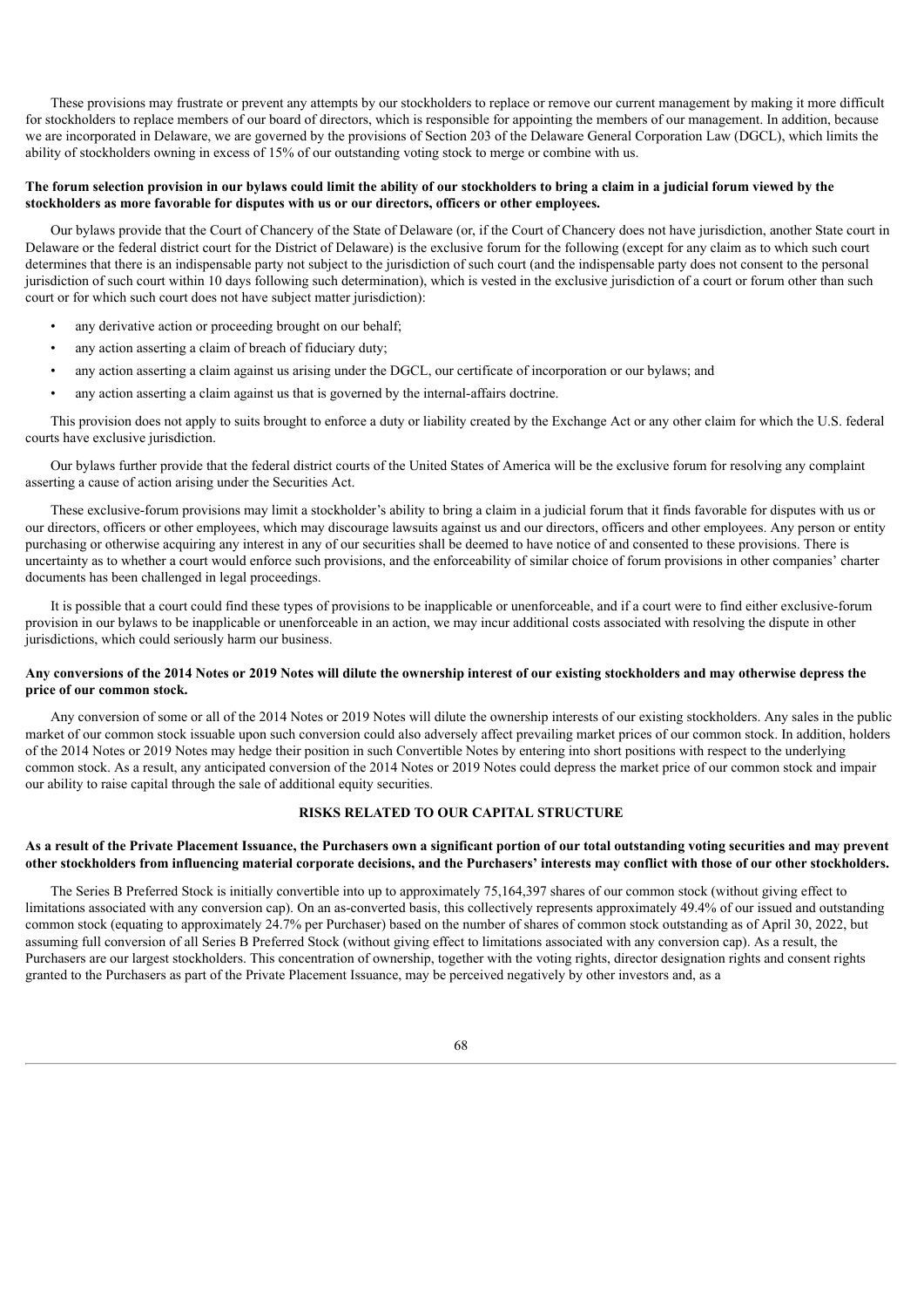These provisions may frustrate or prevent any attempts by our stockholders to replace or remove our current management by making it more difficult for stockholders to replace members of our board of directors, which is responsible for appointing the members of our management. In addition, because we are incorporated in Delaware, we are governed by the provisions of Section 203 of the Delaware General Corporation Law (DGCL), which limits the ability of stockholders owning in excess of 15% of our outstanding voting stock to merge or combine with us.

**The forum selection provision in our bylaws could limit the ability of our stockholders to bring a claim in a judicial forum viewed by the stockholders as more favorable for disputes with us or our directors, officers or other employees.**

Our bylaws provide that the Court of Chancery of the State of Delaware (or, if the Court of Chancery does not have jurisdiction, another State court in Delaware or the federal district court for the District of Delaware) is the exclusive forum for the following (except for any claim as to which such court determines that there is an indispensable party not subject to the jurisdiction of such court (and the indispensable party does not consent to the personal jurisdiction of such court within 10 days following such determination), which is vested in the exclusive jurisdiction of a court or forum other than such court or for which such court does not have subject matter jurisdiction):

- any derivative action or proceeding brought on our behalf;
- any action asserting a claim of breach of fiduciary duty;
- any action asserting a claim against us arising under the DGCL, our certificate of incorporation or our bylaws; and
- any action asserting a claim against us that is governed by the internal-affairs doctrine.

This provision does not apply to suits brought to enforce a duty or liability created by the Exchange Act or any other claim for which the U.S. federal courts have exclusive jurisdiction.

Our bylaws further provide that the federal district courts of the United States of America will be the exclusive forum for resolving any complaint asserting a cause of action arising under the Securities Act.

These exclusive-forum provisions may limit a stockholder's ability to bring a claim in a judicial forum that it finds favorable for disputes with us or our directors, officers or other employees, which may discourage lawsuits against us and our directors, officers and other employees. Any person or entity purchasing or otherwise acquiring any interest in any of our securities shall be deemed to have notice of and consented to these provisions. There is uncertainty as to whether a court would enforce such provisions, and the enforceability of similar choice of forum provisions in other companies' charter documents has been challenged in legal proceedings.

It is possible that a court could find these types of provisions to be inapplicable or unenforceable, and if a court were to find either exclusive-forum provision in our bylaws to be inapplicable or unenforceable in an action, we may incur additional costs associated with resolving the dispute in other jurisdictions, which could seriously harm our business.

**Any conversions of the 2014 Notes or 2019 Notes will dilute the ownership interest of our existing stockholders and may otherwise depress the price of our common stock.**

Any conversion of some or all of the 2014 Notes or 2019 Notes will dilute the ownership interests of our existing stockholders. Any sales in the public market of our common stock issuable upon such conversion could also adversely affect prevailing market prices of our common stock. In addition, holders of the 2014 Notes or 2019 Notes may hedge their position in such Convertible Notes by entering into short positions with respect to the underlying common stock. As a result, any anticipated conversion of the 2014 Notes or 2019 Notes could depress the market price of our common stock and impair our ability to raise capital through the sale of additional equity securities.

## RISKS RELATED TO OUR CAPITAL STRUCTURE

**As a result of the Private Placement Issuance, the Purchasers own a significant portion of our total outstanding voting securities and may prevent other stockholders from influencing material corporate decisions, and the Purchasers' interests may conflict with those of our other stockholders.**

The Series B Preferred Stock is initially convertible into up to approximately 75,164,397 shares of our common stock (without giving effect to limitations associated with any conversion cap). On an as-converted basis, this collectively represents approximately 49.4% of our issued and outstanding common stock (equating to approximately 24.7% per Purchaser) based on the number of shares of common stock outstanding as of April 30, 2022, but assuming full conversion of all Series B Preferred Stock (without giving effect to limitations associated with any conversion cap). As a result, the Purchasers are our largest stockholders. This concentration of ownership, together with the voting rights, director designation rights and consent rights granted to the Purchasers as part of the Private Placement Issuance, may be perceived negatively by other investors and, as a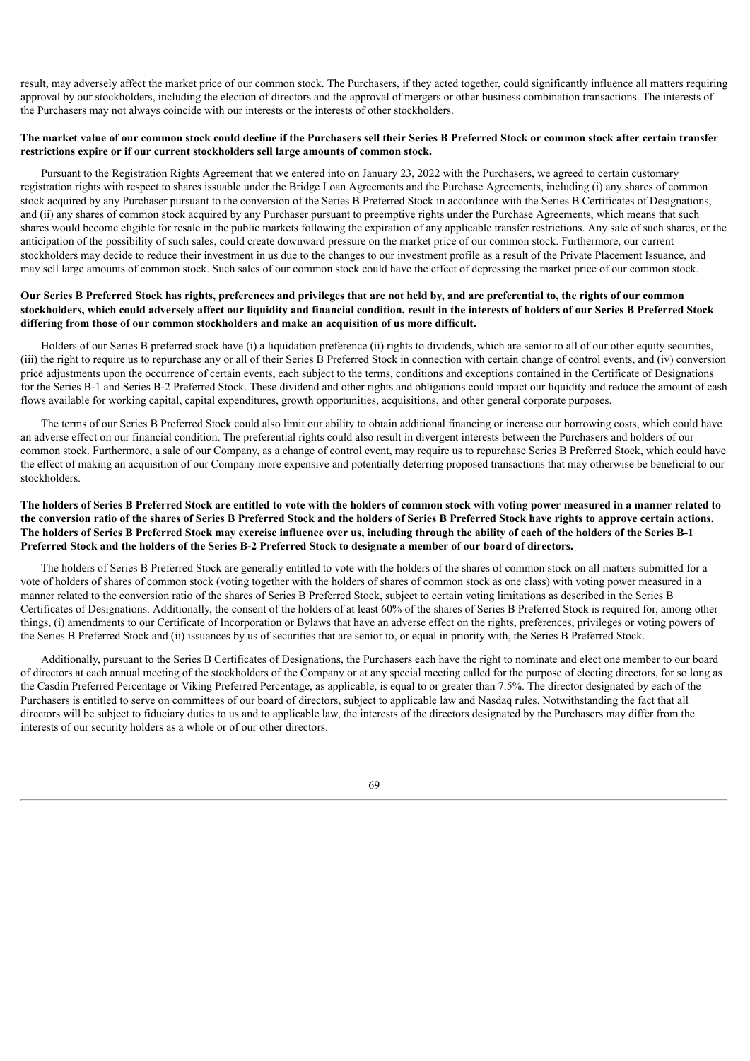result, may adversely affect the market price of our common stock. The Purchasers, if they acted together, could significantly influence all matters requiring approval by our stockholders, including the election of directors and the approval of mergers or other business combination transactions. The interests of the Purchasers may not always coincide with our interests or the interests of other stockholders.

**The market value of our common stock could decline if the Purchasers sell their Series B Preferred Stock or common stock after certain transfer restrictions expire or if our current stockholders sell large amounts of common stock.**

Pursuant to the Registration Rights Agreement that we entered into on January 23, 2022 with the Purchasers, we agreed to certain customary registration rights with respect to shares issuable under the Bridge Loan Agreements and the Purchase Agreements, including (i) any shares of common stock acquired by any Purchaser pursuant to the conversion of the Series B Preferred Stock in accordance with the Series B Certificates of Designations, and (ii) any shares of common stock acquired by any Purchaser pursuant to preemptive rights under the Purchase Agreements, which means that such shares would become eligible for resale in the public markets following the expiration of any applicable transfer restrictions. Any sale of such shares, or the anticipation of the possibility of such sales, could create downward pressure on the market price of our common stock. Furthermore, our current stockholders may decide to reduce their investment in us due to the changes to our investment profile as a result of the Private Placement Issuance, and may sell large amounts of common stock. Such sales of our common stock could have the effect of depressing the market price of our common stock.

**Our Series B Preferred Stock has rights, preferences and privileges that are not held by, and are preferential to, the rights of our common stockholders, which could adversely affect our liquidity and financial condition, result in the interests of holders of our Series B Preferred Stock differing from those of our common stockholders and make an acquisition of us more difficult.**

Holders of our Series B preferred stock have (i) a liquidation preference (ii) rights to dividends, which are senior to all of our other equity securities, (iii) the right to require us to repurchase any or all of their Series B Preferred Stock in connection with certain change of control events, and (iv) conversion price adjustments upon the occurrence of certain events, each subject to the terms, conditions and exceptions contained in the Certificate of Designations for the Series B-1 and Series B-2 Preferred Stock. These dividend and other rights and obligations could impact our liquidity and reduce the amount of cash flows available for working capital, capital expenditures, growth opportunities, acquisitions, and other general corporate purposes.

The terms of our Series B Preferred Stock could also limit our ability to obtain additional financing or increase our borrowing costs, which could have an adverse effect on our financial condition. The preferential rights could also result in divergent interests between the Purchasers and holders of our common stock. Furthermore, a sale of our Company, as a change of control event, may require us to repurchase Series B Preferred Stock, which could have the effect of making an acquisition of our Company more expensive and potentially deterring proposed transactions that may otherwise be beneficial to our stockholders.

**The holders of Series B Preferred Stock are entitled to vote with the holders of common stock with voting power measured in a manner related to the conversion ratio of the shares of Series B Preferred Stock and the holders of Series B Preferred Stock have rights to approve certain actions. The holders of Series B Preferred Stock may exercise influence over us, including through the ability of each of the holders of the Series B-1 Preferred Stock and the holders of the Series B-2 Preferred Stock to designate a member of our board of directors.**

The holders of Series B Preferred Stock are generally entitled to vote with the holders of the shares of common stock on all matters submitted for a vote of holders of shares of common stock (voting together with the holders of shares of common stock as one class) with voting power measured in a manner related to the conversion ratio of the shares of Series B Preferred Stock, subject to certain voting limitations as described in the Series B Certificates of Designations. Additionally, the consent of the holders of at least 60% of the shares of Series B Preferred Stock is required for, among other things, (i) amendments to our Certificate of Incorporation or Bylaws that have an adverse effect on the rights, preferences, privileges or voting powers of the Series B Preferred Stock and (ii) issuances by us of securities that are senior to, or equal in priority with, the Series B Preferred Stock.

Additionally, pursuant to the Series B Certificates of Designations, the Purchasers each have the right to nominate and elect one member to our board of directors at each annual meeting of the stockholders of the Company or at any special meeting called for the purpose of electing directors, for so long as the Casdin Preferred Percentage or Viking Preferred Percentage, as applicable, is equal to or greater than 7.5%. The director designated by each of the Purchasers is entitled to serve on committees of our board of directors, subject to applicable law and Nasdaq rules. Notwithstanding the fact that all directors will be subject to fiduciary duties to us and to applicable law, the interests of the directors designated by the Purchasers may differ from the interests of our security holders as a whole or of our other directors.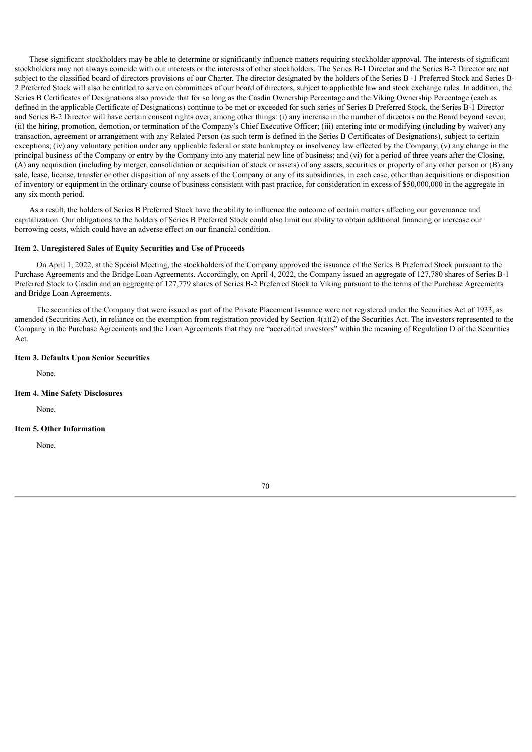These significant stockholders may be able to determine or significantly influence matters requiring stockholder approval. The interests of significant stockholders may not always coincide with our interests or the interests of other stockholders. The Series B-1 Director and the Series B-2 Director are not subject to the classified board of directors provisions of our Charter. The director designated by the holders of the Series B -1 Preferred Stock and Series B-2 Preferred Stock will also be entitled to serve on committees of our board of directors, subject to applicable law and stock exchange rules. In addition, the Series B Certificates of Designations also provide that for so long as the Casdin Ownership Percentage and the Viking Ownership Percentage (each as defined in the applicable Certificate of Designations) continue to be met or exceeded for such series of Series B Preferred Stock, the Series B-1 Director and Series B-2 Director will have certain consent rights over, among other things: (i) any increase in the number of directors on the Board beyond seven; (ii) the hiring, promotion, demotion, or termination of the Company's Chief Executive Officer; (iii) entering into or modifying (including by waiver) any transaction, agreement or arrangement with any Related Person (as such term is defined in the Series B Certificates of Designations), subject to certain exceptions; (iv) any voluntary petition under any applicable federal or state bankruptcy or insolvency law effected by the Company; (v) any change in the principal business of the Company or entry by the Company into any material new line of business; and (vi) for a period of three years after the Closing, (A) any acquisition (including by merger, consolidation or acquisition of stock or assets) of any assets, securities or property of any other person or (B) any sale, lease, license, transfer or other disposition of any assets of the Company or any of its subsidiaries, in each case, other than acquisitions or disposition of inventory or equipment in the ordinary course of business consistent with past practice, for consideration in excess of $50,000,000 in the aggregate in any six month period.

As a result, the holders of Series B Preferred Stock have the ability to influence the outcome of certain matters affecting our governance and capitalization. Our obligations to the holders of Series B Preferred Stock could also limit our ability to obtain additional financing or increase our borrowing costs, which could have an adverse effect on our financial condition.

### Item 2. Unregistered Sales of Equity Securities and Use of Proceeds

On April 1, 2022, at the Special Meeting, the stockholders of the Company approved the issuance of the Series B Preferred Stock pursuant to the Purchase Agreements and the Bridge Loan Agreements. Accordingly, on April 4, 2022, the Company issued an aggregate of 127,780 shares of Series B-1 Preferred Stock to Casdin and an aggregate of 127,779 shares of Series B-2 Preferred Stock to Viking pursuant to the terms of the Purchase Agreements and Bridge Loan Agreements.

The securities of the Company that were issued as part of the Private Placement Issuance were not registered under the Securities Act of 1933, as amended (Securities Act), in reliance on the exemption from registration provided by Section 4(a)(2) of the Securities Act. The investors represented to the Company in the Purchase Agreements and the Loan Agreements that they are "accredited investors" within the meaning of Regulation D of the Securities Act.

### Item 3. Defaults Upon Senior Securities

None.

### Item 4. Mine Safety Disclosures

None.

### Item 5. Other Information

None.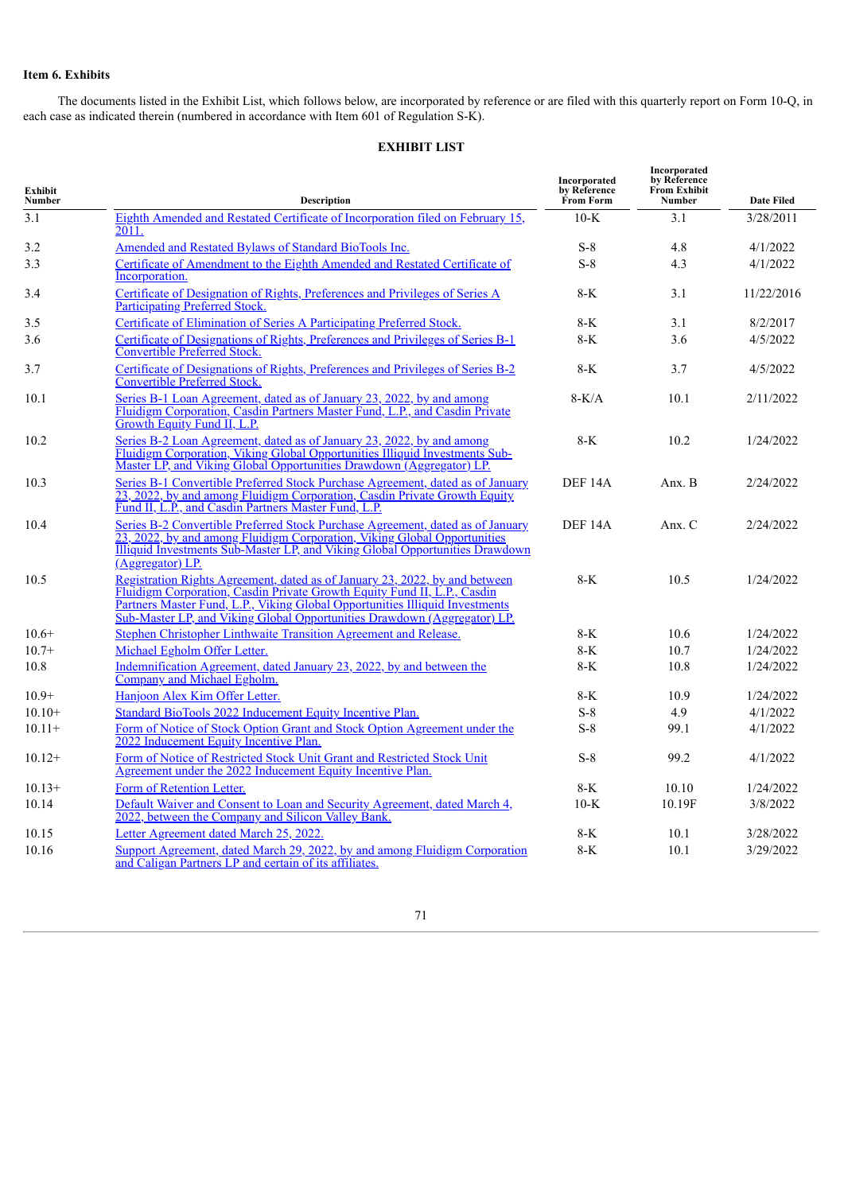**Item 6. Exhibits**

The documents listed in the Exhibit List, which follows below, are incorporated by reference or are filed with this quarterly report on Form 10-Q, in each case as indicated therein (numbered in accordance with Item 601 of Regulation S-K).

**EXHIBIT LIST**

| Exhibit Number | Description | Incorporated by Reference From Form | Incorporated by Reference From Exhibit Number | Date Filed |
|---|---|---|---|---|
| 3.1 | Eighth Amended and Restated Certificate of Incorporation filed on February 15, 2011. | 10-K | 3.1 | 3/28/2011 |
| 3.2 | Amended and Restated Bylaws of Standard BioTools Inc. | S-8 | 4.8 | 4/1/2022 |
| 3.3 | Certificate of Amendment to the Eighth Amended and Restated Certificate of Incorporation. | S-8 | 4.3 | 4/1/2022 |
| 3.4 | Certificate of Designation of Rights, Preferences and Privileges of Series A Participating Preferred Stock. | 8-K | 3.1 | 11/22/2016 |
| 3.5 | Certificate of Elimination of Series A Participating Preferred Stock. | 8-K | 3.1 | 8/2/2017 |
| 3.6 | Certificate of Designations of Rights, Preferences and Privileges of Series B-1 Convertible Preferred Stock. | 8-K | 3.6 | 4/5/2022 |
| 3.7 | Certificate of Designations of Rights, Preferences and Privileges of Series B-2 Convertible Preferred Stock. | 8-K | 3.7 | 4/5/2022 |
| 10.1 | Series B-1 Loan Agreement, dated as of January 23, 2022, by and among Fluidigm Corporation, Casdin Partners Master Fund, L.P., and Casdin Private Growth Equity Fund II, L.P. | 8-K/A | 10.1 | 2/11/2022 |
| 10.2 | Series B-2 Loan Agreement, dated as of January 23, 2022, by and among Fluidigm Corporation, Viking Global Opportunities Illiquid Investments Sub-Master LP, and Viking Global Opportunities Drawdown (Aggregator) LP. | 8-K | 10.2 | 1/24/2022 |
| 10.3 | Series B-1 Convertible Preferred Stock Purchase Agreement, dated as of January 23, 2022, by and among Fluidigm Corporation, Casdin Private Growth Equity Fund II, L.P., and Casdin Partners Master Fund, L.P. | DEF 14A | Anx. B | 2/24/2022 |
| 10.4 | Series B-2 Convertible Preferred Stock Purchase Agreement, dated as of January 23, 2022, by and among Fluidigm Corporation, Viking Global Opportunities Illiquid Investments Sub-Master LP, and Viking Global Opportunities Drawdown (Aggregator) LP. | DEF 14A | Anx. C | 2/24/2022 |
| 10.5 | Registration Rights Agreement, dated as of January 23, 2022, by and between Fluidigm Corporation, Casdin Private Growth Equity Fund II, L.P., Casdin Partners Master Fund, L.P., Viking Global Opportunities Illiquid Investments Sub-Master LP, and Viking Global Opportunities Drawdown (Aggregator) LP. | 8-K | 10.5 | 1/24/2022 |
| 10.6+ | Stephen Christopher Linthwaite Transition Agreement and Release. | 8-K | 10.6 | 1/24/2022 |
| 10.7+ | Michael Egholm Offer Letter. | 8-K | 10.7 | 1/24/2022 |
| 10.8 | Indemnification Agreement, dated January 23, 2022, by and between the Company and Michael Egholm. | 8-K | 10.8 | 1/24/2022 |
| 10.9+ | Hanjoon Alex Kim Offer Letter. | 8-K | 10.9 | 1/24/2022 |
| 10.10+ | Standard BioTools 2022 Inducement Equity Incentive Plan. | S-8 | 4.9 | 4/1/2022 |
| 10.11+ | Form of Notice of Stock Option Grant and Stock Option Agreement under the 2022 Inducement Equity Incentive Plan. | S-8 | 99.1 | 4/1/2022 |
| 10.12+ | Form of Notice of Restricted Stock Unit Grant and Restricted Stock Unit Agreement under the 2022 Inducement Equity Incentive Plan. | S-8 | 99.2 | 4/1/2022 |
| 10.13+ | Form of Retention Letter. | 8-K | 10.10 | 1/24/2022 |
| 10.14 | Default Waiver and Consent to Loan and Security Agreement, dated March 4, 2022, between the Company and Silicon Valley Bank. | 10-K | 10.19F | 3/8/2022 |
| 10.15 | Letter Agreement dated March 25, 2022. | 8-K | 10.1 | 3/28/2022 |
| 10.16 | Support Agreement, dated March 29, 2022, by and among Fluidigm Corporation and Caligan Partners LP and certain of its affiliates. | 8-K | 10.1 | 3/29/2022 |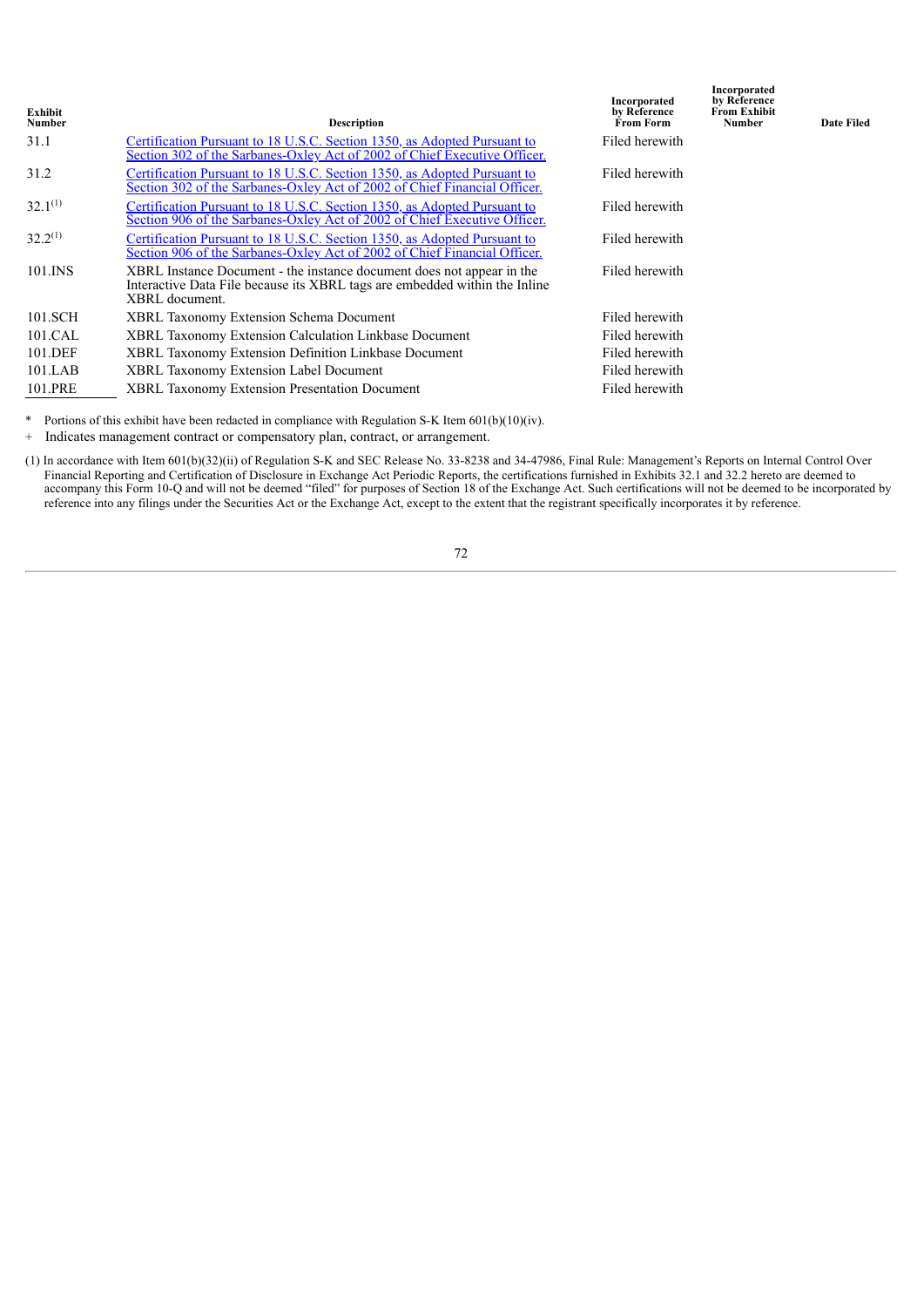| Exhibit Number | Description | Incorporated by Reference From Form | Incorporated by Reference From Exhibit Number | Date Filed |
|---|---|---|---|---|
| 31.1 | Certification Pursuant to 18 U.S.C. Section 1350, as Adopted Pursuant to Section 302 of the Sarbanes-Oxley Act of 2002 of Chief Executive Officer. | Filed herewith | | |
| 31.2 | Certification Pursuant to 18 U.S.C. Section 1350, as Adopted Pursuant to Section 302 of the Sarbanes-Oxley Act of 2002 of Chief Financial Officer. | Filed herewith | | |
| 32.1(1) | Certification Pursuant to 18 U.S.C. Section 1350, as Adopted Pursuant to Section 906 of the Sarbanes-Oxley Act of 2002 of Chief Executive Officer. | Filed herewith | | |
| 32.2(1) | Certification Pursuant to 18 U.S.C. Section 1350, as Adopted Pursuant to Section 906 of the Sarbanes-Oxley Act of 2002 of Chief Financial Officer. | Filed herewith | | |
| 101.INS | XBRL Instance Document - the instance document does not appear in the Interactive Data File because its XBRL tags are embedded within the Inline XBRL document. | Filed herewith | | |
| 101.SCH | XBRL Taxonomy Extension Schema Document | Filed herewith | | |
| 101.CAL | XBRL Taxonomy Extension Calculation Linkbase Document | Filed herewith | | |
| 101.DEF | XBRL Taxonomy Extension Definition Linkbase Document | Filed herewith | | |
| 101.LAB | XBRL Taxonomy Extension Label Document | Filed herewith | | |
| 101.PRE | XBRL Taxonomy Extension Presentation Document | Filed herewith | | |

\* Portions of this exhibit have been redacted in compliance with Regulation S-K Item 601(b)(10)(iv).

\+ Indicates management contract or compensatory plan, contract, or arrangement.

(1) In accordance with Item 601(b)(32)(ii) of Regulation S-K and SEC Release No. 33-8238 and 34-47986, Final Rule: Management's Reports on Internal Control Over Financial Reporting and Certification of Disclosure in Exchange Act Periodic Reports, the certifications furnished in Exhibits 32.1 and 32.2 hereto are deemed to accompany this Form 10-Q and will not be deemed "filed" for purposes of Section 18 of the Exchange Act. Such certifications will not be deemed to be incorporated by reference into any filings under the Securities Act or the Exchange Act, except to the extent that the registrant specifically incorporates it by reference.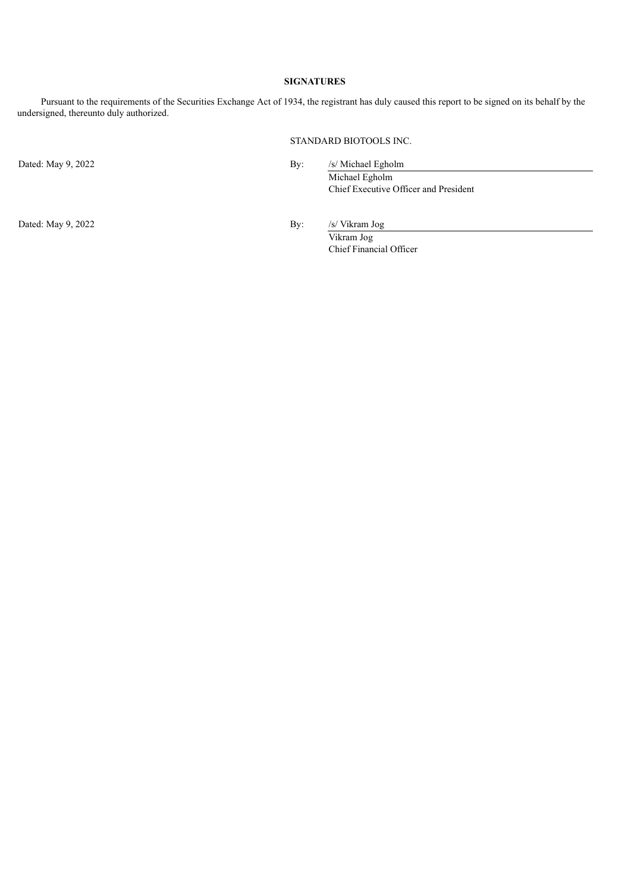**SIGNATURES**

Pursuant to the requirements of the Securities Exchange Act of 1934, the registrant has duly caused this report to be signed on its behalf by the undersigned, thereunto duly authorized.

STANDARD BIOTOOLS INC.

| | | |
|---|---|---|
| Dated: May 9, 2022 | By: | /s/ Michael Egholm |
| | | Michael Egholm<br>Chief Executive Officer and President |
| Dated: May 9, 2022 | By: | /s/ Vikram Jog |
| | | Vikram Jog<br>Chief Financial Officer |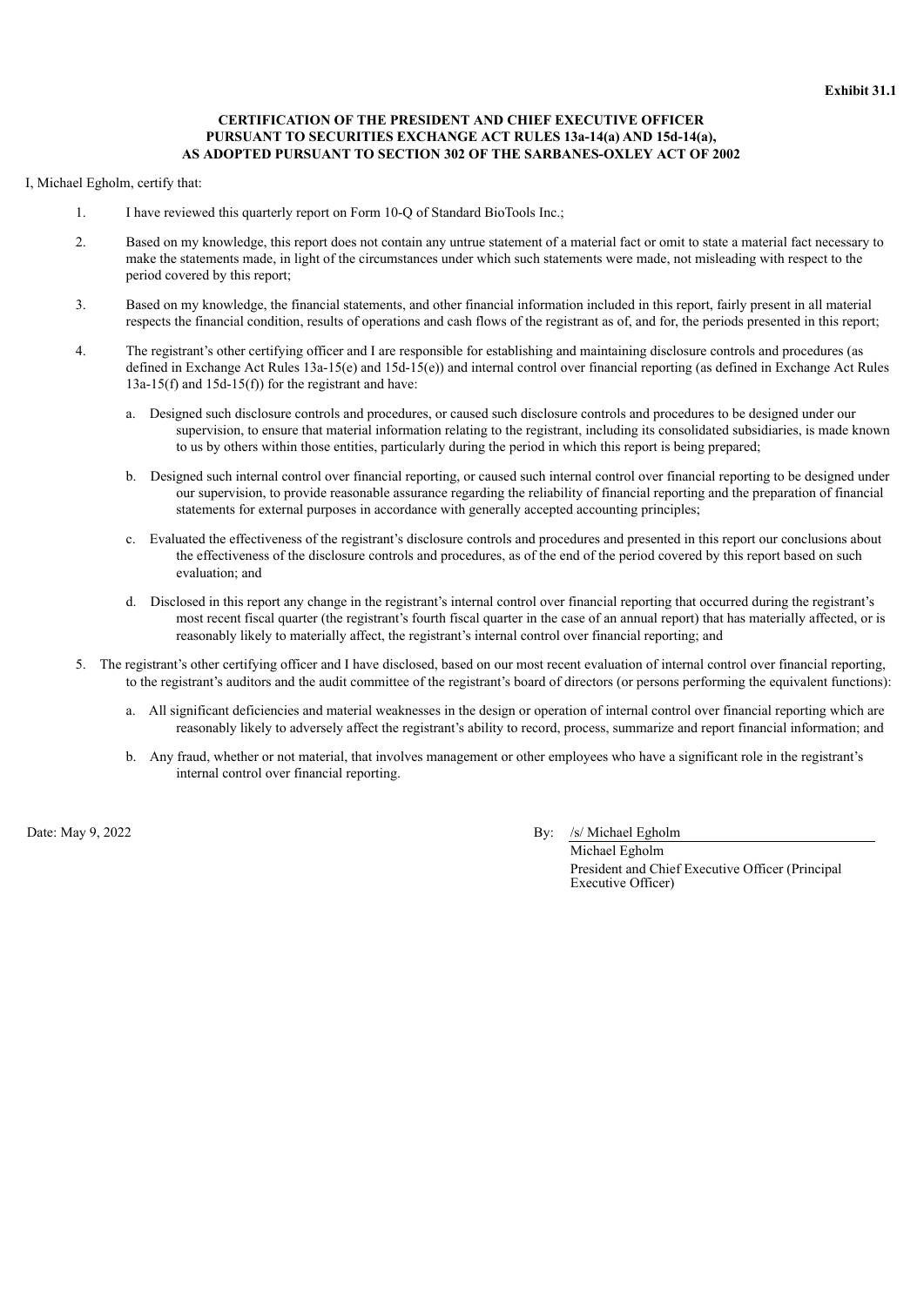**Exhibit 31.1**

**CERTIFICATION OF THE PRESIDENT AND CHIEF EXECUTIVE OFFICER PURSUANT TO SECURITIES EXCHANGE ACT RULES 13a-14(a) AND 15d-14(a), AS ADOPTED PURSUANT TO SECTION 302 OF THE SARBANES-OXLEY ACT OF 2002**

I, Michael Egholm, certify that:

1. I have reviewed this quarterly report on Form 10-Q of Standard BioTools Inc.;
2. Based on my knowledge, this report does not contain any untrue statement of a material fact or omit to state a material fact necessary to make the statements made, in light of the circumstances under which such statements were made, not misleading with respect to the period covered by this report;
3. Based on my knowledge, the financial statements, and other financial information included in this report, fairly present in all material respects the financial condition, results of operations and cash flows of the registrant as of, and for, the periods presented in this report;
4. The registrant's other certifying officer and I are responsible for establishing and maintaining disclosure controls and procedures (as defined in Exchange Act Rules 13a-15(e) and 15d-15(e)) and internal control over financial reporting (as defined in Exchange Act Rules 13a-15(f) and 15d-15(f)) for the registrant and have:
   a. Designed such disclosure controls and procedures, or caused such disclosure controls and procedures to be designed under our supervision, to ensure that material information relating to the registrant, including its consolidated subsidiaries, is made known to us by others within those entities, particularly during the period in which this report is being prepared;
   b. Designed such internal control over financial reporting, or caused such internal control over financial reporting to be designed under our supervision, to provide reasonable assurance regarding the reliability of financial reporting and the preparation of financial statements for external purposes in accordance with generally accepted accounting principles;
   c. Evaluated the effectiveness of the registrant's disclosure controls and procedures and presented in this report our conclusions about the effectiveness of the disclosure controls and procedures, as of the end of the period covered by this report based on such evaluation; and
   d. Disclosed in this report any change in the registrant's internal control over financial reporting that occurred during the registrant's most recent fiscal quarter (the registrant's fourth fiscal quarter in the case of an annual report) that has materially affected, or is reasonably likely to materially affect, the registrant's internal control over financial reporting; and
5. The registrant's other certifying officer and I have disclosed, based on our most recent evaluation of internal control over financial reporting, to the registrant's auditors and the audit committee of the registrant's board of directors (or persons performing the equivalent functions):
   a. All significant deficiencies and material weaknesses in the design or operation of internal control over financial reporting which are reasonably likely to adversely affect the registrant's ability to record, process, summarize and report financial information; and
   b. Any fraud, whether or not material, that involves management or other employees who have a significant role in the registrant's internal control over financial reporting.

Date: May 9, 2022

By: /s/ Michael Egholm
Michael Egholm
President and Chief Executive Officer (Principal Executive Officer)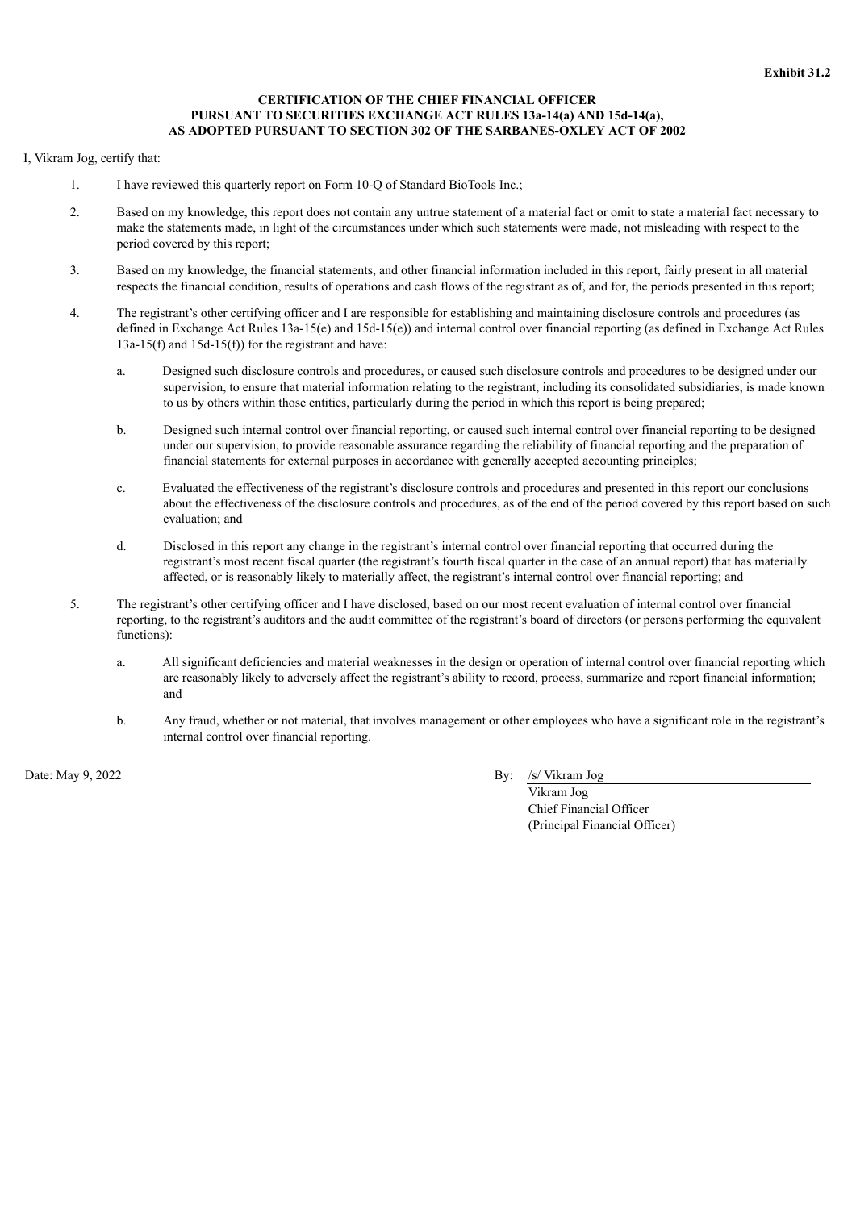**Exhibit 31.2**

**CERTIFICATION OF THE CHIEF FINANCIAL OFFICER PURSUANT TO SECURITIES EXCHANGE ACT RULES 13a-14(a) AND 15d-14(a), AS ADOPTED PURSUANT TO SECTION 302 OF THE SARBANES-OXLEY ACT OF 2002**

I, Vikram Jog, certify that:

1. I have reviewed this quarterly report on Form 10-Q of Standard BioTools Inc.;

2. Based on my knowledge, this report does not contain any untrue statement of a material fact or omit to state a material fact necessary to make the statements made, in light of the circumstances under which such statements were made, not misleading with respect to the period covered by this report;

3. Based on my knowledge, the financial statements, and other financial information included in this report, fairly present in all material respects the financial condition, results of operations and cash flows of the registrant as of, and for, the periods presented in this report;

4. The registrant's other certifying officer and I are responsible for establishing and maintaining disclosure controls and procedures (as defined in Exchange Act Rules 13a-15(e) and 15d-15(e)) and internal control over financial reporting (as defined in Exchange Act Rules 13a-15(f) and 15d-15(f)) for the registrant and have:

   a. Designed such disclosure controls and procedures, or caused such disclosure controls and procedures to be designed under our supervision, to ensure that material information relating to the registrant, including its consolidated subsidiaries, is made known to us by others within those entities, particularly during the period in which this report is being prepared;

   b. Designed such internal control over financial reporting, or caused such internal control over financial reporting to be designed under our supervision, to provide reasonable assurance regarding the reliability of financial reporting and the preparation of financial statements for external purposes in accordance with generally accepted accounting principles;

   c. Evaluated the effectiveness of the registrant's disclosure controls and procedures and presented in this report our conclusions about the effectiveness of the disclosure controls and procedures, as of the end of the period covered by this report based on such evaluation; and

   d. Disclosed in this report any change in the registrant's internal control over financial reporting that occurred during the registrant's most recent fiscal quarter (the registrant's fourth fiscal quarter in the case of an annual report) that has materially affected, or is reasonably likely to materially affect, the registrant's internal control over financial reporting; and

5. The registrant's other certifying officer and I have disclosed, based on our most recent evaluation of internal control over financial reporting, to the registrant's auditors and the audit committee of the registrant's board of directors (or persons performing the equivalent functions):

   a. All significant deficiencies and material weaknesses in the design or operation of internal control over financial reporting which are reasonably likely to adversely affect the registrant's ability to record, process, summarize and report financial information; and

   b. Any fraud, whether or not material, that involves management or other employees who have a significant role in the registrant's internal control over financial reporting.

Date: May 9, 2022

By: /s/ Vikram Jog
Vikram Jog
Chief Financial Officer
(Principal Financial Officer)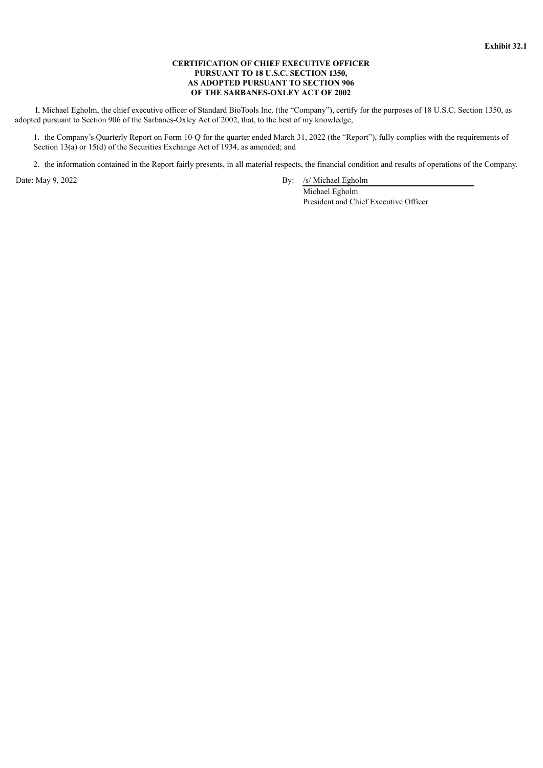**Exhibit 32.1**

**CERTIFICATION OF CHIEF EXECUTIVE OFFICER**
**PURSUANT TO 18 U.S.C. SECTION 1350,**
**AS ADOPTED PURSUANT TO SECTION 906**
**OF THE SARBANES-OXLEY ACT OF 2002**

I, Michael Egholm, the chief executive officer of Standard BioTools Inc. (the "Company"), certify for the purposes of 18 U.S.C. Section 1350, as adopted pursuant to Section 906 of the Sarbanes-Oxley Act of 2002, that, to the best of my knowledge,

1. the Company's Quarterly Report on Form 10-Q for the quarter ended March 31, 2022 (the "Report"), fully complies with the requirements of Section 13(a) or 15(d) of the Securities Exchange Act of 1934, as amended; and

2. the information contained in the Report fairly presents, in all material respects, the financial condition and results of operations of the Company.

Date: May 9, 2022

By: /s/ Michael Egholm
Michael Egholm
President and Chief Executive Officer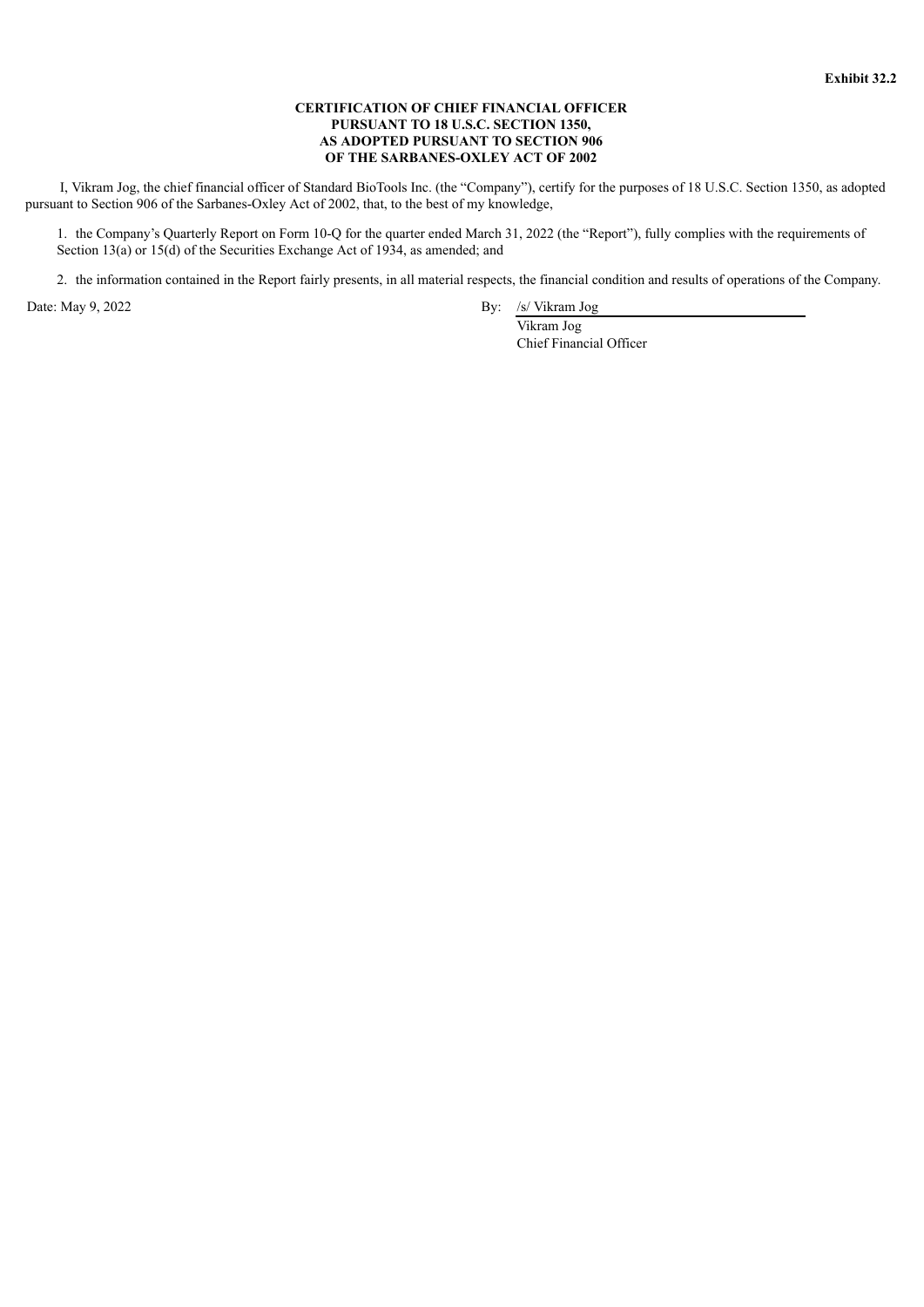**Exhibit 32.2**

**CERTIFICATION OF CHIEF FINANCIAL OFFICER**
**PURSUANT TO 18 U.S.C. SECTION 1350,**
**AS ADOPTED PURSUANT TO SECTION 906**
**OF THE SARBANES-OXLEY ACT OF 2002**

I, Vikram Jog, the chief financial officer of Standard BioTools Inc. (the "Company"), certify for the purposes of 18 U.S.C. Section 1350, as adopted pursuant to Section 906 of the Sarbanes-Oxley Act of 2002, that, to the best of my knowledge,

1. the Company's Quarterly Report on Form 10-Q for the quarter ended March 31, 2022 (the "Report"), fully complies with the requirements of Section 13(a) or 15(d) of the Securities Exchange Act of 1934, as amended; and

2. the information contained in the Report fairly presents, in all material respects, the financial condition and results of operations of the Company.

Date: May 9, 2022

By: /s/ Vikram Jog
Vikram Jog
Chief Financial Officer